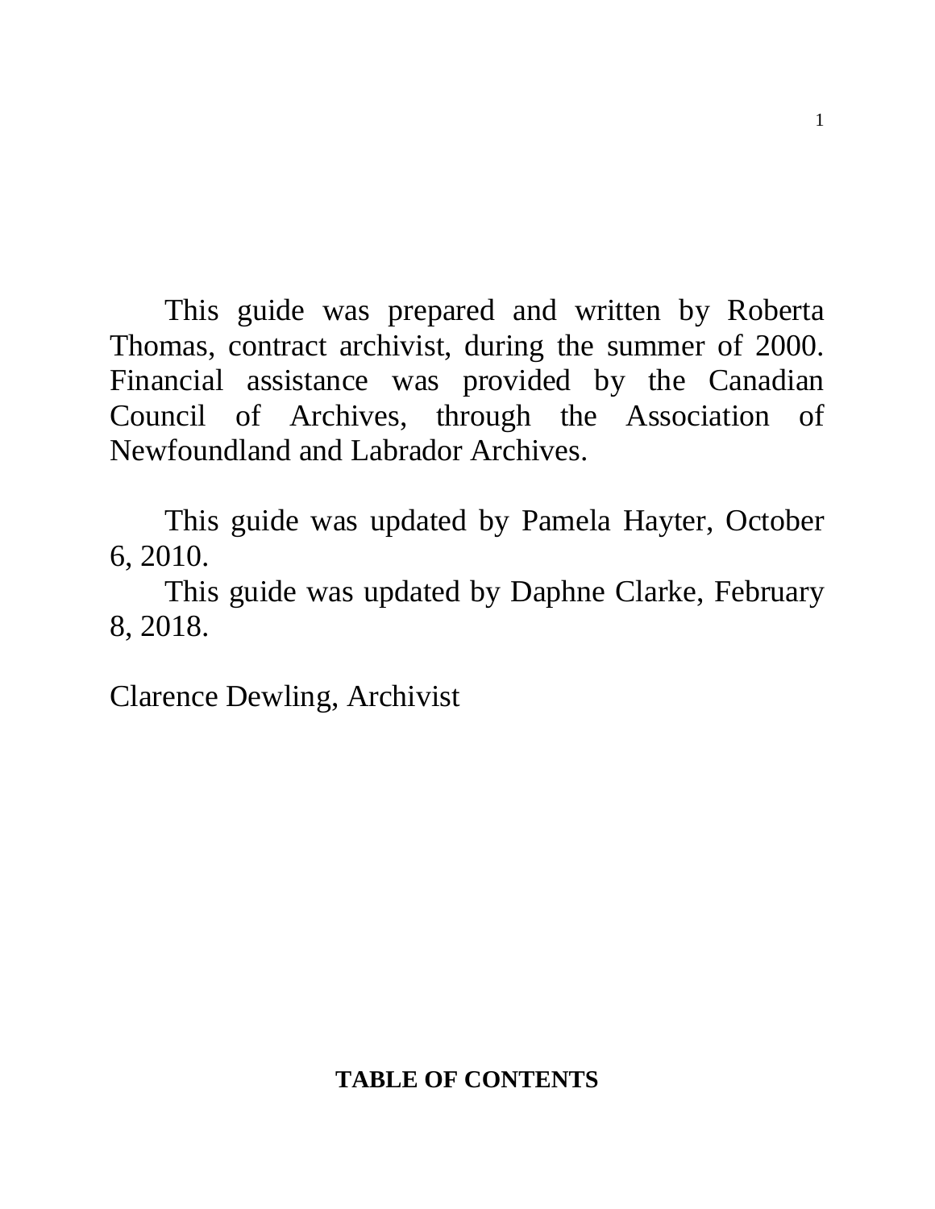This guide was prepared and written by Roberta Thomas, contract archivist, during the summer of 2000. Financial assistance was provided by the Canadian Council of Archives, through the Association of Newfoundland and Labrador Archives.

This guide was updated by Pamela Hayter, October 6, 2010.

This guide was updated by Daphne Clarke, February 8, 2018.

Clarence Dewling, Archivist

**TABLE OF CONTENTS**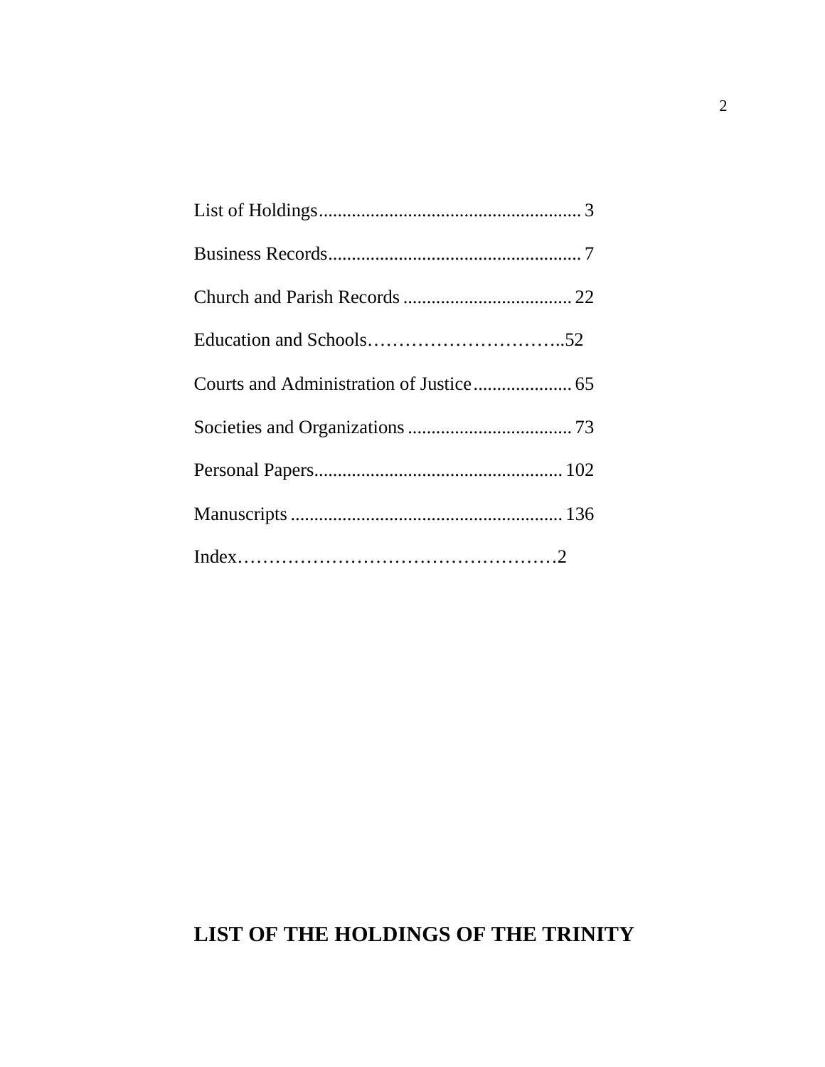List of Holdings........................................................ 3

Business Records...................................................... 7

Church and Parish Records .................................... 22

Education and Schools…………………………..52

Courts and Administration of Justice..................... 65

Societies and Organizations ................................... 73

Personal Papers..................................................... 102

Manuscripts .......................................................... 136

Index……………………………………………2

# LIST OF THE HOLDINGS OF THE TRINITY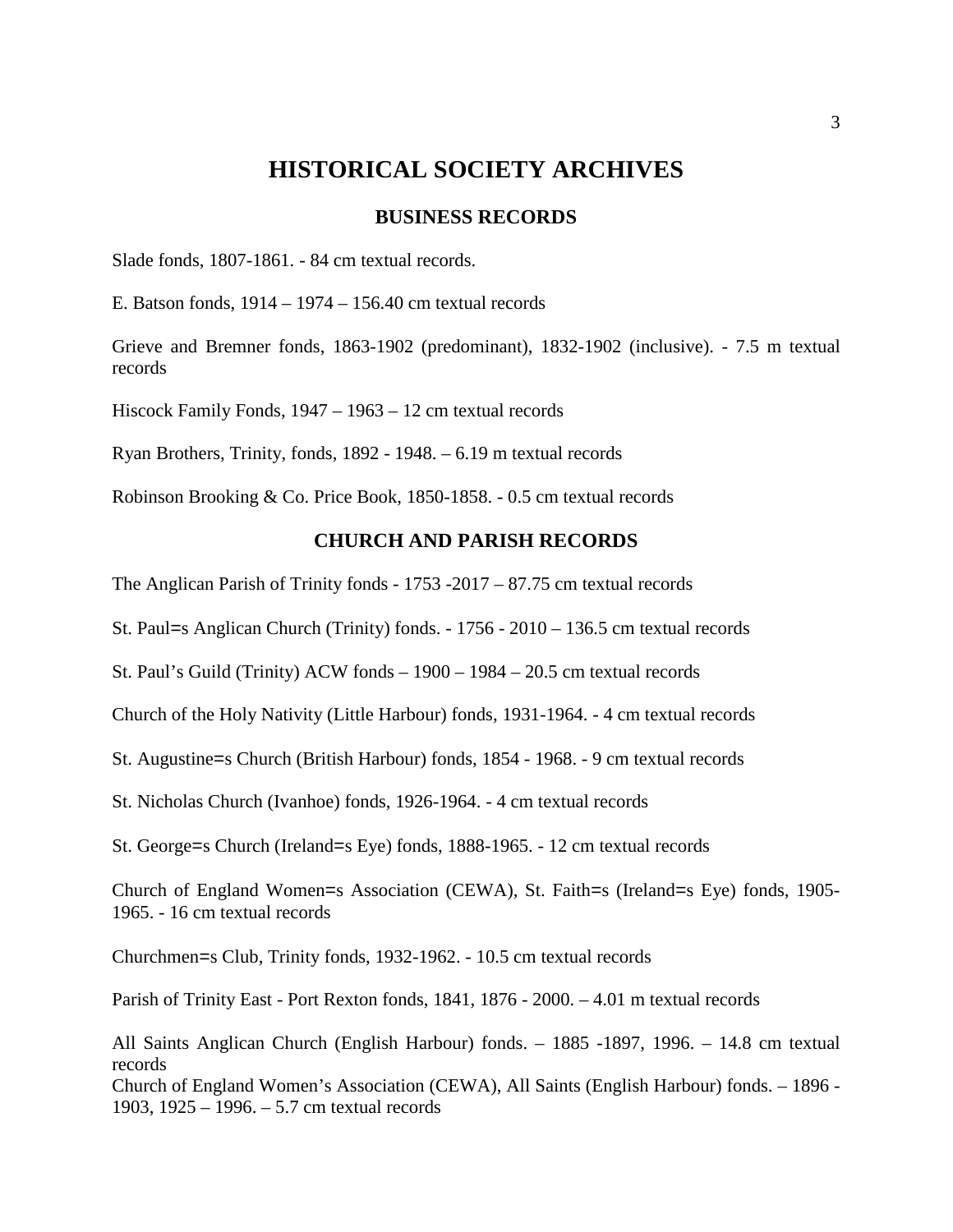# HISTORICAL SOCIETY ARCHIVES

## BUSINESS RECORDS

Slade fonds, 1807-1861. - 84 cm textual records.

E. Batson fonds, 1914 – 1974 – 156.40 cm textual records

Grieve and Bremner fonds, 1863-1902 (predominant), 1832-1902 (inclusive). - 7.5 m textual records

Hiscock Family Fonds, 1947 – 1963 – 12 cm textual records

Ryan Brothers, Trinity, fonds, 1892 - 1948. – 6.19 m textual records

Robinson Brooking & Co. Price Book, 1850-1858. - 0.5 cm textual records

## CHURCH AND PARISH RECORDS

The Anglican Parish of Trinity fonds - 1753 -2017 – 87.75 cm textual records

St. Paul=s Anglican Church (Trinity) fonds. - 1756 - 2010 – 136.5 cm textual records

St. Paul's Guild (Trinity) ACW fonds – 1900 – 1984 – 20.5 cm textual records

Church of the Holy Nativity (Little Harbour) fonds, 1931-1964. - 4 cm textual records

St. Augustine=s Church (British Harbour) fonds, 1854 - 1968. - 9 cm textual records

St. Nicholas Church (Ivanhoe) fonds, 1926-1964. - 4 cm textual records

St. George=s Church (Ireland=s Eye) fonds, 1888-1965. - 12 cm textual records

Church of England Women=s Association (CEWA), St. Faith=s (Ireland=s Eye) fonds, 1905-1965. - 16 cm textual records

Churchmen=s Club, Trinity fonds, 1932-1962. - 10.5 cm textual records

Parish of Trinity East - Port Rexton fonds, 1841, 1876 - 2000. – 4.01 m textual records

All Saints Anglican Church (English Harbour) fonds. – 1885 -1897, 1996. – 14.8 cm textual records

Church of England Women's Association (CEWA), All Saints (English Harbour) fonds. – 1896 - 1903, 1925 – 1996. – 5.7 cm textual records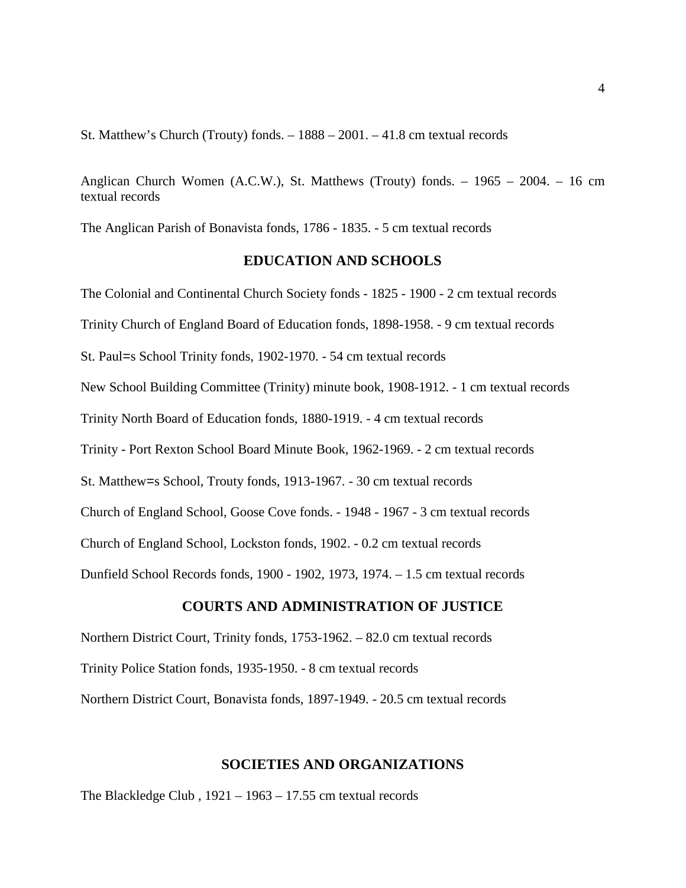St. Matthew’s Church (Trouty) fonds. – 1888 – 2001. – 41.8 cm textual records

Anglican Church Women (A.C.W.), St. Matthews (Trouty) fonds. – 1965 – 2004. – 16 cm textual records

The Anglican Parish of Bonavista fonds, 1786 - 1835. - 5 cm textual records

## EDUCATION AND SCHOOLS

The Colonial and Continental Church Society fonds - 1825 - 1900 - 2 cm textual records

Trinity Church of England Board of Education fonds, 1898-1958. - 9 cm textual records

St. Paul=s School Trinity fonds, 1902-1970. - 54 cm textual records

New School Building Committee (Trinity) minute book, 1908-1912. - 1 cm textual records

Trinity North Board of Education fonds, 1880-1919. - 4 cm textual records

Trinity - Port Rexton School Board Minute Book, 1962-1969. - 2 cm textual records

St. Matthew=s School, Trouty fonds, 1913-1967. - 30 cm textual records

Church of England School, Goose Cove fonds. - 1948 - 1967 - 3 cm textual records

Church of England School, Lockston fonds, 1902. - 0.2 cm textual records

Dunfield School Records fonds, 1900 - 1902, 1973, 1974. – 1.5 cm textual records

## COURTS AND ADMINISTRATION OF JUSTICE

Northern District Court, Trinity fonds, 1753-1962. – 82.0 cm textual records

Trinity Police Station fonds, 1935-1950. - 8 cm textual records

Northern District Court, Bonavista fonds, 1897-1949. - 20.5 cm textual records

## SOCIETIES AND ORGANIZATIONS

The Blackledge Club , 1921 – 1963 – 17.55 cm textual records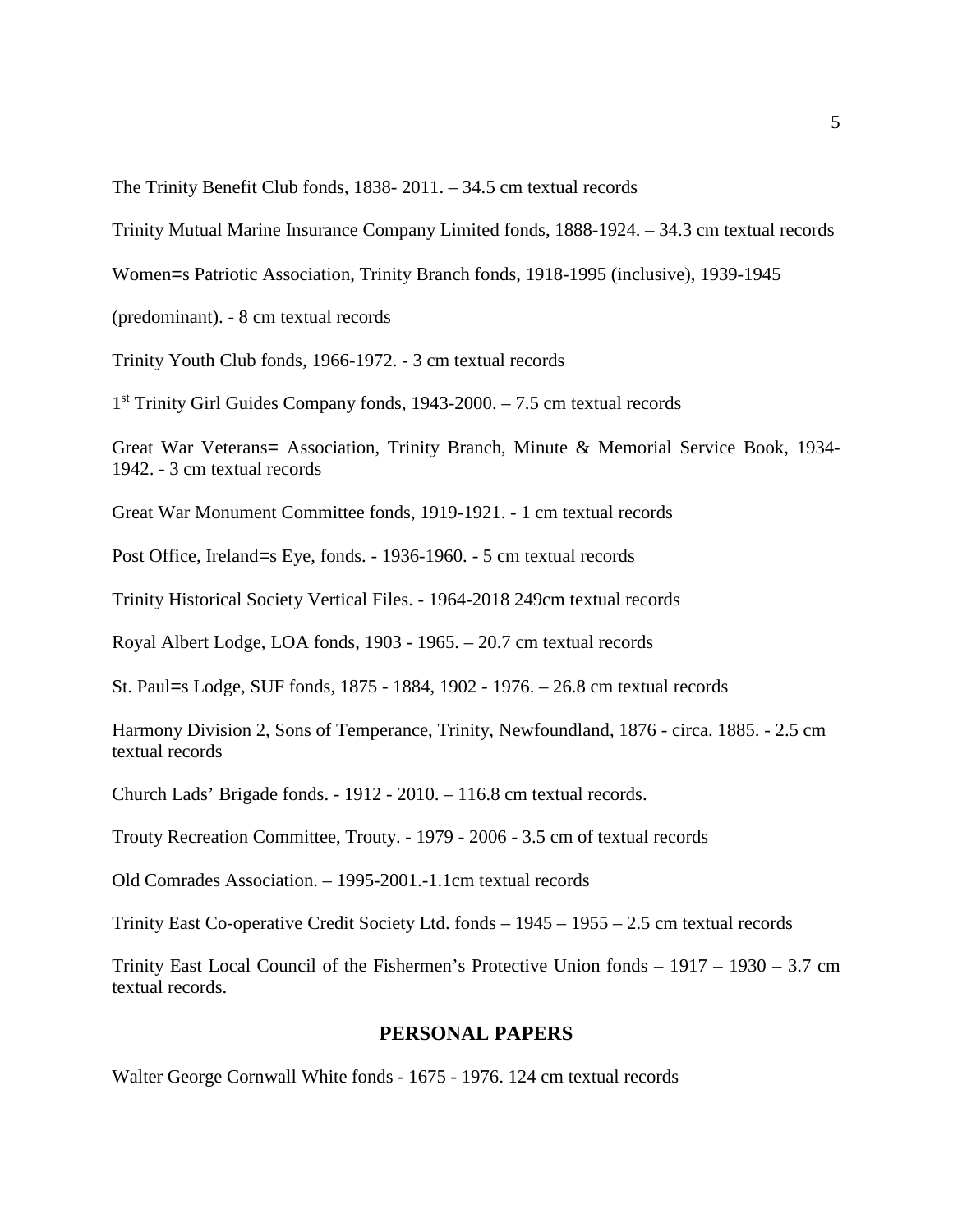The Trinity Benefit Club fonds, 1838- 2011. – 34.5 cm textual records

Trinity Mutual Marine Insurance Company Limited fonds, 1888-1924. – 34.3 cm textual records

Women=s Patriotic Association, Trinity Branch fonds, 1918-1995 (inclusive), 1939-1945 (predominant). - 8 cm textual records

Trinity Youth Club fonds, 1966-1972. - 3 cm textual records

1st Trinity Girl Guides Company fonds, 1943-2000. – 7.5 cm textual records

Great War Veterans= Association, Trinity Branch, Minute & Memorial Service Book, 1934-1942. - 3 cm textual records

Great War Monument Committee fonds, 1919-1921. - 1 cm textual records

Post Office, Ireland=s Eye, fonds. - 1936-1960. - 5 cm textual records

Trinity Historical Society Vertical Files. - 1964-2018 249cm textual records

Royal Albert Lodge, LOA fonds, 1903 - 1965. – 20.7 cm textual records

St. Paul=s Lodge, SUF fonds, 1875 - 1884, 1902 - 1976. – 26.8 cm textual records

Harmony Division 2, Sons of Temperance, Trinity, Newfoundland, 1876 - circa. 1885. - 2.5 cm textual records

Church Lads' Brigade fonds. - 1912 - 2010. – 116.8 cm textual records.

Trouty Recreation Committee, Trouty. - 1979 - 2006 - 3.5 cm of textual records

Old Comrades Association. – 1995-2001.-1.1cm textual records

Trinity East Co-operative Credit Society Ltd. fonds – 1945 – 1955 – 2.5 cm textual records

Trinity East Local Council of the Fishermen's Protective Union fonds – 1917 – 1930 – 3.7 cm textual records.

## PERSONAL PAPERS

Walter George Cornwall White fonds - 1675 - 1976. 124 cm textual records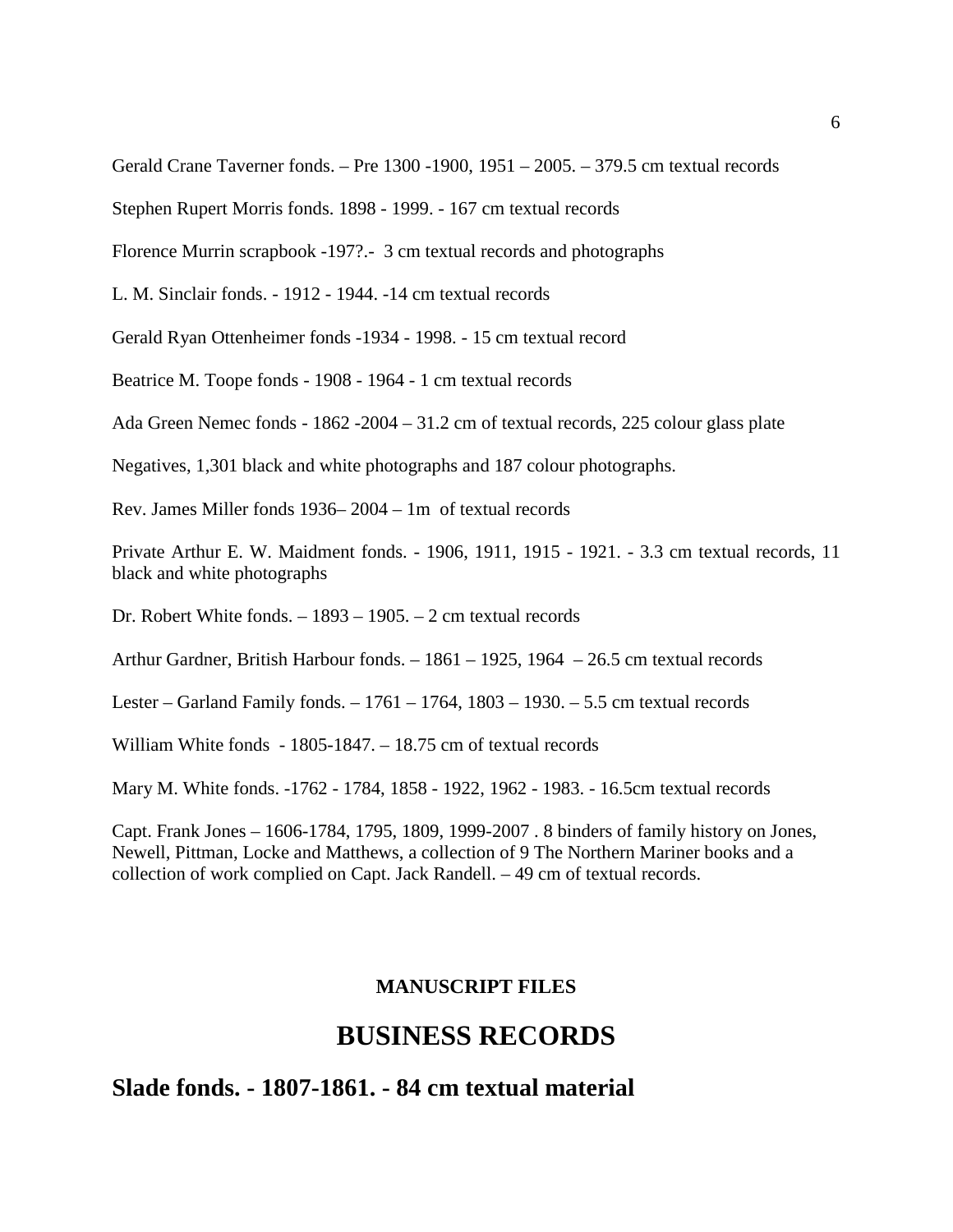Gerald Crane Taverner fonds. – Pre 1300 -1900, 1951 – 2005. – 379.5 cm textual records

Stephen Rupert Morris fonds. 1898 - 1999. - 167 cm textual records

Florence Murrin scrapbook -197?.- 3 cm textual records and photographs

L. M. Sinclair fonds. - 1912 - 1944. -14 cm textual records

Gerald Ryan Ottenheimer fonds -1934 - 1998. - 15 cm textual record

Beatrice M. Toope fonds - 1908 - 1964 - 1 cm textual records

Ada Green Nemec fonds - 1862 -2004 – 31.2 cm of textual records, 225 colour glass plate

Negatives, 1,301 black and white photographs and 187 colour photographs.

Rev. James Miller fonds 1936– 2004 – 1m of textual records

Private Arthur E. W. Maidment fonds. - 1906, 1911, 1915 - 1921. - 3.3 cm textual records, 11 black and white photographs

Dr. Robert White fonds. – 1893 – 1905. – 2 cm textual records

Arthur Gardner, British Harbour fonds. – 1861 – 1925, 1964 – 26.5 cm textual records

Lester – Garland Family fonds. – 1761 – 1764, 1803 – 1930. – 5.5 cm textual records

William White fonds - 1805-1847. – 18.75 cm of textual records

Mary M. White fonds. -1762 - 1784, 1858 - 1922, 1962 - 1983. - 16.5cm textual records

Capt. Frank Jones – 1606-1784, 1795, 1809, 1999-2007 . 8 binders of family history on Jones, Newell, Pittman, Locke and Matthews, a collection of 9 The Northern Mariner books and a collection of work complied on Capt. Jack Randell. – 49 cm of textual records.

**MANUSCRIPT FILES**

# BUSINESS RECORDS

## Slade fonds. - 1807-1861. - 84 cm textual material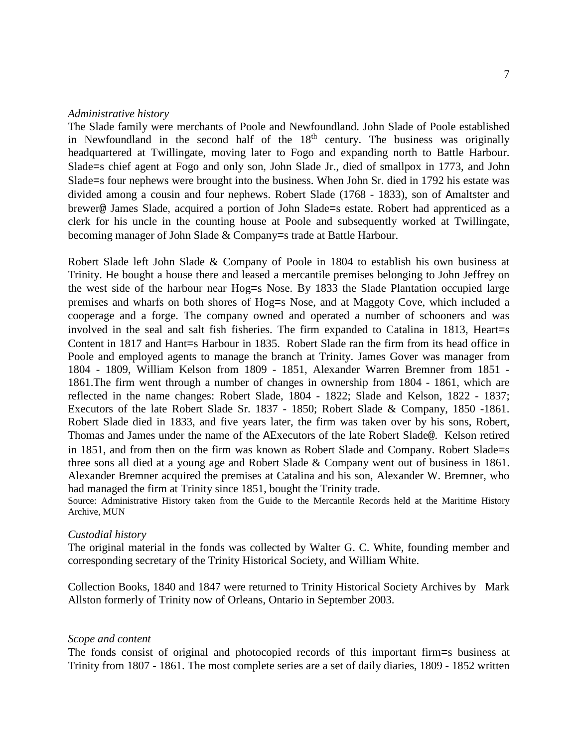*Administrative history*

The Slade family were merchants of Poole and Newfoundland. John Slade of Poole established in Newfoundland in the second half of the 18th century. The business was originally headquartered at Twillingate, moving later to Fogo and expanding north to Battle Harbour. Slade=s chief agent at Fogo and only son, John Slade Jr., died of smallpox in 1773, and John Slade=s four nephews were brought into the business. When John Sr. died in 1792 his estate was divided among a cousin and four nephews. Robert Slade (1768 - 1833), son of Amaltster and brewer@ James Slade, acquired a portion of John Slade=s estate. Robert had apprenticed as a clerk for his uncle in the counting house at Poole and subsequently worked at Twillingate, becoming manager of John Slade & Company=s trade at Battle Harbour.

Robert Slade left John Slade & Company of Poole in 1804 to establish his own business at Trinity. He bought a house there and leased a mercantile premises belonging to John Jeffrey on the west side of the harbour near Hog=s Nose. By 1833 the Slade Plantation occupied large premises and wharfs on both shores of Hog=s Nose, and at Maggoty Cove, which included a cooperage and a forge. The company owned and operated a number of schooners and was involved in the seal and salt fish fisheries. The firm expanded to Catalina in 1813, Heart=s Content in 1817 and Hant=s Harbour in 1835. Robert Slade ran the firm from its head office in Poole and employed agents to manage the branch at Trinity. James Gover was manager from 1804 - 1809, William Kelson from 1809 - 1851, Alexander Warren Bremner from 1851 - 1861.The firm went through a number of changes in ownership from 1804 - 1861, which are reflected in the name changes: Robert Slade, 1804 - 1822; Slade and Kelson, 1822 - 1837; Executors of the late Robert Slade Sr. 1837 - 1850; Robert Slade & Company, 1850 -1861. Robert Slade died in 1833, and five years later, the firm was taken over by his sons, Robert, Thomas and James under the name of the AExecutors of the late Robert Slade@. Kelson retired in 1851, and from then on the firm was known as Robert Slade and Company. Robert Slade=s three sons all died at a young age and Robert Slade & Company went out of business in 1861. Alexander Bremner acquired the premises at Catalina and his son, Alexander W. Bremner, who had managed the firm at Trinity since 1851, bought the Trinity trade.

Source: Administrative History taken from the Guide to the Mercantile Records held at the Maritime History Archive, MUN

*Custodial history*

The original material in the fonds was collected by Walter G. C. White, founding member and corresponding secretary of the Trinity Historical Society, and William White.

Collection Books, 1840 and 1847 were returned to Trinity Historical Society Archives by Mark Allston formerly of Trinity now of Orleans, Ontario in September 2003.

*Scope and content*

The fonds consist of original and photocopied records of this important firm=s business at Trinity from 1807 - 1861. The most complete series are a set of daily diaries, 1809 - 1852 written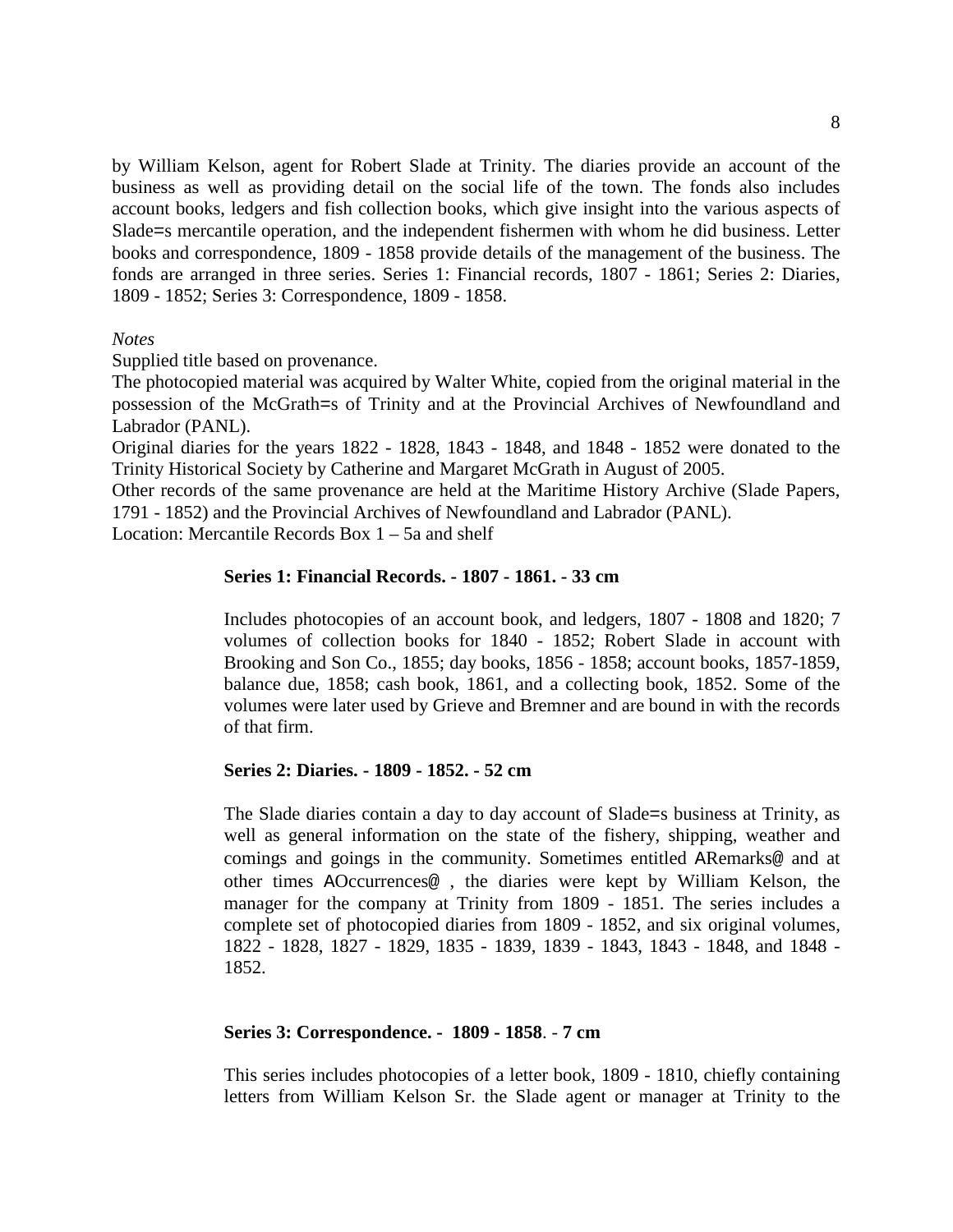by William Kelson, agent for Robert Slade at Trinity. The diaries provide an account of the business as well as providing detail on the social life of the town. The fonds also includes account books, ledgers and fish collection books, which give insight into the various aspects of Slade=s mercantile operation, and the independent fishermen with whom he did business. Letter books and correspondence, 1809 - 1858 provide details of the management of the business. The fonds are arranged in three series. Series 1: Financial records, 1807 - 1861; Series 2: Diaries, 1809 - 1852; Series 3: Correspondence, 1809 - 1858.

*Notes*

Supplied title based on provenance.

The photocopied material was acquired by Walter White, copied from the original material in the possession of the McGrath=s of Trinity and at the Provincial Archives of Newfoundland and Labrador (PANL).

Original diaries for the years 1822 - 1828, 1843 - 1848, and 1848 - 1852 were donated to the Trinity Historical Society by Catherine and Margaret McGrath in August of 2005.

Other records of the same provenance are held at the Maritime History Archive (Slade Papers, 1791 - 1852) and the Provincial Archives of Newfoundland and Labrador (PANL).

Location: Mercantile Records Box 1 – 5a and shelf

**Series 1: Financial Records. - 1807 - 1861. - 33 cm**

Includes photocopies of an account book, and ledgers, 1807 - 1808 and 1820; 7 volumes of collection books for 1840 - 1852; Robert Slade in account with Brooking and Son Co., 1855; day books, 1856 - 1858; account books, 1857-1859, balance due, 1858; cash book, 1861, and a collecting book, 1852. Some of the volumes were later used by Grieve and Bremner and are bound in with the records of that firm.

**Series 2: Diaries. - 1809 - 1852. - 52 cm**

The Slade diaries contain a day to day account of Slade=s business at Trinity, as well as general information on the state of the fishery, shipping, weather and comings and goings in the community. Sometimes entitled ARemarks@ and at other times AOccurrences@ , the diaries were kept by William Kelson, the manager for the company at Trinity from 1809 - 1851. The series includes a complete set of photocopied diaries from 1809 - 1852, and six original volumes, 1822 - 1828, 1827 - 1829, 1835 - 1839, 1839 - 1843, 1843 - 1848, and 1848 - 1852.

**Series 3: Correspondence. - 1809 - 1858. - 7 cm**

This series includes photocopies of a letter book, 1809 - 1810, chiefly containing letters from William Kelson Sr. the Slade agent or manager at Trinity to the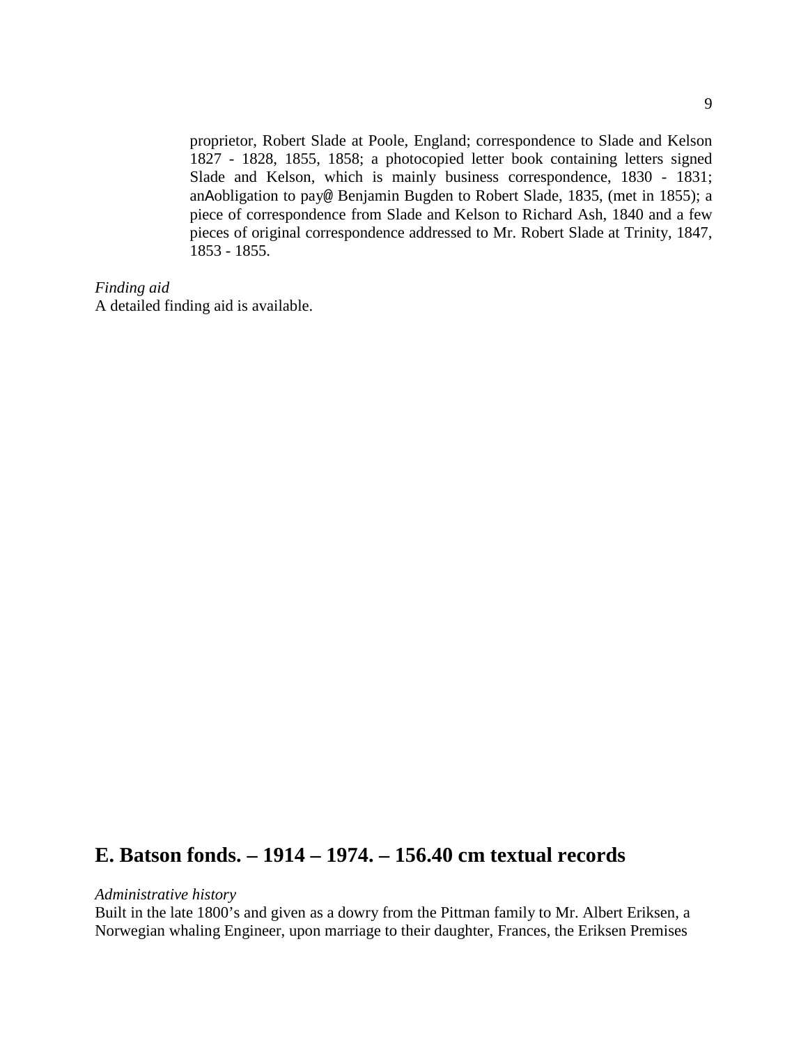proprietor, Robert Slade at Poole, England; correspondence to Slade and Kelson 1827 - 1828, 1855, 1858; a photocopied letter book containing letters signed Slade and Kelson, which is mainly business correspondence, 1830 - 1831; anAobligation to pay@ Benjamin Bugden to Robert Slade, 1835, (met in 1855); a piece of correspondence from Slade and Kelson to Richard Ash, 1840 and a few pieces of original correspondence addressed to Mr. Robert Slade at Trinity, 1847, 1853 - 1855.

*Finding aid*
A detailed finding aid is available.

## E. Batson fonds. – 1914 – 1974. – 156.40 cm textual records

*Administrative history*
Built in the late 1800's and given as a dowry from the Pittman family to Mr. Albert Eriksen, a Norwegian whaling Engineer, upon marriage to their daughter, Frances, the Eriksen Premises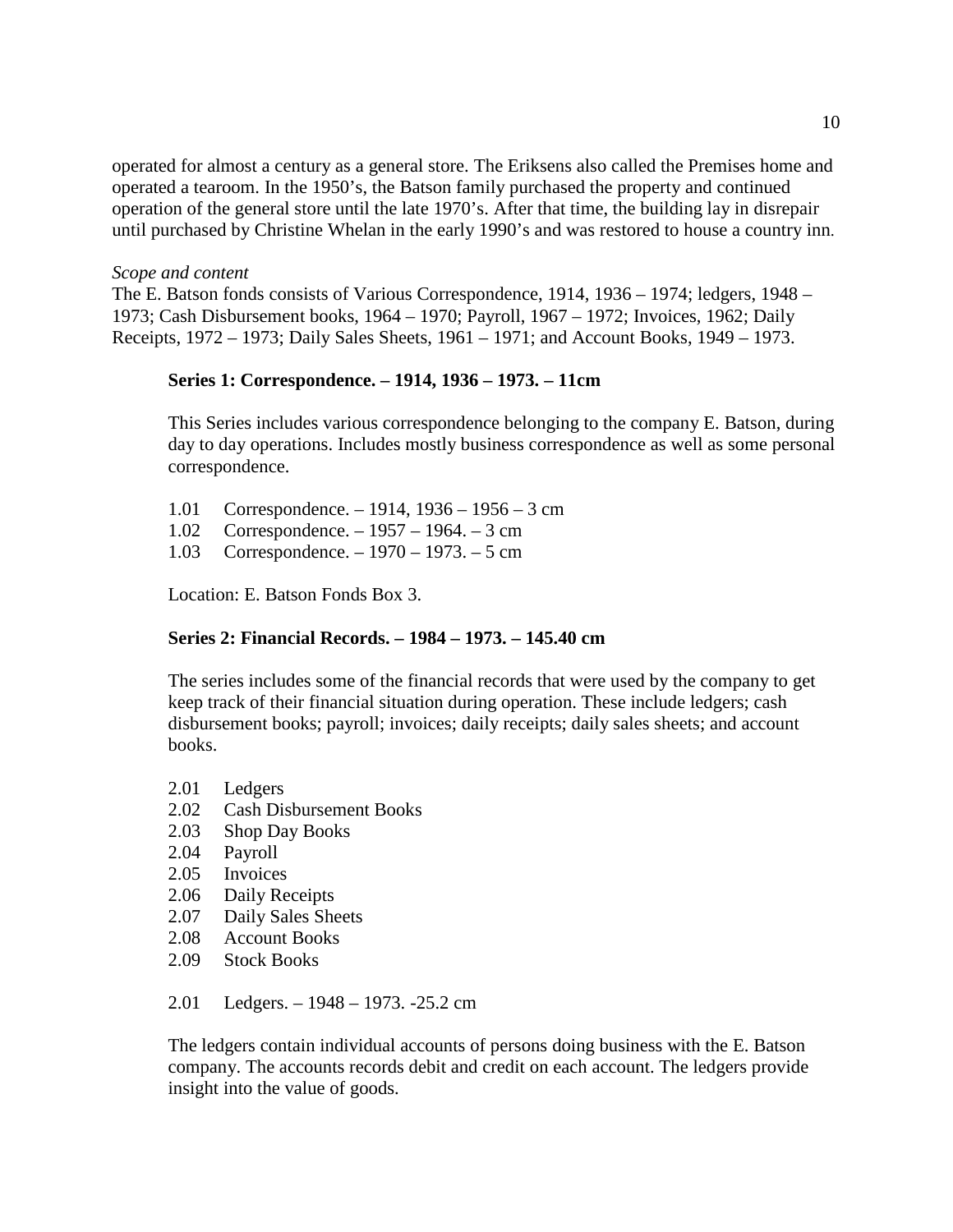operated for almost a century as a general store. The Eriksens also called the Premises home and operated a tearoom. In the 1950's, the Batson family purchased the property and continued operation of the general store until the late 1970's. After that time, the building lay in disrepair until purchased by Christine Whelan in the early 1990's and was restored to house a country inn.

*Scope and content*

The E. Batson fonds consists of Various Correspondence, 1914, 1936 – 1974; ledgers, 1948 – 1973; Cash Disbursement books, 1964 – 1970; Payroll, 1967 – 1972; Invoices, 1962; Daily Receipts, 1972 – 1973; Daily Sales Sheets, 1961 – 1971; and Account Books, 1949 – 1973.

**Series 1: Correspondence. – 1914, 1936 – 1973. – 11cm**

This Series includes various correspondence belonging to the company E. Batson, during day to day operations. Includes mostly business correspondence as well as some personal correspondence.

1.01 Correspondence. – 1914, 1936 – 1956 – 3 cm
1.02 Correspondence. – 1957 – 1964. – 3 cm
1.03 Correspondence. – 1970 – 1973. – 5 cm

Location: E. Batson Fonds Box 3.

**Series 2: Financial Records. – 1984 – 1973. – 145.40 cm**

The series includes some of the financial records that were used by the company to get keep track of their financial situation during operation. These include ledgers; cash disbursement books; payroll; invoices; daily receipts; daily sales sheets; and account books.

2.01 Ledgers
2.02 Cash Disbursement Books
2.03 Shop Day Books
2.04 Payroll
2.05 Invoices
2.06 Daily Receipts
2.07 Daily Sales Sheets
2.08 Account Books
2.09 Stock Books

2.01 Ledgers. – 1948 – 1973. -25.2 cm

The ledgers contain individual accounts of persons doing business with the E. Batson company. The accounts records debit and credit on each account. The ledgers provide insight into the value of goods.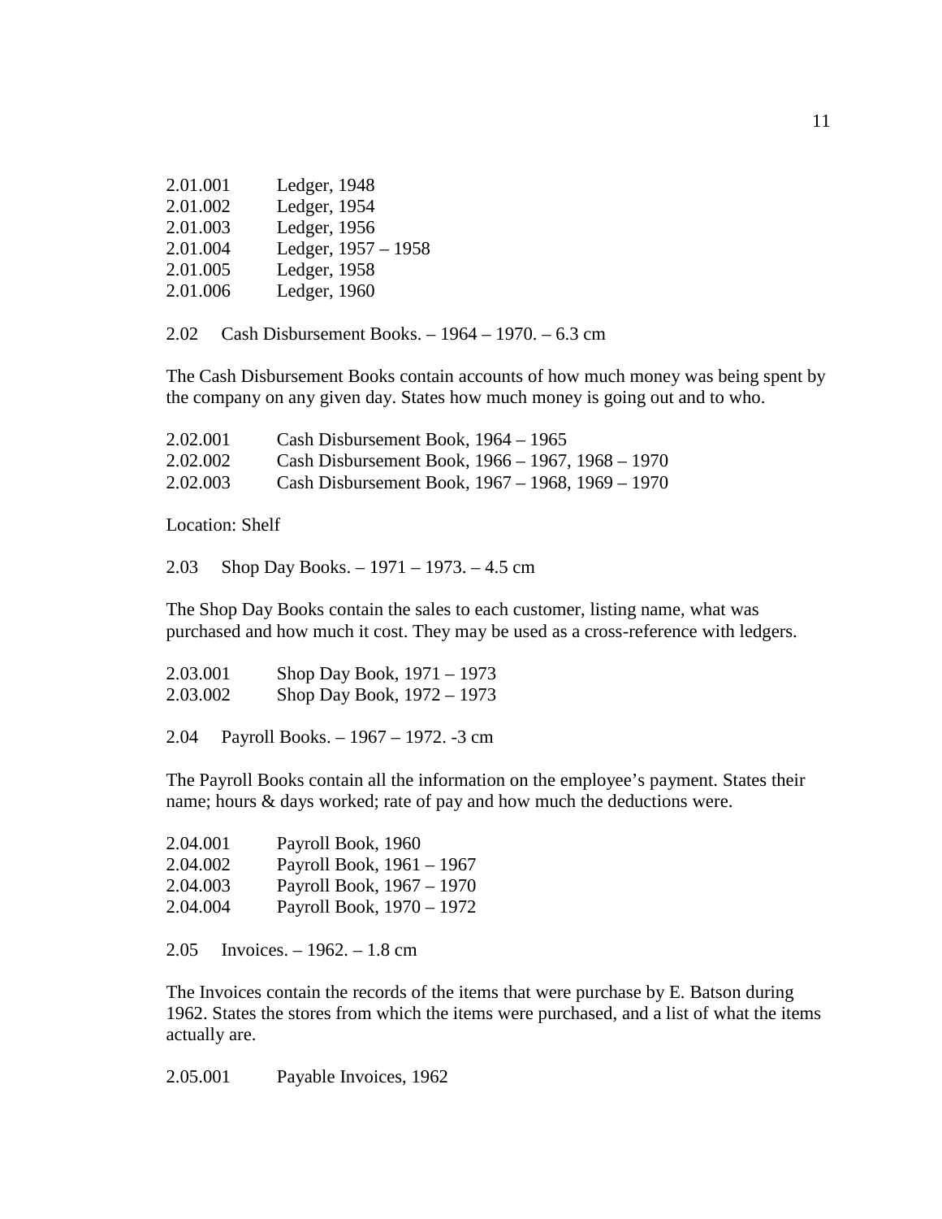2.01.001 Ledger, 1948
2.01.002 Ledger, 1954
2.01.003 Ledger, 1956
2.01.004 Ledger, 1957 – 1958
2.01.005 Ledger, 1958
2.01.006 Ledger, 1960

2.02 Cash Disbursement Books. – 1964 – 1970. – 6.3 cm

The Cash Disbursement Books contain accounts of how much money was being spent by the company on any given day. States how much money is going out and to who.

2.02.001 Cash Disbursement Book, 1964 – 1965
2.02.002 Cash Disbursement Book, 1966 – 1967, 1968 – 1970
2.02.003 Cash Disbursement Book, 1967 – 1968, 1969 – 1970

Location: Shelf

2.03 Shop Day Books. – 1971 – 1973. – 4.5 cm

The Shop Day Books contain the sales to each customer, listing name, what was purchased and how much it cost. They may be used as a cross-reference with ledgers.

2.03.001 Shop Day Book, 1971 – 1973
2.03.002 Shop Day Book, 1972 – 1973

2.04 Payroll Books. – 1967 – 1972. -3 cm

The Payroll Books contain all the information on the employee's payment. States their name; hours & days worked; rate of pay and how much the deductions were.

2.04.001 Payroll Book, 1960
2.04.002 Payroll Book, 1961 – 1967
2.04.003 Payroll Book, 1967 – 1970
2.04.004 Payroll Book, 1970 – 1972

2.05 Invoices. – 1962. – 1.8 cm

The Invoices contain the records of the items that were purchase by E. Batson during 1962. States the stores from which the items were purchased, and a list of what the items actually are.

2.05.001 Payable Invoices, 1962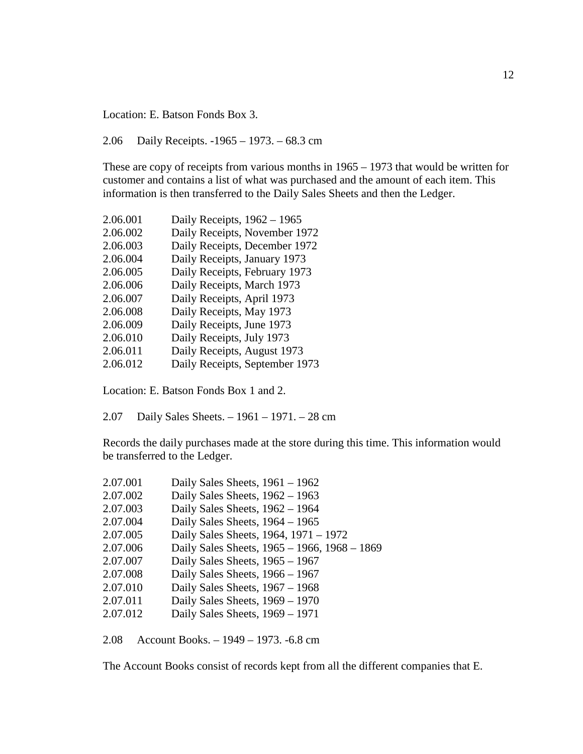Location: E. Batson Fonds Box 3.

2.06 Daily Receipts. -1965 – 1973. – 68.3 cm

These are copy of receipts from various months in 1965 – 1973 that would be written for customer and contains a list of what was purchased and the amount of each item. This information is then transferred to the Daily Sales Sheets and then the Ledger.

2.06.001 Daily Receipts, 1962 – 1965
2.06.002 Daily Receipts, November 1972
2.06.003 Daily Receipts, December 1972
2.06.004 Daily Receipts, January 1973
2.06.005 Daily Receipts, February 1973
2.06.006 Daily Receipts, March 1973
2.06.007 Daily Receipts, April 1973
2.06.008 Daily Receipts, May 1973
2.06.009 Daily Receipts, June 1973
2.06.010 Daily Receipts, July 1973
2.06.011 Daily Receipts, August 1973
2.06.012 Daily Receipts, September 1973

Location: E. Batson Fonds Box 1 and 2.

2.07 Daily Sales Sheets. – 1961 – 1971. – 28 cm

Records the daily purchases made at the store during this time. This information would be transferred to the Ledger.

2.07.001 Daily Sales Sheets, 1961 – 1962
2.07.002 Daily Sales Sheets, 1962 – 1963
2.07.003 Daily Sales Sheets, 1962 – 1964
2.07.004 Daily Sales Sheets, 1964 – 1965
2.07.005 Daily Sales Sheets, 1964, 1971 – 1972
2.07.006 Daily Sales Sheets, 1965 – 1966, 1968 – 1869
2.07.007 Daily Sales Sheets, 1965 – 1967
2.07.008 Daily Sales Sheets, 1966 – 1967
2.07.010 Daily Sales Sheets, 1967 – 1968
2.07.011 Daily Sales Sheets, 1969 – 1970
2.07.012 Daily Sales Sheets, 1969 – 1971

2.08 Account Books. – 1949 – 1973. -6.8 cm

The Account Books consist of records kept from all the different companies that E.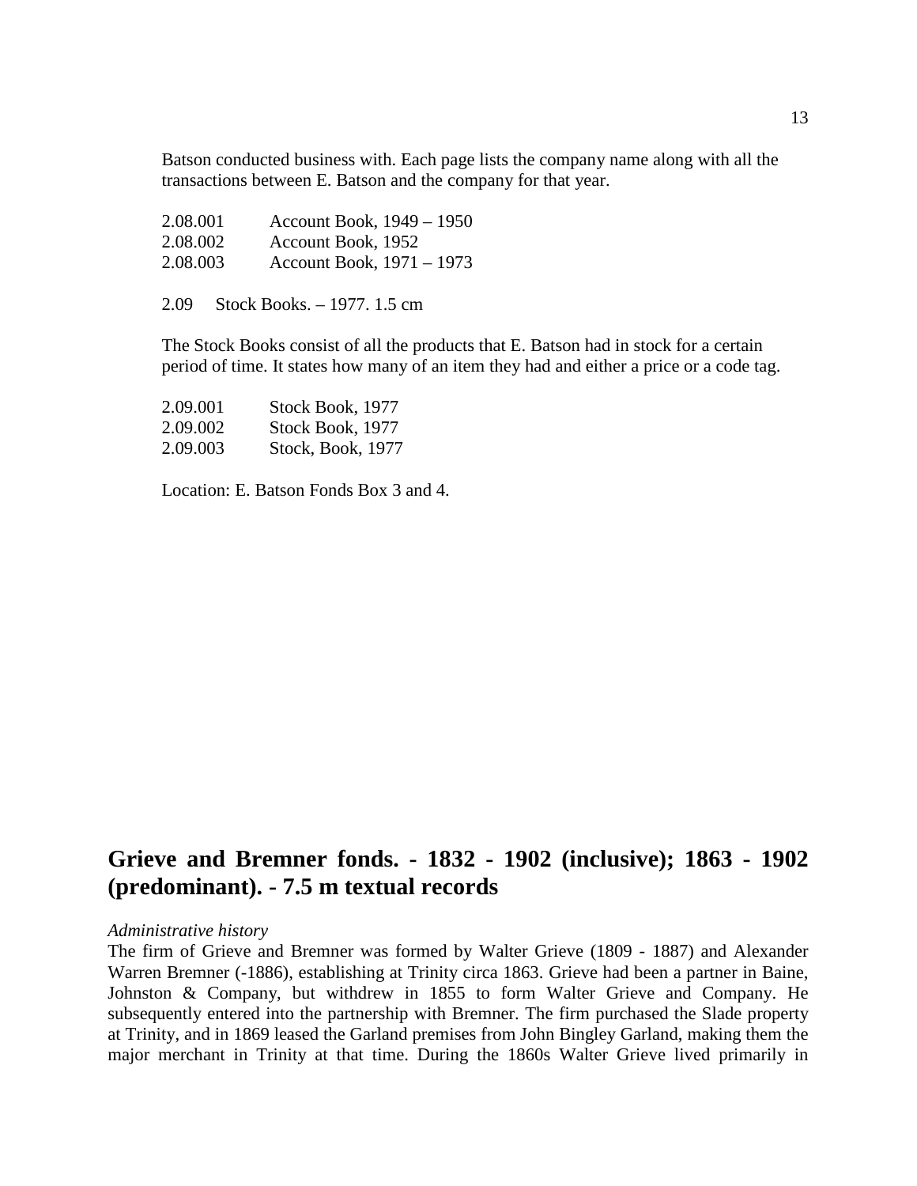Batson conducted business with. Each page lists the company name along with all the transactions between E. Batson and the company for that year.

2.08.001 Account Book, 1949 – 1950
2.08.002 Account Book, 1952
2.08.003 Account Book, 1971 – 1973

2.09 Stock Books. – 1977. 1.5 cm

The Stock Books consist of all the products that E. Batson had in stock for a certain period of time. It states how many of an item they had and either a price or a code tag.

2.09.001 Stock Book, 1977
2.09.002 Stock Book, 1977
2.09.003 Stock, Book, 1977

Location: E. Batson Fonds Box 3 and 4.

## Grieve and Bremner fonds. - 1832 - 1902 (inclusive); 1863 - 1902 (predominant). - 7.5 m textual records

*Administrative history*

The firm of Grieve and Bremner was formed by Walter Grieve (1809 - 1887) and Alexander Warren Bremner (-1886), establishing at Trinity circa 1863. Grieve had been a partner in Baine, Johnston & Company, but withdrew in 1855 to form Walter Grieve and Company. He subsequently entered into the partnership with Bremner. The firm purchased the Slade property at Trinity, and in 1869 leased the Garland premises from John Bingley Garland, making them the major merchant in Trinity at that time. During the 1860s Walter Grieve lived primarily in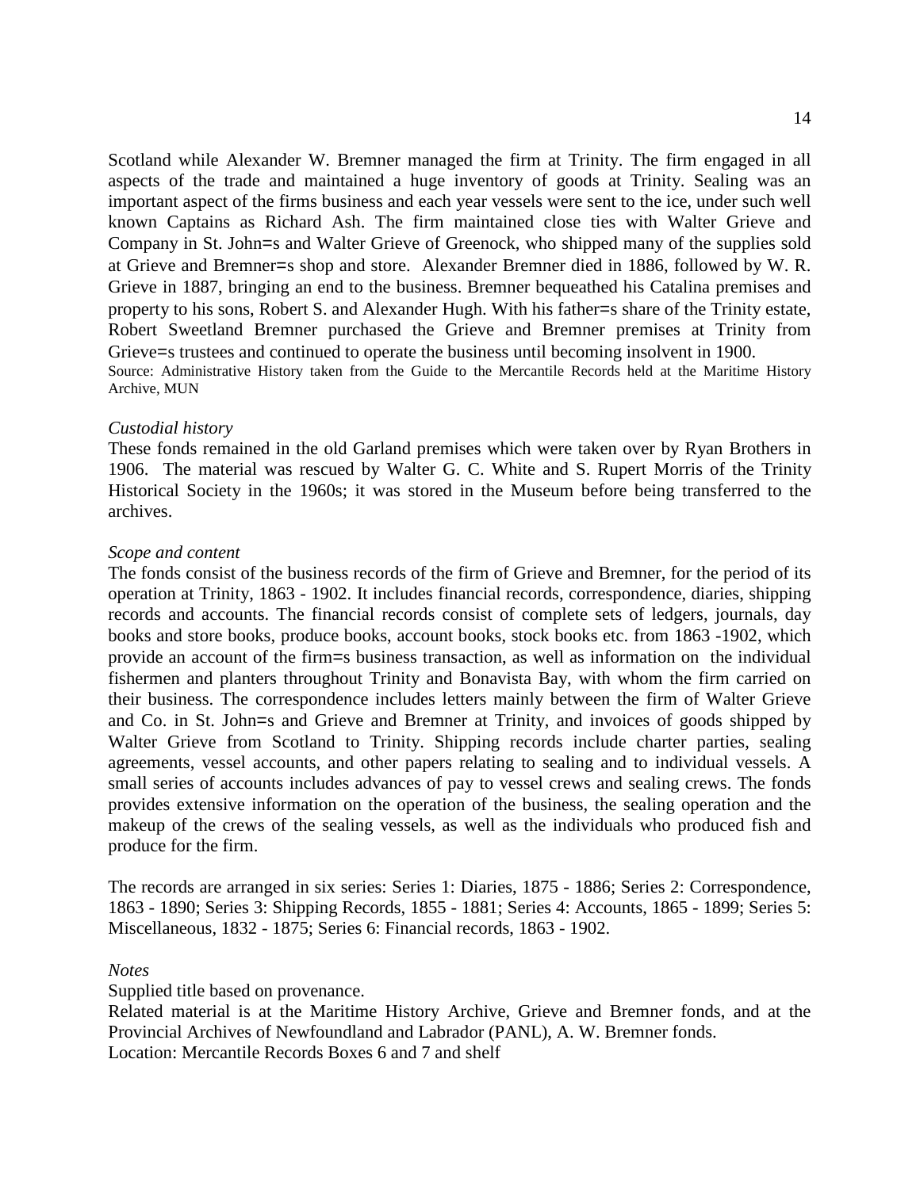Scotland while Alexander W. Bremner managed the firm at Trinity. The firm engaged in all aspects of the trade and maintained a huge inventory of goods at Trinity. Sealing was an important aspect of the firms business and each year vessels were sent to the ice, under such well known Captains as Richard Ash. The firm maintained close ties with Walter Grieve and Company in St. John=s and Walter Grieve of Greenock, who shipped many of the supplies sold at Grieve and Bremner=s shop and store. Alexander Bremner died in 1886, followed by W. R. Grieve in 1887, bringing an end to the business. Bremner bequeathed his Catalina premises and property to his sons, Robert S. and Alexander Hugh. With his father=s share of the Trinity estate, Robert Sweetland Bremner purchased the Grieve and Bremner premises at Trinity from Grieve=s trustees and continued to operate the business until becoming insolvent in 1900.
Source: Administrative History taken from the Guide to the Mercantile Records held at the Maritime History Archive, MUN

*Custodial history*
These fonds remained in the old Garland premises which were taken over by Ryan Brothers in 1906. The material was rescued by Walter G. C. White and S. Rupert Morris of the Trinity Historical Society in the 1960s; it was stored in the Museum before being transferred to the archives.

*Scope and content*
The fonds consist of the business records of the firm of Grieve and Bremner, for the period of its operation at Trinity, 1863 - 1902. It includes financial records, correspondence, diaries, shipping records and accounts. The financial records consist of complete sets of ledgers, journals, day books and store books, produce books, account books, stock books etc. from 1863 -1902, which provide an account of the firm=s business transaction, as well as information on the individual fishermen and planters throughout Trinity and Bonavista Bay, with whom the firm carried on their business. The correspondence includes letters mainly between the firm of Walter Grieve and Co. in St. John=s and Grieve and Bremner at Trinity, and invoices of goods shipped by Walter Grieve from Scotland to Trinity. Shipping records include charter parties, sealing agreements, vessel accounts, and other papers relating to sealing and to individual vessels. A small series of accounts includes advances of pay to vessel crews and sealing crews. The fonds provides extensive information on the operation of the business, the sealing operation and the makeup of the crews of the sealing vessels, as well as the individuals who produced fish and produce for the firm.

The records are arranged in six series: Series 1: Diaries, 1875 - 1886; Series 2: Correspondence, 1863 - 1890; Series 3: Shipping Records, 1855 - 1881; Series 4: Accounts, 1865 - 1899; Series 5: Miscellaneous, 1832 - 1875; Series 6: Financial records, 1863 - 1902.

*Notes*
Supplied title based on provenance.
Related material is at the Maritime History Archive, Grieve and Bremner fonds, and at the Provincial Archives of Newfoundland and Labrador (PANL), A. W. Bremner fonds.
Location: Mercantile Records Boxes 6 and 7 and shelf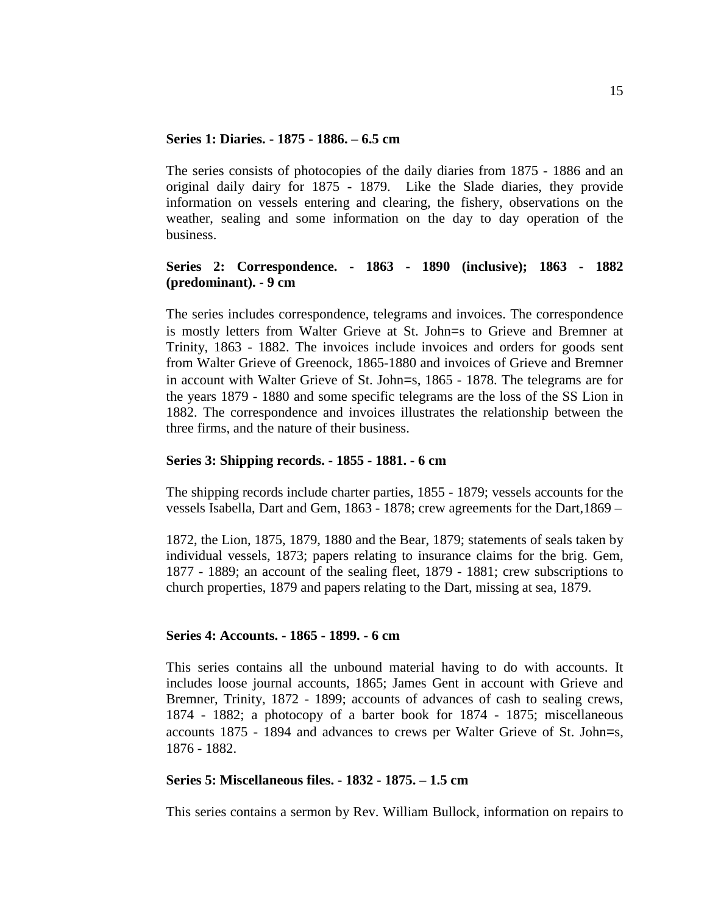**Series 1: Diaries. - 1875 - 1886. – 6.5 cm**

The series consists of photocopies of the daily diaries from 1875 - 1886 and an original daily dairy for 1875 - 1879. Like the Slade diaries, they provide information on vessels entering and clearing, the fishery, observations on the weather, sealing and some information on the day to day operation of the business.

**Series 2: Correspondence. - 1863 - 1890 (inclusive); 1863 - 1882 (predominant). - 9 cm**

The series includes correspondence, telegrams and invoices. The correspondence is mostly letters from Walter Grieve at St. John=s to Grieve and Bremner at Trinity, 1863 - 1882. The invoices include invoices and orders for goods sent from Walter Grieve of Greenock, 1865-1880 and invoices of Grieve and Bremner in account with Walter Grieve of St. John=s, 1865 - 1878. The telegrams are for the years 1879 - 1880 and some specific telegrams are the loss of the SS Lion in 1882. The correspondence and invoices illustrates the relationship between the three firms, and the nature of their business.

**Series 3: Shipping records. - 1855 - 1881. - 6 cm**

The shipping records include charter parties, 1855 - 1879; vessels accounts for the vessels Isabella, Dart and Gem, 1863 - 1878; crew agreements for the Dart,1869 – 1872, the Lion, 1875, 1879, 1880 and the Bear, 1879; statements of seals taken by individual vessels, 1873; papers relating to insurance claims for the brig. Gem, 1877 - 1889; an account of the sealing fleet, 1879 - 1881; crew subscriptions to church properties, 1879 and papers relating to the Dart, missing at sea, 1879.

**Series 4: Accounts. - 1865 - 1899. - 6 cm**

This series contains all the unbound material having to do with accounts. It includes loose journal accounts, 1865; James Gent in account with Grieve and Bremner, Trinity, 1872 - 1899; accounts of advances of cash to sealing crews, 1874 - 1882; a photocopy of a barter book for 1874 - 1875; miscellaneous accounts 1875 - 1894 and advances to crews per Walter Grieve of St. John=s, 1876 - 1882.

**Series 5: Miscellaneous files. - 1832 - 1875. – 1.5 cm**

This series contains a sermon by Rev. William Bullock, information on repairs to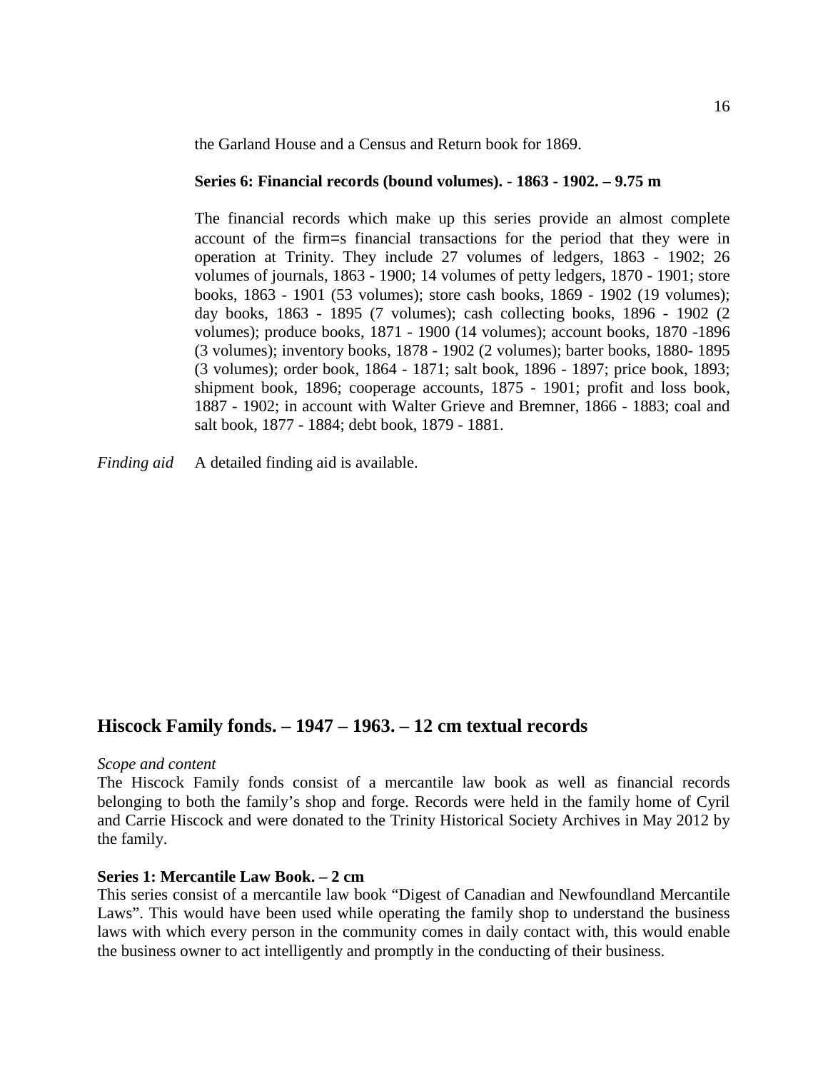the Garland House and a Census and Return book for 1869.

**Series 6: Financial records (bound volumes). - 1863 - 1902. – 9.75 m**

The financial records which make up this series provide an almost complete account of the firm=s financial transactions for the period that they were in operation at Trinity. They include 27 volumes of ledgers, 1863 - 1902; 26 volumes of journals, 1863 - 1900; 14 volumes of petty ledgers, 1870 - 1901; store books, 1863 - 1901 (53 volumes); store cash books, 1869 - 1902 (19 volumes); day books, 1863 - 1895 (7 volumes); cash collecting books, 1896 - 1902 (2 volumes); produce books, 1871 - 1900 (14 volumes); account books, 1870 -1896 (3 volumes); inventory books, 1878 - 1902 (2 volumes); barter books, 1880- 1895 (3 volumes); order book, 1864 - 1871; salt book, 1896 - 1897; price book, 1893; shipment book, 1896; cooperage accounts, 1875 - 1901; profit and loss book, 1887 - 1902; in account with Walter Grieve and Bremner, 1866 - 1883; coal and salt book, 1877 - 1884; debt book, 1879 - 1881.

*Finding aid* A detailed finding aid is available.

## Hiscock Family fonds. – 1947 – 1963. – 12 cm textual records

*Scope and content*

The Hiscock Family fonds consist of a mercantile law book as well as financial records belonging to both the family's shop and forge. Records were held in the family home of Cyril and Carrie Hiscock and were donated to the Trinity Historical Society Archives in May 2012 by the family.

**Series 1: Mercantile Law Book. – 2 cm**

This series consist of a mercantile law book "Digest of Canadian and Newfoundland Mercantile Laws". This would have been used while operating the family shop to understand the business laws with which every person in the community comes in daily contact with, this would enable the business owner to act intelligently and promptly in the conducting of their business.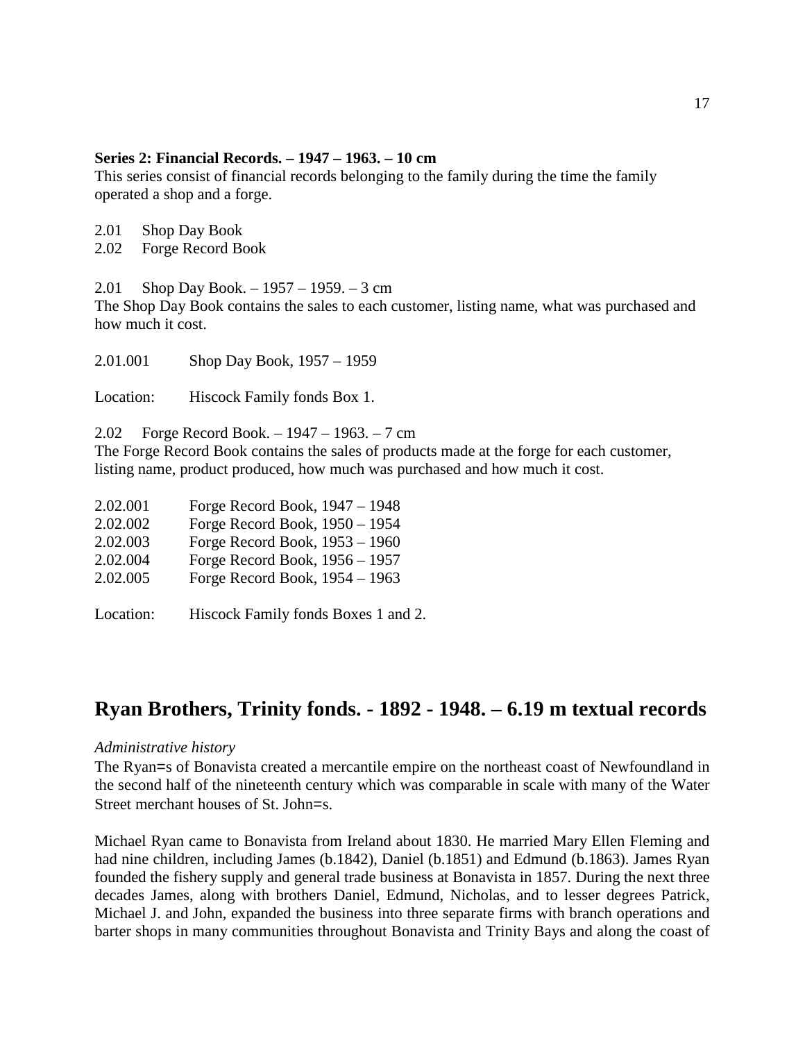**Series 2: Financial Records. – 1947 – 1963. – 10 cm**
This series consist of financial records belonging to the family during the time the family operated a shop and a forge.

2.01 Shop Day Book
2.02 Forge Record Book

2.01 Shop Day Book. – 1957 – 1959. – 3 cm
The Shop Day Book contains the sales to each customer, listing name, what was purchased and how much it cost.

2.01.001 Shop Day Book, 1957 – 1959

Location: Hiscock Family fonds Box 1.

2.02 Forge Record Book. – 1947 – 1963. – 7 cm
The Forge Record Book contains the sales of products made at the forge for each customer, listing name, product produced, how much was purchased and how much it cost.

2.02.001 Forge Record Book, 1947 – 1948
2.02.002 Forge Record Book, 1950 – 1954
2.02.003 Forge Record Book, 1953 – 1960
2.02.004 Forge Record Book, 1956 – 1957
2.02.005 Forge Record Book, 1954 – 1963

Location: Hiscock Family fonds Boxes 1 and 2.

## Ryan Brothers, Trinity fonds. - 1892 - 1948. – 6.19 m textual records

*Administrative history*
The Ryan=s of Bonavista created a mercantile empire on the northeast coast of Newfoundland in the second half of the nineteenth century which was comparable in scale with many of the Water Street merchant houses of St. John=s.

Michael Ryan came to Bonavista from Ireland about 1830. He married Mary Ellen Fleming and had nine children, including James (b.1842), Daniel (b.1851) and Edmund (b.1863). James Ryan founded the fishery supply and general trade business at Bonavista in 1857. During the next three decades James, along with brothers Daniel, Edmund, Nicholas, and to lesser degrees Patrick, Michael J. and John, expanded the business into three separate firms with branch operations and barter shops in many communities throughout Bonavista and Trinity Bays and along the coast of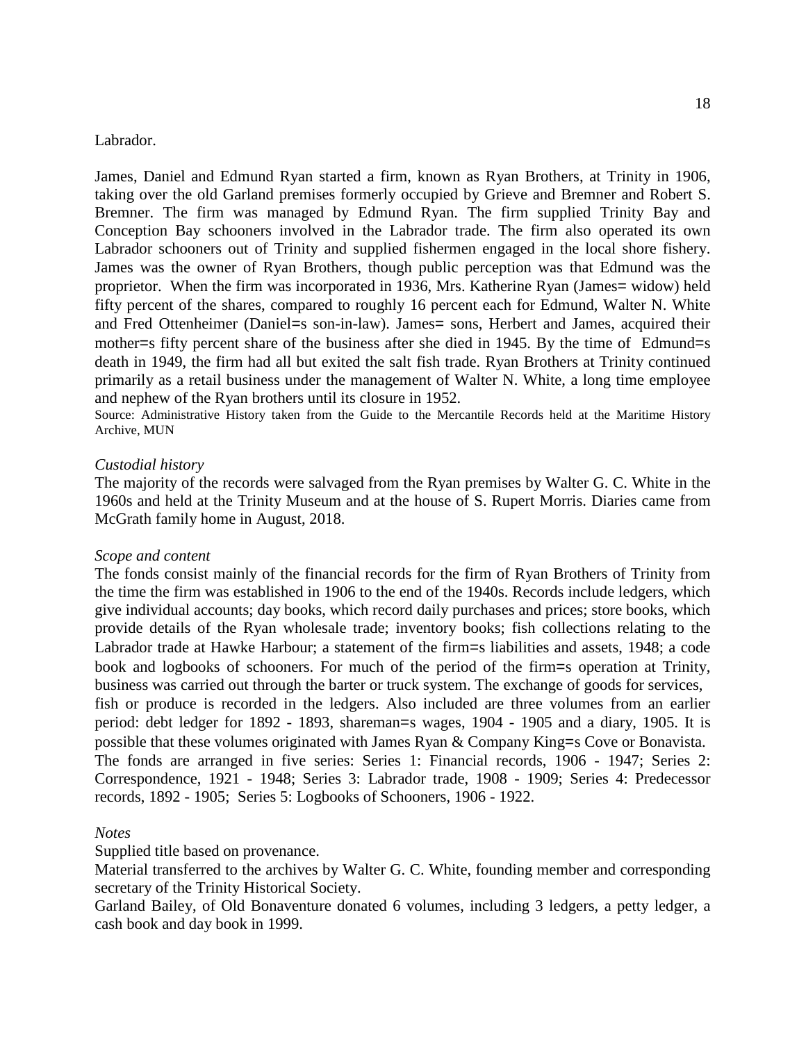Labrador.

James, Daniel and Edmund Ryan started a firm, known as Ryan Brothers, at Trinity in 1906, taking over the old Garland premises formerly occupied by Grieve and Bremner and Robert S. Bremner. The firm was managed by Edmund Ryan. The firm supplied Trinity Bay and Conception Bay schooners involved in the Labrador trade. The firm also operated its own Labrador schooners out of Trinity and supplied fishermen engaged in the local shore fishery. James was the owner of Ryan Brothers, though public perception was that Edmund was the proprietor. When the firm was incorporated in 1936, Mrs. Katherine Ryan (James= widow) held fifty percent of the shares, compared to roughly 16 percent each for Edmund, Walter N. White and Fred Ottenheimer (Daniel=s son-in-law). James= sons, Herbert and James, acquired their mother=s fifty percent share of the business after she died in 1945. By the time of Edmund=s death in 1949, the firm had all but exited the salt fish trade. Ryan Brothers at Trinity continued primarily as a retail business under the management of Walter N. White, a long time employee and nephew of the Ryan brothers until its closure in 1952.

Source: Administrative History taken from the Guide to the Mercantile Records held at the Maritime History Archive, MUN

*Custodial history*

The majority of the records were salvaged from the Ryan premises by Walter G. C. White in the 1960s and held at the Trinity Museum and at the house of S. Rupert Morris. Diaries came from McGrath family home in August, 2018.

*Scope and content*

The fonds consist mainly of the financial records for the firm of Ryan Brothers of Trinity from the time the firm was established in 1906 to the end of the 1940s. Records include ledgers, which give individual accounts; day books, which record daily purchases and prices; store books, which provide details of the Ryan wholesale trade; inventory books; fish collections relating to the Labrador trade at Hawke Harbour; a statement of the firm=s liabilities and assets, 1948; a code book and logbooks of schooners. For much of the period of the firm=s operation at Trinity, business was carried out through the barter or truck system. The exchange of goods for services, fish or produce is recorded in the ledgers. Also included are three volumes from an earlier period: debt ledger for 1892 - 1893, shareman=s wages, 1904 - 1905 and a diary, 1905. It is possible that these volumes originated with James Ryan & Company King=s Cove or Bonavista. The fonds are arranged in five series: Series 1: Financial records, 1906 - 1947; Series 2: Correspondence, 1921 - 1948; Series 3: Labrador trade, 1908 - 1909; Series 4: Predecessor records, 1892 - 1905; Series 5: Logbooks of Schooners, 1906 - 1922.

*Notes*

Supplied title based on provenance.

Material transferred to the archives by Walter G. C. White, founding member and corresponding secretary of the Trinity Historical Society.

Garland Bailey, of Old Bonaventure donated 6 volumes, including 3 ledgers, a petty ledger, a cash book and day book in 1999.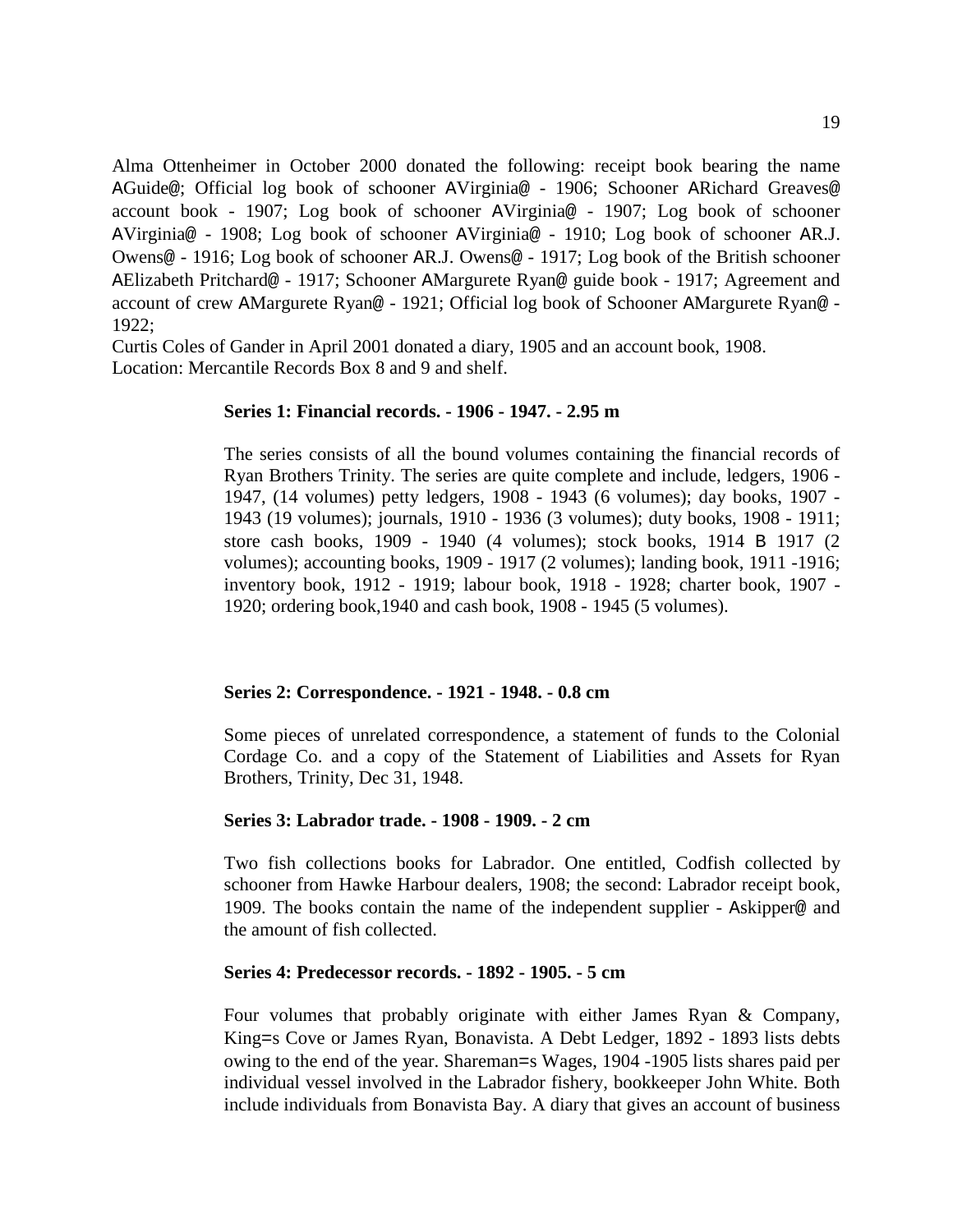Alma Ottenheimer in October 2000 donated the following: receipt book bearing the name AGuide@; Official log book of schooner AVirginia@ - 1906; Schooner ARichard Greaves@ account book - 1907; Log book of schooner AVirginia@ - 1907; Log book of schooner AVirginia@ - 1908; Log book of schooner AVirginia@ - 1910; Log book of schooner AR.J. Owens@ - 1916; Log book of schooner AR.J. Owens@ - 1917; Log book of the British schooner AElizabeth Pritchard@ - 1917; Schooner AMargurete Ryan@ guide book - 1917; Agreement and account of crew AMargurete Ryan@ - 1921; Official log book of Schooner AMargurete Ryan@ - 1922;

Curtis Coles of Gander in April 2001 donated a diary, 1905 and an account book, 1908.
Location: Mercantile Records Box 8 and 9 and shelf.

**Series 1: Financial records. - 1906 - 1947. - 2.95 m**

The series consists of all the bound volumes containing the financial records of Ryan Brothers Trinity. The series are quite complete and include, ledgers, 1906 - 1947, (14 volumes) petty ledgers, 1908 - 1943 (6 volumes); day books, 1907 - 1943 (19 volumes); journals, 1910 - 1936 (3 volumes); duty books, 1908 - 1911; store cash books, 1909 - 1940 (4 volumes); stock books, 1914 B 1917 (2 volumes); accounting books, 1909 - 1917 (2 volumes); landing book, 1911 -1916; inventory book, 1912 - 1919; labour book, 1918 - 1928; charter book, 1907 - 1920; ordering book,1940 and cash book, 1908 - 1945 (5 volumes).

**Series 2: Correspondence. - 1921 - 1948. - 0.8 cm**

Some pieces of unrelated correspondence, a statement of funds to the Colonial Cordage Co. and a copy of the Statement of Liabilities and Assets for Ryan Brothers, Trinity, Dec 31, 1948.

**Series 3: Labrador trade. - 1908 - 1909. - 2 cm**

Two fish collections books for Labrador. One entitled, Codfish collected by schooner from Hawke Harbour dealers, 1908; the second: Labrador receipt book, 1909. The books contain the name of the independent supplier - Askipper@ and the amount of fish collected.

**Series 4: Predecessor records. - 1892 - 1905. - 5 cm**

Four volumes that probably originate with either James Ryan & Company, King=s Cove or James Ryan, Bonavista. A Debt Ledger, 1892 - 1893 lists debts owing to the end of the year. Shareman=s Wages, 1904 -1905 lists shares paid per individual vessel involved in the Labrador fishery, bookkeeper John White. Both include individuals from Bonavista Bay. A diary that gives an account of business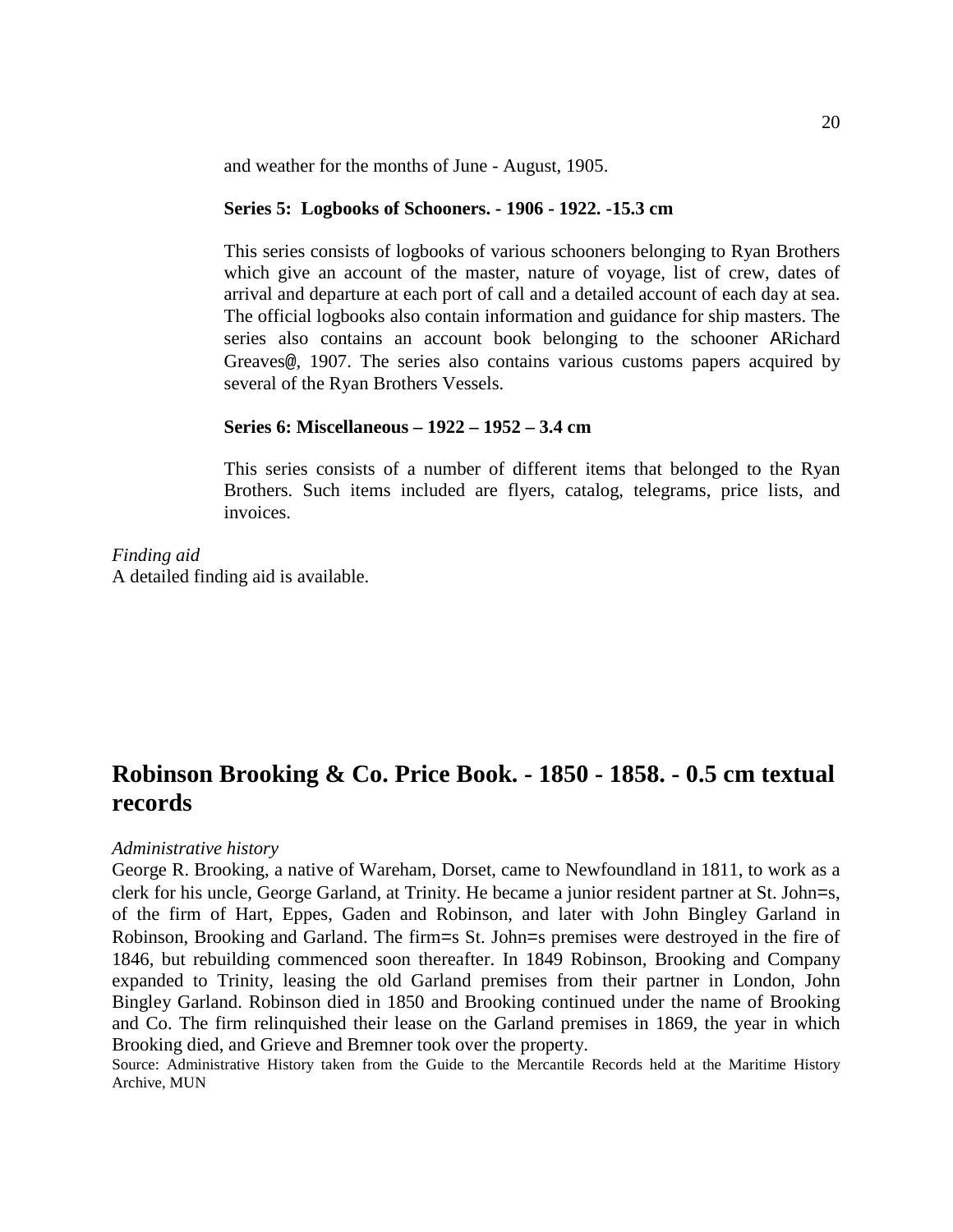and weather for the months of June - August, 1905.

**Series 5: Logbooks of Schooners. - 1906 - 1922. -15.3 cm**

This series consists of logbooks of various schooners belonging to Ryan Brothers which give an account of the master, nature of voyage, list of crew, dates of arrival and departure at each port of call and a detailed account of each day at sea. The official logbooks also contain information and guidance for ship masters. The series also contains an account book belonging to the schooner ARichard Greaves@, 1907. The series also contains various customs papers acquired by several of the Ryan Brothers Vessels.

**Series 6: Miscellaneous – 1922 – 1952 – 3.4 cm**

This series consists of a number of different items that belonged to the Ryan Brothers. Such items included are flyers, catalog, telegrams, price lists, and invoices.

*Finding aid*
A detailed finding aid is available.

## Robinson Brooking & Co. Price Book. - 1850 - 1858. - 0.5 cm textual records

*Administrative history*
George R. Brooking, a native of Wareham, Dorset, came to Newfoundland in 1811, to work as a clerk for his uncle, George Garland, at Trinity. He became a junior resident partner at St. John=s, of the firm of Hart, Eppes, Gaden and Robinson, and later with John Bingley Garland in Robinson, Brooking and Garland. The firm=s St. John=s premises were destroyed in the fire of 1846, but rebuilding commenced soon thereafter. In 1849 Robinson, Brooking and Company expanded to Trinity, leasing the old Garland premises from their partner in London, John Bingley Garland. Robinson died in 1850 and Brooking continued under the name of Brooking and Co. The firm relinquished their lease on the Garland premises in 1869, the year in which Brooking died, and Grieve and Bremner took over the property.
Source: Administrative History taken from the Guide to the Mercantile Records held at the Maritime History Archive, MUN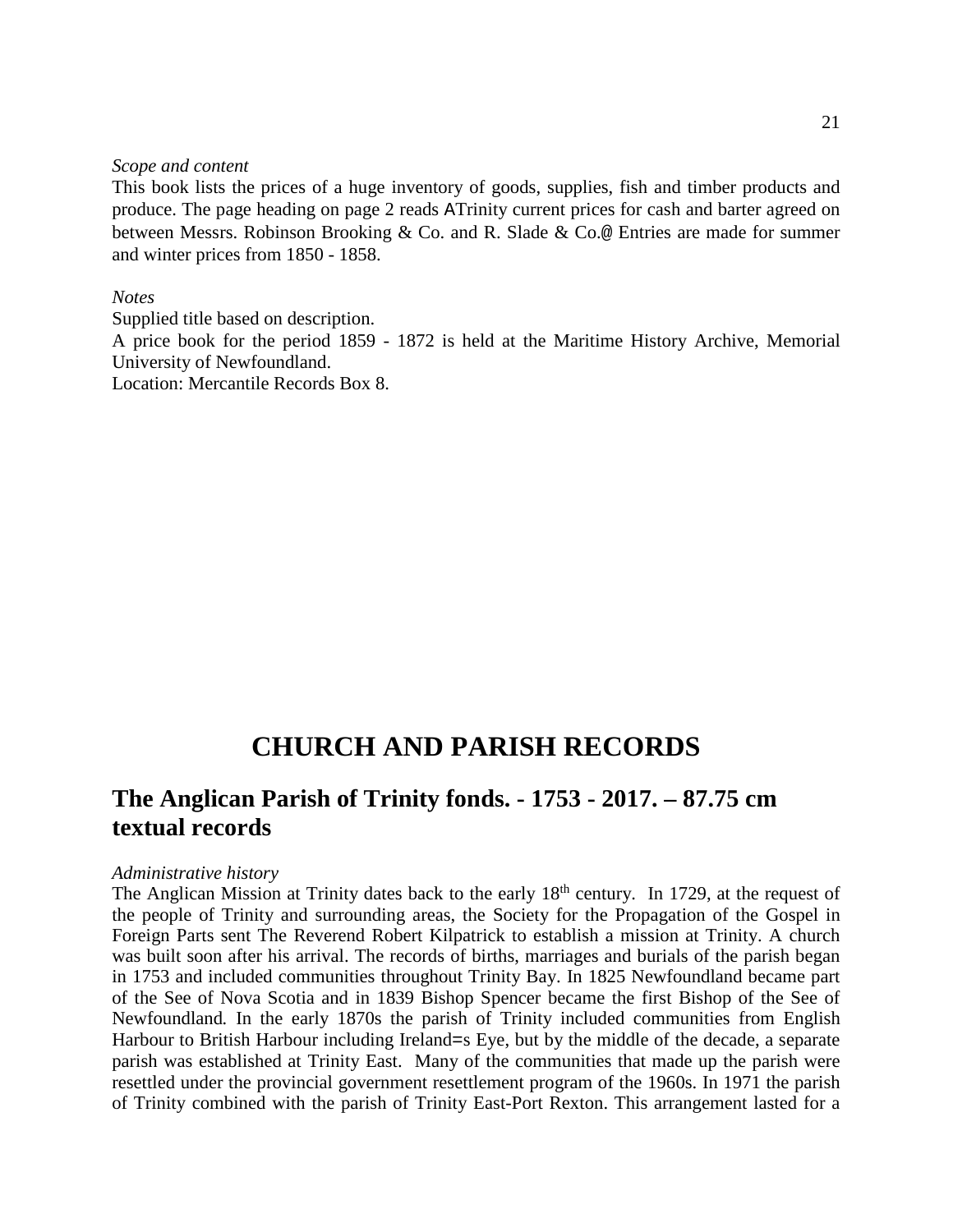*Scope and content*
This book lists the prices of a huge inventory of goods, supplies, fish and timber products and produce. The page heading on page 2 reads ATrinity current prices for cash and barter agreed on between Messrs. Robinson Brooking & Co. and R. Slade & Co.@ Entries are made for summer and winter prices from 1850 - 1858.

*Notes*
Supplied title based on description.
A price book for the period 1859 - 1872 is held at the Maritime History Archive, Memorial University of Newfoundland.
Location: Mercantile Records Box 8.

# CHURCH AND PARISH RECORDS

## The Anglican Parish of Trinity fonds. - 1753 - 2017. – 87.75 cm textual records

*Administrative history*
The Anglican Mission at Trinity dates back to the early 18th century. In 1729, at the request of the people of Trinity and surrounding areas, the Society for the Propagation of the Gospel in Foreign Parts sent The Reverend Robert Kilpatrick to establish a mission at Trinity. A church was built soon after his arrival. The records of births, marriages and burials of the parish began in 1753 and included communities throughout Trinity Bay. In 1825 Newfoundland became part of the See of Nova Scotia and in 1839 Bishop Spencer became the first Bishop of the See of Newfoundland. In the early 1870s the parish of Trinity included communities from English Harbour to British Harbour including Ireland=s Eye, but by the middle of the decade, a separate parish was established at Trinity East. Many of the communities that made up the parish were resettled under the provincial government resettlement program of the 1960s. In 1971 the parish of Trinity combined with the parish of Trinity East-Port Rexton. This arrangement lasted for a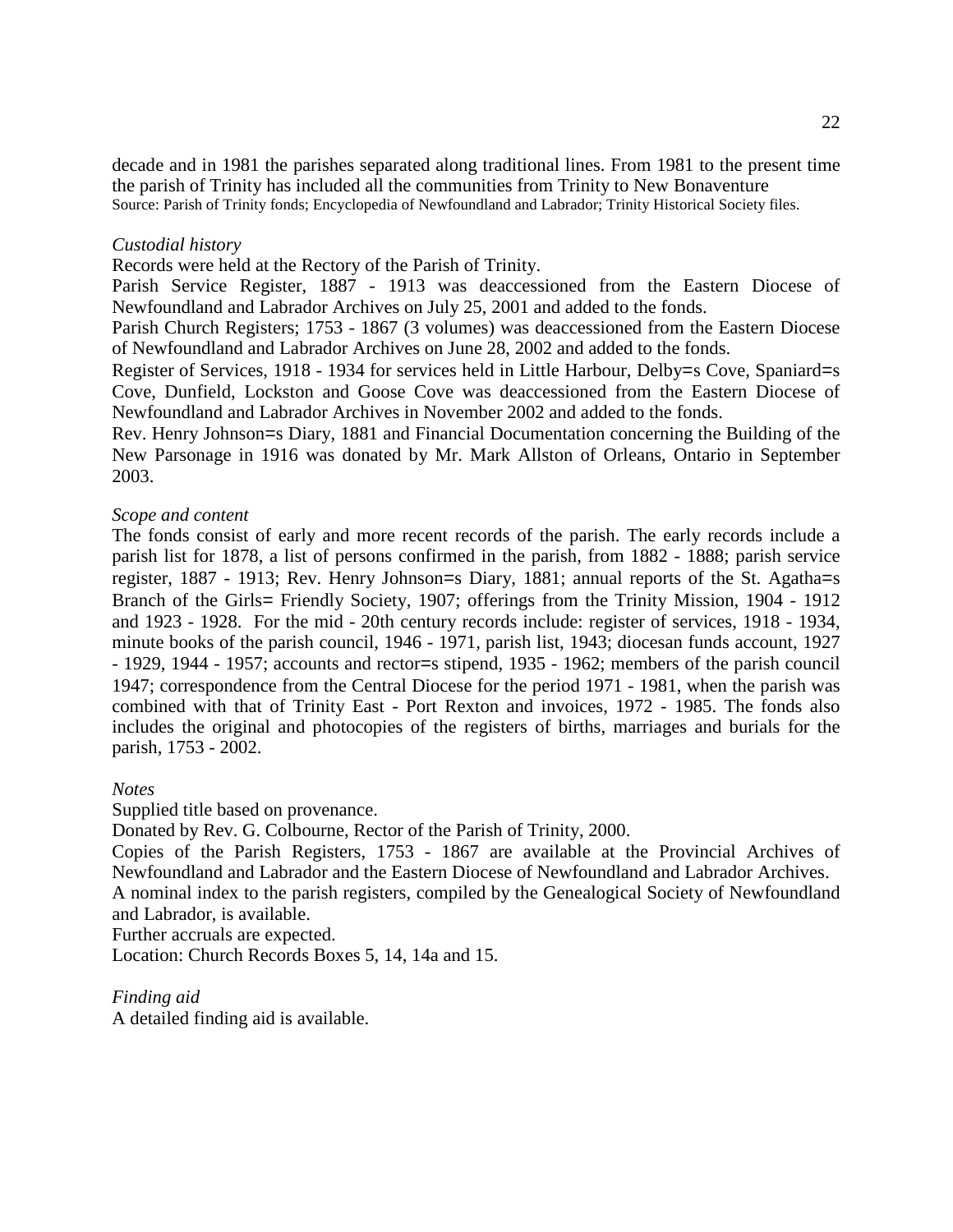decade and in 1981 the parishes separated along traditional lines. From 1981 to the present time the parish of Trinity has included all the communities from Trinity to New Bonaventure
Source: Parish of Trinity fonds; Encyclopedia of Newfoundland and Labrador; Trinity Historical Society files.

*Custodial history*

Records were held at the Rectory of the Parish of Trinity.

Parish Service Register, 1887 - 1913 was deaccessioned from the Eastern Diocese of Newfoundland and Labrador Archives on July 25, 2001 and added to the fonds.

Parish Church Registers; 1753 - 1867 (3 volumes) was deaccessioned from the Eastern Diocese of Newfoundland and Labrador Archives on June 28, 2002 and added to the fonds.

Register of Services, 1918 - 1934 for services held in Little Harbour, Delby=s Cove, Spaniard=s Cove, Dunfield, Lockston and Goose Cove was deaccessioned from the Eastern Diocese of Newfoundland and Labrador Archives in November 2002 and added to the fonds.

Rev. Henry Johnson=s Diary, 1881 and Financial Documentation concerning the Building of the New Parsonage in 1916 was donated by Mr. Mark Allston of Orleans, Ontario in September 2003.

*Scope and content*

The fonds consist of early and more recent records of the parish. The early records include a parish list for 1878, a list of persons confirmed in the parish, from 1882 - 1888; parish service register, 1887 - 1913; Rev. Henry Johnson=s Diary, 1881; annual reports of the St. Agatha=s Branch of the Girls= Friendly Society, 1907; offerings from the Trinity Mission, 1904 - 1912 and 1923 - 1928. For the mid - 20th century records include: register of services, 1918 - 1934, minute books of the parish council, 1946 - 1971, parish list, 1943; diocesan funds account, 1927 - 1929, 1944 - 1957; accounts and rector=s stipend, 1935 - 1962; members of the parish council 1947; correspondence from the Central Diocese for the period 1971 - 1981, when the parish was combined with that of Trinity East - Port Rexton and invoices, 1972 - 1985. The fonds also includes the original and photocopies of the registers of births, marriages and burials for the parish, 1753 - 2002.

*Notes*

Supplied title based on provenance.

Donated by Rev. G. Colbourne, Rector of the Parish of Trinity, 2000.

Copies of the Parish Registers, 1753 - 1867 are available at the Provincial Archives of Newfoundland and Labrador and the Eastern Diocese of Newfoundland and Labrador Archives.

A nominal index to the parish registers, compiled by the Genealogical Society of Newfoundland and Labrador, is available.

Further accruals are expected.

Location: Church Records Boxes 5, 14, 14a and 15.

*Finding aid*

A detailed finding aid is available.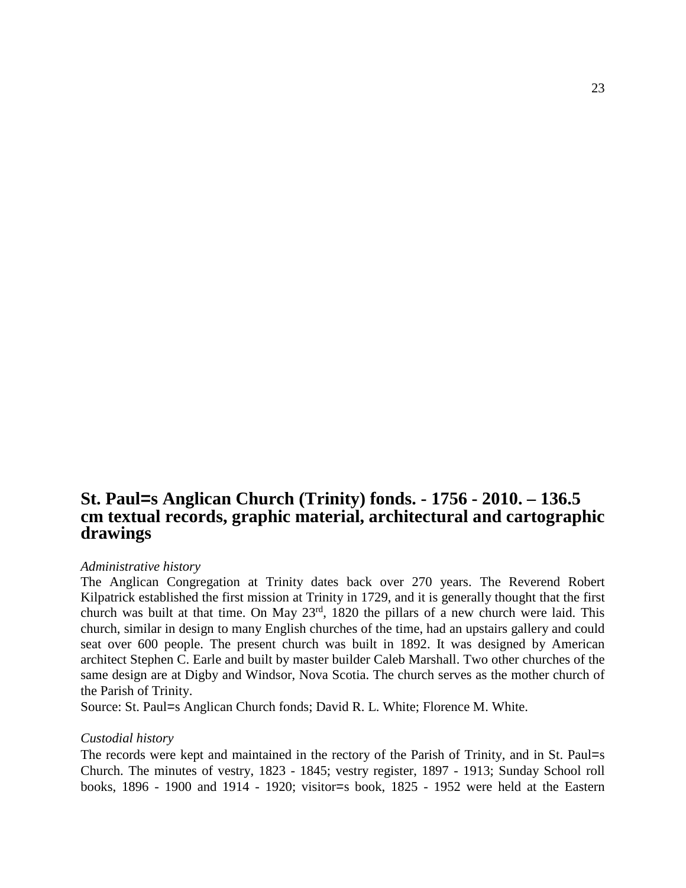## St. Paul=s Anglican Church (Trinity) fonds. - 1756 - 2010. – 136.5 cm textual records, graphic material, architectural and cartographic drawings

*Administrative history*

The Anglican Congregation at Trinity dates back over 270 years. The Reverend Robert Kilpatrick established the first mission at Trinity in 1729, and it is generally thought that the first church was built at that time. On May 23rd, 1820 the pillars of a new church were laid. This church, similar in design to many English churches of the time, had an upstairs gallery and could seat over 600 people. The present church was built in 1892. It was designed by American architect Stephen C. Earle and built by master builder Caleb Marshall. Two other churches of the same design are at Digby and Windsor, Nova Scotia. The church serves as the mother church of the Parish of Trinity.

Source: St. Paul=s Anglican Church fonds; David R. L. White; Florence M. White.

*Custodial history*

The records were kept and maintained in the rectory of the Parish of Trinity, and in St. Paul=s Church. The minutes of vestry, 1823 - 1845; vestry register, 1897 - 1913; Sunday School roll books, 1896 - 1900 and 1914 - 1920; visitor=s book, 1825 - 1952 were held at the Eastern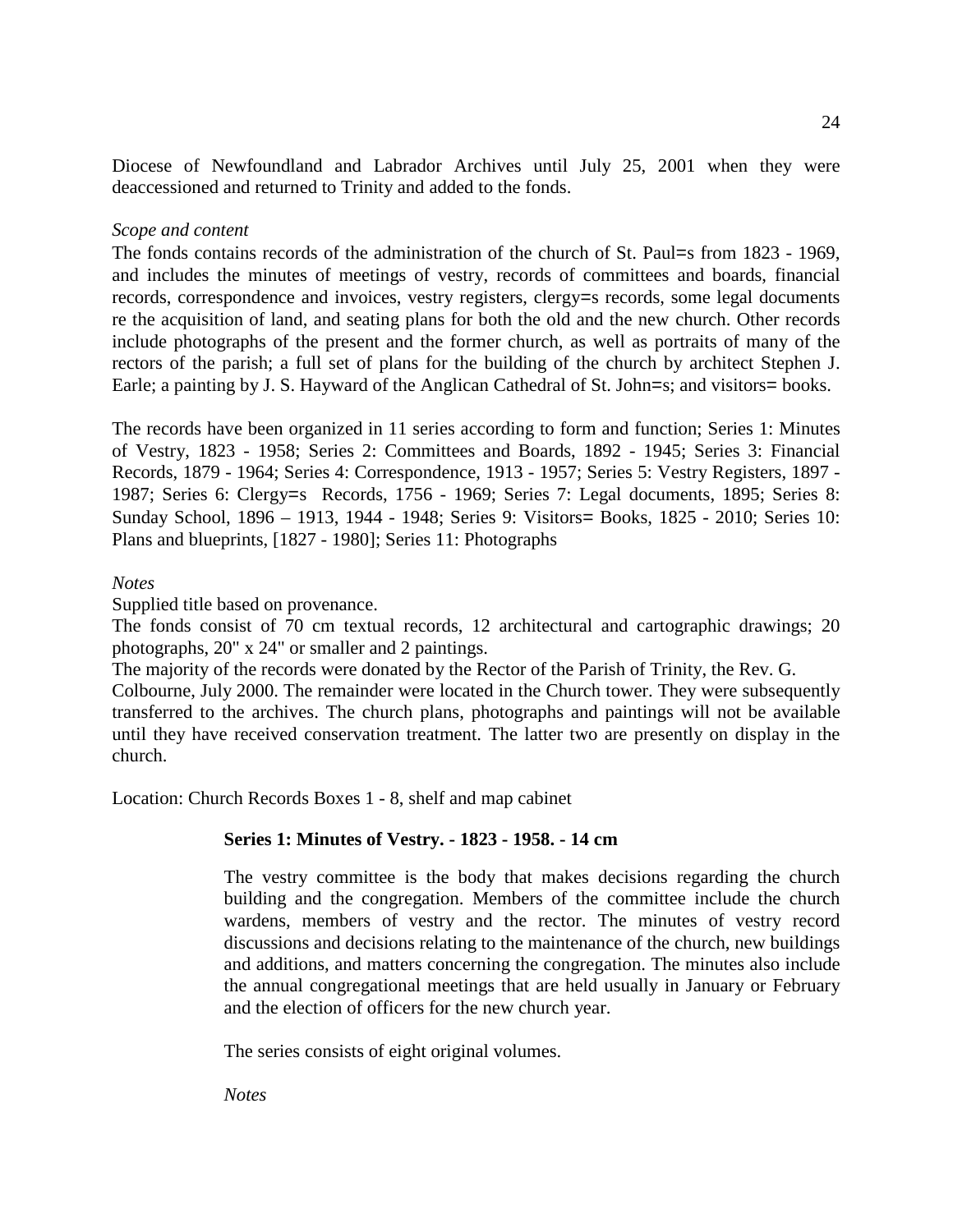Diocese of Newfoundland and Labrador Archives until July 25, 2001 when they were deaccessioned and returned to Trinity and added to the fonds.

*Scope and content*

The fonds contains records of the administration of the church of St. Paul=s from 1823 - 1969, and includes the minutes of meetings of vestry, records of committees and boards, financial records, correspondence and invoices, vestry registers, clergy=s records, some legal documents re the acquisition of land, and seating plans for both the old and the new church. Other records include photographs of the present and the former church, as well as portraits of many of the rectors of the parish; a full set of plans for the building of the church by architect Stephen J. Earle; a painting by J. S. Hayward of the Anglican Cathedral of St. John=s; and visitors= books.

The records have been organized in 11 series according to form and function; Series 1: Minutes of Vestry, 1823 - 1958; Series 2: Committees and Boards, 1892 - 1945; Series 3: Financial Records, 1879 - 1964; Series 4: Correspondence, 1913 - 1957; Series 5: Vestry Registers, 1897 - 1987; Series 6: Clergy=s Records, 1756 - 1969; Series 7: Legal documents, 1895; Series 8: Sunday School, 1896 – 1913, 1944 - 1948; Series 9: Visitors= Books, 1825 - 2010; Series 10: Plans and blueprints, [1827 - 1980]; Series 11: Photographs

*Notes*

Supplied title based on provenance.

The fonds consist of 70 cm textual records, 12 architectural and cartographic drawings; 20 photographs, 20" x 24" or smaller and 2 paintings.

The majority of the records were donated by the Rector of the Parish of Trinity, the Rev. G. Colbourne, July 2000. The remainder were located in the Church tower. They were subsequently transferred to the archives. The church plans, photographs and paintings will not be available until they have received conservation treatment. The latter two are presently on display in the church.

Location: Church Records Boxes 1 - 8, shelf and map cabinet

**Series 1: Minutes of Vestry. - 1823 - 1958. - 14 cm**

The vestry committee is the body that makes decisions regarding the church building and the congregation. Members of the committee include the church wardens, members of vestry and the rector. The minutes of vestry record discussions and decisions relating to the maintenance of the church, new buildings and additions, and matters concerning the congregation. The minutes also include the annual congregational meetings that are held usually in January or February and the election of officers for the new church year.

The series consists of eight original volumes.

*Notes*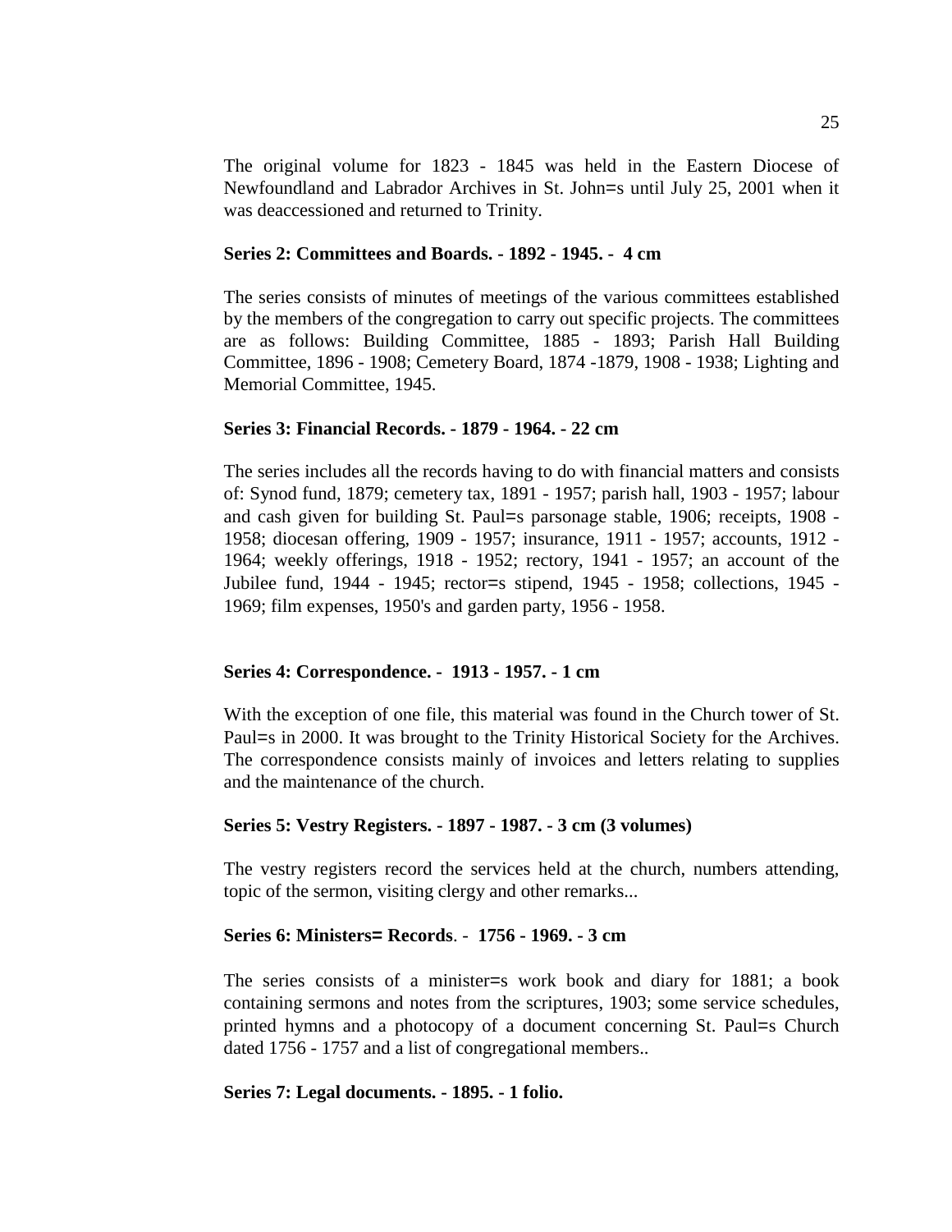The original volume for 1823 - 1845 was held in the Eastern Diocese of Newfoundland and Labrador Archives in St. John=s until July 25, 2001 when it was deaccessioned and returned to Trinity.

**Series 2: Committees and Boards. - 1892 - 1945. - 4 cm**

The series consists of minutes of meetings of the various committees established by the members of the congregation to carry out specific projects. The committees are as follows: Building Committee, 1885 - 1893; Parish Hall Building Committee, 1896 - 1908; Cemetery Board, 1874 -1879, 1908 - 1938; Lighting and Memorial Committee, 1945.

**Series 3: Financial Records. - 1879 - 1964. - 22 cm**

The series includes all the records having to do with financial matters and consists of: Synod fund, 1879; cemetery tax, 1891 - 1957; parish hall, 1903 - 1957; labour and cash given for building St. Paul=s parsonage stable, 1906; receipts, 1908 - 1958; diocesan offering, 1909 - 1957; insurance, 1911 - 1957; accounts, 1912 - 1964; weekly offerings, 1918 - 1952; rectory, 1941 - 1957; an account of the Jubilee fund, 1944 - 1945; rector=s stipend, 1945 - 1958; collections, 1945 - 1969; film expenses, 1950's and garden party, 1956 - 1958.

**Series 4: Correspondence. - 1913 - 1957. - 1 cm**

With the exception of one file, this material was found in the Church tower of St. Paul=s in 2000. It was brought to the Trinity Historical Society for the Archives. The correspondence consists mainly of invoices and letters relating to supplies and the maintenance of the church.

**Series 5: Vestry Registers. - 1897 - 1987. - 3 cm (3 volumes)**

The vestry registers record the services held at the church, numbers attending, topic of the sermon, visiting clergy and other remarks...

**Series 6: Ministers= Records**. - **1756 - 1969. - 3 cm**

The series consists of a minister=s work book and diary for 1881; a book containing sermons and notes from the scriptures, 1903; some service schedules, printed hymns and a photocopy of a document concerning St. Paul=s Church dated 1756 - 1757 and a list of congregational members..

**Series 7: Legal documents. - 1895. - 1 folio.**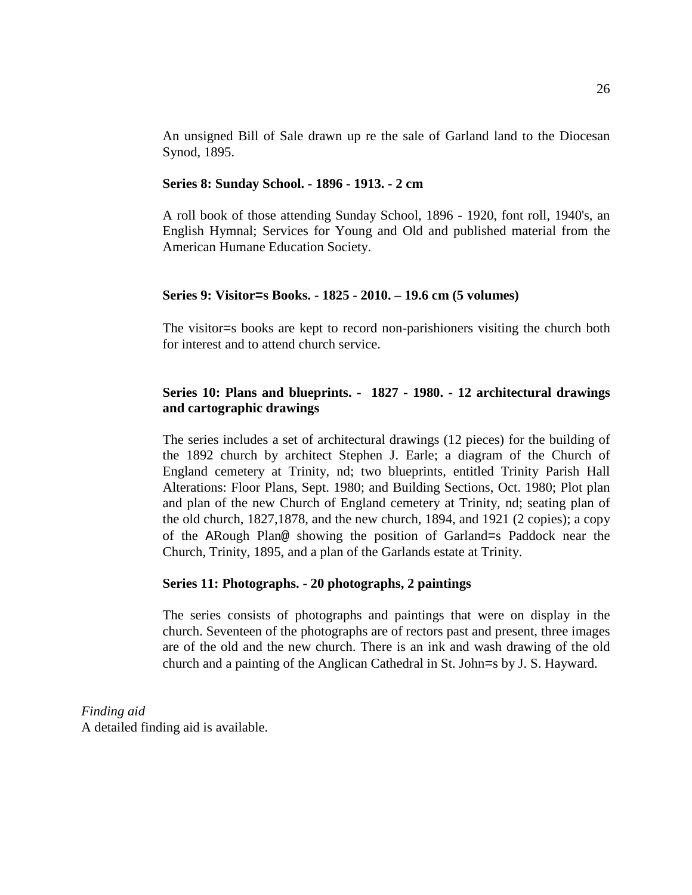An unsigned Bill of Sale drawn up re the sale of Garland land to the Diocesan Synod, 1895.

**Series 8: Sunday School. - 1896 - 1913. - 2 cm**

A roll book of those attending Sunday School, 1896 - 1920, font roll, 1940's, an English Hymnal; Services for Young and Old and published material from the American Humane Education Society.

**Series 9: Visitor=s Books. - 1825 - 2010. – 19.6 cm (5 volumes)**

The visitor=s books are kept to record non-parishioners visiting the church both for interest and to attend church service.

**Series 10: Plans and blueprints. - 1827 - 1980. - 12 architectural drawings and cartographic drawings**

The series includes a set of architectural drawings (12 pieces) for the building of the 1892 church by architect Stephen J. Earle; a diagram of the Church of England cemetery at Trinity, nd; two blueprints, entitled Trinity Parish Hall Alterations: Floor Plans, Sept. 1980; and Building Sections, Oct. 1980; Plot plan and plan of the new Church of England cemetery at Trinity, nd; seating plan of the old church, 1827,1878, and the new church, 1894, and 1921 (2 copies); a copy of the ARough Plan@ showing the position of Garland=s Paddock near the Church, Trinity, 1895, and a plan of the Garlands estate at Trinity.

**Series 11: Photographs. - 20 photographs, 2 paintings**

The series consists of photographs and paintings that were on display in the church. Seventeen of the photographs are of rectors past and present, three images are of the old and the new church. There is an ink and wash drawing of the old church and a painting of the Anglican Cathedral in St. John=s by J. S. Hayward.

*Finding aid*
A detailed finding aid is available.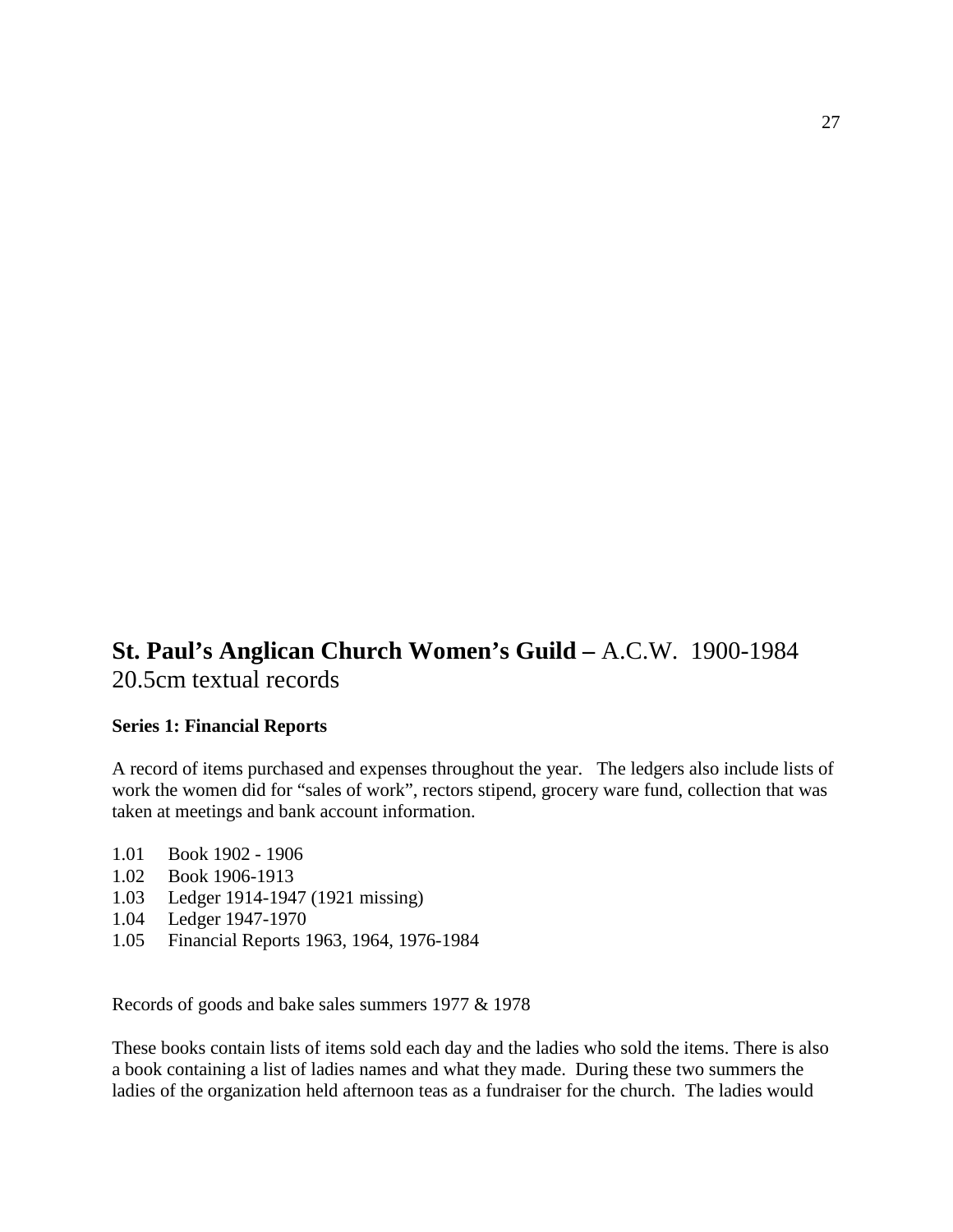## **St. Paul's Anglican Church Women's Guild –** A.C.W. 1900-1984
20.5cm textual records

**Series 1: Financial Reports**

A record of items purchased and expenses throughout the year. The ledgers also include lists of work the women did for "sales of work", rectors stipend, grocery ware fund, collection that was taken at meetings and bank account information.

1.01 Book 1902 - 1906
1.02 Book 1906-1913
1.03 Ledger 1914-1947 (1921 missing)
1.04 Ledger 1947-1970
1.05 Financial Reports 1963, 1964, 1976-1984

Records of goods and bake sales summers 1977 & 1978

These books contain lists of items sold each day and the ladies who sold the items. There is also a book containing a list of ladies names and what they made. During these two summers the ladies of the organization held afternoon teas as a fundraiser for the church. The ladies would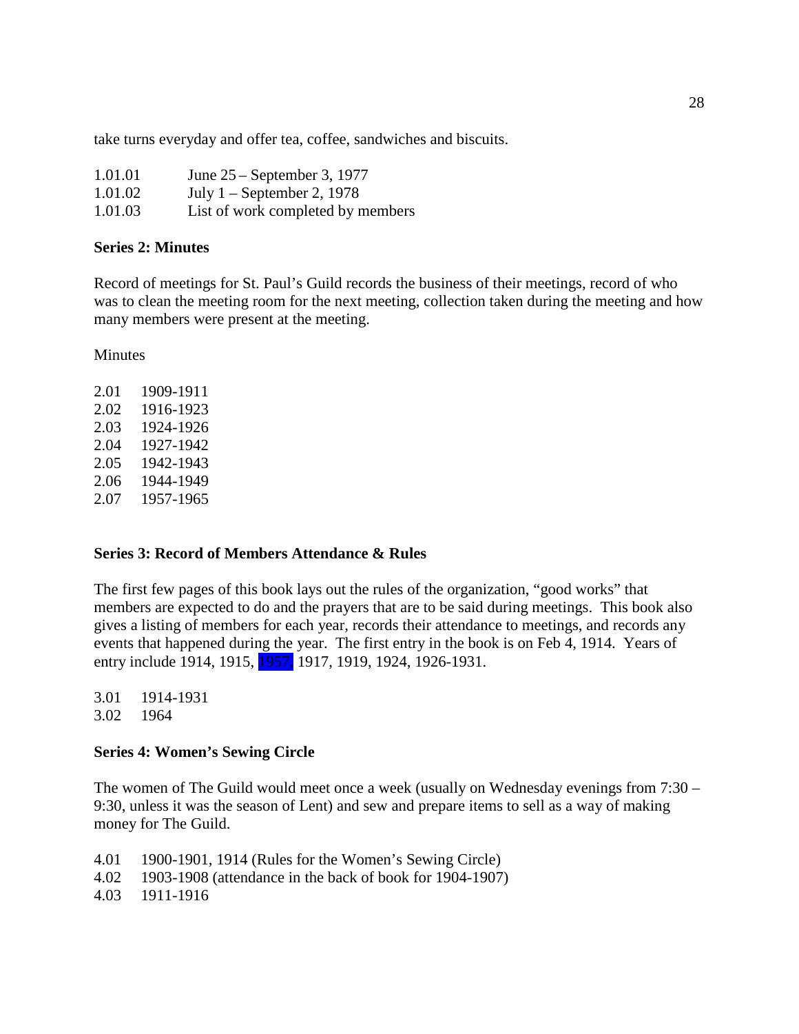take turns everyday and offer tea, coffee, sandwiches and biscuits.

1.01.01 June 25 – September 3, 1977
1.01.02 July 1 – September 2, 1978
1.01.03 List of work completed by members

**Series 2: Minutes**

Record of meetings for St. Paul's Guild records the business of their meetings, record of who was to clean the meeting room for the next meeting, collection taken during the meeting and how many members were present at the meeting.

Minutes

2.01 1909-1911
2.02 1916-1923
2.03 1924-1926
2.04 1927-1942
2.05 1942-1943
2.06 1944-1949
2.07 1957-1965

**Series 3: Record of Members Attendance & Rules**

The first few pages of this book lays out the rules of the organization, "good works" that members are expected to do and the prayers that are to be said during meetings. This book also gives a listing of members for each year, records their attendance to meetings, and records any events that happened during the year. The first entry in the book is on Feb 4, 1914. Years of entry include 1914, 1915, 1957, 1917, 1919, 1924, 1926-1931.

3.01 1914-1931
3.02 1964

**Series 4: Women's Sewing Circle**

The women of The Guild would meet once a week (usually on Wednesday evenings from 7:30 – 9:30, unless it was the season of Lent) and sew and prepare items to sell as a way of making money for The Guild.

4.01 1900-1901, 1914 (Rules for the Women's Sewing Circle)
4.02 1903-1908 (attendance in the back of book for 1904-1907)
4.03 1911-1916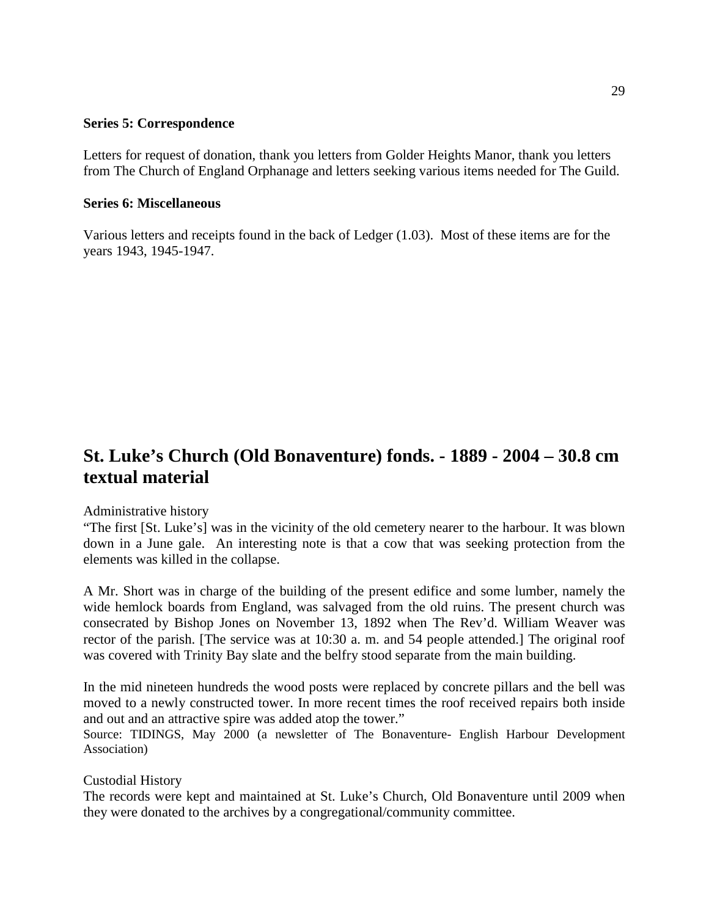**Series 5: Correspondence**

Letters for request of donation, thank you letters from Golder Heights Manor, thank you letters from The Church of England Orphanage and letters seeking various items needed for The Guild.

**Series 6: Miscellaneous**

Various letters and receipts found in the back of Ledger (1.03). Most of these items are for the years 1943, 1945-1947.

## St. Luke's Church (Old Bonaventure) fonds. - 1889 - 2004 – 30.8 cm textual material

Administrative history

"The first [St. Luke's] was in the vicinity of the old cemetery nearer to the harbour. It was blown down in a June gale. An interesting note is that a cow that was seeking protection from the elements was killed in the collapse.

A Mr. Short was in charge of the building of the present edifice and some lumber, namely the wide hemlock boards from England, was salvaged from the old ruins. The present church was consecrated by Bishop Jones on November 13, 1892 when The Rev'd. William Weaver was rector of the parish. [The service was at 10:30 a. m. and 54 people attended.] The original roof was covered with Trinity Bay slate and the belfry stood separate from the main building.

In the mid nineteen hundreds the wood posts were replaced by concrete pillars and the bell was moved to a newly constructed tower. In more recent times the roof received repairs both inside and out and an attractive spire was added atop the tower."

Source: TIDINGS, May 2000 (a newsletter of The Bonaventure- English Harbour Development Association)

Custodial History

The records were kept and maintained at St. Luke's Church, Old Bonaventure until 2009 when they were donated to the archives by a congregational/community committee.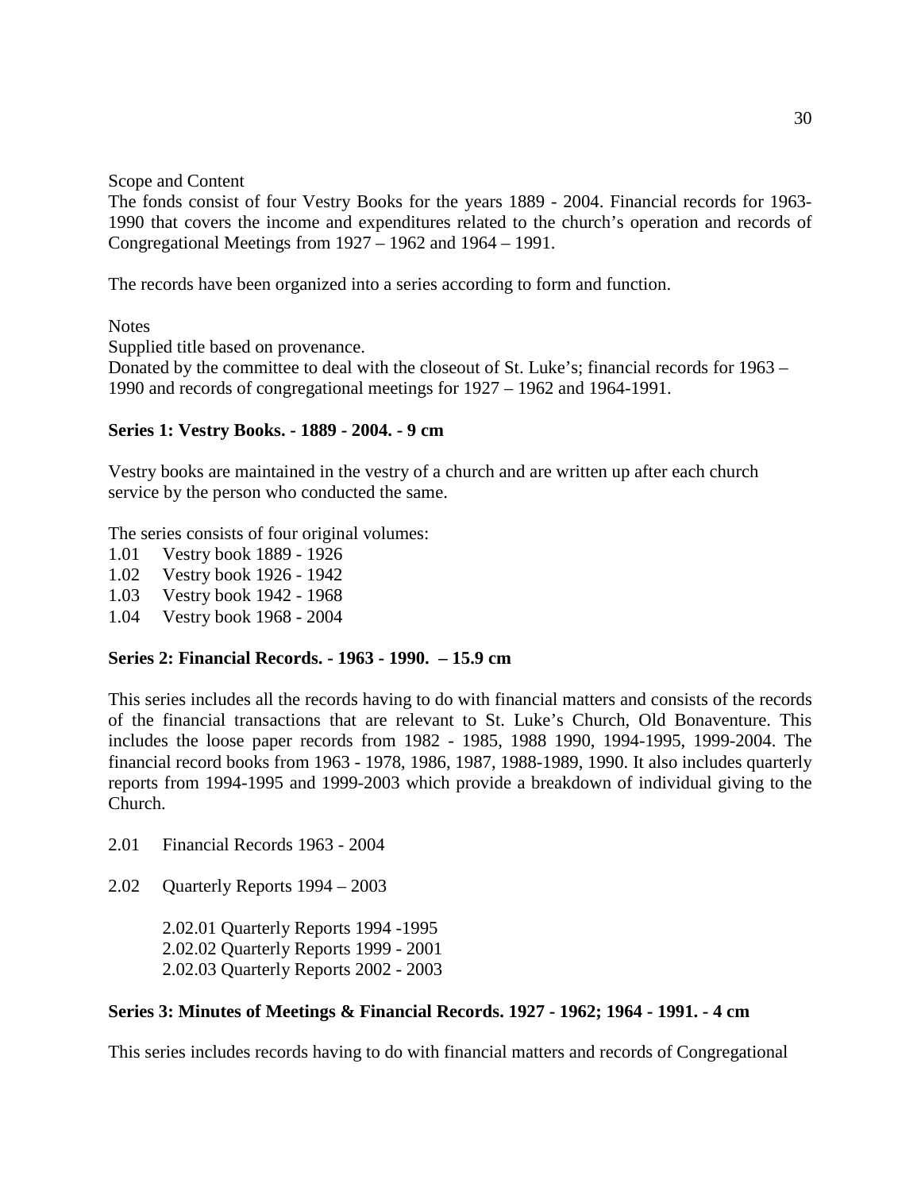Scope and Content

The fonds consist of four Vestry Books for the years 1889 - 2004. Financial records for 1963-1990 that covers the income and expenditures related to the church's operation and records of Congregational Meetings from 1927 – 1962 and 1964 – 1991.

The records have been organized into a series according to form and function.

Notes

Supplied title based on provenance.

Donated by the committee to deal with the closeout of St. Luke's; financial records for 1963 – 1990 and records of congregational meetings for 1927 – 1962 and 1964-1991.

**Series 1: Vestry Books. - 1889 - 2004. - 9 cm**

Vestry books are maintained in the vestry of a church and are written up after each church service by the person who conducted the same.

The series consists of four original volumes:

1.01 Vestry book 1889 - 1926
1.02 Vestry book 1926 - 1942
1.03 Vestry book 1942 - 1968
1.04 Vestry book 1968 - 2004

**Series 2: Financial Records. - 1963 - 1990. – 15.9 cm**

This series includes all the records having to do with financial matters and consists of the records of the financial transactions that are relevant to St. Luke's Church, Old Bonaventure. This includes the loose paper records from 1982 - 1985, 1988 1990, 1994-1995, 1999-2004. The financial record books from 1963 - 1978, 1986, 1987, 1988-1989, 1990. It also includes quarterly reports from 1994-1995 and 1999-2003 which provide a breakdown of individual giving to the Church.

2.01 Financial Records 1963 - 2004

2.02 Quarterly Reports 1994 – 2003

2.02.01 Quarterly Reports 1994 -1995
2.02.02 Quarterly Reports 1999 - 2001
2.02.03 Quarterly Reports 2002 - 2003

**Series 3: Minutes of Meetings & Financial Records. 1927 - 1962; 1964 - 1991. - 4 cm**

This series includes records having to do with financial matters and records of Congregational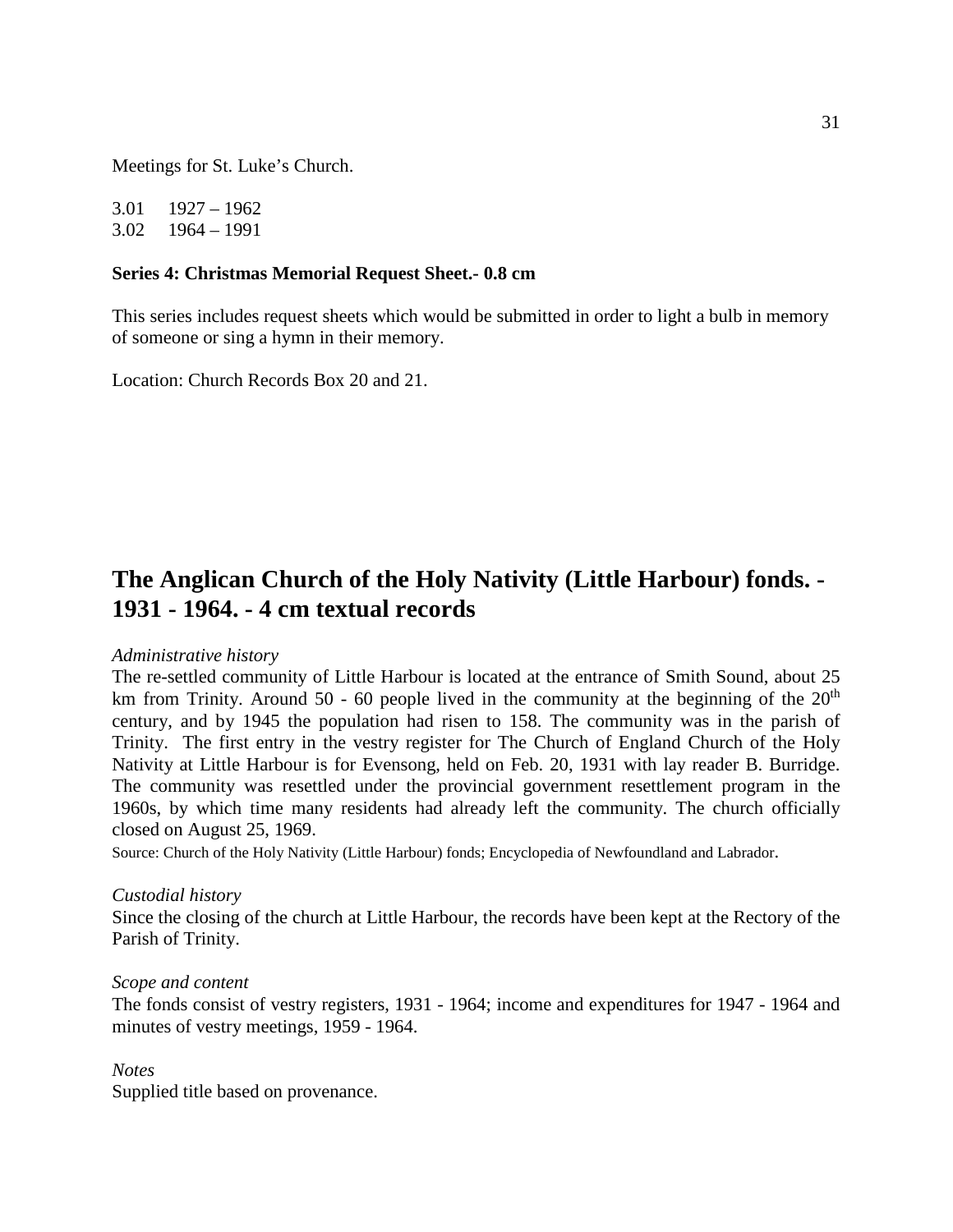Meetings for St. Luke's Church.

3.01 1927 – 1962
3.02 1964 – 1991

**Series 4: Christmas Memorial Request Sheet.- 0.8 cm**

This series includes request sheets which would be submitted in order to light a bulb in memory of someone or sing a hymn in their memory.

Location: Church Records Box 20 and 21.

# The Anglican Church of the Holy Nativity (Little Harbour) fonds. - 1931 - 1964. - 4 cm textual records

*Administrative history*

The re-settled community of Little Harbour is located at the entrance of Smith Sound, about 25 km from Trinity. Around 50 - 60 people lived in the community at the beginning of the 20th century, and by 1945 the population had risen to 158. The community was in the parish of Trinity. The first entry in the vestry register for The Church of England Church of the Holy Nativity at Little Harbour is for Evensong, held on Feb. 20, 1931 with lay reader B. Burridge. The community was resettled under the provincial government resettlement program in the 1960s, by which time many residents had already left the community. The church officially closed on August 25, 1969.

Source: Church of the Holy Nativity (Little Harbour) fonds; Encyclopedia of Newfoundland and Labrador.

*Custodial history*

Since the closing of the church at Little Harbour, the records have been kept at the Rectory of the Parish of Trinity.

*Scope and content*

The fonds consist of vestry registers, 1931 - 1964; income and expenditures for 1947 - 1964 and minutes of vestry meetings, 1959 - 1964.

*Notes*

Supplied title based on provenance.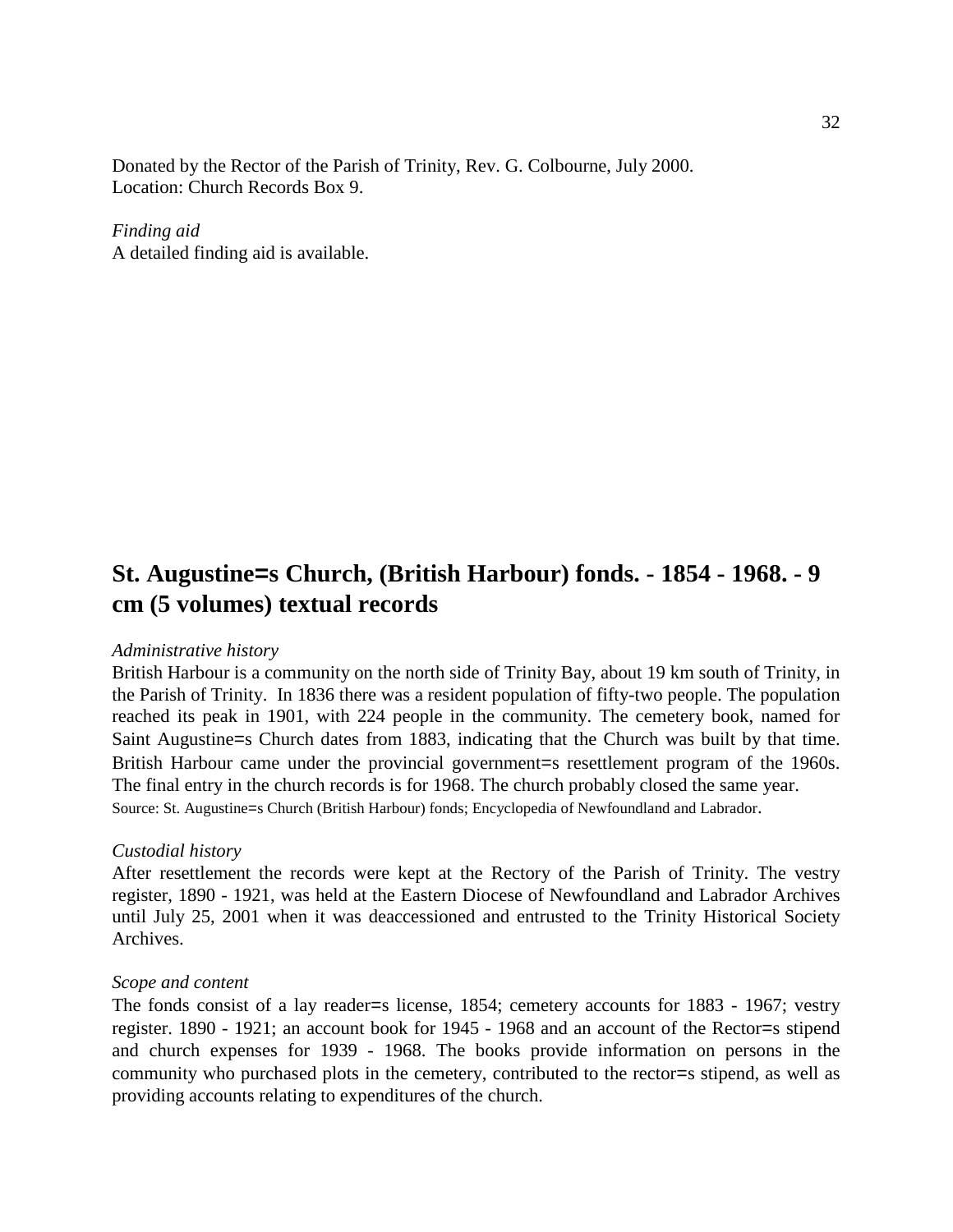Donated by the Rector of the Parish of Trinity, Rev. G. Colbourne, July 2000.
Location: Church Records Box 9.

*Finding aid*
A detailed finding aid is available.

## St. Augustine=s Church, (British Harbour) fonds. - 1854 - 1968. - 9 cm (5 volumes) textual records

*Administrative history*
British Harbour is a community on the north side of Trinity Bay, about 19 km south of Trinity, in the Parish of Trinity. In 1836 there was a resident population of fifty-two people. The population reached its peak in 1901, with 224 people in the community. The cemetery book, named for Saint Augustine=s Church dates from 1883, indicating that the Church was built by that time. British Harbour came under the provincial government=s resettlement program of the 1960s. The final entry in the church records is for 1968. The church probably closed the same year.
Source: St. Augustine=s Church (British Harbour) fonds; Encyclopedia of Newfoundland and Labrador.

*Custodial history*
After resettlement the records were kept at the Rectory of the Parish of Trinity. The vestry register, 1890 - 1921, was held at the Eastern Diocese of Newfoundland and Labrador Archives until July 25, 2001 when it was deaccessioned and entrusted to the Trinity Historical Society Archives.

*Scope and content*
The fonds consist of a lay reader=s license, 1854; cemetery accounts for 1883 - 1967; vestry register. 1890 - 1921; an account book for 1945 - 1968 and an account of the Rector=s stipend and church expenses for 1939 - 1968. The books provide information on persons in the community who purchased plots in the cemetery, contributed to the rector=s stipend, as well as providing accounts relating to expenditures of the church.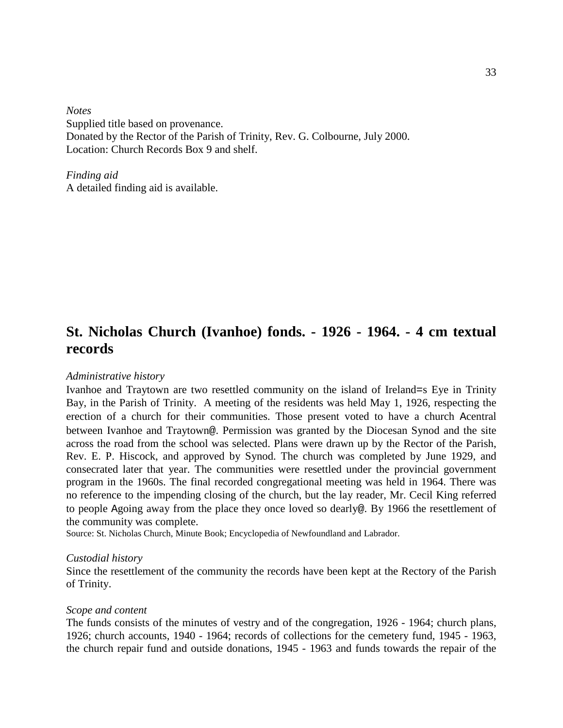*Notes*
Supplied title based on provenance.
Donated by the Rector of the Parish of Trinity, Rev. G. Colbourne, July 2000.
Location: Church Records Box 9 and shelf.

*Finding aid*
A detailed finding aid is available.

## St. Nicholas Church (Ivanhoe) fonds. - 1926 - 1964. - 4 cm textual records

*Administrative history*
Ivanhoe and Traytown are two resettled community on the island of Ireland=s Eye in Trinity Bay, in the Parish of Trinity. A meeting of the residents was held May 1, 1926, respecting the erection of a church for their communities. Those present voted to have a church Acentral between Ivanhoe and Traytown@. Permission was granted by the Diocesan Synod and the site across the road from the school was selected. Plans were drawn up by the Rector of the Parish, Rev. E. P. Hiscock, and approved by Synod. The church was completed by June 1929, and consecrated later that year. The communities were resettled under the provincial government program in the 1960s. The final recorded congregational meeting was held in 1964. There was no reference to the impending closing of the church, but the lay reader, Mr. Cecil King referred to people Agoing away from the place they once loved so dearly@. By 1966 the resettlement of the community was complete.
Source: St. Nicholas Church, Minute Book; Encyclopedia of Newfoundland and Labrador.

*Custodial history*
Since the resettlement of the community the records have been kept at the Rectory of the Parish of Trinity.

*Scope and content*
The funds consists of the minutes of vestry and of the congregation, 1926 - 1964; church plans, 1926; church accounts, 1940 - 1964; records of collections for the cemetery fund, 1945 - 1963, the church repair fund and outside donations, 1945 - 1963 and funds towards the repair of the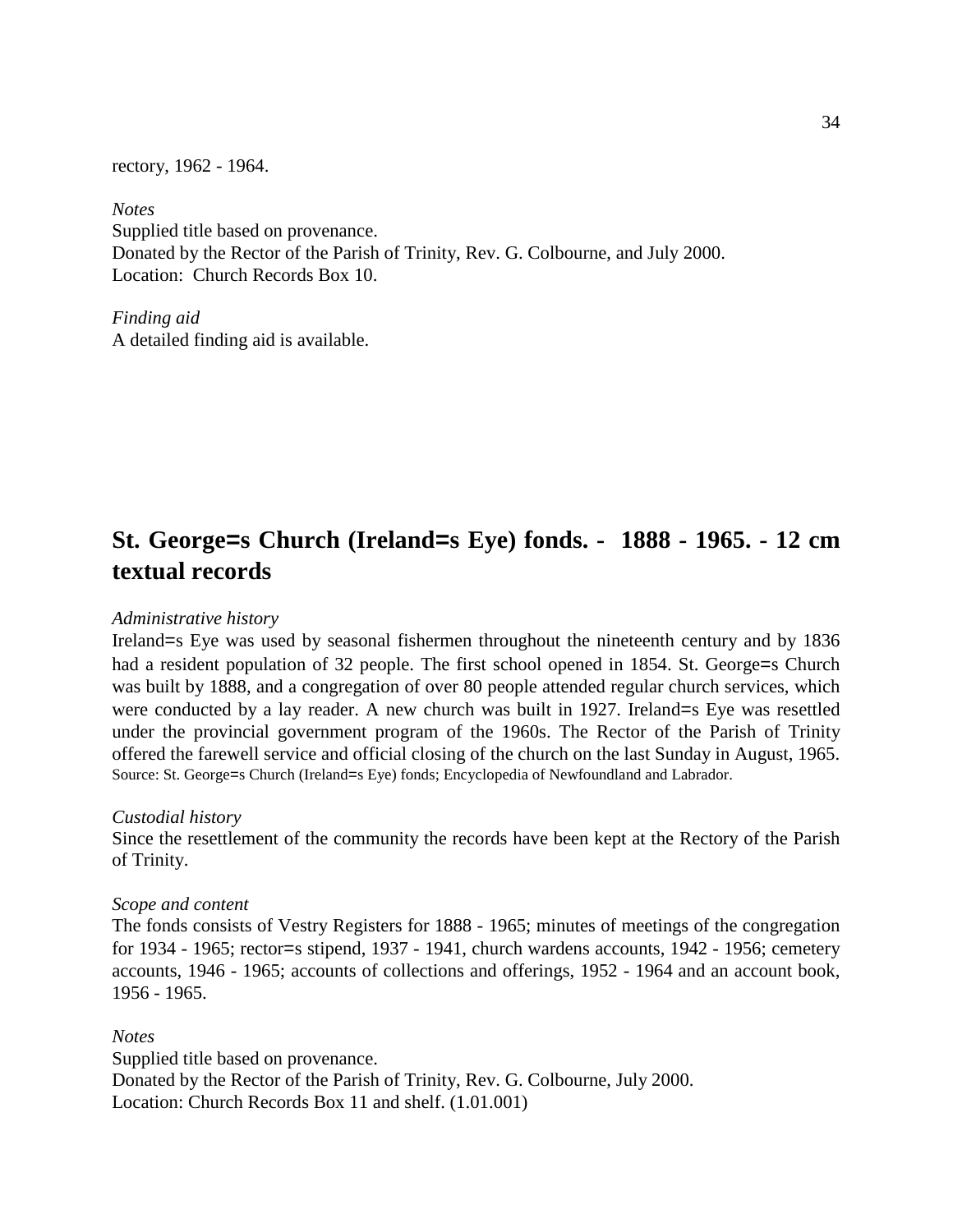rectory, 1962 - 1964.

*Notes*
Supplied title based on provenance.
Donated by the Rector of the Parish of Trinity, Rev. G. Colbourne, and July 2000.
Location: Church Records Box 10.

*Finding aid*
A detailed finding aid is available.

## St. George=s Church (Ireland=s Eye) fonds. - 1888 - 1965. - 12 cm textual records

*Administrative history*
Ireland=s Eye was used by seasonal fishermen throughout the nineteenth century and by 1836 had a resident population of 32 people. The first school opened in 1854. St. George=s Church was built by 1888, and a congregation of over 80 people attended regular church services, which were conducted by a lay reader. A new church was built in 1927. Ireland=s Eye was resettled under the provincial government program of the 1960s. The Rector of the Parish of Trinity offered the farewell service and official closing of the church on the last Sunday in August, 1965.
Source: St. George=s Church (Ireland=s Eye) fonds; Encyclopedia of Newfoundland and Labrador.

*Custodial history*
Since the resettlement of the community the records have been kept at the Rectory of the Parish of Trinity.

*Scope and content*
The fonds consists of Vestry Registers for 1888 - 1965; minutes of meetings of the congregation for 1934 - 1965; rector=s stipend, 1937 - 1941, church wardens accounts, 1942 - 1956; cemetery accounts, 1946 - 1965; accounts of collections and offerings, 1952 - 1964 and an account book, 1956 - 1965.

*Notes*
Supplied title based on provenance.
Donated by the Rector of the Parish of Trinity, Rev. G. Colbourne, July 2000.
Location: Church Records Box 11 and shelf. (1.01.001)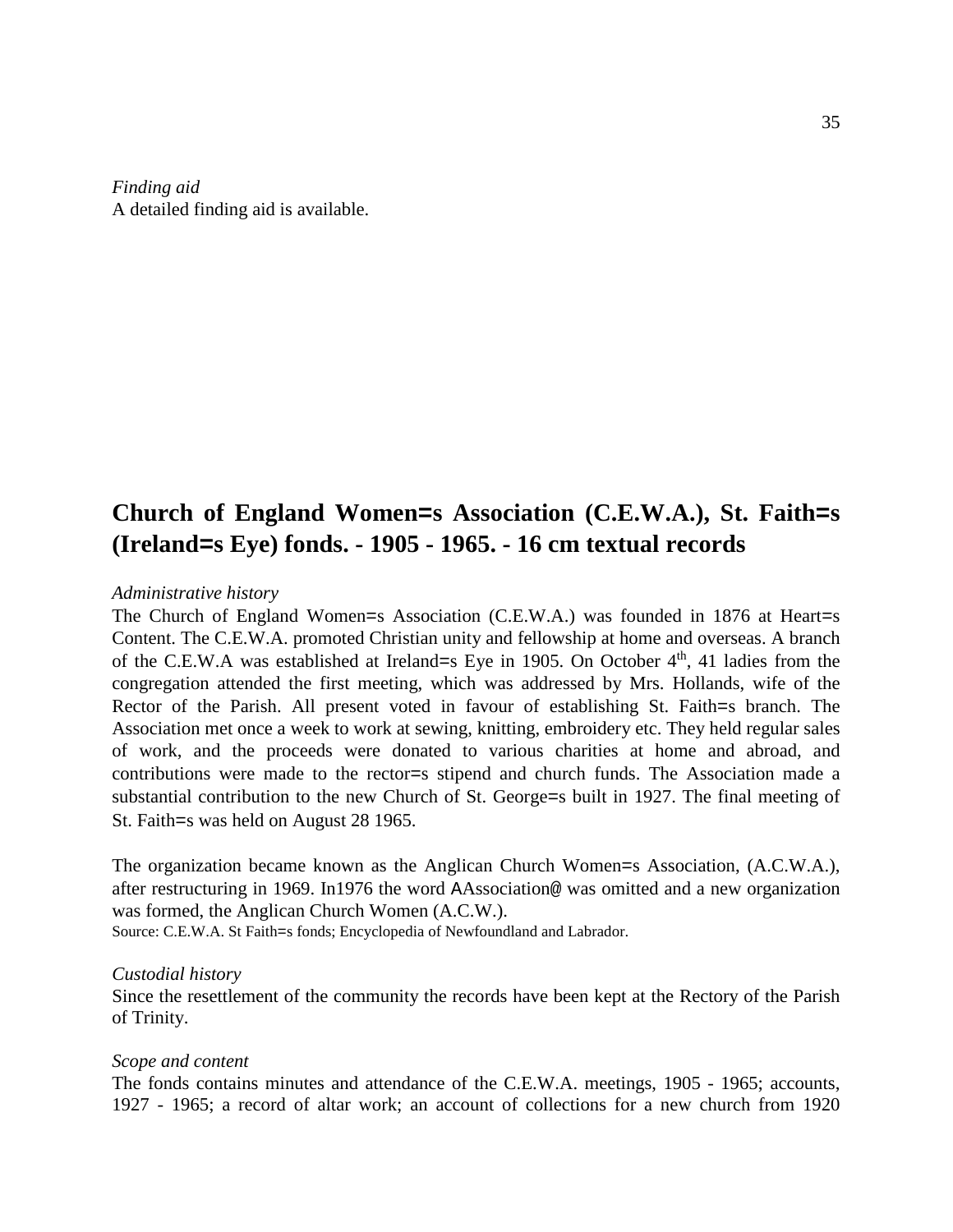*Finding aid*
A detailed finding aid is available.

## Church of England Women=s Association (C.E.W.A.), St. Faith=s (Ireland=s Eye) fonds. - 1905 - 1965. - 16 cm textual records

*Administrative history*
The Church of England Women=s Association (C.E.W.A.) was founded in 1876 at Heart=s Content. The C.E.W.A. promoted Christian unity and fellowship at home and overseas. A branch of the C.E.W.A was established at Ireland=s Eye in 1905. On October 4th, 41 ladies from the congregation attended the first meeting, which was addressed by Mrs. Hollands, wife of the Rector of the Parish. All present voted in favour of establishing St. Faith=s branch. The Association met once a week to work at sewing, knitting, embroidery etc. They held regular sales of work, and the proceeds were donated to various charities at home and abroad, and contributions were made to the rector=s stipend and church funds. The Association made a substantial contribution to the new Church of St. George=s built in 1927. The final meeting of St. Faith=s was held on August 28 1965.

The organization became known as the Anglican Church Women=s Association, (A.C.W.A.), after restructuring in 1969. In1976 the word AAssociation@ was omitted and a new organization was formed, the Anglican Church Women (A.C.W.).
Source: C.E.W.A. St Faith=s fonds; Encyclopedia of Newfoundland and Labrador.

*Custodial history*
Since the resettlement of the community the records have been kept at the Rectory of the Parish of Trinity.

*Scope and content*
The fonds contains minutes and attendance of the C.E.W.A. meetings, 1905 - 1965; accounts, 1927 - 1965; a record of altar work; an account of collections for a new church from 1920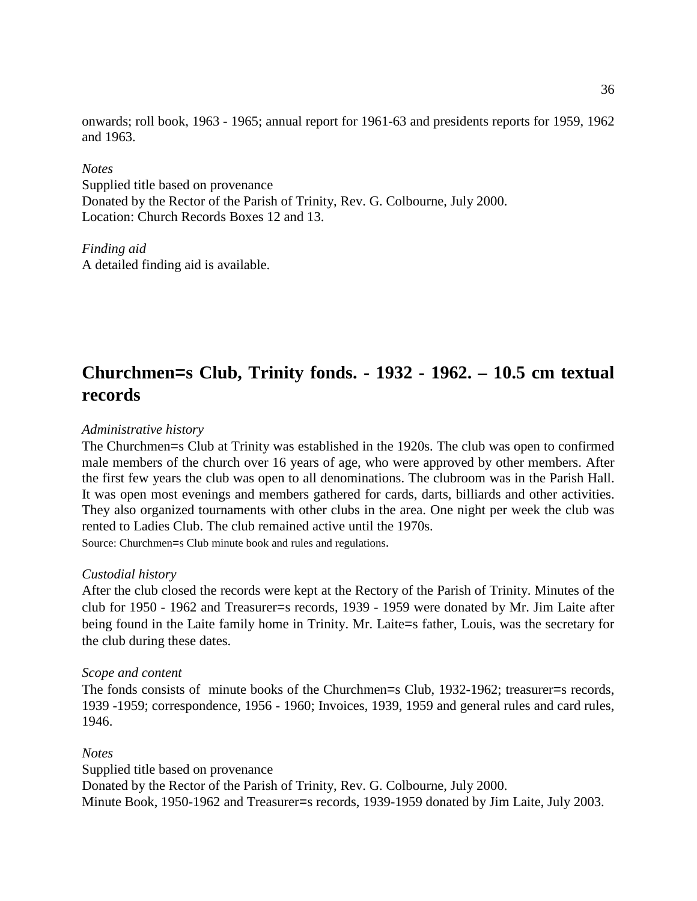onwards; roll book, 1963 - 1965; annual report for 1961-63 and presidents reports for 1959, 1962 and 1963.

*Notes*
Supplied title based on provenance
Donated by the Rector of the Parish of Trinity, Rev. G. Colbourne, July 2000.
Location: Church Records Boxes 12 and 13.

*Finding aid*
A detailed finding aid is available.

## Churchmen=s Club, Trinity fonds. - 1932 - 1962. – 10.5 cm textual records

*Administrative history*
The Churchmen=s Club at Trinity was established in the 1920s. The club was open to confirmed male members of the church over 16 years of age, who were approved by other members. After the first few years the club was open to all denominations. The clubroom was in the Parish Hall. It was open most evenings and members gathered for cards, darts, billiards and other activities. They also organized tournaments with other clubs in the area. One night per week the club was rented to Ladies Club. The club remained active until the 1970s.
Source: Churchmen=s Club minute book and rules and regulations.

*Custodial history*
After the club closed the records were kept at the Rectory of the Parish of Trinity. Minutes of the club for 1950 - 1962 and Treasurer=s records, 1939 - 1959 were donated by Mr. Jim Laite after being found in the Laite family home in Trinity. Mr. Laite=s father, Louis, was the secretary for the club during these dates.

*Scope and content*
The fonds consists of minute books of the Churchmen=s Club, 1932-1962; treasurer=s records, 1939 -1959; correspondence, 1956 - 1960; Invoices, 1939, 1959 and general rules and card rules, 1946.

*Notes*
Supplied title based on provenance
Donated by the Rector of the Parish of Trinity, Rev. G. Colbourne, July 2000.
Minute Book, 1950-1962 and Treasurer=s records, 1939-1959 donated by Jim Laite, July 2003.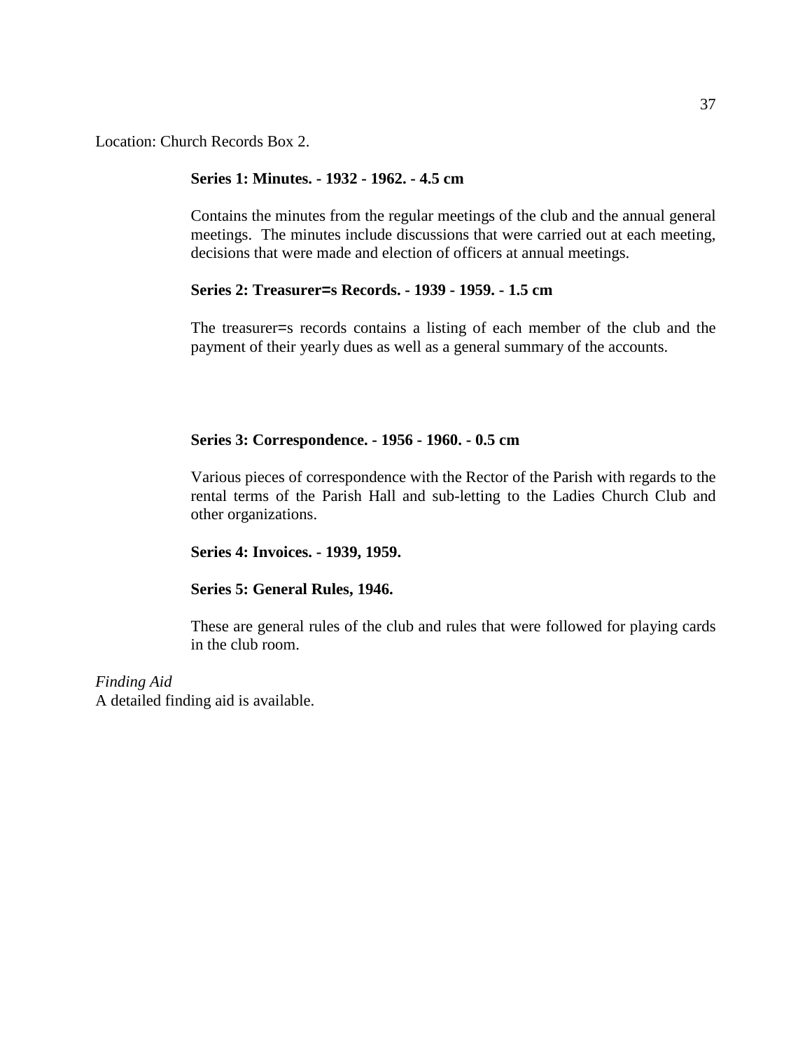Location: Church Records Box 2.

**Series 1: Minutes. - 1932 - 1962. - 4.5 cm**

Contains the minutes from the regular meetings of the club and the annual general meetings. The minutes include discussions that were carried out at each meeting, decisions that were made and election of officers at annual meetings.

**Series 2: Treasurer=s Records. - 1939 - 1959. - 1.5 cm**

The treasurer=s records contains a listing of each member of the club and the payment of their yearly dues as well as a general summary of the accounts.

**Series 3: Correspondence. - 1956 - 1960. - 0.5 cm**

Various pieces of correspondence with the Rector of the Parish with regards to the rental terms of the Parish Hall and sub-letting to the Ladies Church Club and other organizations.

**Series 4: Invoices. - 1939, 1959.**

**Series 5: General Rules, 1946.**

These are general rules of the club and rules that were followed for playing cards in the club room.

*Finding Aid*
A detailed finding aid is available.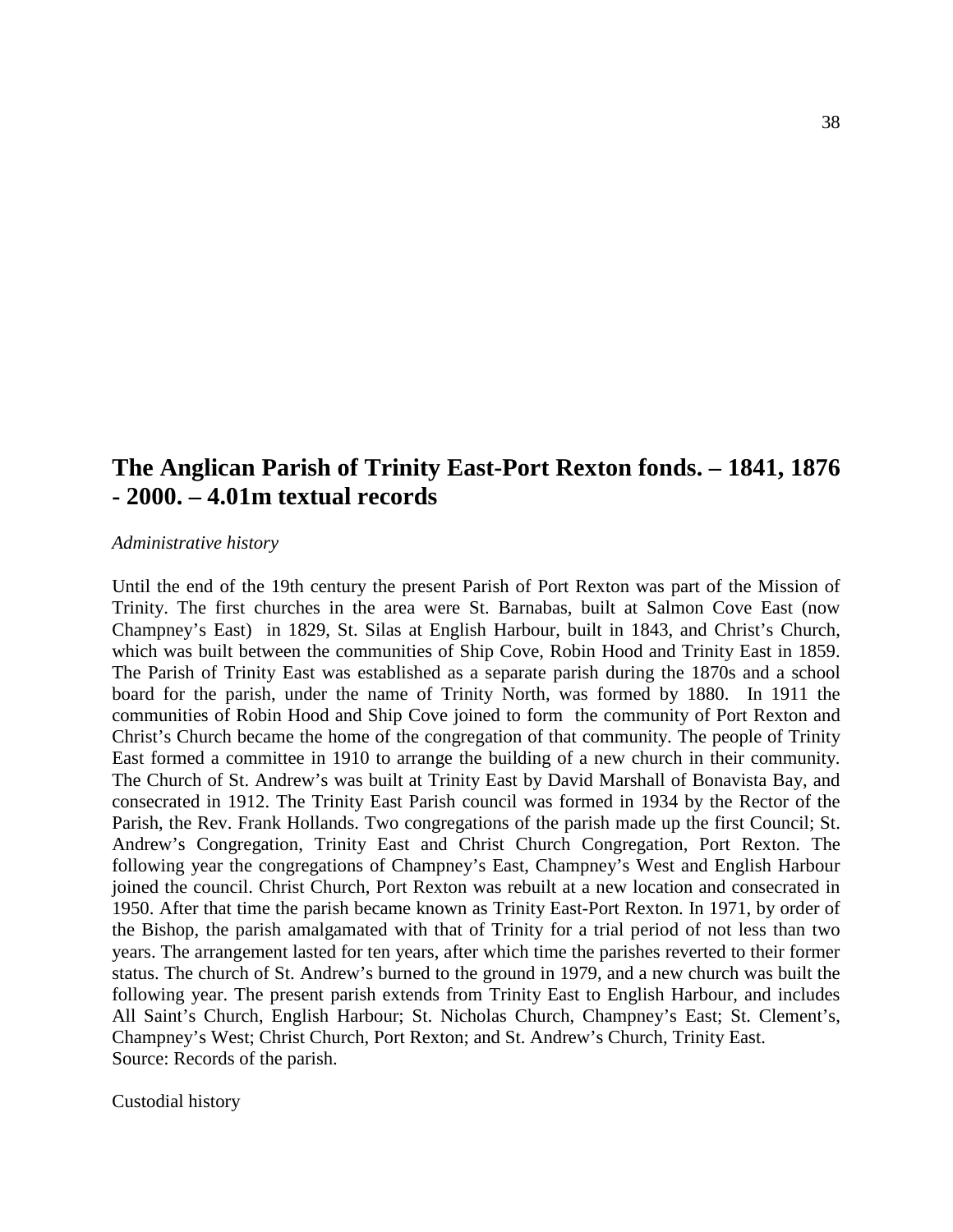## The Anglican Parish of Trinity East-Port Rexton fonds. – 1841, 1876 - 2000. – 4.01m textual records

*Administrative history*

Until the end of the 19th century the present Parish of Port Rexton was part of the Mission of Trinity. The first churches in the area were St. Barnabas, built at Salmon Cove East (now Champney's East) in 1829, St. Silas at English Harbour, built in 1843, and Christ's Church, which was built between the communities of Ship Cove, Robin Hood and Trinity East in 1859. The Parish of Trinity East was established as a separate parish during the 1870s and a school board for the parish, under the name of Trinity North, was formed by 1880. In 1911 the communities of Robin Hood and Ship Cove joined to form the community of Port Rexton and Christ's Church became the home of the congregation of that community. The people of Trinity East formed a committee in 1910 to arrange the building of a new church in their community. The Church of St. Andrew's was built at Trinity East by David Marshall of Bonavista Bay, and consecrated in 1912. The Trinity East Parish council was formed in 1934 by the Rector of the Parish, the Rev. Frank Hollands. Two congregations of the parish made up the first Council; St. Andrew's Congregation, Trinity East and Christ Church Congregation, Port Rexton. The following year the congregations of Champney's East, Champney's West and English Harbour joined the council. Christ Church, Port Rexton was rebuilt at a new location and consecrated in 1950. After that time the parish became known as Trinity East-Port Rexton. In 1971, by order of the Bishop, the parish amalgamated with that of Trinity for a trial period of not less than two years. The arrangement lasted for ten years, after which time the parishes reverted to their former status. The church of St. Andrew's burned to the ground in 1979, and a new church was built the following year. The present parish extends from Trinity East to English Harbour, and includes All Saint's Church, English Harbour; St. Nicholas Church, Champney's East; St. Clement's, Champney's West; Christ Church, Port Rexton; and St. Andrew's Church, Trinity East.
Source: Records of the parish.

Custodial history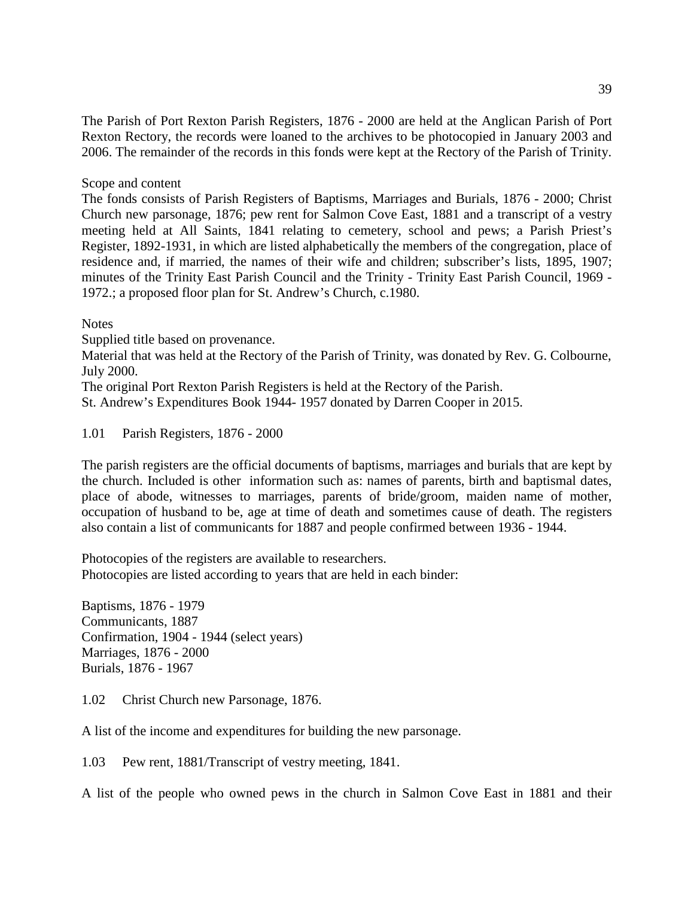The Parish of Port Rexton Parish Registers, 1876 - 2000 are held at the Anglican Parish of Port Rexton Rectory, the records were loaned to the archives to be photocopied in January 2003 and 2006. The remainder of the records in this fonds were kept at the Rectory of the Parish of Trinity.

Scope and content

The fonds consists of Parish Registers of Baptisms, Marriages and Burials, 1876 - 2000; Christ Church new parsonage, 1876; pew rent for Salmon Cove East, 1881 and a transcript of a vestry meeting held at All Saints, 1841 relating to cemetery, school and pews; a Parish Priest's Register, 1892-1931, in which are listed alphabetically the members of the congregation, place of residence and, if married, the names of their wife and children; subscriber's lists, 1895, 1907; minutes of the Trinity East Parish Council and the Trinity - Trinity East Parish Council, 1969 - 1972.; a proposed floor plan for St. Andrew's Church, c.1980.

Notes

Supplied title based on provenance.

Material that was held at the Rectory of the Parish of Trinity, was donated by Rev. G. Colbourne, July 2000.

The original Port Rexton Parish Registers is held at the Rectory of the Parish.

St. Andrew's Expenditures Book 1944- 1957 donated by Darren Cooper in 2015.

1.01 Parish Registers, 1876 - 2000

The parish registers are the official documents of baptisms, marriages and burials that are kept by the church. Included is other information such as: names of parents, birth and baptismal dates, place of abode, witnesses to marriages, parents of bride/groom, maiden name of mother, occupation of husband to be, age at time of death and sometimes cause of death. The registers also contain a list of communicants for 1887 and people confirmed between 1936 - 1944.

Photocopies of the registers are available to researchers.
Photocopies are listed according to years that are held in each binder:

Baptisms, 1876 - 1979
Communicants, 1887
Confirmation, 1904 - 1944 (select years)
Marriages, 1876 - 2000
Burials, 1876 - 1967

1.02 Christ Church new Parsonage, 1876.

A list of the income and expenditures for building the new parsonage.

1.03 Pew rent, 1881/Transcript of vestry meeting, 1841.

A list of the people who owned pews in the church in Salmon Cove East in 1881 and their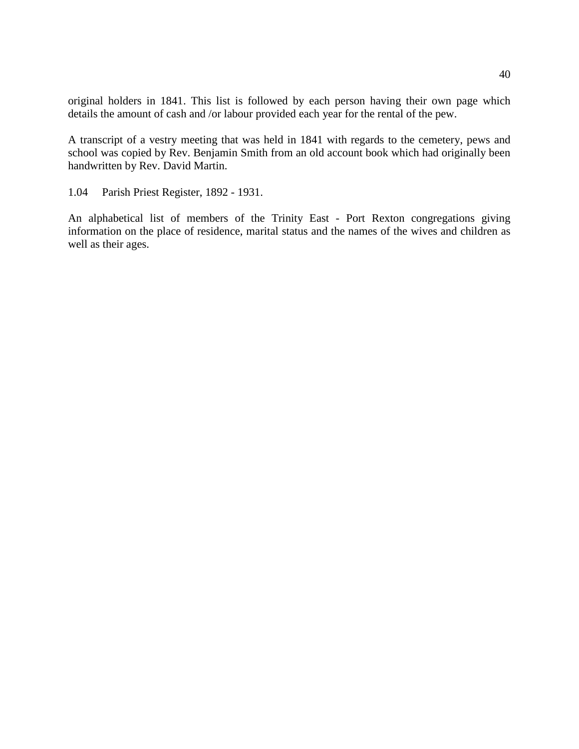original holders in 1841. This list is followed by each person having their own page which details the amount of cash and /or labour provided each year for the rental of the pew.

A transcript of a vestry meeting that was held in 1841 with regards to the cemetery, pews and school was copied by Rev. Benjamin Smith from an old account book which had originally been handwritten by Rev. David Martin.

1.04 Parish Priest Register, 1892 - 1931.

An alphabetical list of members of the Trinity East - Port Rexton congregations giving information on the place of residence, marital status and the names of the wives and children as well as their ages.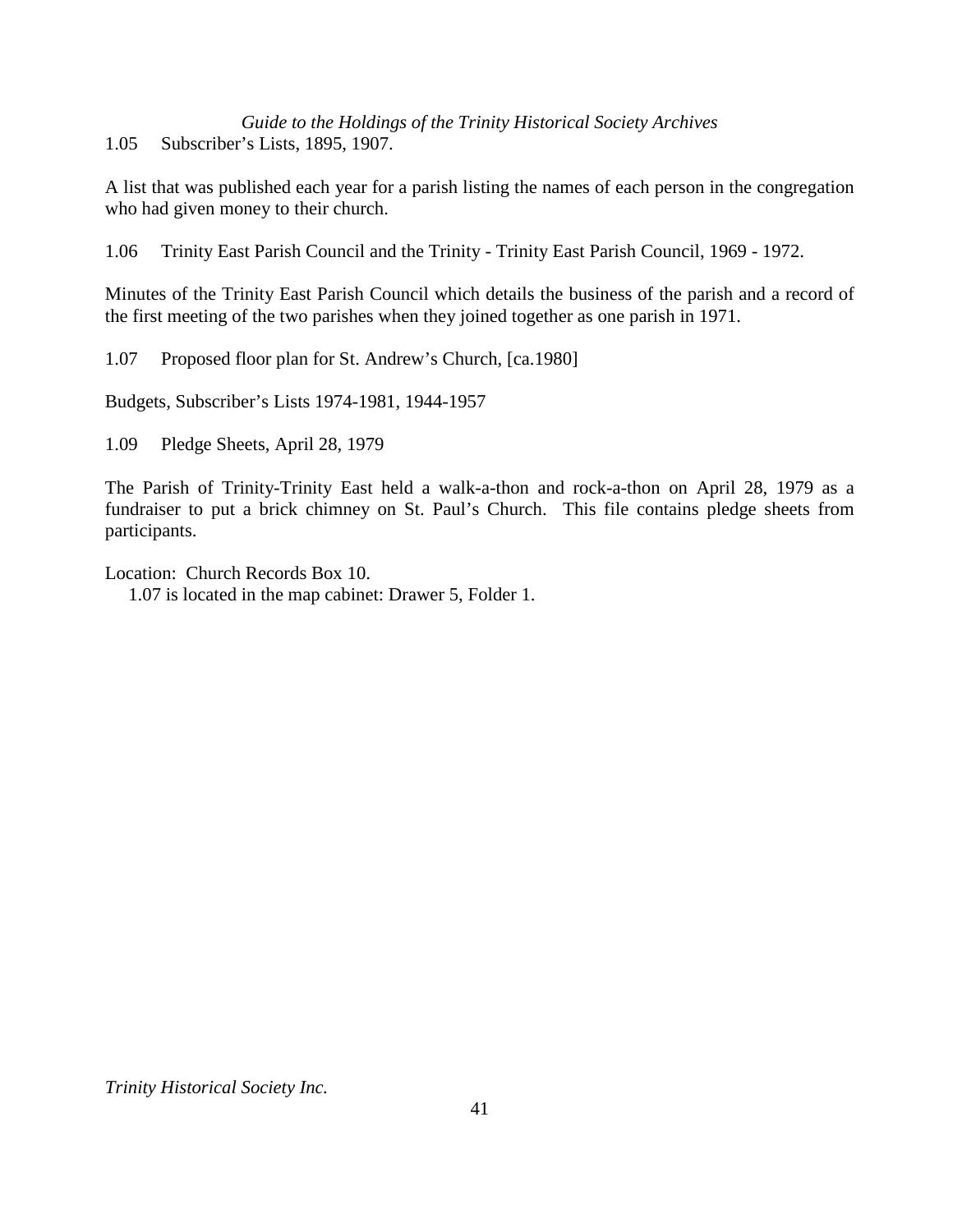1.05 Subscriber’s Lists, 1895, 1907.

A list that was published each year for a parish listing the names of each person in the congregation who had given money to their church.

1.06 Trinity East Parish Council and the Trinity - Trinity East Parish Council, 1969 - 1972.

Minutes of the Trinity East Parish Council which details the business of the parish and a record of the first meeting of the two parishes when they joined together as one parish in 1971.

1.07 Proposed floor plan for St. Andrew’s Church, [ca.1980]

Budgets, Subscriber’s Lists 1974-1981, 1944-1957

1.09 Pledge Sheets, April 28, 1979

The Parish of Trinity-Trinity East held a walk-a-thon and rock-a-thon on April 28, 1979 as a fundraiser to put a brick chimney on St. Paul’s Church. This file contains pledge sheets from participants.

Location: Church Records Box 10.

1.07 is located in the map cabinet: Drawer 5, Folder 1.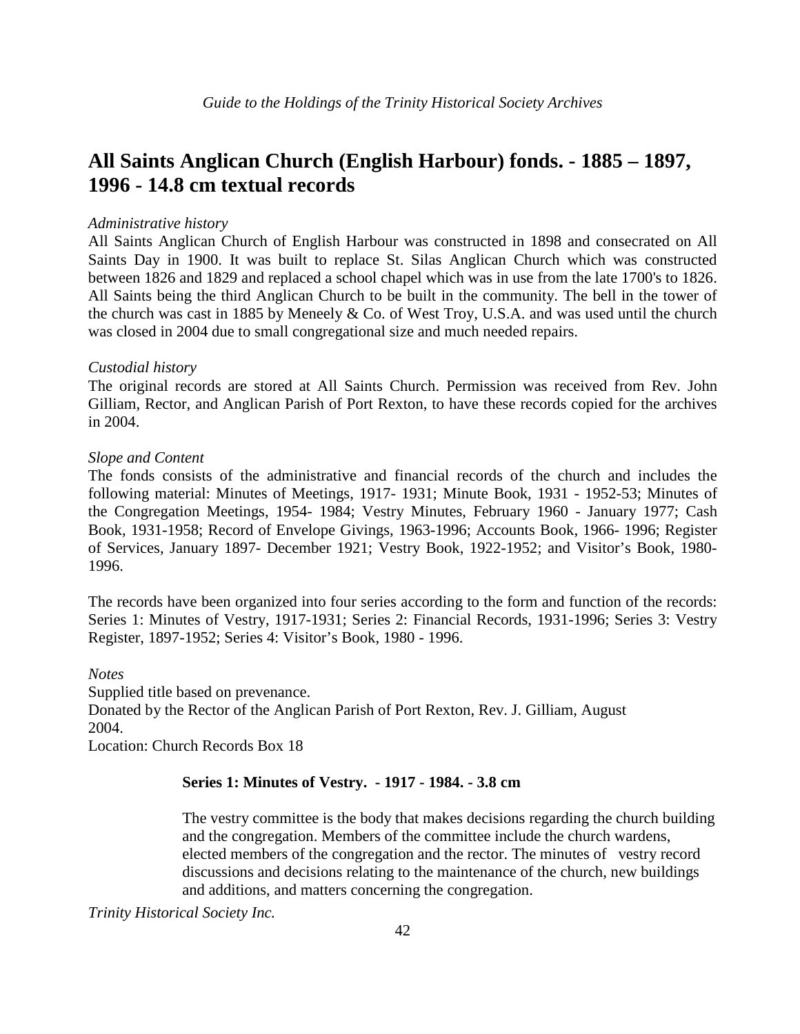# All Saints Anglican Church (English Harbour) fonds. - 1885 – 1897, 1996 - 14.8 cm textual records

*Administrative history*

All Saints Anglican Church of English Harbour was constructed in 1898 and consecrated on All Saints Day in 1900. It was built to replace St. Silas Anglican Church which was constructed between 1826 and 1829 and replaced a school chapel which was in use from the late 1700's to 1826. All Saints being the third Anglican Church to be built in the community. The bell in the tower of the church was cast in 1885 by Meneely & Co. of West Troy, U.S.A. and was used until the church was closed in 2004 due to small congregational size and much needed repairs.

*Custodial history*

The original records are stored at All Saints Church. Permission was received from Rev. John Gilliam, Rector, and Anglican Parish of Port Rexton, to have these records copied for the archives in 2004.

*Slope and Content*

The fonds consists of the administrative and financial records of the church and includes the following material: Minutes of Meetings, 1917- 1931; Minute Book, 1931 - 1952-53; Minutes of the Congregation Meetings, 1954- 1984; Vestry Minutes, February 1960 - January 1977; Cash Book, 1931-1958; Record of Envelope Givings, 1963-1996; Accounts Book, 1966- 1996; Register of Services, January 1897- December 1921; Vestry Book, 1922-1952; and Visitor's Book, 1980-1996.

The records have been organized into four series according to the form and function of the records: Series 1: Minutes of Vestry, 1917-1931; Series 2: Financial Records, 1931-1996; Series 3: Vestry Register, 1897-1952; Series 4: Visitor's Book, 1980 - 1996.

*Notes*

Supplied title based on prevenance.
Donated by the Rector of the Anglican Parish of Port Rexton, Rev. J. Gilliam, August 2004.
Location: Church Records Box 18

### Series 1: Minutes of Vestry. - 1917 - 1984. - 3.8 cm

The vestry committee is the body that makes decisions regarding the church building and the congregation. Members of the committee include the church wardens, elected members of the congregation and the rector. The minutes of vestry record discussions and decisions relating to the maintenance of the church, new buildings and additions, and matters concerning the congregation.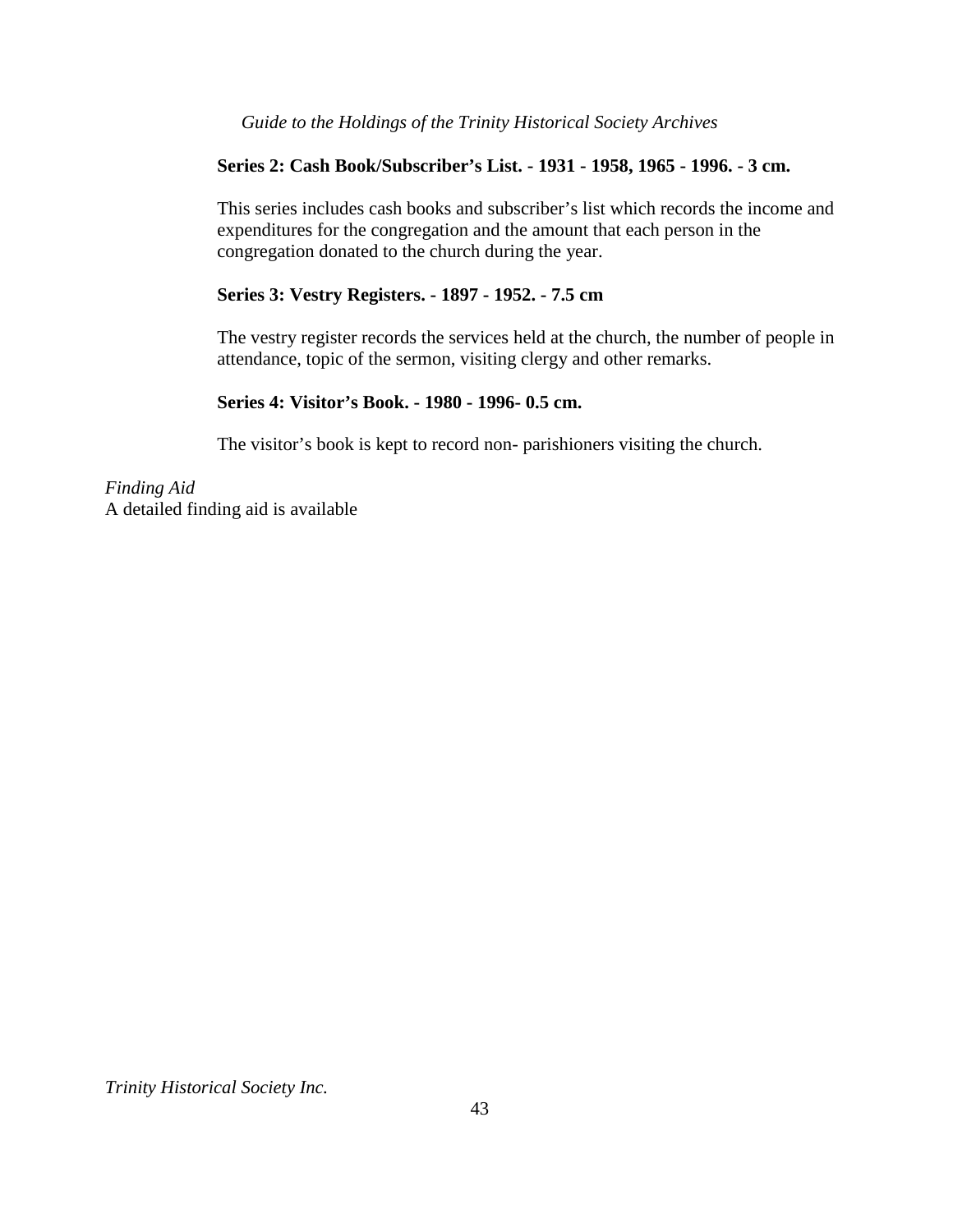**Series 2: Cash Book/Subscriber's List. - 1931 - 1958, 1965 - 1996. - 3 cm.**

This series includes cash books and subscriber's list which records the income and expenditures for the congregation and the amount that each person in the congregation donated to the church during the year.

**Series 3: Vestry Registers. - 1897 - 1952. - 7.5 cm**

The vestry register records the services held at the church, the number of people in attendance, topic of the sermon, visiting clergy and other remarks.

**Series 4: Visitor's Book. - 1980 - 1996- 0.5 cm.**

The visitor's book is kept to record non- parishioners visiting the church.

*Finding Aid*
A detailed finding aid is available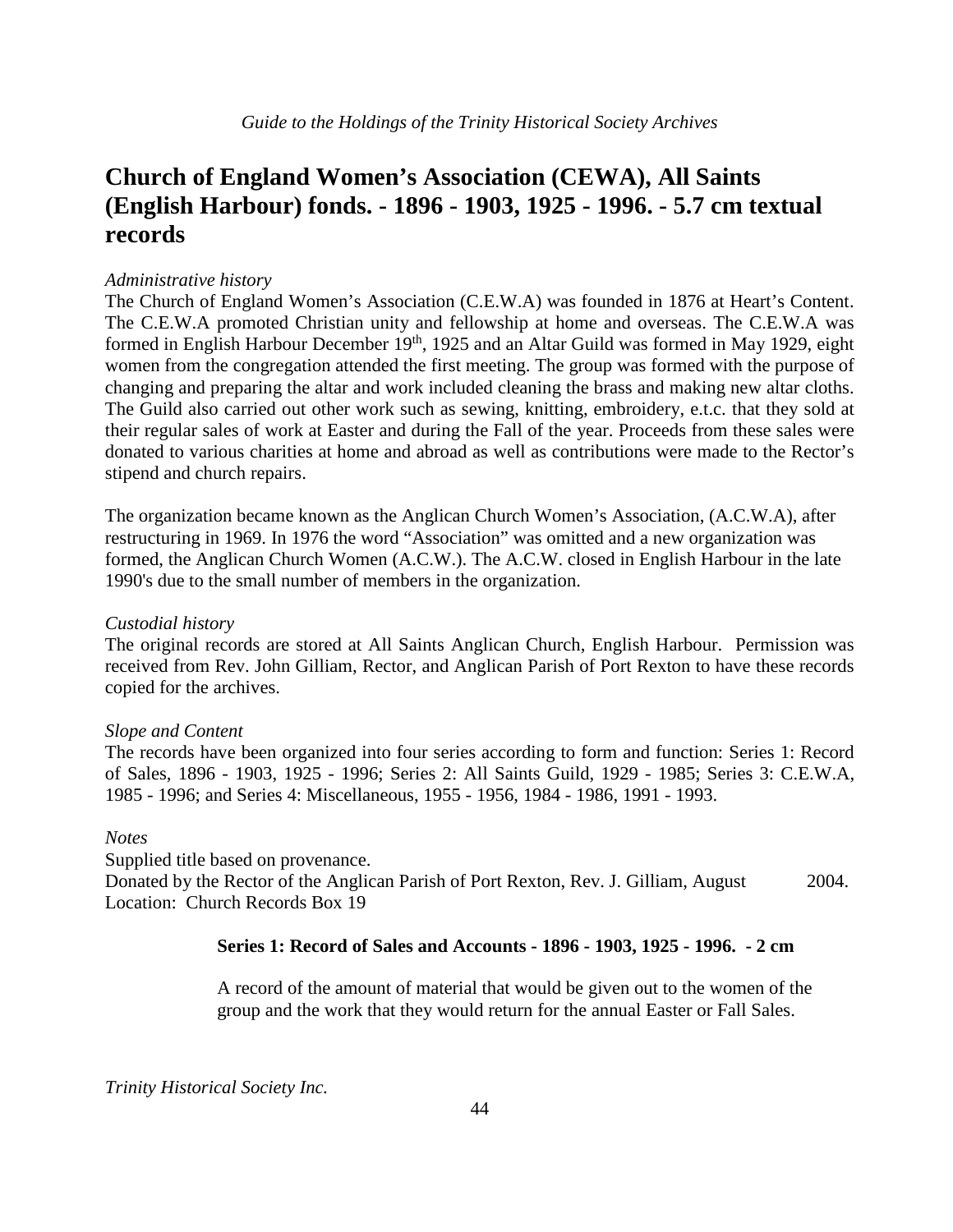# Church of England Women's Association (CEWA), All Saints (English Harbour) fonds. - 1896 - 1903, 1925 - 1996. - 5.7 cm textual records

*Administrative history*

The Church of England Women's Association (C.E.W.A) was founded in 1876 at Heart's Content. The C.E.W.A promoted Christian unity and fellowship at home and overseas. The C.E.W.A was formed in English Harbour December 19th, 1925 and an Altar Guild was formed in May 1929, eight women from the congregation attended the first meeting. The group was formed with the purpose of changing and preparing the altar and work included cleaning the brass and making new altar cloths. The Guild also carried out other work such as sewing, knitting, embroidery, e.t.c. that they sold at their regular sales of work at Easter and during the Fall of the year. Proceeds from these sales were donated to various charities at home and abroad as well as contributions were made to the Rector's stipend and church repairs.

The organization became known as the Anglican Church Women's Association, (A.C.W.A), after restructuring in 1969. In 1976 the word "Association" was omitted and a new organization was formed, the Anglican Church Women (A.C.W.). The A.C.W. closed in English Harbour in the late 1990's due to the small number of members in the organization.

*Custodial history*

The original records are stored at All Saints Anglican Church, English Harbour. Permission was received from Rev. John Gilliam, Rector, and Anglican Parish of Port Rexton to have these records copied for the archives.

*Slope and Content*

The records have been organized into four series according to form and function: Series 1: Record of Sales, 1896 - 1903, 1925 - 1996; Series 2: All Saints Guild, 1929 - 1985; Series 3: C.E.W.A, 1985 - 1996; and Series 4: Miscellaneous, 1955 - 1956, 1984 - 1986, 1991 - 1993.

*Notes*

Supplied title based on provenance.
Donated by the Rector of the Anglican Parish of Port Rexton, Rev. J. Gilliam, August 2004.
Location: Church Records Box 19

**Series 1: Record of Sales and Accounts - 1896 - 1903, 1925 - 1996. - 2 cm**

A record of the amount of material that would be given out to the women of the group and the work that they would return for the annual Easter or Fall Sales.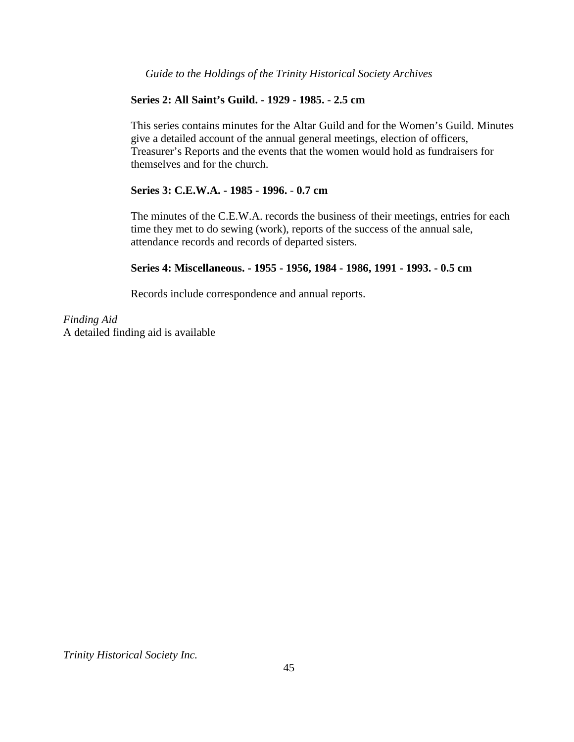**Series 2: All Saint's Guild. - 1929 - 1985. - 2.5 cm**

This series contains minutes for the Altar Guild and for the Women's Guild. Minutes give a detailed account of the annual general meetings, election of officers, Treasurer's Reports and the events that the women would hold as fundraisers for themselves and for the church.

**Series 3: C.E.W.A. - 1985 - 1996. - 0.7 cm**

The minutes of the C.E.W.A. records the business of their meetings, entries for each time they met to do sewing (work), reports of the success of the annual sale, attendance records and records of departed sisters.

**Series 4: Miscellaneous. - 1955 - 1956, 1984 - 1986, 1991 - 1993. - 0.5 cm**

Records include correspondence and annual reports.

*Finding Aid*
A detailed finding aid is available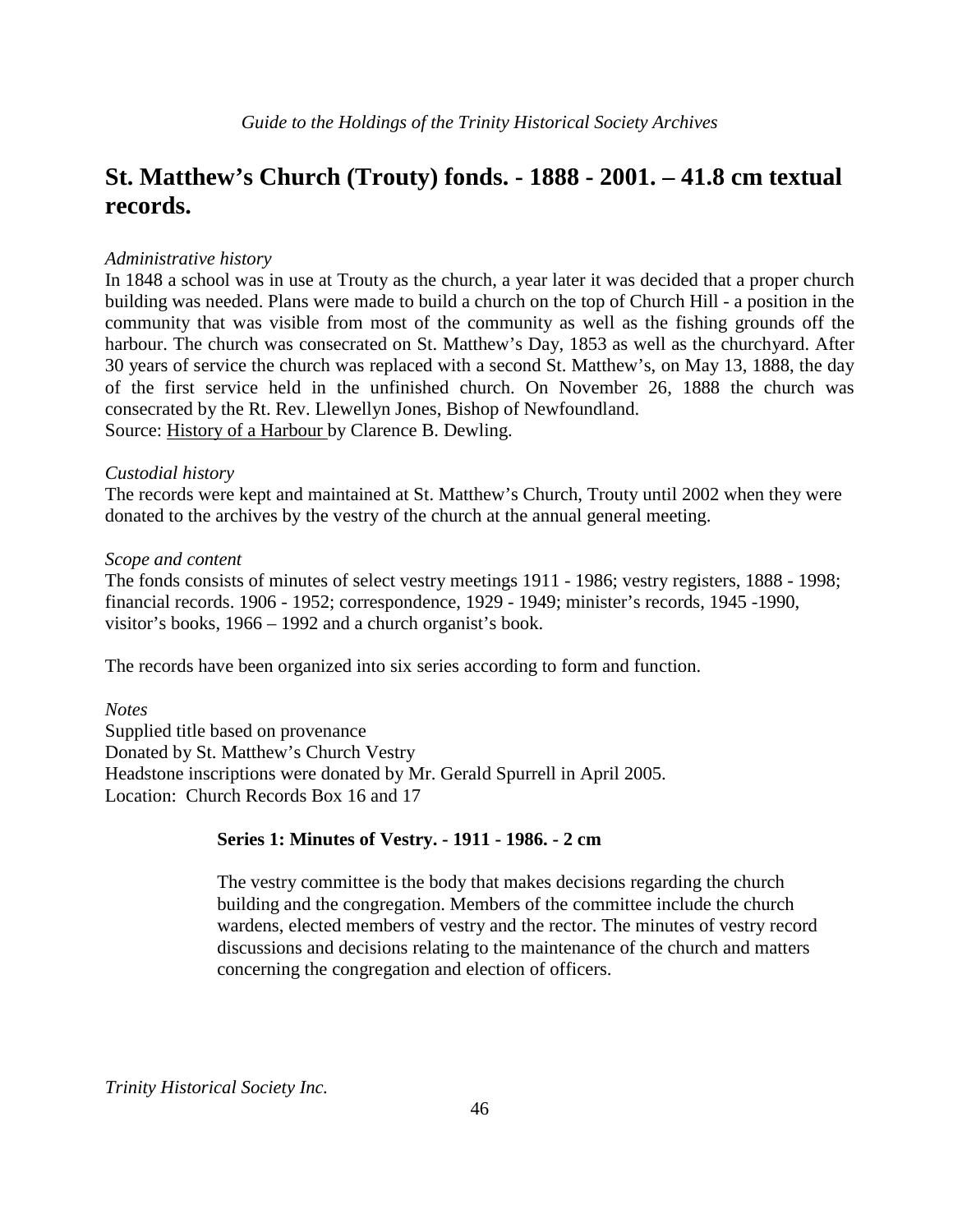## St. Matthew's Church (Trouty) fonds. - 1888 - 2001. – 41.8 cm textual records.

*Administrative history*

In 1848 a school was in use at Trouty as the church, a year later it was decided that a proper church building was needed. Plans were made to build a church on the top of Church Hill - a position in the community that was visible from most of the community as well as the fishing grounds off the harbour. The church was consecrated on St. Matthew's Day, 1853 as well as the churchyard. After 30 years of service the church was replaced with a second St. Matthew's, on May 13, 1888, the day of the first service held in the unfinished church. On November 26, 1888 the church was consecrated by the Rt. Rev. Llewellyn Jones, Bishop of Newfoundland.
Source: History of a Harbour by Clarence B. Dewling.

*Custodial history*

The records were kept and maintained at St. Matthew's Church, Trouty until 2002 when they were donated to the archives by the vestry of the church at the annual general meeting.

*Scope and content*

The fonds consists of minutes of select vestry meetings 1911 - 1986; vestry registers, 1888 - 1998; financial records. 1906 - 1952; correspondence, 1929 - 1949; minister's records, 1945 -1990, visitor's books, 1966 – 1992 and a church organist's book.

The records have been organized into six series according to form and function.

*Notes*

Supplied title based on provenance
Donated by St. Matthew's Church Vestry
Headstone inscriptions were donated by Mr. Gerald Spurrell in April 2005.
Location: Church Records Box 16 and 17

**Series 1: Minutes of Vestry. - 1911 - 1986. - 2 cm**

The vestry committee is the body that makes decisions regarding the church building and the congregation. Members of the committee include the church wardens, elected members of vestry and the rector. The minutes of vestry record discussions and decisions relating to the maintenance of the church and matters concerning the congregation and election of officers.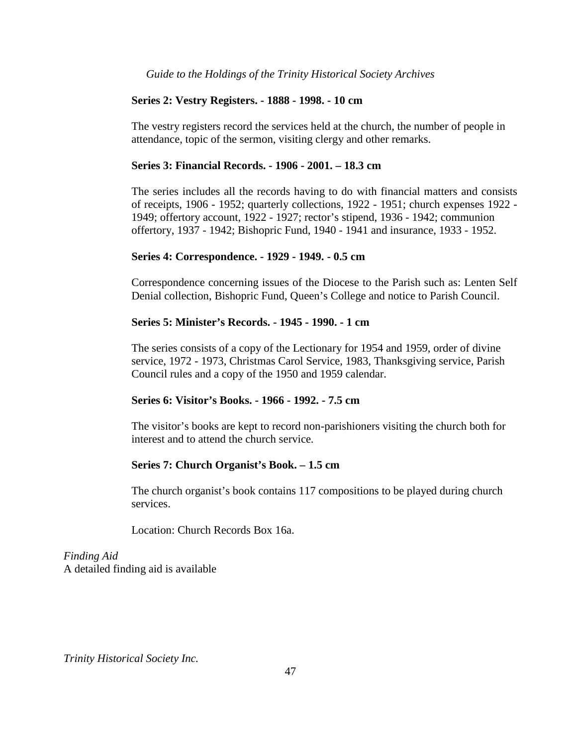**Series 2: Vestry Registers. - 1888 - 1998. - 10 cm**

The vestry registers record the services held at the church, the number of people in attendance, topic of the sermon, visiting clergy and other remarks.

**Series 3: Financial Records. - 1906 - 2001. – 18.3 cm**

The series includes all the records having to do with financial matters and consists of receipts, 1906 - 1952; quarterly collections, 1922 - 1951; church expenses 1922 - 1949; offertory account, 1922 - 1927; rector's stipend, 1936 - 1942; communion offertory, 1937 - 1942; Bishopric Fund, 1940 - 1941 and insurance, 1933 - 1952.

**Series 4: Correspondence. - 1929 - 1949. - 0.5 cm**

Correspondence concerning issues of the Diocese to the Parish such as: Lenten Self Denial collection, Bishopric Fund, Queen's College and notice to Parish Council.

**Series 5: Minister's Records. - 1945 - 1990. - 1 cm**

The series consists of a copy of the Lectionary for 1954 and 1959, order of divine service, 1972 - 1973, Christmas Carol Service, 1983, Thanksgiving service, Parish Council rules and a copy of the 1950 and 1959 calendar.

**Series 6: Visitor's Books. - 1966 - 1992. - 7.5 cm**

The visitor's books are kept to record non-parishioners visiting the church both for interest and to attend the church service.

**Series 7: Church Organist's Book. – 1.5 cm**

The church organist's book contains 117 compositions to be played during church services.

Location: Church Records Box 16a.

*Finding Aid*
A detailed finding aid is available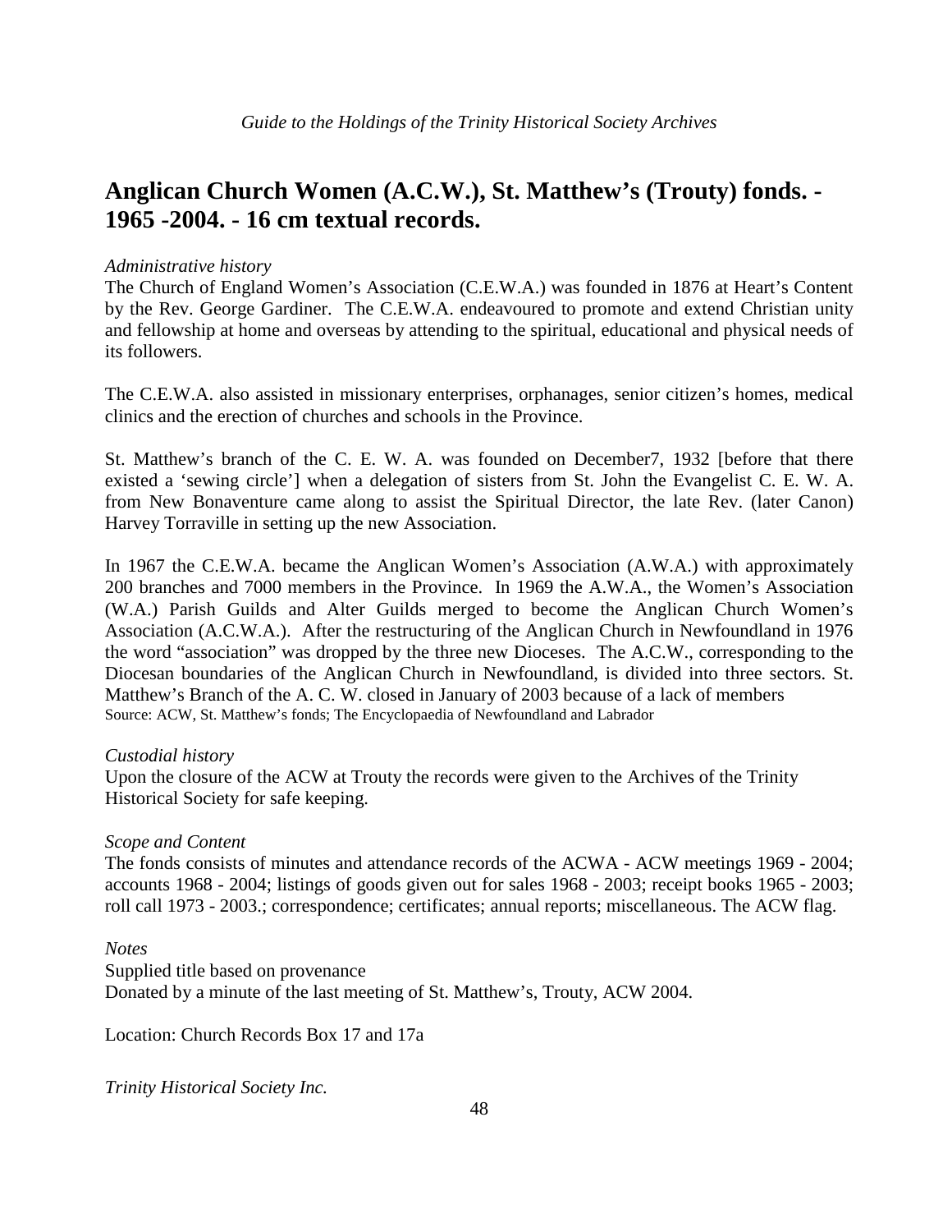## Anglican Church Women (A.C.W.), St. Matthew's (Trouty) fonds. - 1965 -2004. - 16 cm textual records.

*Administrative history*

The Church of England Women's Association (C.E.W.A.) was founded in 1876 at Heart's Content by the Rev. George Gardiner. The C.E.W.A. endeavoured to promote and extend Christian unity and fellowship at home and overseas by attending to the spiritual, educational and physical needs of its followers.

The C.E.W.A. also assisted in missionary enterprises, orphanages, senior citizen's homes, medical clinics and the erection of churches and schools in the Province.

St. Matthew's branch of the C. E. W. A. was founded on December7, 1932 [before that there existed a 'sewing circle'] when a delegation of sisters from St. John the Evangelist C. E. W. A. from New Bonaventure came along to assist the Spiritual Director, the late Rev. (later Canon) Harvey Torraville in setting up the new Association.

In 1967 the C.E.W.A. became the Anglican Women's Association (A.W.A.) with approximately 200 branches and 7000 members in the Province. In 1969 the A.W.A., the Women's Association (W.A.) Parish Guilds and Alter Guilds merged to become the Anglican Church Women's Association (A.C.W.A.). After the restructuring of the Anglican Church in Newfoundland in 1976 the word "association" was dropped by the three new Dioceses. The A.C.W., corresponding to the Diocesan boundaries of the Anglican Church in Newfoundland, is divided into three sectors. St. Matthew's Branch of the A. C. W. closed in January of 2003 because of a lack of members

Source: ACW, St. Matthew's fonds; The Encyclopaedia of Newfoundland and Labrador

*Custodial history*

Upon the closure of the ACW at Trouty the records were given to the Archives of the Trinity Historical Society for safe keeping.

*Scope and Content*

The fonds consists of minutes and attendance records of the ACWA - ACW meetings 1969 - 2004; accounts 1968 - 2004; listings of goods given out for sales 1968 - 2003; receipt books 1965 - 2003; roll call 1973 - 2003.; correspondence; certificates; annual reports; miscellaneous. The ACW flag.

*Notes*

Supplied title based on provenance

Donated by a minute of the last meeting of St. Matthew's, Trouty, ACW 2004.

Location: Church Records Box 17 and 17a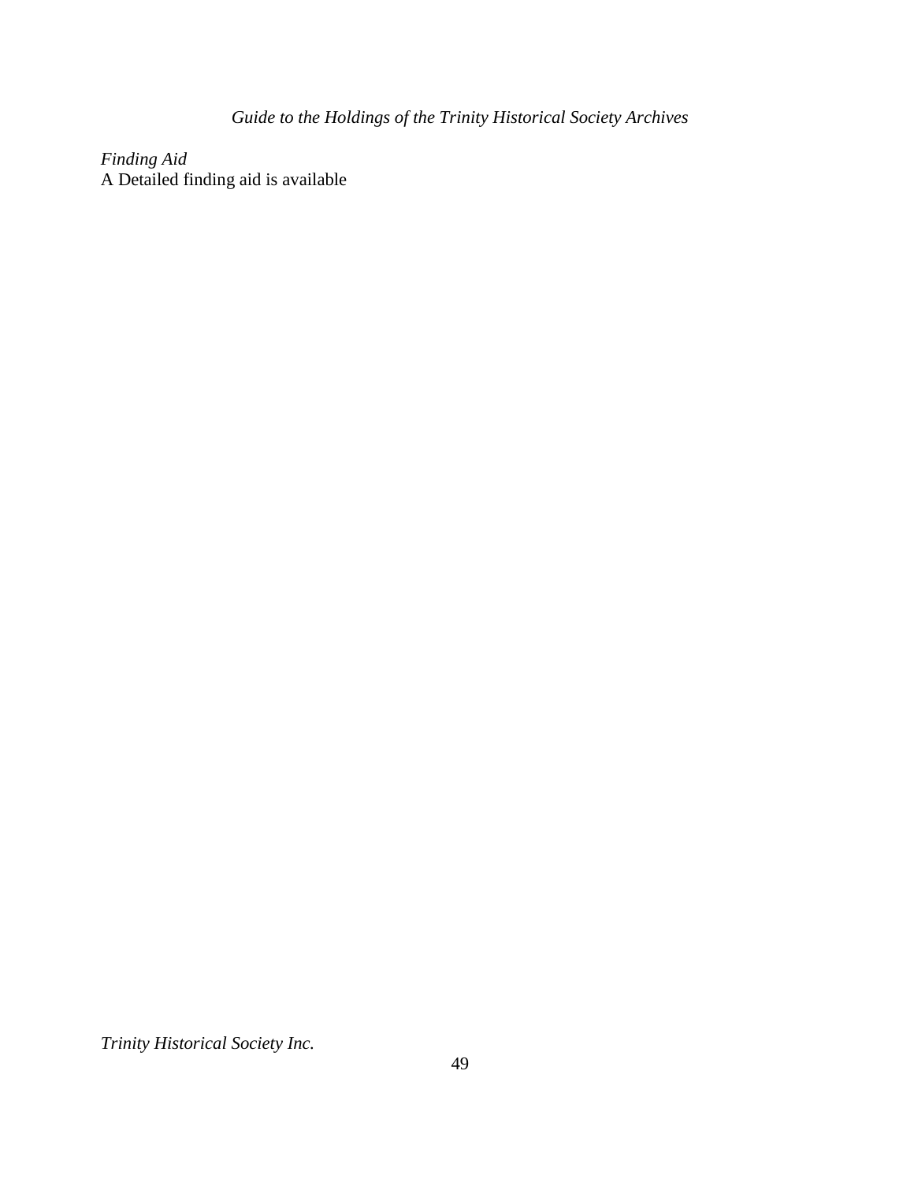*Finding Aid*
A Detailed finding aid is available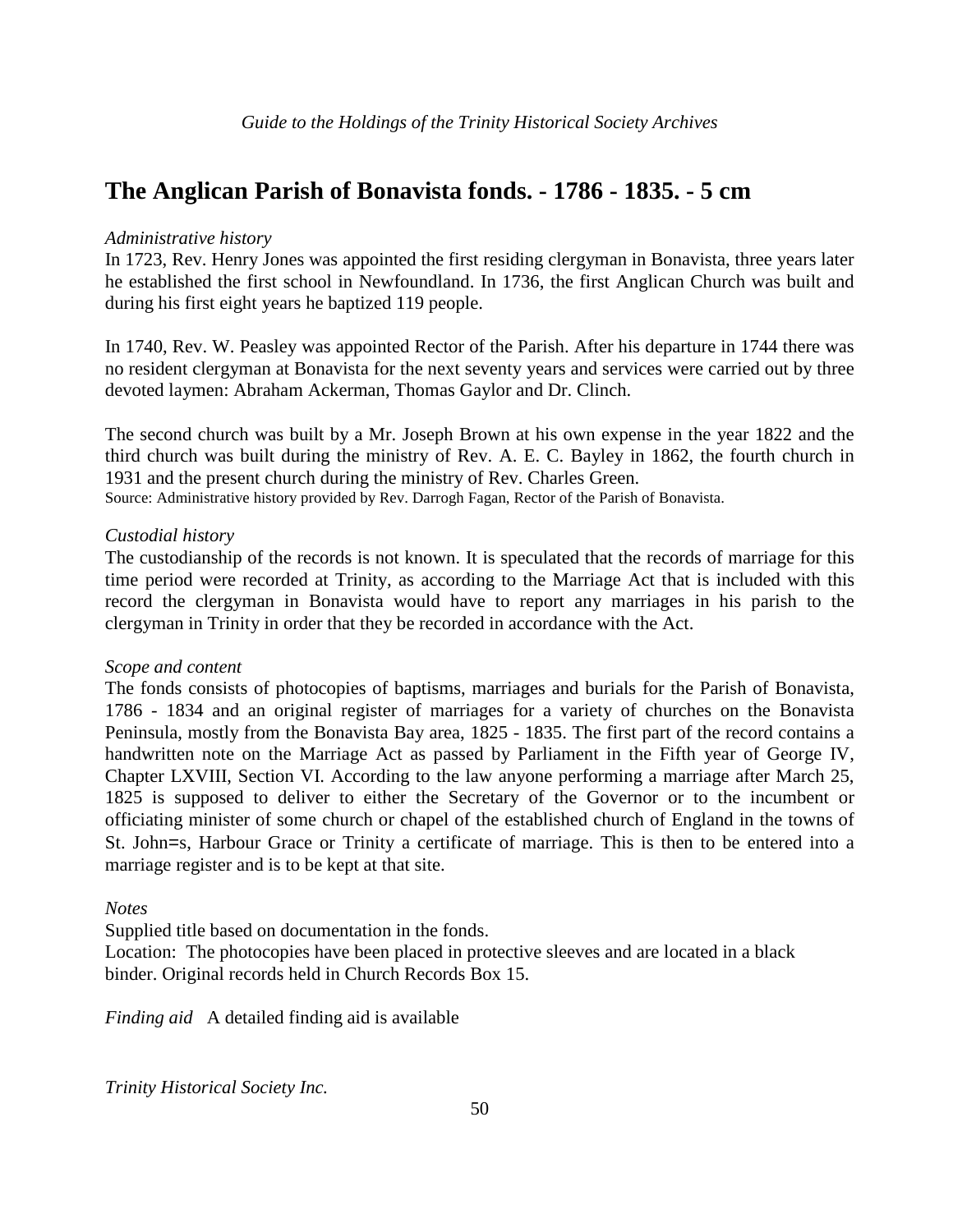## The Anglican Parish of Bonavista fonds. - 1786 - 1835. - 5 cm

*Administrative history*

In 1723, Rev. Henry Jones was appointed the first residing clergyman in Bonavista, three years later he established the first school in Newfoundland. In 1736, the first Anglican Church was built and during his first eight years he baptized 119 people.

In 1740, Rev. W. Peasley was appointed Rector of the Parish. After his departure in 1744 there was no resident clergyman at Bonavista for the next seventy years and services were carried out by three devoted laymen: Abraham Ackerman, Thomas Gaylor and Dr. Clinch.

The second church was built by a Mr. Joseph Brown at his own expense in the year 1822 and the third church was built during the ministry of Rev. A. E. C. Bayley in 1862, the fourth church in 1931 and the present church during the ministry of Rev. Charles Green.

Source: Administrative history provided by Rev. Darrogh Fagan, Rector of the Parish of Bonavista.

*Custodial history*

The custodianship of the records is not known. It is speculated that the records of marriage for this time period were recorded at Trinity, as according to the Marriage Act that is included with this record the clergyman in Bonavista would have to report any marriages in his parish to the clergyman in Trinity in order that they be recorded in accordance with the Act.

*Scope and content*

The fonds consists of photocopies of baptisms, marriages and burials for the Parish of Bonavista, 1786 - 1834 and an original register of marriages for a variety of churches on the Bonavista Peninsula, mostly from the Bonavista Bay area, 1825 - 1835. The first part of the record contains a handwritten note on the Marriage Act as passed by Parliament in the Fifth year of George IV, Chapter LXVIII, Section VI. According to the law anyone performing a marriage after March 25, 1825 is supposed to deliver to either the Secretary of the Governor or to the incumbent or officiating minister of some church or chapel of the established church of England in the towns of St. John=s, Harbour Grace or Trinity a certificate of marriage. This is then to be entered into a marriage register and is to be kept at that site.

*Notes*

Supplied title based on documentation in the fonds.

Location: The photocopies have been placed in protective sleeves and are located in a black binder. Original records held in Church Records Box 15.

*Finding aid* A detailed finding aid is available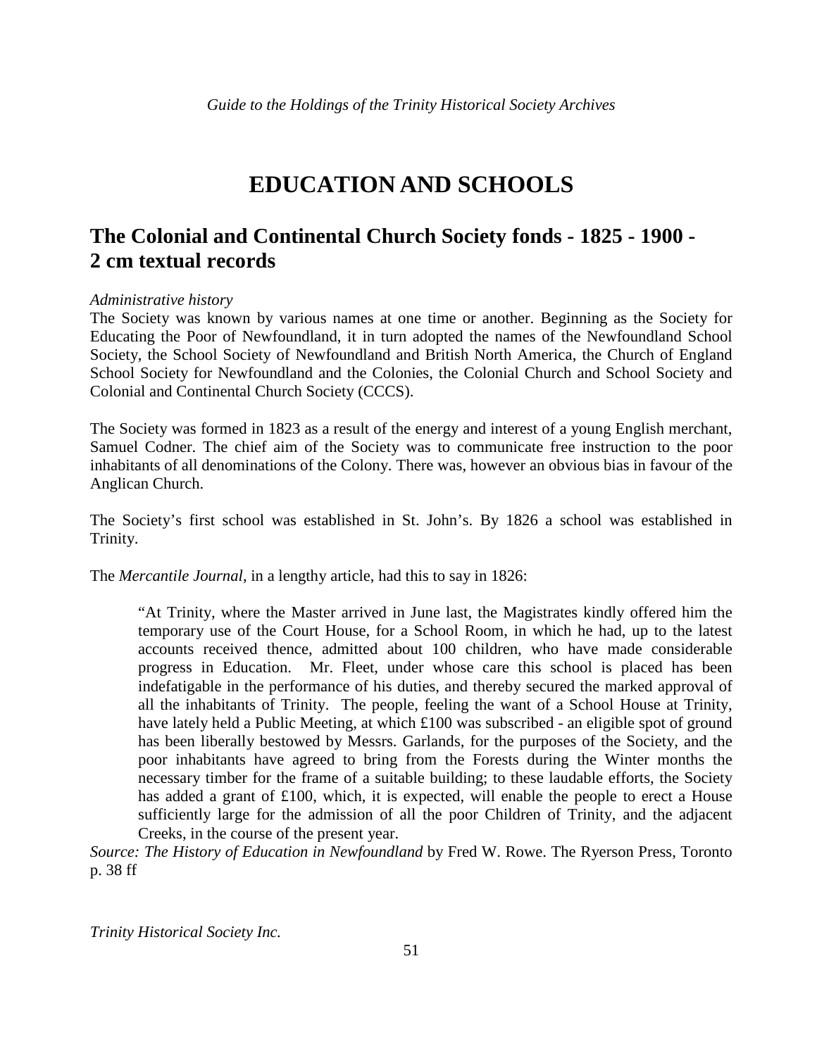# EDUCATION AND SCHOOLS

## The Colonial and Continental Church Society fonds - 1825 - 1900 - 2 cm textual records

*Administrative history*

The Society was known by various names at one time or another. Beginning as the Society for Educating the Poor of Newfoundland, it in turn adopted the names of the Newfoundland School Society, the School Society of Newfoundland and British North America, the Church of England School Society for Newfoundland and the Colonies, the Colonial Church and School Society and Colonial and Continental Church Society (CCCS).

The Society was formed in 1823 as a result of the energy and interest of a young English merchant, Samuel Codner. The chief aim of the Society was to communicate free instruction to the poor inhabitants of all denominations of the Colony. There was, however an obvious bias in favour of the Anglican Church.

The Society's first school was established in St. John's. By 1826 a school was established in Trinity.

The *Mercantile Journal*, in a lengthy article, had this to say in 1826:

> "At Trinity, where the Master arrived in June last, the Magistrates kindly offered him the temporary use of the Court House, for a School Room, in which he had, up to the latest accounts received thence, admitted about 100 children, who have made considerable progress in Education. Mr. Fleet, under whose care this school is placed has been indefatigable in the performance of his duties, and thereby secured the marked approval of all the inhabitants of Trinity. The people, feeling the want of a School House at Trinity, have lately held a Public Meeting, at which £100 was subscribed - an eligible spot of ground has been liberally bestowed by Messrs. Garlands, for the purposes of the Society, and the poor inhabitants have agreed to bring from the Forests during the Winter months the necessary timber for the frame of a suitable building; to these laudable efforts, the Society has added a grant of £100, which, it is expected, will enable the people to erect a House sufficiently large for the admission of all the poor Children of Trinity, and the adjacent Creeks, in the course of the present year.

*Source: The History of Education in Newfoundland* by Fred W. Rowe. The Ryerson Press, Toronto p. 38 ff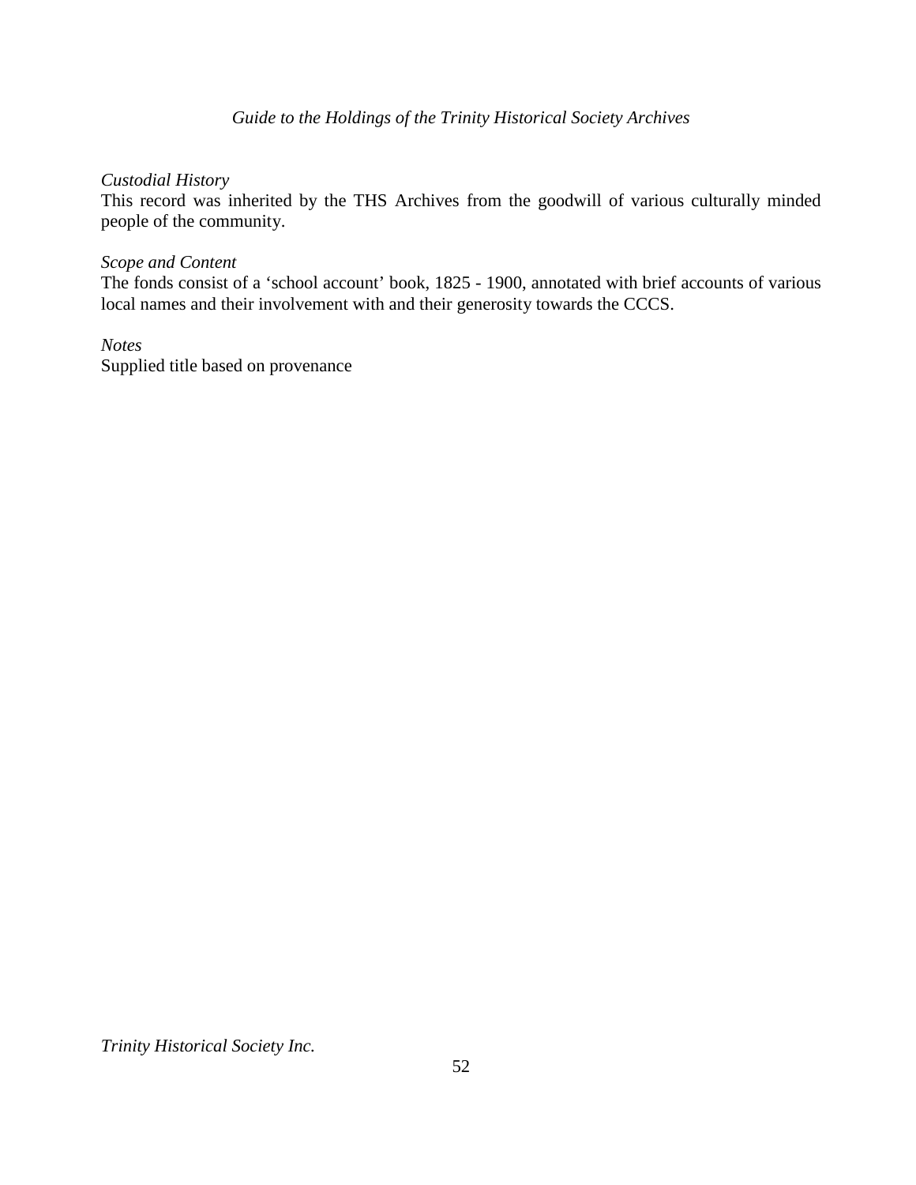*Custodial History*

This record was inherited by the THS Archives from the goodwill of various culturally minded people of the community.

*Scope and Content*

The fonds consist of a ‘school account’ book, 1825 - 1900, annotated with brief accounts of various local names and their involvement with and their generosity towards the CCCS.

*Notes*

Supplied title based on provenance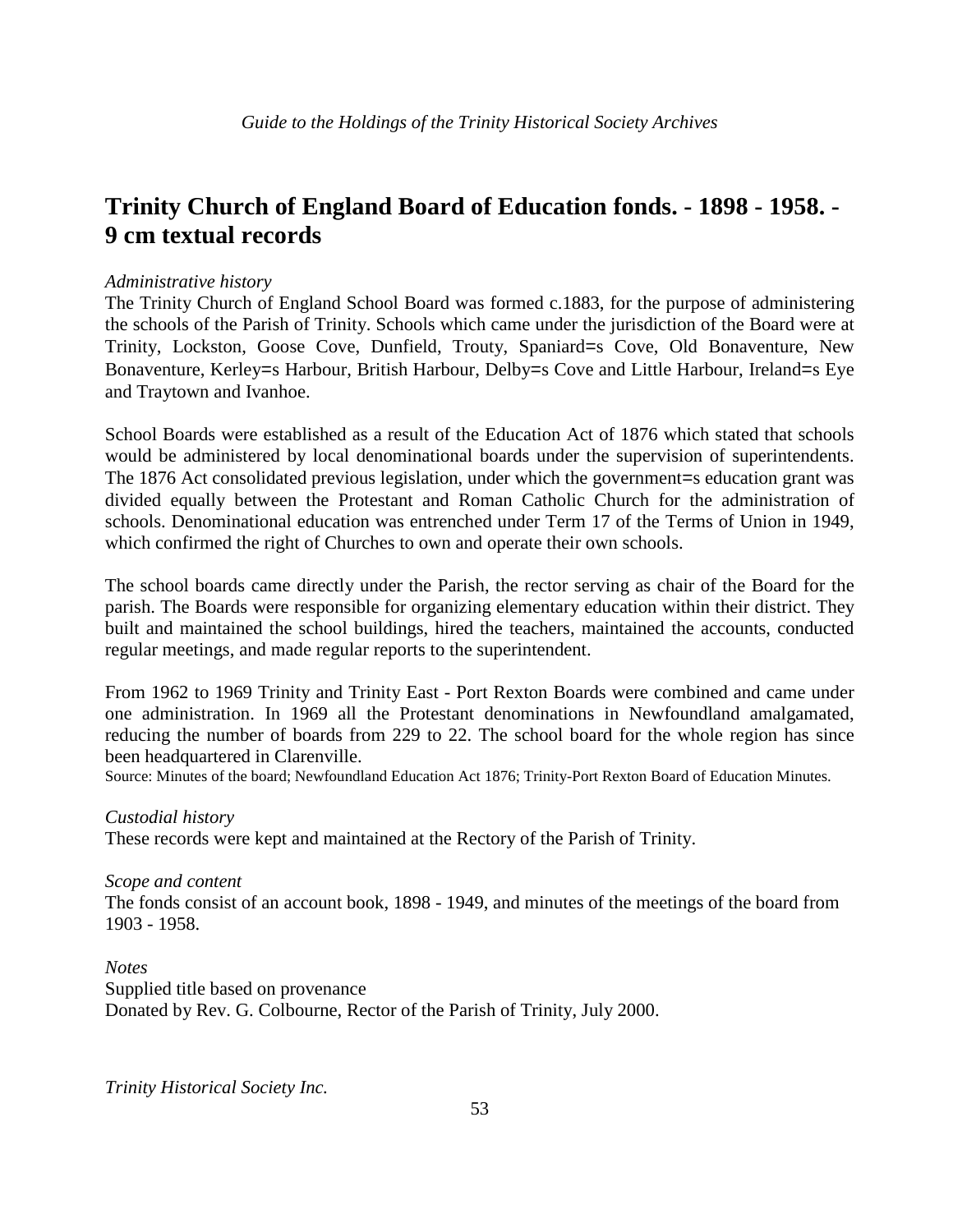## Trinity Church of England Board of Education fonds. - 1898 - 1958. - 9 cm textual records

*Administrative history*

The Trinity Church of England School Board was formed c.1883, for the purpose of administering the schools of the Parish of Trinity. Schools which came under the jurisdiction of the Board were at Trinity, Lockston, Goose Cove, Dunfield, Trouty, Spaniard=s Cove, Old Bonaventure, New Bonaventure, Kerley=s Harbour, British Harbour, Delby=s Cove and Little Harbour, Ireland=s Eye and Traytown and Ivanhoe.

School Boards were established as a result of the Education Act of 1876 which stated that schools would be administered by local denominational boards under the supervision of superintendents. The 1876 Act consolidated previous legislation, under which the government=s education grant was divided equally between the Protestant and Roman Catholic Church for the administration of schools. Denominational education was entrenched under Term 17 of the Terms of Union in 1949, which confirmed the right of Churches to own and operate their own schools.

The school boards came directly under the Parish, the rector serving as chair of the Board for the parish. The Boards were responsible for organizing elementary education within their district. They built and maintained the school buildings, hired the teachers, maintained the accounts, conducted regular meetings, and made regular reports to the superintendent.

From 1962 to 1969 Trinity and Trinity East - Port Rexton Boards were combined and came under one administration. In 1969 all the Protestant denominations in Newfoundland amalgamated, reducing the number of boards from 229 to 22. The school board for the whole region has since been headquartered in Clarenville.

Source: Minutes of the board; Newfoundland Education Act 1876; Trinity-Port Rexton Board of Education Minutes.

*Custodial history*

These records were kept and maintained at the Rectory of the Parish of Trinity.

*Scope and content*

The fonds consist of an account book, 1898 - 1949, and minutes of the meetings of the board from 1903 - 1958.

*Notes*

Supplied title based on provenance

Donated by Rev. G. Colbourne, Rector of the Parish of Trinity, July 2000.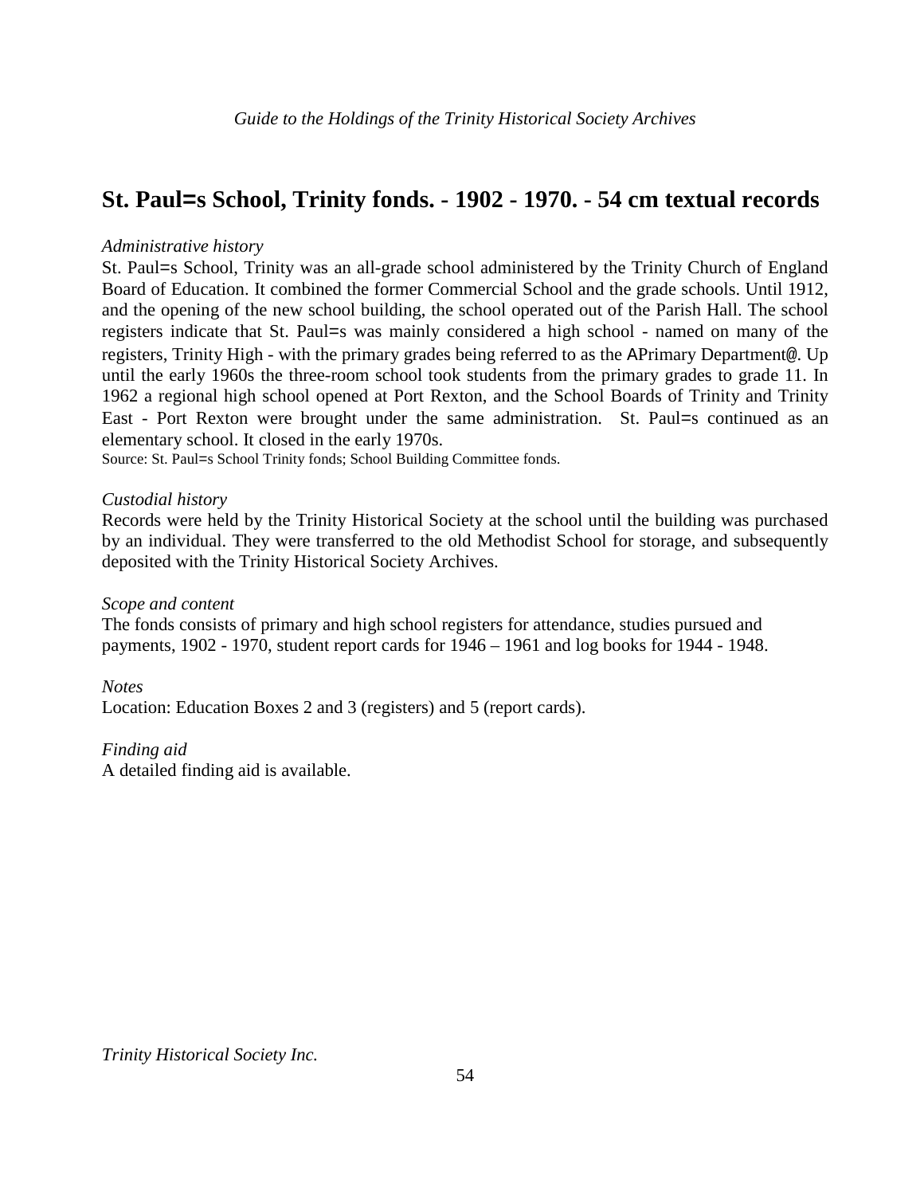## St. Paul=s School, Trinity fonds. - 1902 - 1970. - 54 cm textual records

*Administrative history*

St. Paul=s School, Trinity was an all-grade school administered by the Trinity Church of England Board of Education. It combined the former Commercial School and the grade schools. Until 1912, and the opening of the new school building, the school operated out of the Parish Hall. The school registers indicate that St. Paul=s was mainly considered a high school - named on many of the registers, Trinity High - with the primary grades being referred to as the APrimary Department@. Up until the early 1960s the three-room school took students from the primary grades to grade 11. In 1962 a regional high school opened at Port Rexton, and the School Boards of Trinity and Trinity East - Port Rexton were brought under the same administration. St. Paul=s continued as an elementary school. It closed in the early 1970s.

Source: St. Paul=s School Trinity fonds; School Building Committee fonds.

*Custodial history*

Records were held by the Trinity Historical Society at the school until the building was purchased by an individual. They were transferred to the old Methodist School for storage, and subsequently deposited with the Trinity Historical Society Archives.

*Scope and content*

The fonds consists of primary and high school registers for attendance, studies pursued and payments, 1902 - 1970, student report cards for 1946 – 1961 and log books for 1944 - 1948.

*Notes*

Location: Education Boxes 2 and 3 (registers) and 5 (report cards).

*Finding aid*

A detailed finding aid is available.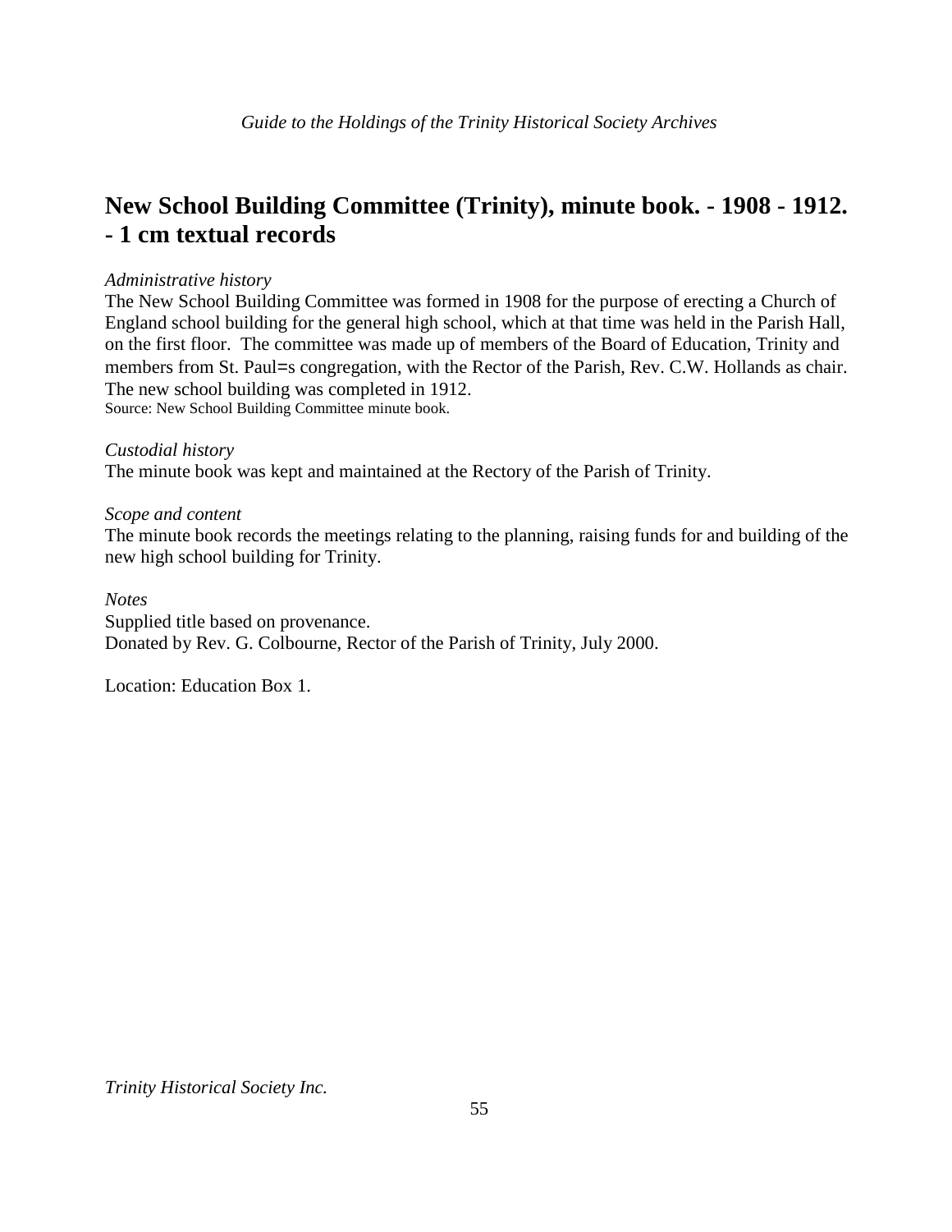## New School Building Committee (Trinity), minute book. - 1908 - 1912. - 1 cm textual records

*Administrative history*

The New School Building Committee was formed in 1908 for the purpose of erecting a Church of England school building for the general high school, which at that time was held in the Parish Hall, on the first floor. The committee was made up of members of the Board of Education, Trinity and members from St. Paul=s congregation, with the Rector of the Parish, Rev. C.W. Hollands as chair. The new school building was completed in 1912.
Source: New School Building Committee minute book.

*Custodial history*

The minute book was kept and maintained at the Rectory of the Parish of Trinity.

*Scope and content*

The minute book records the meetings relating to the planning, raising funds for and building of the new high school building for Trinity.

*Notes*

Supplied title based on provenance.
Donated by Rev. G. Colbourne, Rector of the Parish of Trinity, July 2000.

Location: Education Box 1.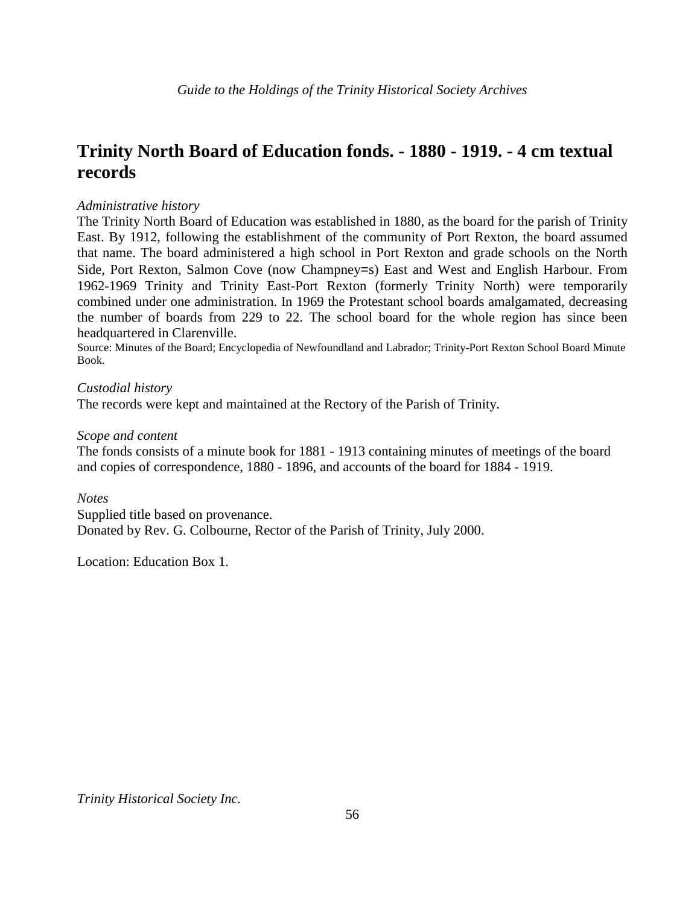## Trinity North Board of Education fonds. - 1880 - 1919. - 4 cm textual records

*Administrative history*

The Trinity North Board of Education was established in 1880, as the board for the parish of Trinity East. By 1912, following the establishment of the community of Port Rexton, the board assumed that name. The board administered a high school in Port Rexton and grade schools on the North Side, Port Rexton, Salmon Cove (now Champney=s) East and West and English Harbour. From 1962-1969 Trinity and Trinity East-Port Rexton (formerly Trinity North) were temporarily combined under one administration. In 1969 the Protestant school boards amalgamated, decreasing the number of boards from 229 to 22. The school board for the whole region has since been headquartered in Clarenville.

Source: Minutes of the Board; Encyclopedia of Newfoundland and Labrador; Trinity-Port Rexton School Board Minute Book.

*Custodial history*

The records were kept and maintained at the Rectory of the Parish of Trinity.

*Scope and content*

The fonds consists of a minute book for 1881 - 1913 containing minutes of meetings of the board and copies of correspondence, 1880 - 1896, and accounts of the board for 1884 - 1919.

*Notes*

Supplied title based on provenance.
Donated by Rev. G. Colbourne, Rector of the Parish of Trinity, July 2000.

Location: Education Box 1.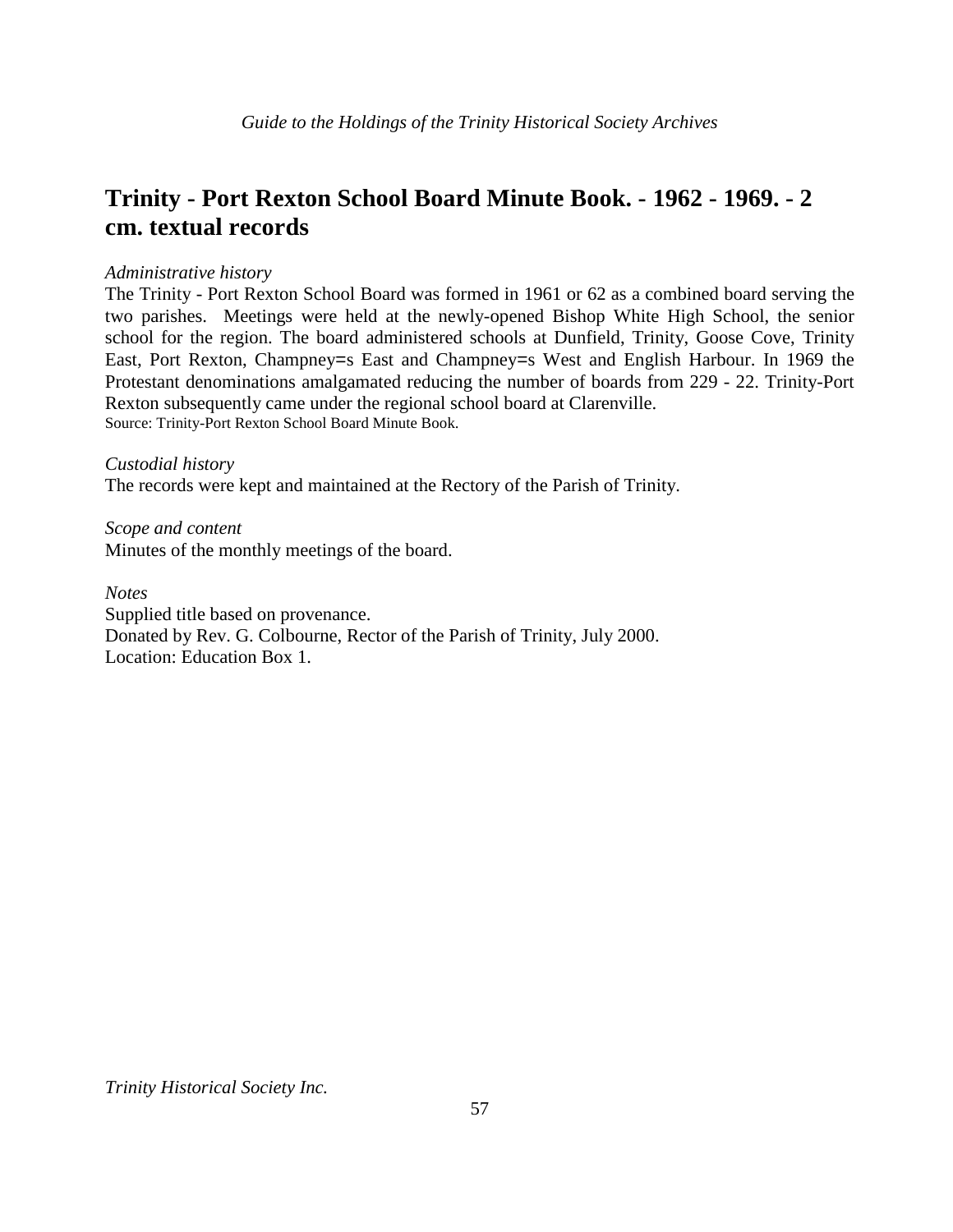## Trinity - Port Rexton School Board Minute Book. - 1962 - 1969. - 2 cm. textual records

*Administrative history*

The Trinity - Port Rexton School Board was formed in 1961 or 62 as a combined board serving the two parishes. Meetings were held at the newly-opened Bishop White High School, the senior school for the region. The board administered schools at Dunfield, Trinity, Goose Cove, Trinity East, Port Rexton, Champney=s East and Champney=s West and English Harbour. In 1969 the Protestant denominations amalgamated reducing the number of boards from 229 - 22. Trinity-Port Rexton subsequently came under the regional school board at Clarenville.

Source: Trinity-Port Rexton School Board Minute Book.

*Custodial history*

The records were kept and maintained at the Rectory of the Parish of Trinity.

*Scope and content*

Minutes of the monthly meetings of the board.

*Notes*

Supplied title based on provenance.
Donated by Rev. G. Colbourne, Rector of the Parish of Trinity, July 2000.
Location: Education Box 1.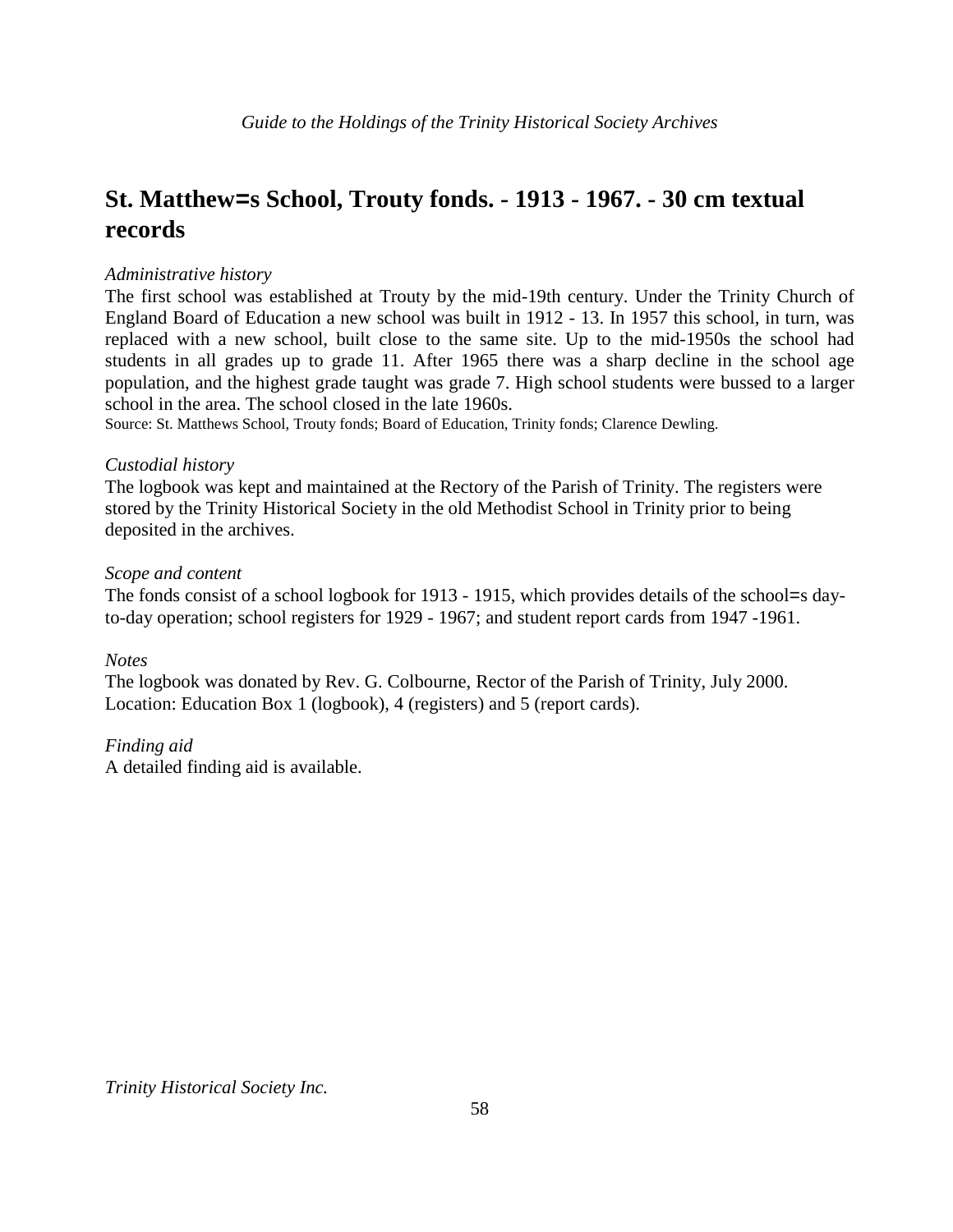## St. Matthew=s School, Trouty fonds. - 1913 - 1967. - 30 cm textual records

*Administrative history*

The first school was established at Trouty by the mid-19th century. Under the Trinity Church of England Board of Education a new school was built in 1912 - 13. In 1957 this school, in turn, was replaced with a new school, built close to the same site. Up to the mid-1950s the school had students in all grades up to grade 11. After 1965 there was a sharp decline in the school age population, and the highest grade taught was grade 7. High school students were bussed to a larger school in the area. The school closed in the late 1960s.

Source: St. Matthews School, Trouty fonds; Board of Education, Trinity fonds; Clarence Dewling.

*Custodial history*

The logbook was kept and maintained at the Rectory of the Parish of Trinity. The registers were stored by the Trinity Historical Society in the old Methodist School in Trinity prior to being deposited in the archives.

*Scope and content*

The fonds consist of a school logbook for 1913 - 1915, which provides details of the school=s day-to-day operation; school registers for 1929 - 1967; and student report cards from 1947 -1961.

*Notes*

The logbook was donated by Rev. G. Colbourne, Rector of the Parish of Trinity, July 2000.
Location: Education Box 1 (logbook), 4 (registers) and 5 (report cards).

*Finding aid*

A detailed finding aid is available.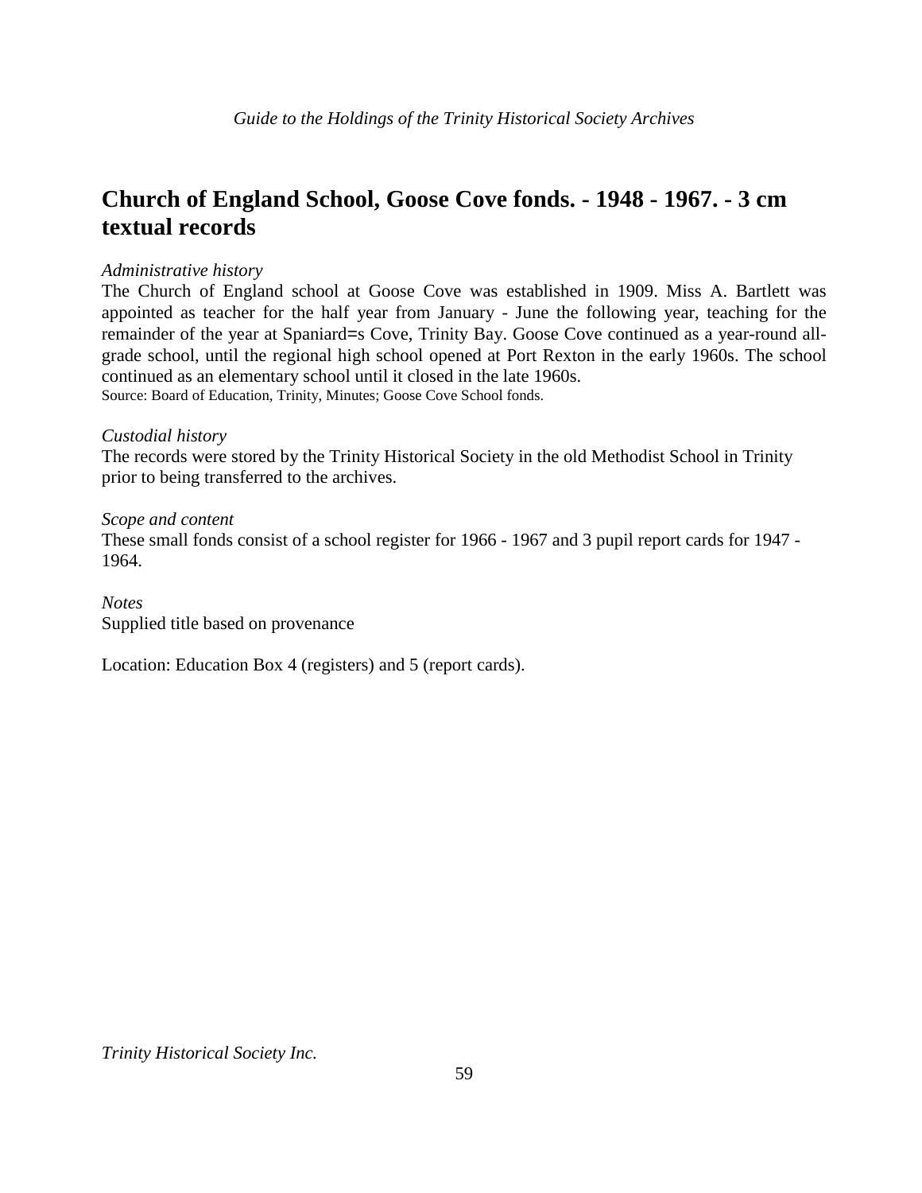## Church of England School, Goose Cove fonds. - 1948 - 1967. - 3 cm textual records

*Administrative history*

The Church of England school at Goose Cove was established in 1909. Miss A. Bartlett was appointed as teacher for the half year from January - June the following year, teaching for the remainder of the year at Spaniard=s Cove, Trinity Bay. Goose Cove continued as a year-round all-grade school, until the regional high school opened at Port Rexton in the early 1960s. The school continued as an elementary school until it closed in the late 1960s.

Source: Board of Education, Trinity, Minutes; Goose Cove School fonds.

*Custodial history*

The records were stored by the Trinity Historical Society in the old Methodist School in Trinity prior to being transferred to the archives.

*Scope and content*

These small fonds consist of a school register for 1966 - 1967 and 3 pupil report cards for 1947 - 1964.

*Notes*

Supplied title based on provenance

Location: Education Box 4 (registers) and 5 (report cards).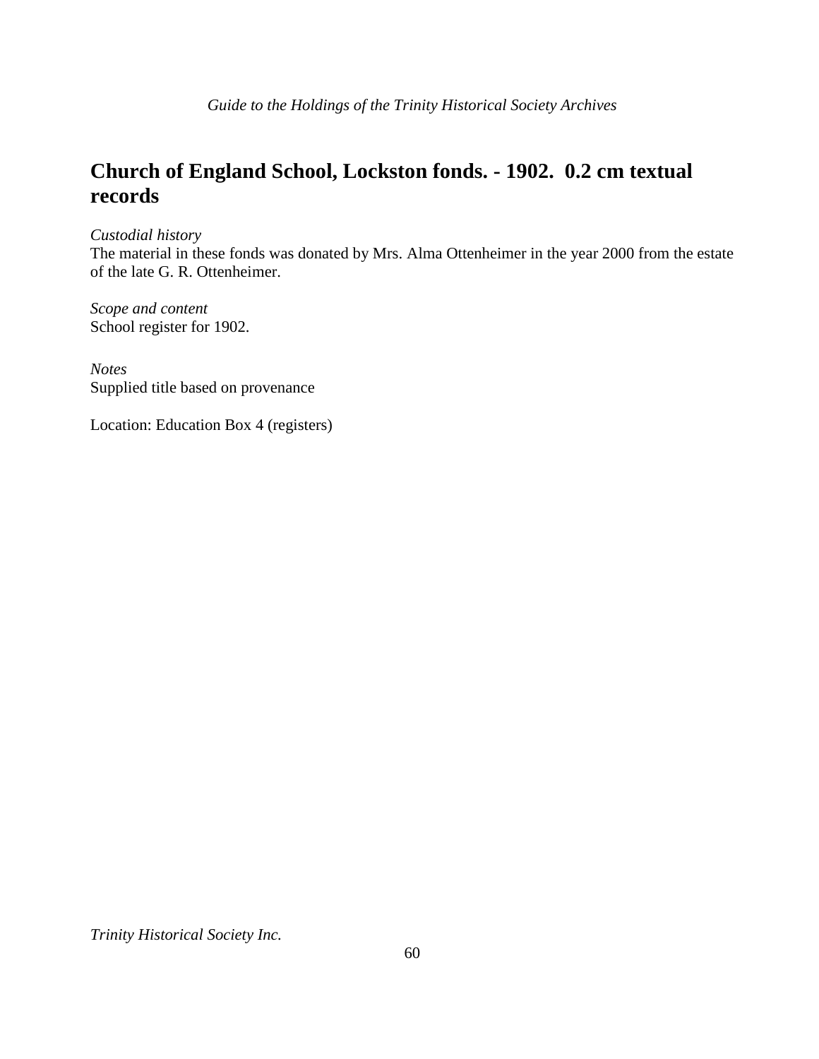## Church of England School, Lockston fonds. - 1902. 0.2 cm textual records

*Custodial history*
The material in these fonds was donated by Mrs. Alma Ottenheimer in the year 2000 from the estate of the late G. R. Ottenheimer.

*Scope and content*
School register for 1902.

*Notes*
Supplied title based on provenance

Location: Education Box 4 (registers)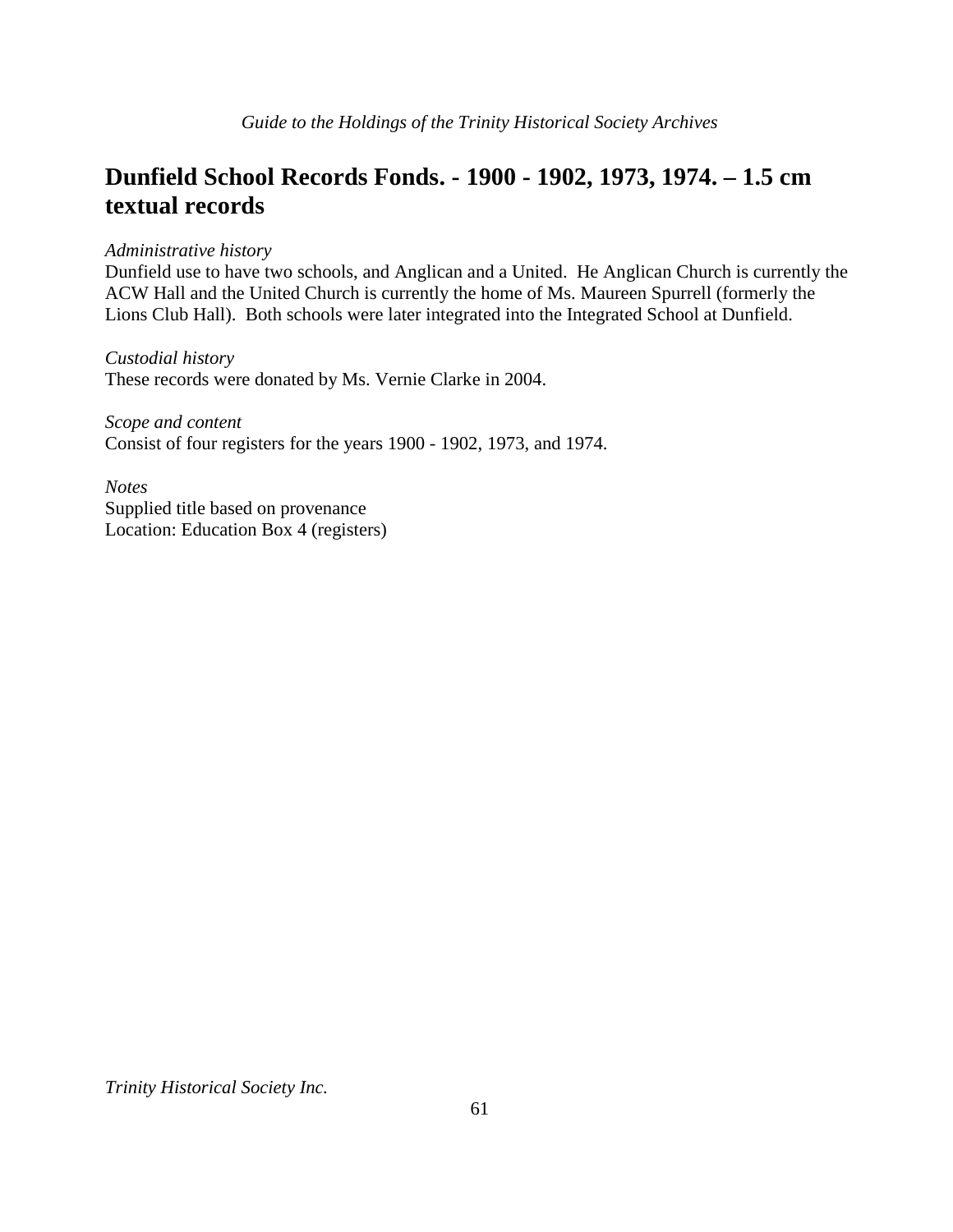## Dunfield School Records Fonds. - 1900 - 1902, 1973, 1974. – 1.5 cm textual records

*Administrative history*
Dunfield use to have two schools, and Anglican and a United.  He Anglican Church is currently the ACW Hall and the United Church is currently the home of Ms. Maureen Spurrell (formerly the Lions Club Hall).  Both schools were later integrated into the Integrated School at Dunfield.

*Custodial history*
These records were donated by Ms. Vernie Clarke in 2004.

*Scope and content*
Consist of four registers for the years 1900 - 1902, 1973, and 1974.

*Notes*
Supplied title based on provenance
Location: Education Box 4 (registers)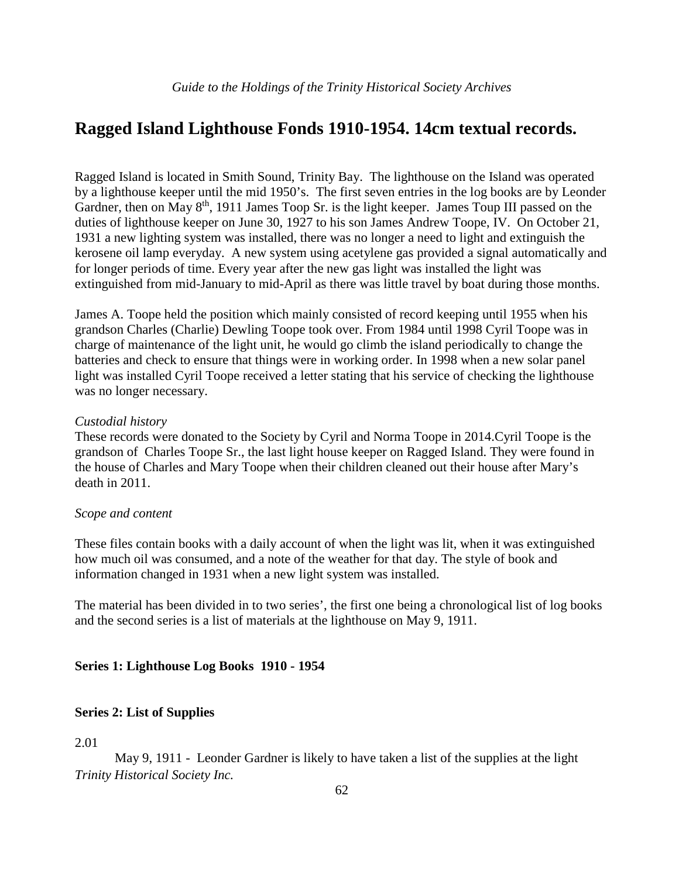## Ragged Island Lighthouse Fonds 1910-1954. 14cm textual records.

Ragged Island is located in Smith Sound, Trinity Bay. The lighthouse on the Island was operated by a lighthouse keeper until the mid 1950's. The first seven entries in the log books are by Leonder Gardner, then on May 8th, 1911 James Toop Sr. is the light keeper. James Toup III passed on the duties of lighthouse keeper on June 30, 1927 to his son James Andrew Toope, IV. On October 21, 1931 a new lighting system was installed, there was no longer a need to light and extinguish the kerosene oil lamp everyday. A new system using acetylene gas provided a signal automatically and for longer periods of time. Every year after the new gas light was installed the light was extinguished from mid-January to mid-April as there was little travel by boat during those months.

James A. Toope held the position which mainly consisted of record keeping until 1955 when his grandson Charles (Charlie) Dewling Toope took over. From 1984 until 1998 Cyril Toope was in charge of maintenance of the light unit, he would go climb the island periodically to change the batteries and check to ensure that things were in working order. In 1998 when a new solar panel light was installed Cyril Toope received a letter stating that his service of checking the lighthouse was no longer necessary.

*Custodial history*
These records were donated to the Society by Cyril and Norma Toope in 2014.Cyril Toope is the grandson of Charles Toope Sr., the last light house keeper on Ragged Island. They were found in the house of Charles and Mary Toope when their children cleaned out their house after Mary's death in 2011.

*Scope and content*

These files contain books with a daily account of when the light was lit, when it was extinguished how much oil was consumed, and a note of the weather for that day. The style of book and information changed in 1931 when a new light system was installed.

The material has been divided in to two series', the first one being a chronological list of log books and the second series is a list of materials at the lighthouse on May 9, 1911.

**Series 1: Lighthouse Log Books 1910 - 1954**

**Series 2: List of Supplies**

2.01

May 9, 1911 - Leonder Gardner is likely to have taken a list of the supplies at the light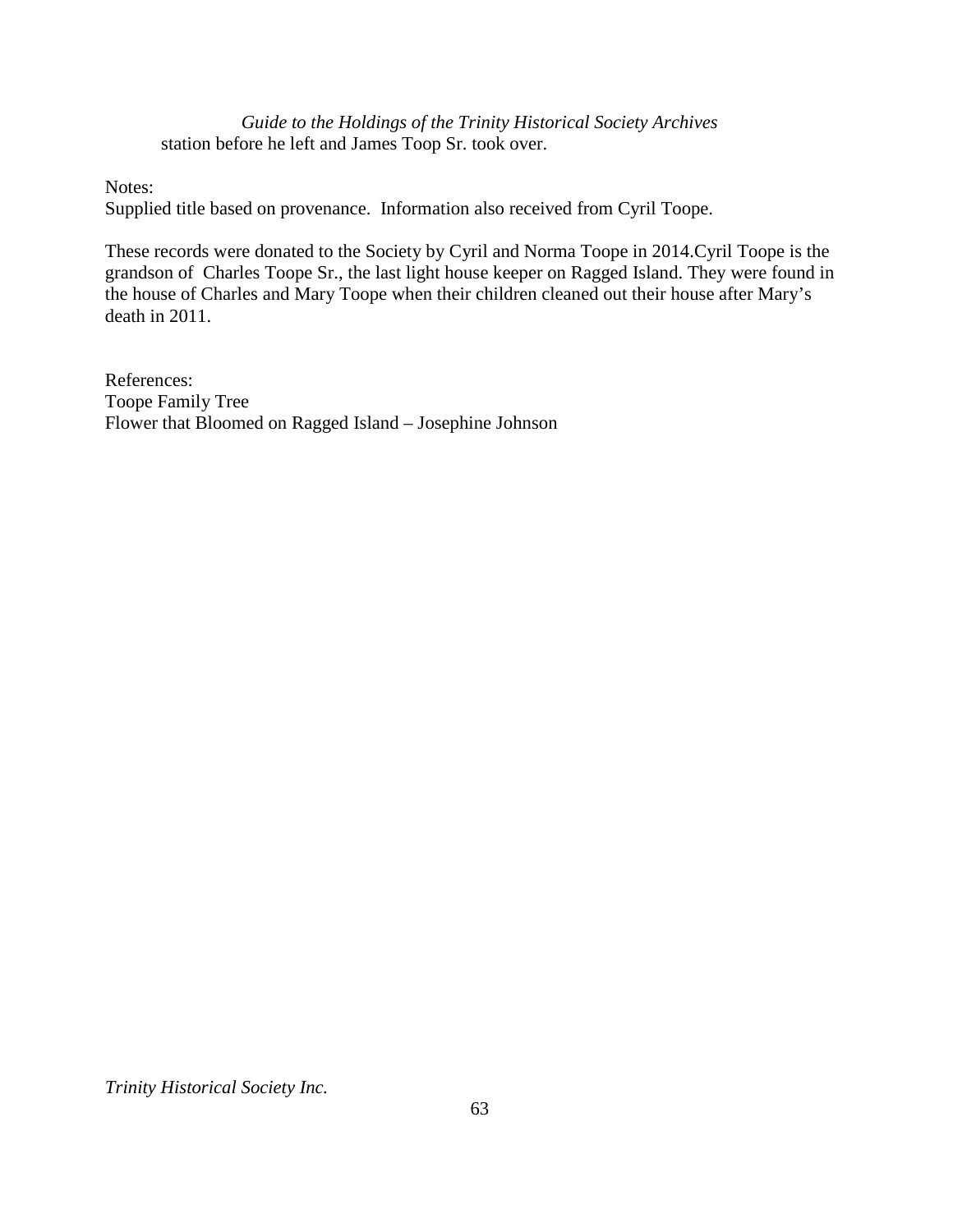station before he left and James Toop Sr. took over.

Notes:
Supplied title based on provenance. Information also received from Cyril Toope.

These records were donated to the Society by Cyril and Norma Toope in 2014.Cyril Toope is the grandson of Charles Toope Sr., the last light house keeper on Ragged Island. They were found in the house of Charles and Mary Toope when their children cleaned out their house after Mary's death in 2011.

References:
Toope Family Tree
Flower that Bloomed on Ragged Island – Josephine Johnson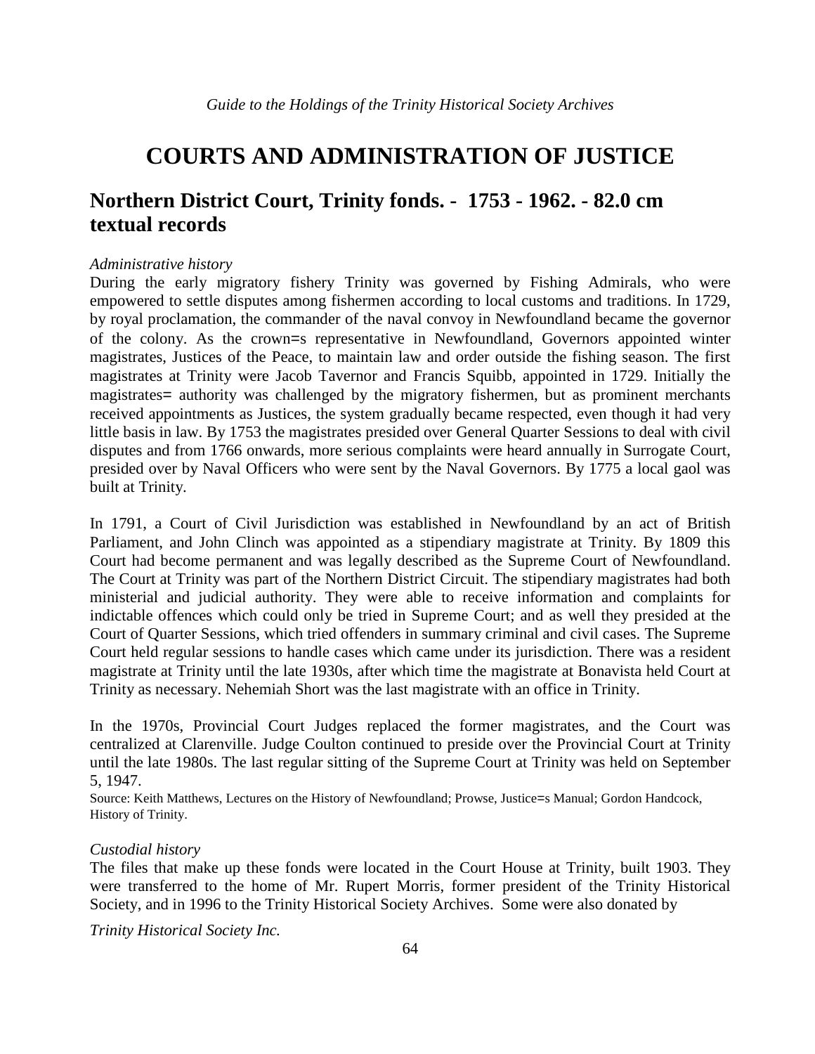# COURTS AND ADMINISTRATION OF JUSTICE

## Northern District Court, Trinity fonds. - 1753 - 1962. - 82.0 cm textual records

*Administrative history*

During the early migratory fishery Trinity was governed by Fishing Admirals, who were empowered to settle disputes among fishermen according to local customs and traditions. In 1729, by royal proclamation, the commander of the naval convoy in Newfoundland became the governor of the colony. As the crown=s representative in Newfoundland, Governors appointed winter magistrates, Justices of the Peace, to maintain law and order outside the fishing season. The first magistrates at Trinity were Jacob Tavernor and Francis Squibb, appointed in 1729. Initially the magistrates= authority was challenged by the migratory fishermen, but as prominent merchants received appointments as Justices, the system gradually became respected, even though it had very little basis in law. By 1753 the magistrates presided over General Quarter Sessions to deal with civil disputes and from 1766 onwards, more serious complaints were heard annually in Surrogate Court, presided over by Naval Officers who were sent by the Naval Governors. By 1775 a local gaol was built at Trinity.

In 1791, a Court of Civil Jurisdiction was established in Newfoundland by an act of British Parliament, and John Clinch was appointed as a stipendiary magistrate at Trinity. By 1809 this Court had become permanent and was legally described as the Supreme Court of Newfoundland. The Court at Trinity was part of the Northern District Circuit. The stipendiary magistrates had both ministerial and judicial authority. They were able to receive information and complaints for indictable offences which could only be tried in Supreme Court; and as well they presided at the Court of Quarter Sessions, which tried offenders in summary criminal and civil cases. The Supreme Court held regular sessions to handle cases which came under its jurisdiction. There was a resident magistrate at Trinity until the late 1930s, after which time the magistrate at Bonavista held Court at Trinity as necessary. Nehemiah Short was the last magistrate with an office in Trinity.

In the 1970s, Provincial Court Judges replaced the former magistrates, and the Court was centralized at Clarenville. Judge Coulton continued to preside over the Provincial Court at Trinity until the late 1980s. The last regular sitting of the Supreme Court at Trinity was held on September 5, 1947.

Source: Keith Matthews, Lectures on the History of Newfoundland; Prowse, Justice=s Manual; Gordon Handcock, History of Trinity.

*Custodial history*

The files that make up these fonds were located in the Court House at Trinity, built 1903. They were transferred to the home of Mr. Rupert Morris, former president of the Trinity Historical Society, and in 1996 to the Trinity Historical Society Archives. Some were also donated by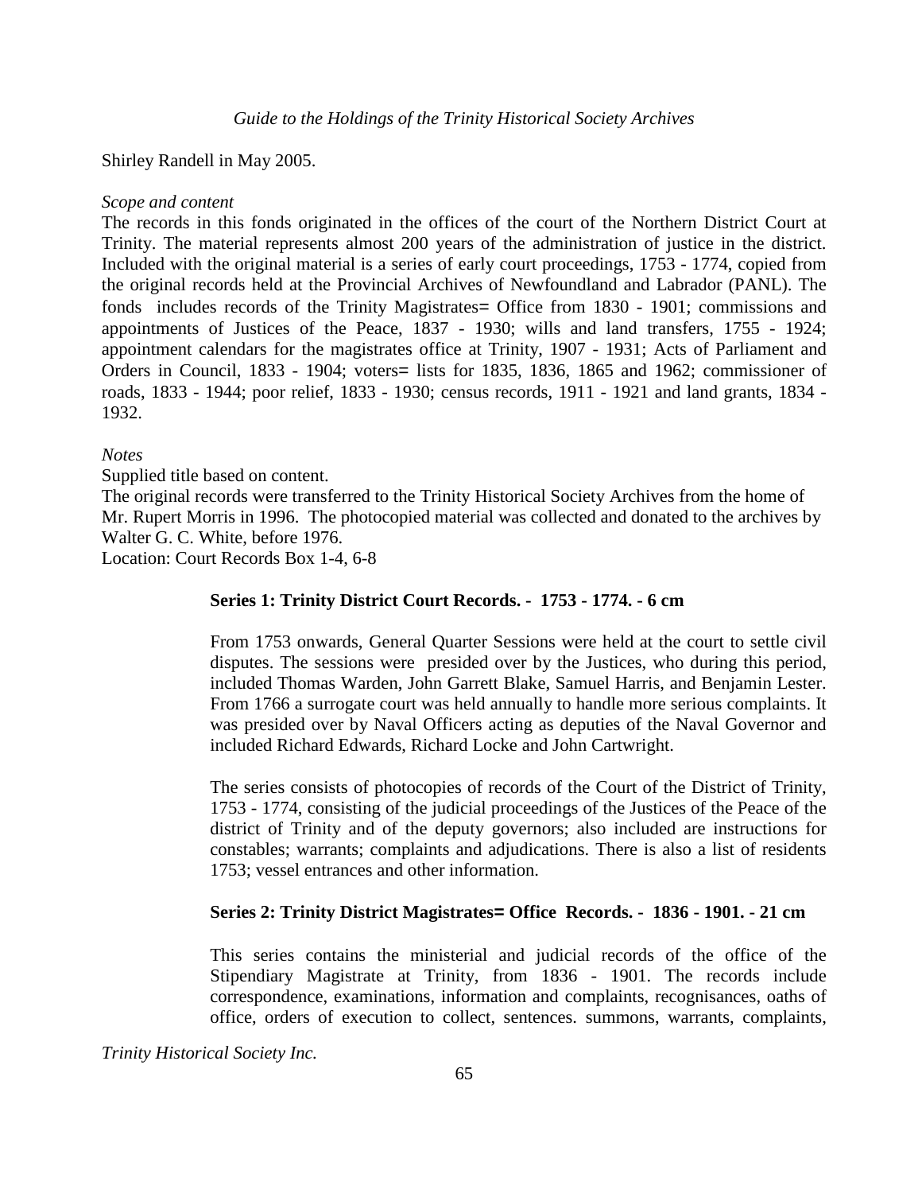Shirley Randell in May 2005.

*Scope and content*

The records in this fonds originated in the offices of the court of the Northern District Court at Trinity. The material represents almost 200 years of the administration of justice in the district. Included with the original material is a series of early court proceedings, 1753 - 1774, copied from the original records held at the Provincial Archives of Newfoundland and Labrador (PANL). The fonds includes records of the Trinity Magistrates= Office from 1830 - 1901; commissions and appointments of Justices of the Peace, 1837 - 1930; wills and land transfers, 1755 - 1924; appointment calendars for the magistrates office at Trinity, 1907 - 1931; Acts of Parliament and Orders in Council, 1833 - 1904; voters= lists for 1835, 1836, 1865 and 1962; commissioner of roads, 1833 - 1944; poor relief, 1833 - 1930; census records, 1911 - 1921 and land grants, 1834 - 1932.

*Notes*

Supplied title based on content.

The original records were transferred to the Trinity Historical Society Archives from the home of Mr. Rupert Morris in 1996. The photocopied material was collected and donated to the archives by Walter G. C. White, before 1976.

Location: Court Records Box 1-4, 6-8

**Series 1: Trinity District Court Records. - 1753 - 1774. - 6 cm**

From 1753 onwards, General Quarter Sessions were held at the court to settle civil disputes. The sessions were presided over by the Justices, who during this period, included Thomas Warden, John Garrett Blake, Samuel Harris, and Benjamin Lester. From 1766 a surrogate court was held annually to handle more serious complaints. It was presided over by Naval Officers acting as deputies of the Naval Governor and included Richard Edwards, Richard Locke and John Cartwright.

The series consists of photocopies of records of the Court of the District of Trinity, 1753 - 1774, consisting of the judicial proceedings of the Justices of the Peace of the district of Trinity and of the deputy governors; also included are instructions for constables; warrants; complaints and adjudications. There is also a list of residents 1753; vessel entrances and other information.

**Series 2: Trinity District Magistrates= Office Records. - 1836 - 1901. - 21 cm**

This series contains the ministerial and judicial records of the office of the Stipendiary Magistrate at Trinity, from 1836 - 1901. The records include correspondence, examinations, information and complaints, recognisances, oaths of office, orders of execution to collect, sentences. summons, warrants, complaints,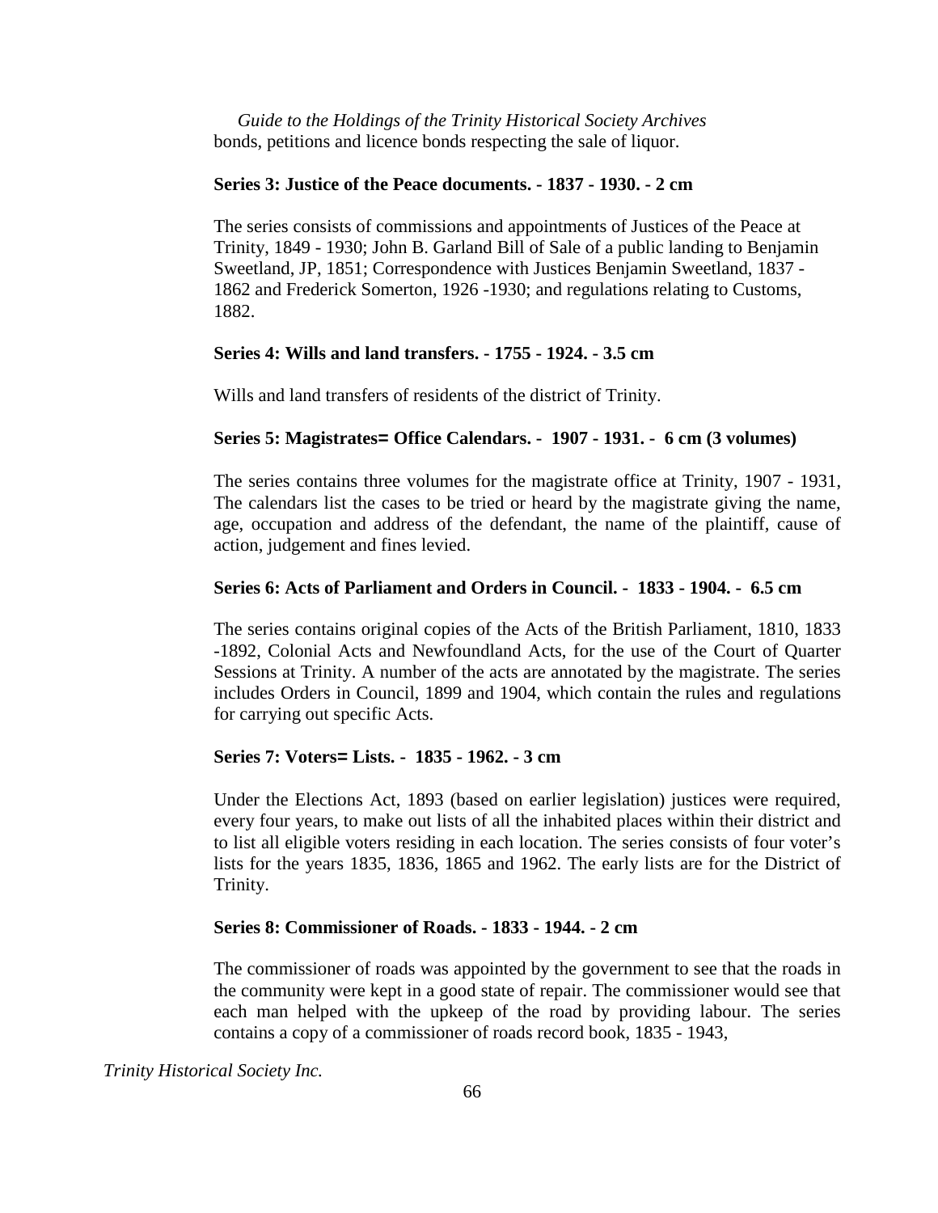bonds, petitions and licence bonds respecting the sale of liquor.

**Series 3: Justice of the Peace documents. - 1837 - 1930. - 2 cm**

The series consists of commissions and appointments of Justices of the Peace at Trinity, 1849 - 1930; John B. Garland Bill of Sale of a public landing to Benjamin Sweetland, JP, 1851; Correspondence with Justices Benjamin Sweetland, 1837 - 1862 and Frederick Somerton, 1926 -1930; and regulations relating to Customs, 1882.

**Series 4: Wills and land transfers. - 1755 - 1924. - 3.5 cm**

Wills and land transfers of residents of the district of Trinity.

**Series 5: Magistrates= Office Calendars. - 1907 - 1931. - 6 cm (3 volumes)**

The series contains three volumes for the magistrate office at Trinity, 1907 - 1931, The calendars list the cases to be tried or heard by the magistrate giving the name, age, occupation and address of the defendant, the name of the plaintiff, cause of action, judgement and fines levied.

**Series 6: Acts of Parliament and Orders in Council. - 1833 - 1904. - 6.5 cm**

The series contains original copies of the Acts of the British Parliament, 1810, 1833 -1892, Colonial Acts and Newfoundland Acts, for the use of the Court of Quarter Sessions at Trinity. A number of the acts are annotated by the magistrate. The series includes Orders in Council, 1899 and 1904, which contain the rules and regulations for carrying out specific Acts.

**Series 7: Voters= Lists. - 1835 - 1962. - 3 cm**

Under the Elections Act, 1893 (based on earlier legislation) justices were required, every four years, to make out lists of all the inhabited places within their district and to list all eligible voters residing in each location. The series consists of four voter's lists for the years 1835, 1836, 1865 and 1962. The early lists are for the District of Trinity.

**Series 8: Commissioner of Roads. - 1833 - 1944. - 2 cm**

The commissioner of roads was appointed by the government to see that the roads in the community were kept in a good state of repair. The commissioner would see that each man helped with the upkeep of the road by providing labour. The series contains a copy of a commissioner of roads record book, 1835 - 1943,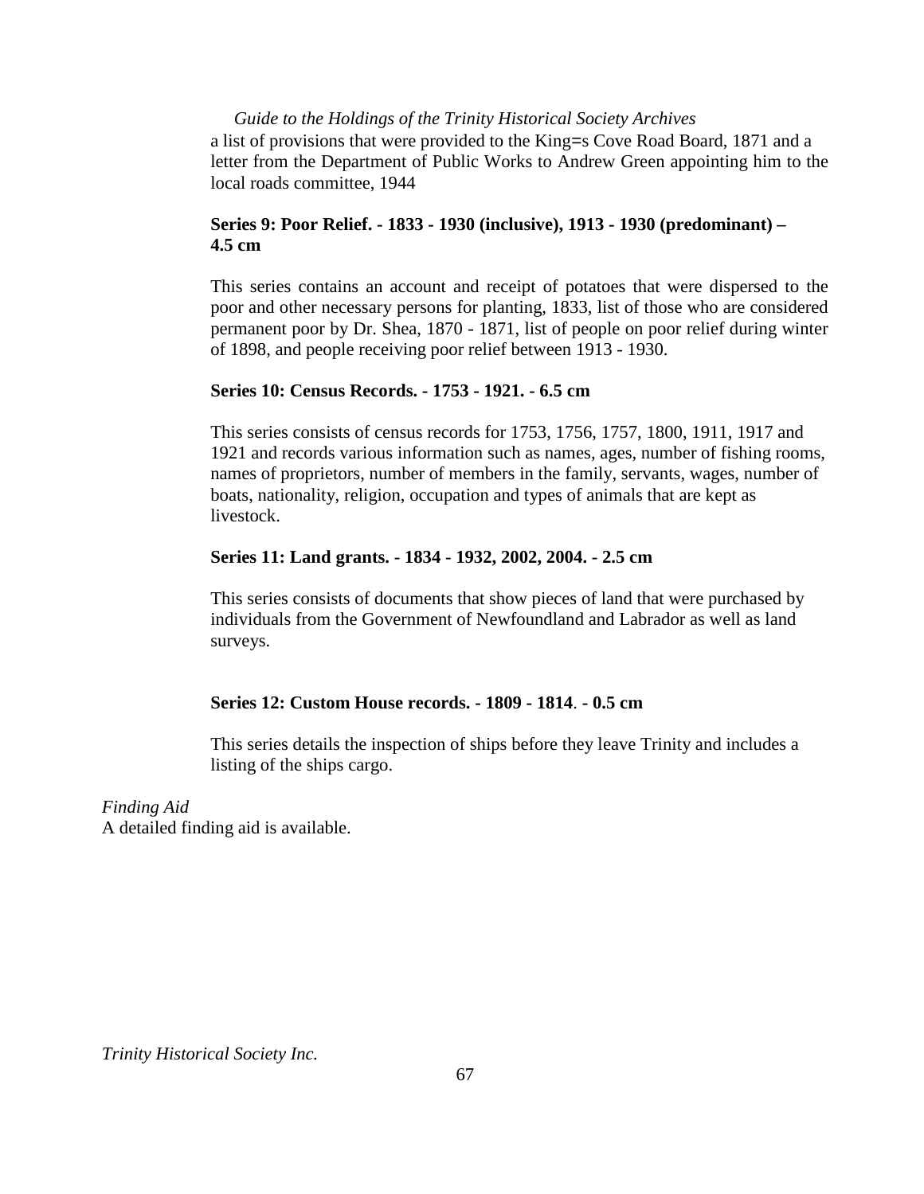a list of provisions that were provided to the King=s Cove Road Board, 1871 and a letter from the Department of Public Works to Andrew Green appointing him to the local roads committee, 1944

**Series 9: Poor Relief. - 1833 - 1930 (inclusive), 1913 - 1930 (predominant) – 4.5 cm**

This series contains an account and receipt of potatoes that were dispersed to the poor and other necessary persons for planting, 1833, list of those who are considered permanent poor by Dr. Shea, 1870 - 1871, list of people on poor relief during winter of 1898, and people receiving poor relief between 1913 - 1930.

**Series 10: Census Records. - 1753 - 1921. - 6.5 cm**

This series consists of census records for 1753, 1756, 1757, 1800, 1911, 1917 and 1921 and records various information such as names, ages, number of fishing rooms, names of proprietors, number of members in the family, servants, wages, number of boats, nationality, religion, occupation and types of animals that are kept as livestock.

**Series 11: Land grants. - 1834 - 1932, 2002, 2004. - 2.5 cm**

This series consists of documents that show pieces of land that were purchased by individuals from the Government of Newfoundland and Labrador as well as land surveys.

**Series 12: Custom House records. - 1809 - 1814. - 0.5 cm**

This series details the inspection of ships before they leave Trinity and includes a listing of the ships cargo.

*Finding Aid*
A detailed finding aid is available.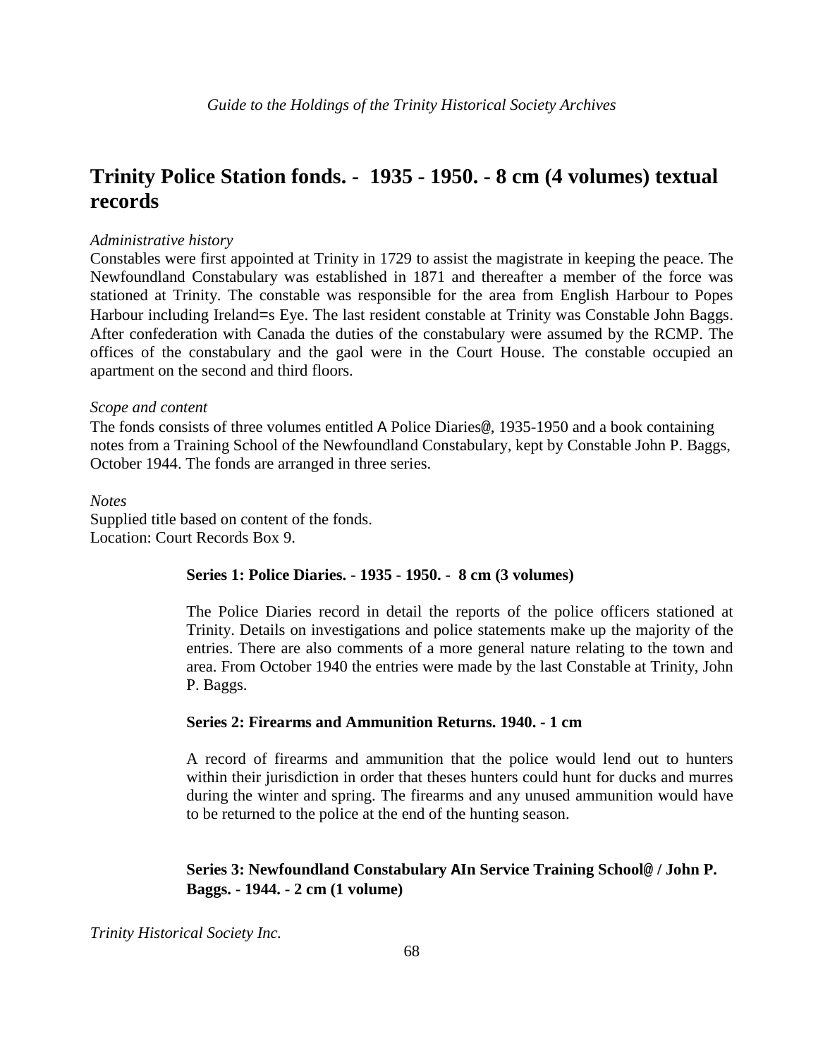## Trinity Police Station fonds. - 1935 - 1950. - 8 cm (4 volumes) textual records

*Administrative history*

Constables were first appointed at Trinity in 1729 to assist the magistrate in keeping the peace. The Newfoundland Constabulary was established in 1871 and thereafter a member of the force was stationed at Trinity. The constable was responsible for the area from English Harbour to Popes Harbour including Ireland=s Eye. The last resident constable at Trinity was Constable John Baggs. After confederation with Canada the duties of the constabulary were assumed by the RCMP. The offices of the constabulary and the gaol were in the Court House. The constable occupied an apartment on the second and third floors.

*Scope and content*

The fonds consists of three volumes entitled A Police Diaries@, 1935-1950 and a book containing notes from a Training School of the Newfoundland Constabulary, kept by Constable John P. Baggs, October 1944. The fonds are arranged in three series.

*Notes*

Supplied title based on content of the fonds.
Location: Court Records Box 9.

**Series 1: Police Diaries. - 1935 - 1950. - 8 cm (3 volumes)**

The Police Diaries record in detail the reports of the police officers stationed at Trinity. Details on investigations and police statements make up the majority of the entries. There are also comments of a more general nature relating to the town and area. From October 1940 the entries were made by the last Constable at Trinity, John P. Baggs.

**Series 2: Firearms and Ammunition Returns. 1940. - 1 cm**

A record of firearms and ammunition that the police would lend out to hunters within their jurisdiction in order that theses hunters could hunt for ducks and murres during the winter and spring. The firearms and any unused ammunition would have to be returned to the police at the end of the hunting season.

**Series 3: Newfoundland Constabulary AIn Service Training School@ / John P. Baggs. - 1944. - 2 cm (1 volume)**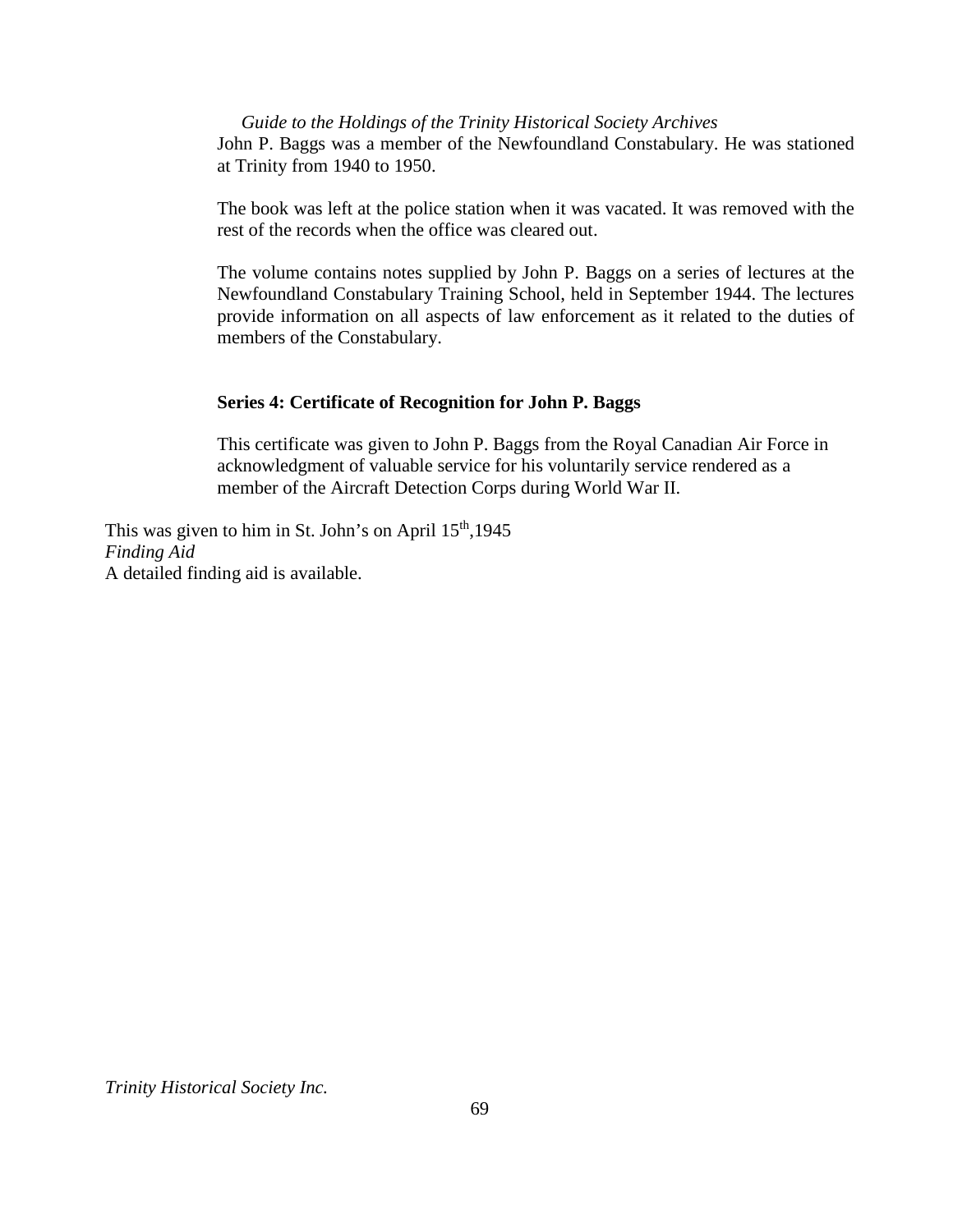John P. Baggs was a member of the Newfoundland Constabulary. He was stationed at Trinity from 1940 to 1950.

The book was left at the police station when it was vacated. It was removed with the rest of the records when the office was cleared out.

The volume contains notes supplied by John P. Baggs on a series of lectures at the Newfoundland Constabulary Training School, held in September 1944. The lectures provide information on all aspects of law enforcement as it related to the duties of members of the Constabulary.

**Series 4: Certificate of Recognition for John P. Baggs**

This certificate was given to John P. Baggs from the Royal Canadian Air Force in acknowledgment of valuable service for his voluntarily service rendered as a member of the Aircraft Detection Corps during World War II.

This was given to him in St. John's on April 15th,1945

*Finding Aid*

A detailed finding aid is available.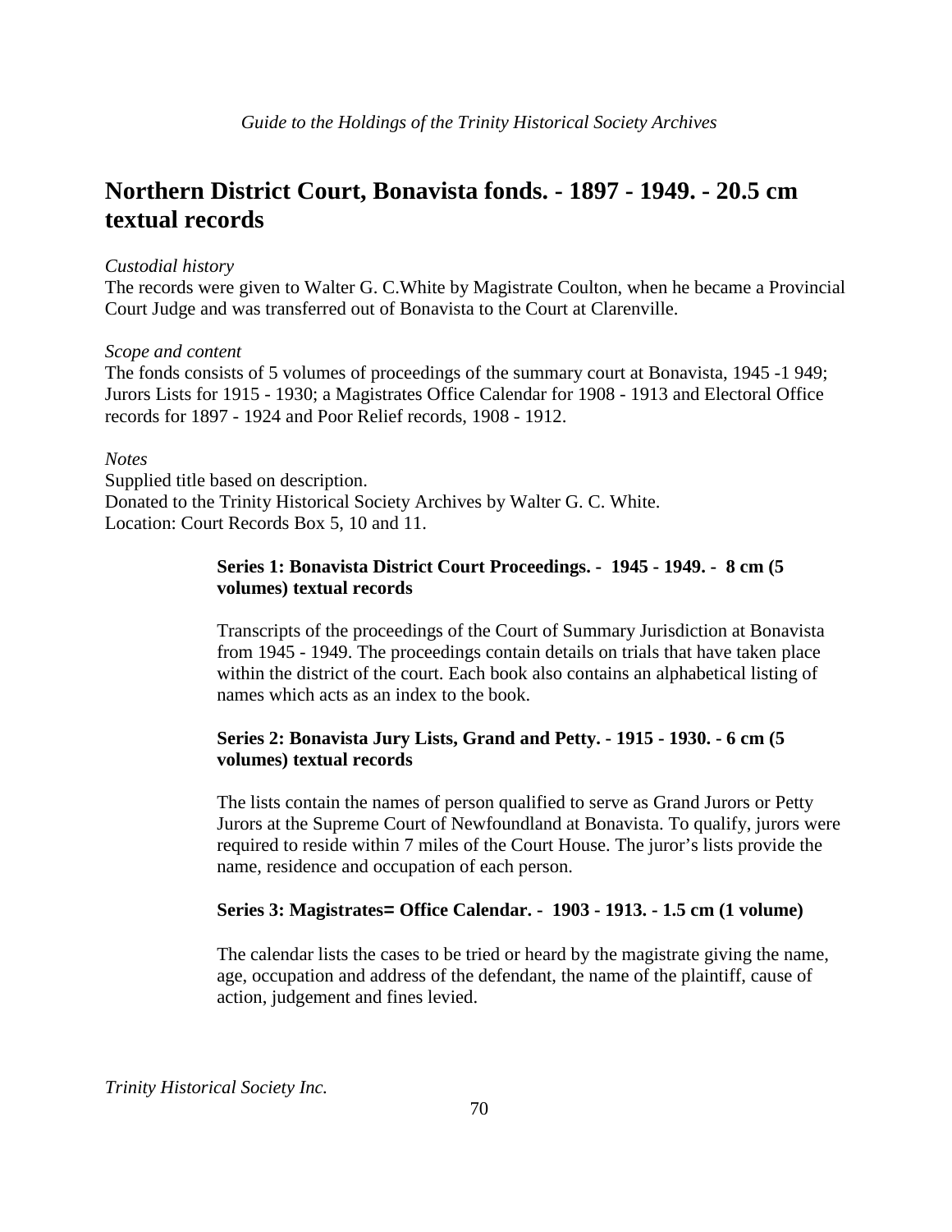# Northern District Court, Bonavista fonds. - 1897 - 1949. - 20.5 cm textual records

*Custodial history*
The records were given to Walter G. C.White by Magistrate Coulton, when he became a Provincial Court Judge and was transferred out of Bonavista to the Court at Clarenville.

*Scope and content*
The fonds consists of 5 volumes of proceedings of the summary court at Bonavista, 1945 -1 949; Jurors Lists for 1915 - 1930; a Magistrates Office Calendar for 1908 - 1913 and Electoral Office records for 1897 - 1924 and Poor Relief records, 1908 - 1912.

*Notes*
Supplied title based on description.
Donated to the Trinity Historical Society Archives by Walter G. C. White.
Location: Court Records Box 5, 10 and 11.

**Series 1: Bonavista District Court Proceedings. - 1945 - 1949. - 8 cm (5 volumes) textual records**

Transcripts of the proceedings of the Court of Summary Jurisdiction at Bonavista from 1945 - 1949. The proceedings contain details on trials that have taken place within the district of the court. Each book also contains an alphabetical listing of names which acts as an index to the book.

**Series 2: Bonavista Jury Lists, Grand and Petty. - 1915 - 1930. - 6 cm (5 volumes) textual records**

The lists contain the names of person qualified to serve as Grand Jurors or Petty Jurors at the Supreme Court of Newfoundland at Bonavista. To qualify, jurors were required to reside within 7 miles of the Court House. The juror's lists provide the name, residence and occupation of each person.

**Series 3: Magistrates= Office Calendar. - 1903 - 1913. - 1.5 cm (1 volume)**

The calendar lists the cases to be tried or heard by the magistrate giving the name, age, occupation and address of the defendant, the name of the plaintiff, cause of action, judgement and fines levied.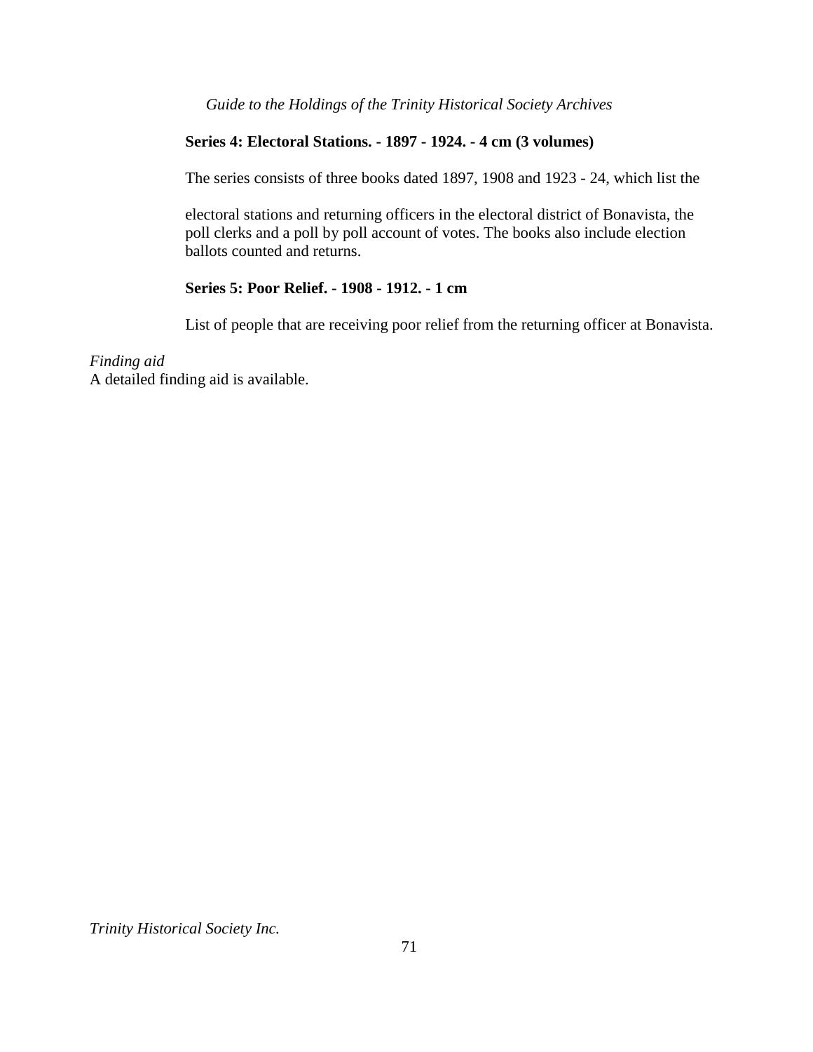**Series 4: Electoral Stations. - 1897 - 1924. - 4 cm (3 volumes)**

The series consists of three books dated 1897, 1908 and 1923 - 24, which list the electoral stations and returning officers in the electoral district of Bonavista, the poll clerks and a poll by poll account of votes. The books also include election ballots counted and returns.

**Series 5: Poor Relief. - 1908 - 1912. - 1 cm**

List of people that are receiving poor relief from the returning officer at Bonavista.

*Finding aid*
A detailed finding aid is available.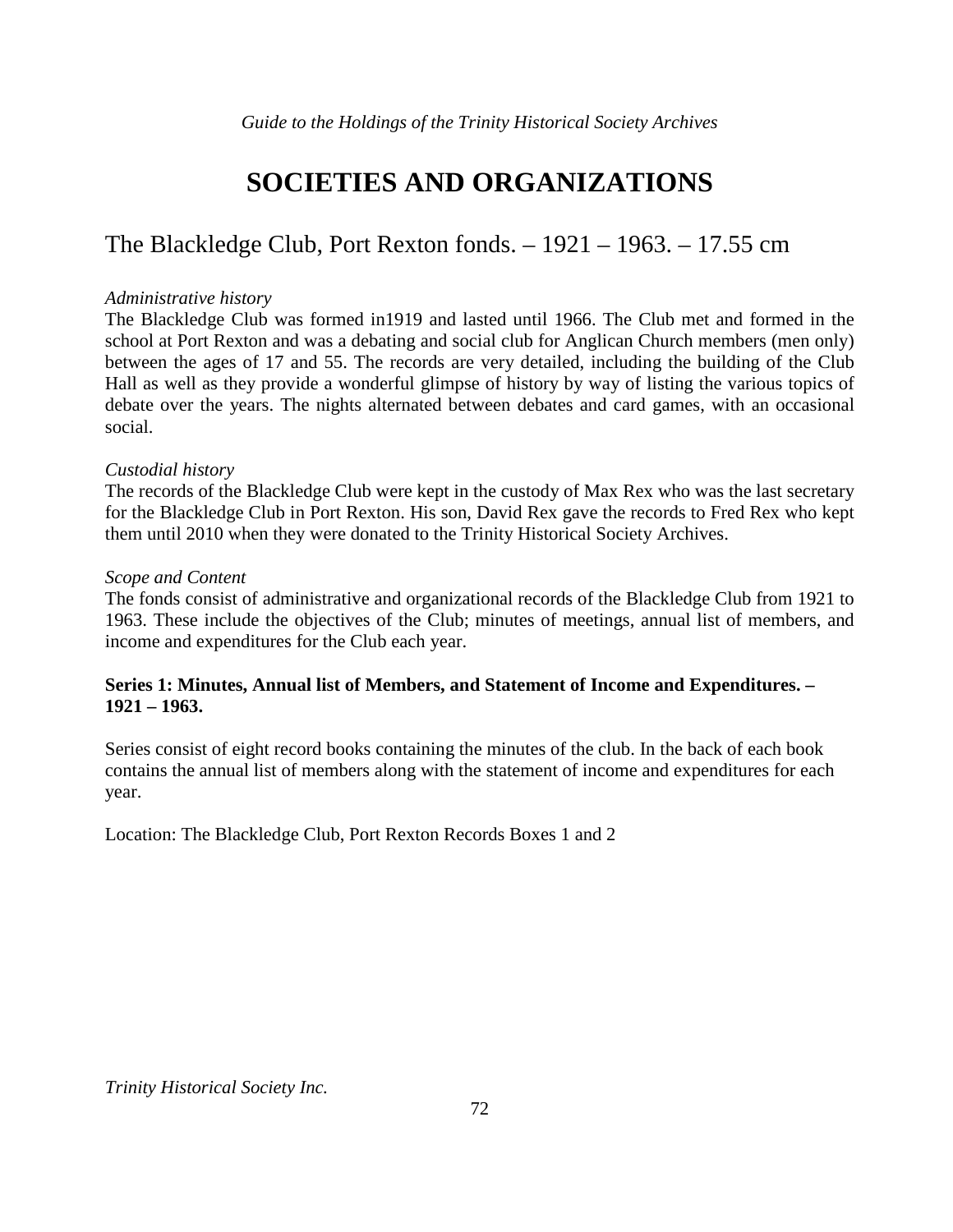# SOCIETIES AND ORGANIZATIONS

## The Blackledge Club, Port Rexton fonds. – 1921 – 1963. – 17.55 cm

*Administrative history*

The Blackledge Club was formed in1919 and lasted until 1966. The Club met and formed in the school at Port Rexton and was a debating and social club for Anglican Church members (men only) between the ages of 17 and 55. The records are very detailed, including the building of the Club Hall as well as they provide a wonderful glimpse of history by way of listing the various topics of debate over the years. The nights alternated between debates and card games, with an occasional social.

*Custodial history*

The records of the Blackledge Club were kept in the custody of Max Rex who was the last secretary for the Blackledge Club in Port Rexton. His son, David Rex gave the records to Fred Rex who kept them until 2010 when they were donated to the Trinity Historical Society Archives.

*Scope and Content*

The fonds consist of administrative and organizational records of the Blackledge Club from 1921 to 1963. These include the objectives of the Club; minutes of meetings, annual list of members, and income and expenditures for the Club each year.

**Series 1: Minutes, Annual list of Members, and Statement of Income and Expenditures. – 1921 – 1963.**

Series consist of eight record books containing the minutes of the club. In the back of each book contains the annual list of members along with the statement of income and expenditures for each year.

Location: The Blackledge Club, Port Rexton Records Boxes 1 and 2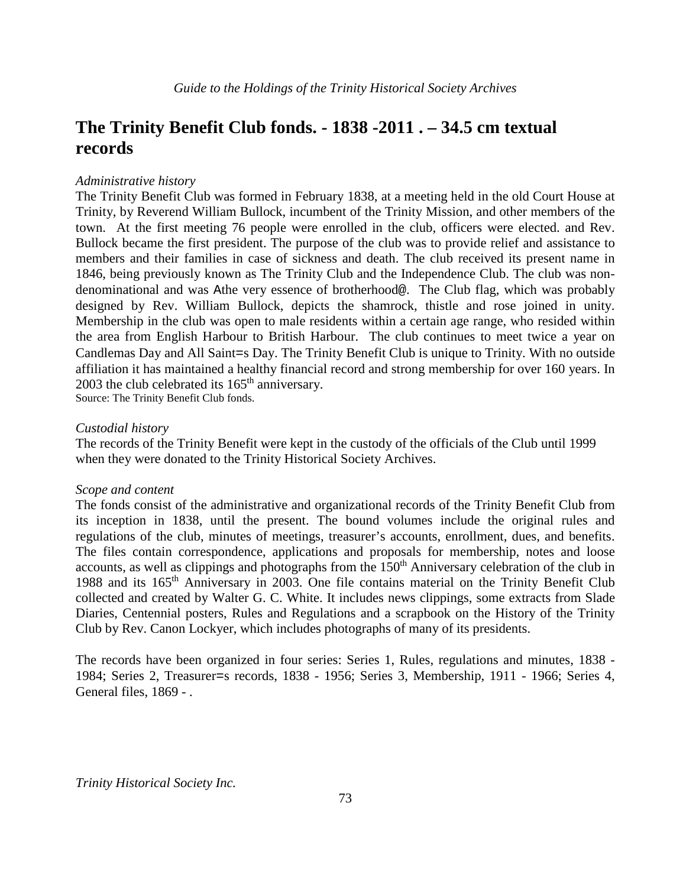# The Trinity Benefit Club fonds. - 1838 -2011 . – 34.5 cm textual records

*Administrative history*

The Trinity Benefit Club was formed in February 1838, at a meeting held in the old Court House at Trinity, by Reverend William Bullock, incumbent of the Trinity Mission, and other members of the town. At the first meeting 76 people were enrolled in the club, officers were elected. and Rev. Bullock became the first president. The purpose of the club was to provide relief and assistance to members and their families in case of sickness and death. The club received its present name in 1846, being previously known as The Trinity Club and the Independence Club. The club was non-denominational and was Athe very essence of brotherhood@. The Club flag, which was probably designed by Rev. William Bullock, depicts the shamrock, thistle and rose joined in unity. Membership in the club was open to male residents within a certain age range, who resided within the area from English Harbour to British Harbour. The club continues to meet twice a year on Candlemas Day and All Saint=s Day. The Trinity Benefit Club is unique to Trinity. With no outside affiliation it has maintained a healthy financial record and strong membership for over 160 years. In 2003 the club celebrated its 165th anniversary.

Source: The Trinity Benefit Club fonds.

*Custodial history*

The records of the Trinity Benefit were kept in the custody of the officials of the Club until 1999 when they were donated to the Trinity Historical Society Archives.

*Scope and content*

The fonds consist of the administrative and organizational records of the Trinity Benefit Club from its inception in 1838, until the present. The bound volumes include the original rules and regulations of the club, minutes of meetings, treasurer's accounts, enrollment, dues, and benefits. The files contain correspondence, applications and proposals for membership, notes and loose accounts, as well as clippings and photographs from the 150th Anniversary celebration of the club in 1988 and its 165th Anniversary in 2003. One file contains material on the Trinity Benefit Club collected and created by Walter G. C. White. It includes news clippings, some extracts from Slade Diaries, Centennial posters, Rules and Regulations and a scrapbook on the History of the Trinity Club by Rev. Canon Lockyer, which includes photographs of many of its presidents.

The records have been organized in four series: Series 1, Rules, regulations and minutes, 1838 - 1984; Series 2, Treasurer=s records, 1838 - 1956; Series 3, Membership, 1911 - 1966; Series 4, General files, 1869 - .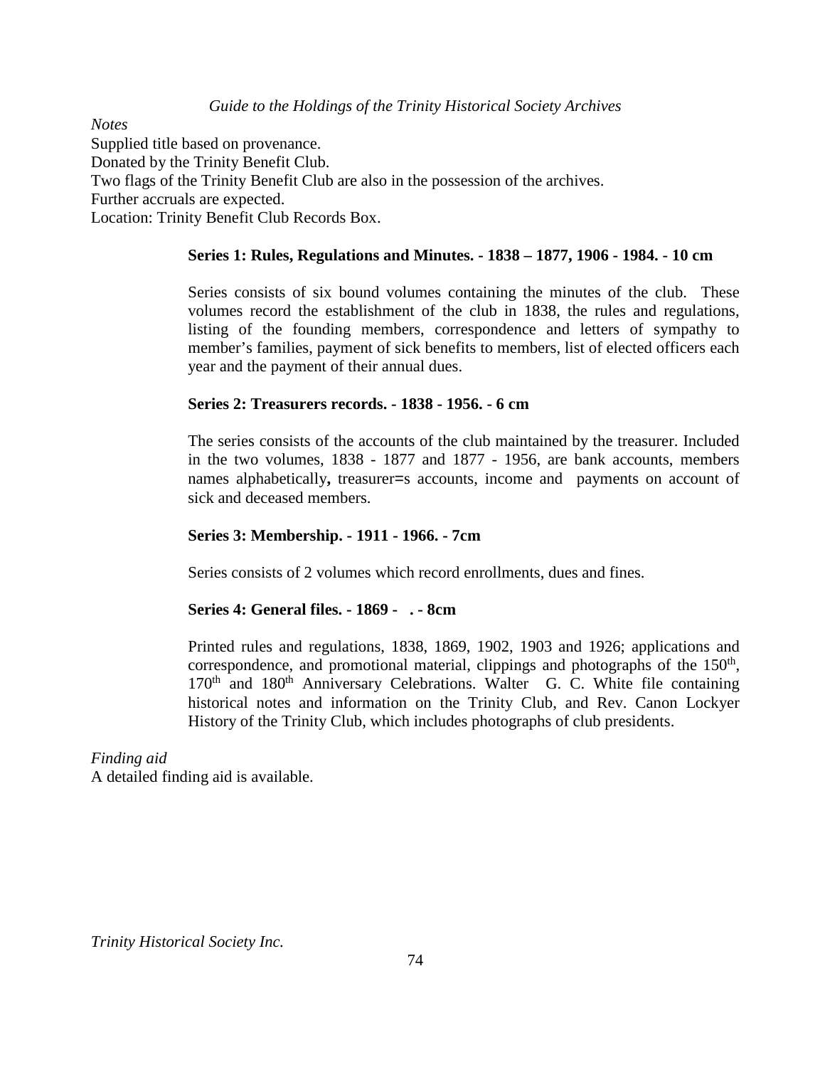*Notes*

Supplied title based on provenance.

Donated by the Trinity Benefit Club.

Two flags of the Trinity Benefit Club are also in the possession of the archives.

Further accruals are expected.

Location: Trinity Benefit Club Records Box.

**Series 1: Rules, Regulations and Minutes. - 1838 – 1877, 1906 - 1984. - 10 cm**

Series consists of six bound volumes containing the minutes of the club. These volumes record the establishment of the club in 1838, the rules and regulations, listing of the founding members, correspondence and letters of sympathy to member's families, payment of sick benefits to members, list of elected officers each year and the payment of their annual dues.

**Series 2: Treasurers records. - 1838 - 1956. - 6 cm**

The series consists of the accounts of the club maintained by the treasurer. Included in the two volumes, 1838 - 1877 and 1877 - 1956, are bank accounts, members names alphabetically**,** treasurer=s accounts, income and payments on account of sick and deceased members.

**Series 3: Membership. - 1911 - 1966. - 7cm**

Series consists of 2 volumes which record enrollments, dues and fines.

**Series 4: General files. - 1869 - . - 8cm**

Printed rules and regulations, 1838, 1869, 1902, 1903 and 1926; applications and correspondence, and promotional material, clippings and photographs of the 150th, 170th and 180th Anniversary Celebrations. Walter G. C. White file containing historical notes and information on the Trinity Club, and Rev. Canon Lockyer History of the Trinity Club, which includes photographs of club presidents.

*Finding aid*

A detailed finding aid is available.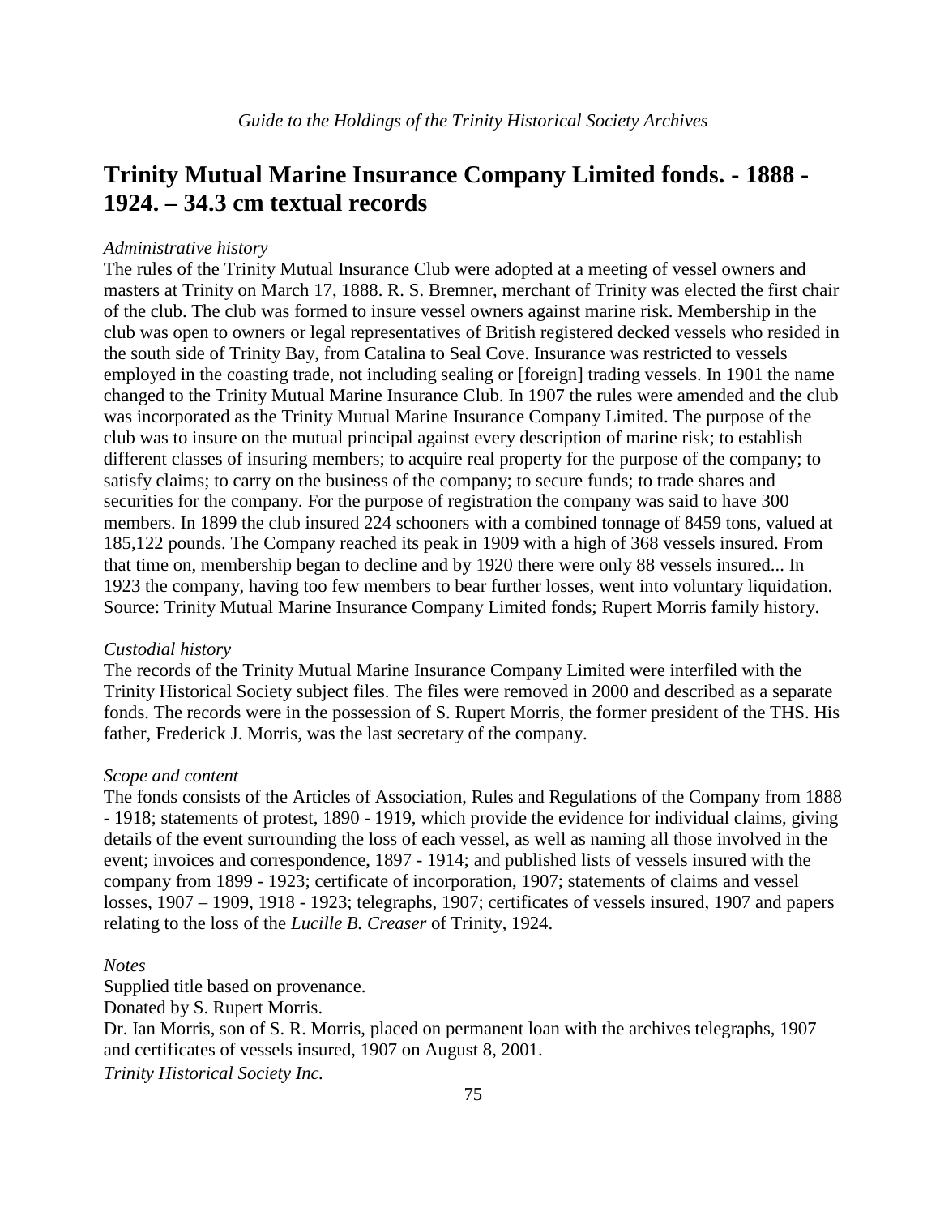## Trinity Mutual Marine Insurance Company Limited fonds. - 1888 - 1924. – 34.3 cm textual records

*Administrative history*

The rules of the Trinity Mutual Insurance Club were adopted at a meeting of vessel owners and masters at Trinity on March 17, 1888. R. S. Bremner, merchant of Trinity was elected the first chair of the club. The club was formed to insure vessel owners against marine risk. Membership in the club was open to owners or legal representatives of British registered decked vessels who resided in the south side of Trinity Bay, from Catalina to Seal Cove. Insurance was restricted to vessels employed in the coasting trade, not including sealing or [foreign] trading vessels. In 1901 the name changed to the Trinity Mutual Marine Insurance Club. In 1907 the rules were amended and the club was incorporated as the Trinity Mutual Marine Insurance Company Limited. The purpose of the club was to insure on the mutual principal against every description of marine risk; to establish different classes of insuring members; to acquire real property for the purpose of the company; to satisfy claims; to carry on the business of the company; to secure funds; to trade shares and securities for the company. For the purpose of registration the company was said to have 300 members. In 1899 the club insured 224 schooners with a combined tonnage of 8459 tons, valued at 185,122 pounds. The Company reached its peak in 1909 with a high of 368 vessels insured. From that time on, membership began to decline and by 1920 there were only 88 vessels insured... In 1923 the company, having too few members to bear further losses, went into voluntary liquidation. Source: Trinity Mutual Marine Insurance Company Limited fonds; Rupert Morris family history.

*Custodial history*

The records of the Trinity Mutual Marine Insurance Company Limited were interfiled with the Trinity Historical Society subject files. The files were removed in 2000 and described as a separate fonds. The records were in the possession of S. Rupert Morris, the former president of the THS. His father, Frederick J. Morris, was the last secretary of the company.

*Scope and content*

The fonds consists of the Articles of Association, Rules and Regulations of the Company from 1888 - 1918; statements of protest, 1890 - 1919, which provide the evidence for individual claims, giving details of the event surrounding the loss of each vessel, as well as naming all those involved in the event; invoices and correspondence, 1897 - 1914; and published lists of vessels insured with the company from 1899 - 1923; certificate of incorporation, 1907; statements of claims and vessel losses, 1907 – 1909, 1918 - 1923; telegraphs, 1907; certificates of vessels insured, 1907 and papers relating to the loss of the *Lucille B. Creaser* of Trinity, 1924.

*Notes*

Supplied title based on provenance.

Donated by S. Rupert Morris.

Dr. Ian Morris, son of S. R. Morris, placed on permanent loan with the archives telegraphs, 1907 and certificates of vessels insured, 1907 on August 8, 2001.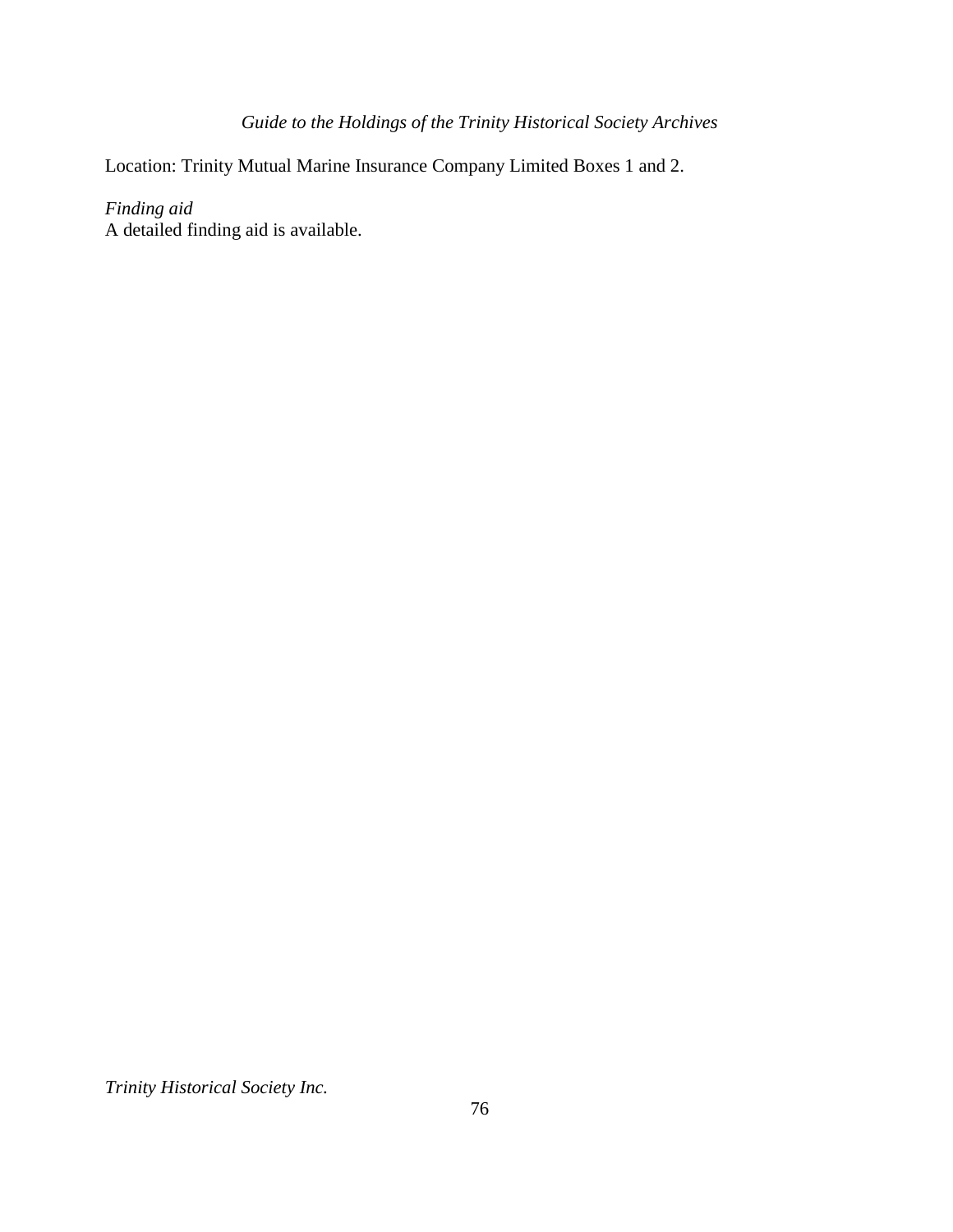Location: Trinity Mutual Marine Insurance Company Limited Boxes 1 and 2.

*Finding aid*
A detailed finding aid is available.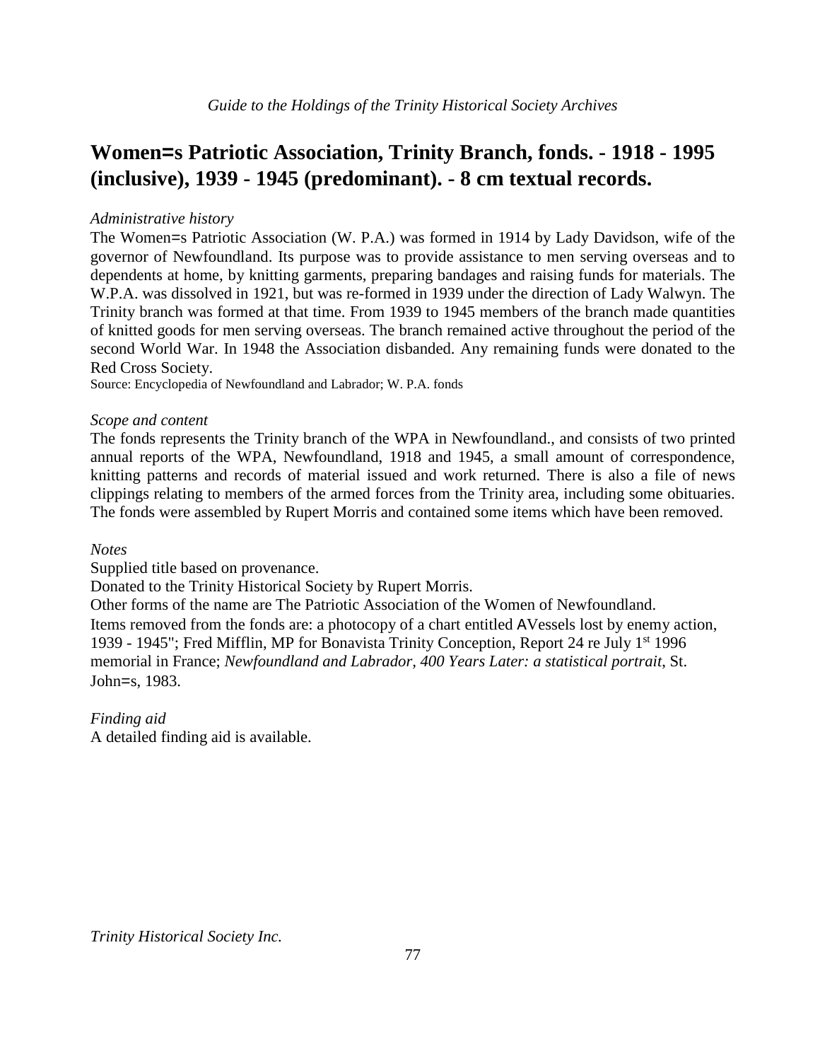# Women=s Patriotic Association, Trinity Branch, fonds. - 1918 - 1995 (inclusive), 1939 - 1945 (predominant). - 8 cm textual records.

*Administrative history*

The Women=s Patriotic Association (W. P.A.) was formed in 1914 by Lady Davidson, wife of the governor of Newfoundland. Its purpose was to provide assistance to men serving overseas and to dependents at home, by knitting garments, preparing bandages and raising funds for materials. The W.P.A. was dissolved in 1921, but was re-formed in 1939 under the direction of Lady Walwyn. The Trinity branch was formed at that time. From 1939 to 1945 members of the branch made quantities of knitted goods for men serving overseas. The branch remained active throughout the period of the second World War. In 1948 the Association disbanded. Any remaining funds were donated to the Red Cross Society.

Source: Encyclopedia of Newfoundland and Labrador; W. P.A. fonds

*Scope and content*

The fonds represents the Trinity branch of the WPA in Newfoundland., and consists of two printed annual reports of the WPA, Newfoundland, 1918 and 1945, a small amount of correspondence, knitting patterns and records of material issued and work returned. There is also a file of news clippings relating to members of the armed forces from the Trinity area, including some obituaries. The fonds were assembled by Rupert Morris and contained some items which have been removed.

*Notes*

Supplied title based on provenance.

Donated to the Trinity Historical Society by Rupert Morris.

Other forms of the name are The Patriotic Association of the Women of Newfoundland.

Items removed from the fonds are: a photocopy of a chart entitled AVessels lost by enemy action, 1939 - 1945"; Fred Mifflin, MP for Bonavista Trinity Conception, Report 24 re July 1st 1996 memorial in France; *Newfoundland and Labrador, 400 Years Later: a statistical portrait*, St. John=s, 1983.

*Finding aid*

A detailed finding aid is available.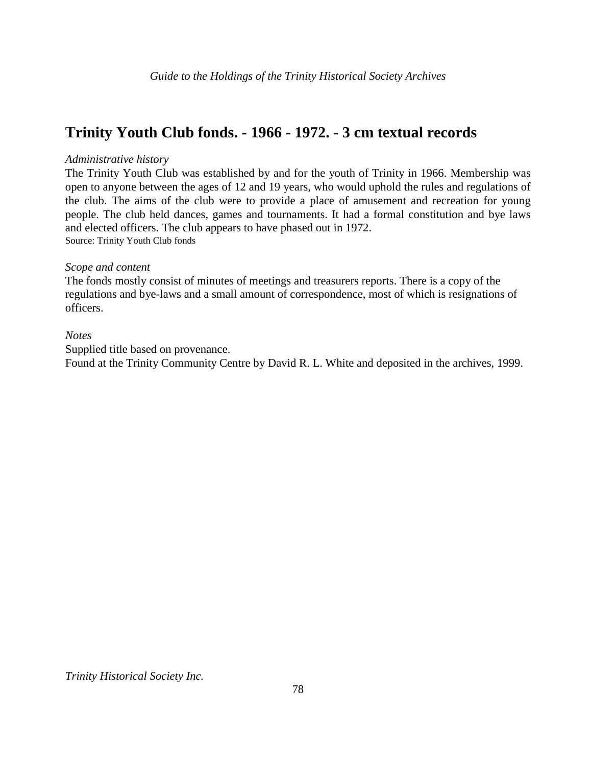## Trinity Youth Club fonds. - 1966 - 1972. - 3 cm textual records

*Administrative history*

The Trinity Youth Club was established by and for the youth of Trinity in 1966. Membership was open to anyone between the ages of 12 and 19 years, who would uphold the rules and regulations of the club. The aims of the club were to provide a place of amusement and recreation for young people. The club held dances, games and tournaments. It had a formal constitution and bye laws and elected officers. The club appears to have phased out in 1972.

Source: Trinity Youth Club fonds

*Scope and content*

The fonds mostly consist of minutes of meetings and treasurers reports. There is a copy of the regulations and bye-laws and a small amount of correspondence, most of which is resignations of officers.

*Notes*

Supplied title based on provenance.

Found at the Trinity Community Centre by David R. L. White and deposited in the archives, 1999.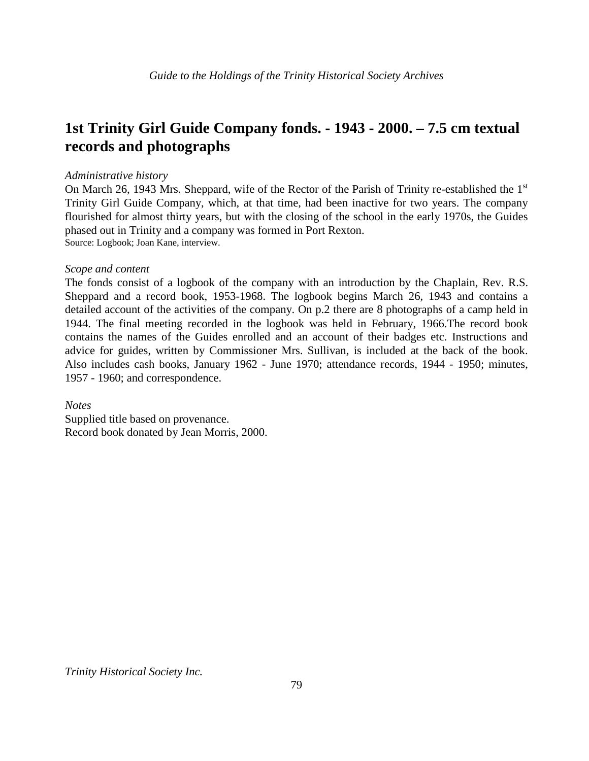## 1st Trinity Girl Guide Company fonds. - 1943 - 2000. – 7.5 cm textual records and photographs

*Administrative history*

On March 26, 1943 Mrs. Sheppard, wife of the Rector of the Parish of Trinity re-established the 1st Trinity Girl Guide Company, which, at that time, had been inactive for two years. The company flourished for almost thirty years, but with the closing of the school in the early 1970s, the Guides phased out in Trinity and a company was formed in Port Rexton.

Source: Logbook; Joan Kane, interview.

*Scope and content*

The fonds consist of a logbook of the company with an introduction by the Chaplain, Rev. R.S. Sheppard and a record book, 1953-1968. The logbook begins March 26, 1943 and contains a detailed account of the activities of the company. On p.2 there are 8 photographs of a camp held in 1944. The final meeting recorded in the logbook was held in February, 1966.The record book contains the names of the Guides enrolled and an account of their badges etc. Instructions and advice for guides, written by Commissioner Mrs. Sullivan, is included at the back of the book. Also includes cash books, January 1962 - June 1970; attendance records, 1944 - 1950; minutes, 1957 - 1960; and correspondence.

*Notes*

Supplied title based on provenance.
Record book donated by Jean Morris, 2000.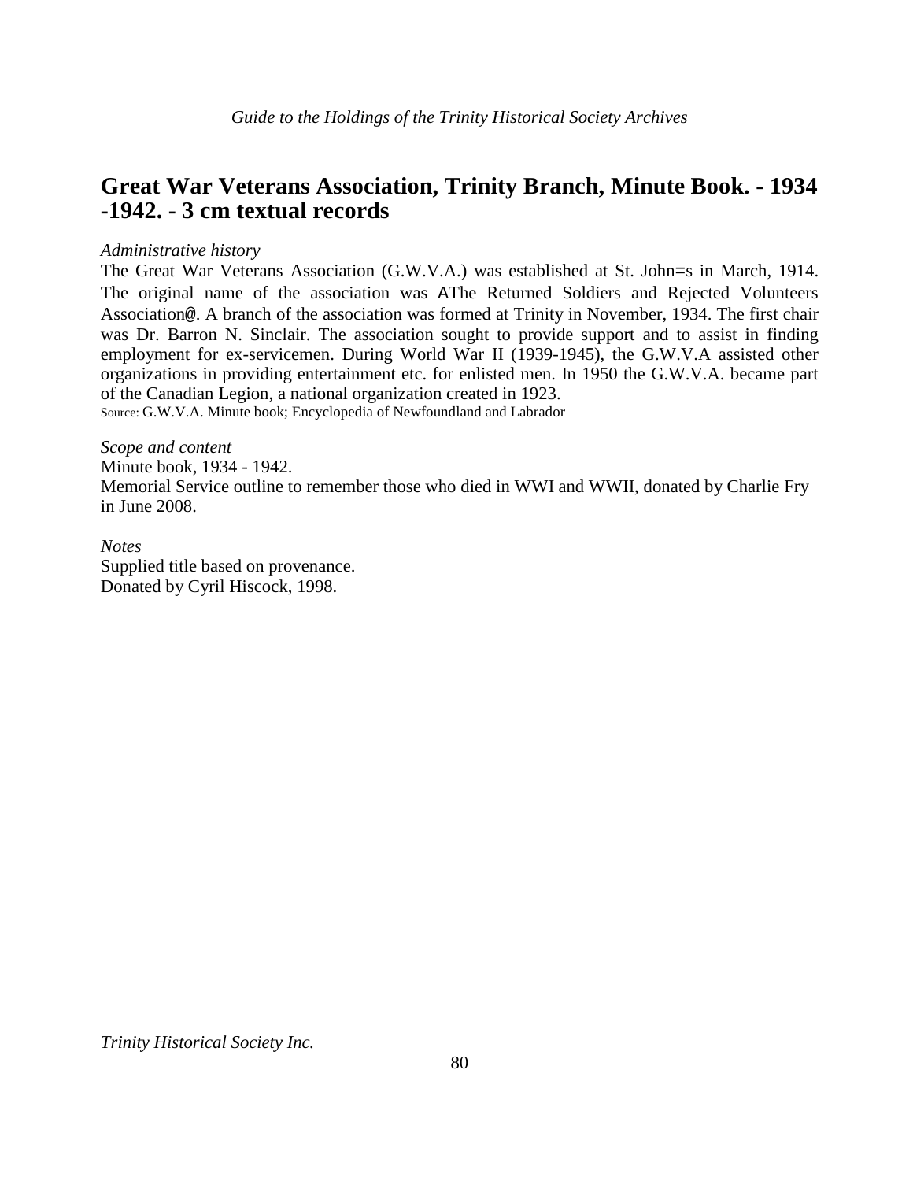## Great War Veterans Association, Trinity Branch, Minute Book. - 1934 -1942. - 3 cm textual records

*Administrative history*

The Great War Veterans Association (G.W.V.A.) was established at St. John=s in March, 1914. The original name of the association was AThe Returned Soldiers and Rejected Volunteers Association@. A branch of the association was formed at Trinity in November, 1934. The first chair was Dr. Barron N. Sinclair. The association sought to provide support and to assist in finding employment for ex-servicemen. During World War II (1939-1945), the G.W.V.A assisted other organizations in providing entertainment etc. for enlisted men. In 1950 the G.W.V.A. became part of the Canadian Legion, a national organization created in 1923.

Source: G.W.V.A. Minute book; Encyclopedia of Newfoundland and Labrador

*Scope and content*

Minute book, 1934 - 1942.

Memorial Service outline to remember those who died in WWI and WWII, donated by Charlie Fry in June 2008.

*Notes*

Supplied title based on provenance.

Donated by Cyril Hiscock, 1998.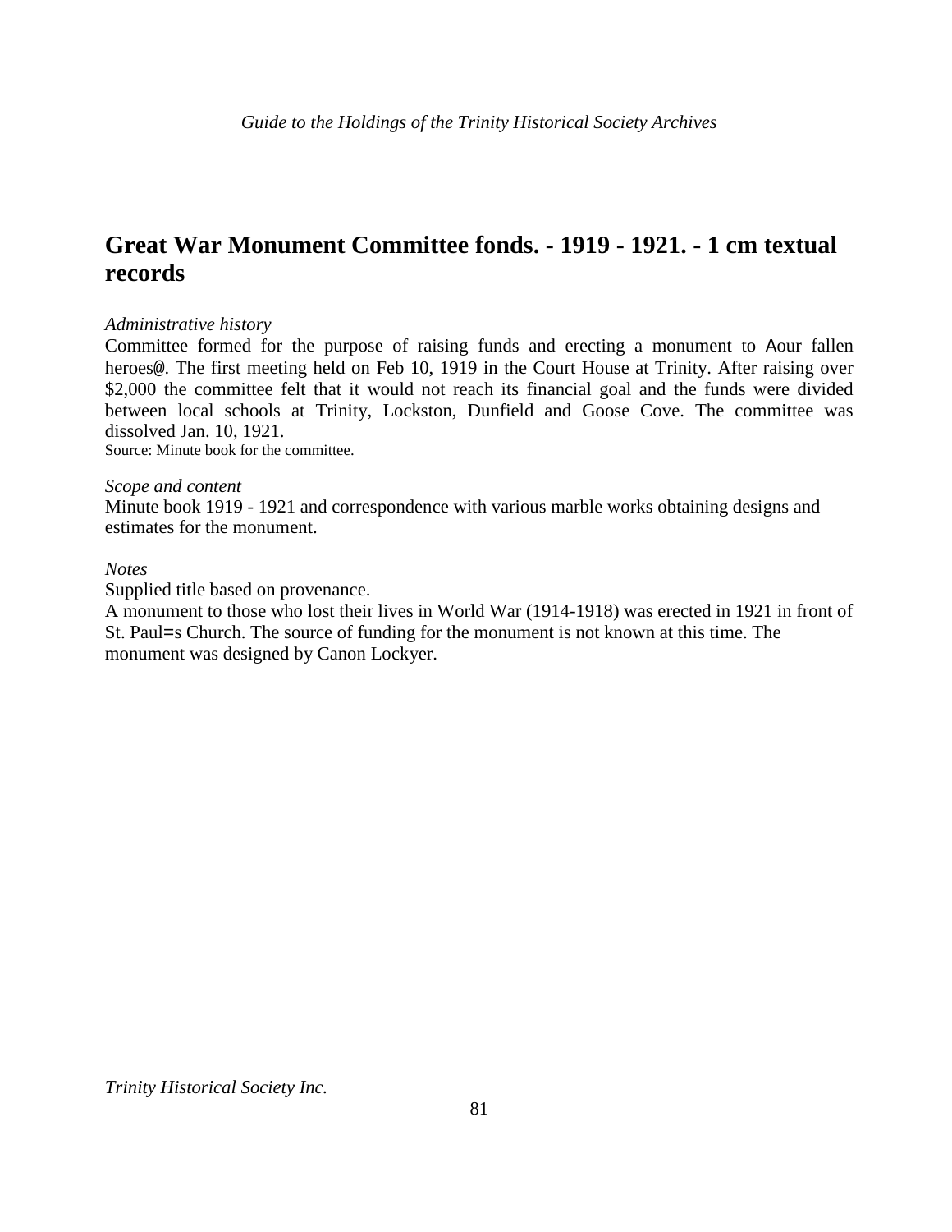## Great War Monument Committee fonds. - 1919 - 1921. - 1 cm textual records

*Administrative history*

Committee formed for the purpose of raising funds and erecting a monument to Aour fallen heroes@. The first meeting held on Feb 10, 1919 in the Court House at Trinity. After raising over $2,000 the committee felt that it would not reach its financial goal and the funds were divided between local schools at Trinity, Lockston, Dunfield and Goose Cove. The committee was dissolved Jan. 10, 1921.

Source: Minute book for the committee.

*Scope and content*

Minute book 1919 - 1921 and correspondence with various marble works obtaining designs and estimates for the monument.

*Notes*

Supplied title based on provenance.

A monument to those who lost their lives in World War (1914-1918) was erected in 1921 in front of St. Paul=s Church. The source of funding for the monument is not known at this time. The monument was designed by Canon Lockyer.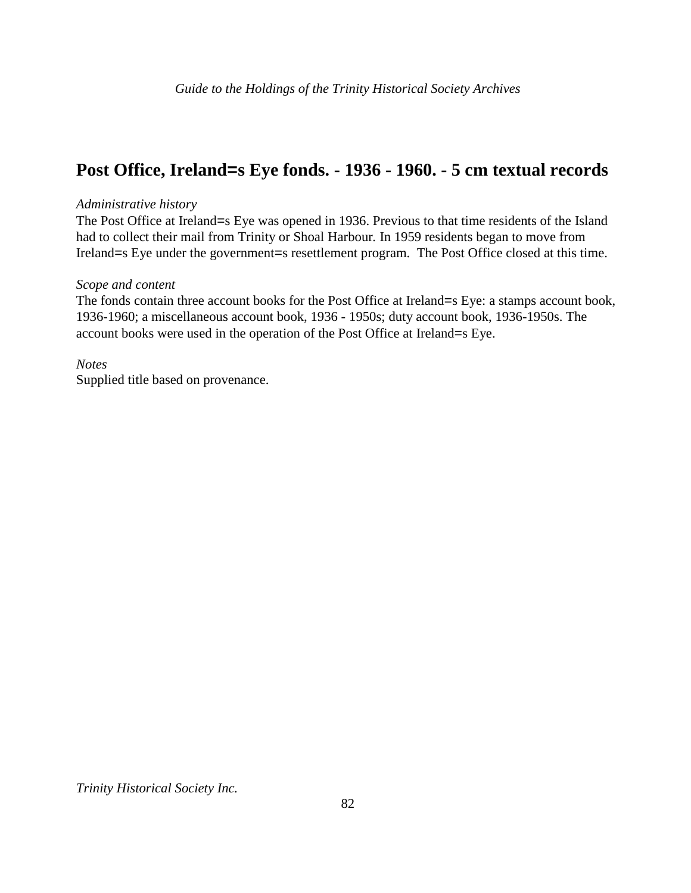## Post Office, Ireland=s Eye fonds. - 1936 - 1960. - 5 cm textual records

*Administrative history*
The Post Office at Ireland=s Eye was opened in 1936. Previous to that time residents of the Island had to collect their mail from Trinity or Shoal Harbour. In 1959 residents began to move from Ireland=s Eye under the government=s resettlement program. The Post Office closed at this time.

*Scope and content*
The fonds contain three account books for the Post Office at Ireland=s Eye: a stamps account book, 1936-1960; a miscellaneous account book, 1936 - 1950s; duty account book, 1936-1950s. The account books were used in the operation of the Post Office at Ireland=s Eye.

*Notes*
Supplied title based on provenance.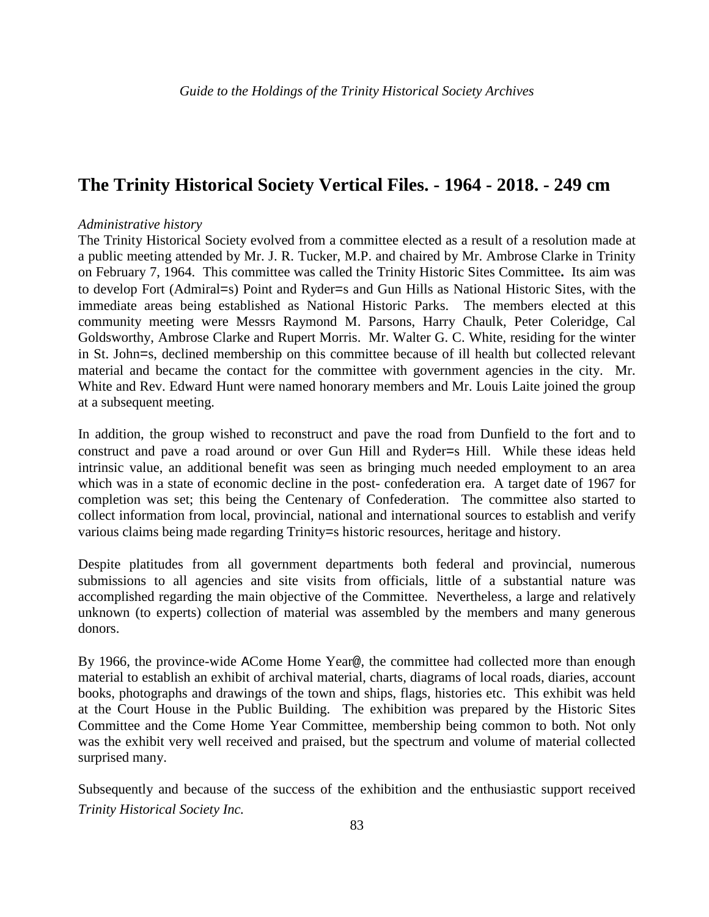## The Trinity Historical Society Vertical Files. - 1964 - 2018. - 249 cm

*Administrative history*

The Trinity Historical Society evolved from a committee elected as a result of a resolution made at a public meeting attended by Mr. J. R. Tucker, M.P. and chaired by Mr. Ambrose Clarke in Trinity on February 7, 1964. This committee was called the Trinity Historic Sites Committee**.** Its aim was to develop Fort (Admiral=s) Point and Ryder=s and Gun Hills as National Historic Sites, with the immediate areas being established as National Historic Parks. The members elected at this community meeting were Messrs Raymond M. Parsons, Harry Chaulk, Peter Coleridge, Cal Goldsworthy, Ambrose Clarke and Rupert Morris. Mr. Walter G. C. White, residing for the winter in St. John=s, declined membership on this committee because of ill health but collected relevant material and became the contact for the committee with government agencies in the city. Mr. White and Rev. Edward Hunt were named honorary members and Mr. Louis Laite joined the group at a subsequent meeting.

In addition, the group wished to reconstruct and pave the road from Dunfield to the fort and to construct and pave a road around or over Gun Hill and Ryder=s Hill. While these ideas held intrinsic value, an additional benefit was seen as bringing much needed employment to an area which was in a state of economic decline in the post- confederation era. A target date of 1967 for completion was set; this being the Centenary of Confederation. The committee also started to collect information from local, provincial, national and international sources to establish and verify various claims being made regarding Trinity=s historic resources, heritage and history.

Despite platitudes from all government departments both federal and provincial, numerous submissions to all agencies and site visits from officials, little of a substantial nature was accomplished regarding the main objective of the Committee. Nevertheless, a large and relatively unknown (to experts) collection of material was assembled by the members and many generous donors.

By 1966, the province-wide ACome Home Year@, the committee had collected more than enough material to establish an exhibit of archival material, charts, diagrams of local roads, diaries, account books, photographs and drawings of the town and ships, flags, histories etc. This exhibit was held at the Court House in the Public Building. The exhibition was prepared by the Historic Sites Committee and the Come Home Year Committee, membership being common to both. Not only was the exhibit very well received and praised, but the spectrum and volume of material collected surprised many.

Subsequently and because of the success of the exhibition and the enthusiastic support received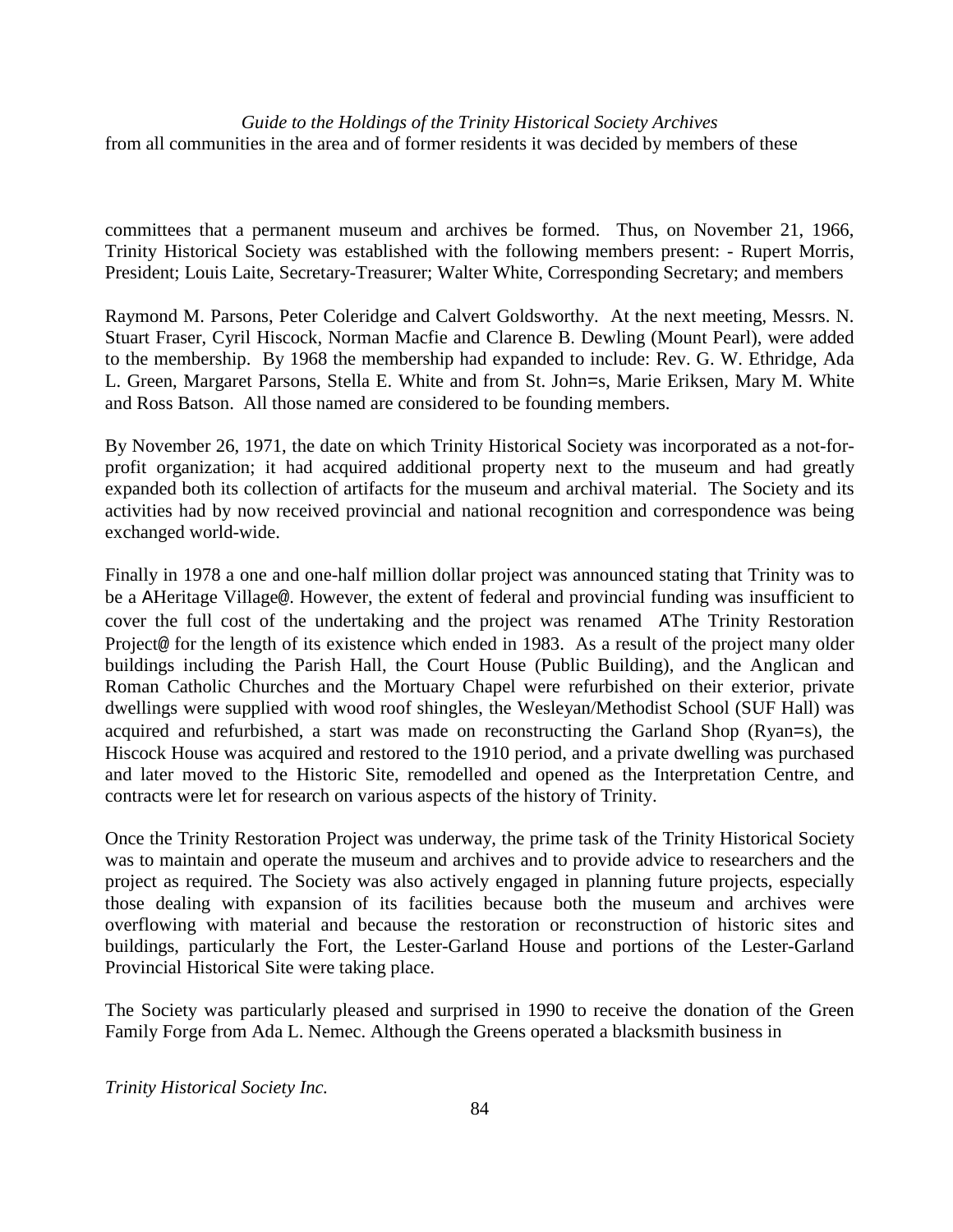from all communities in the area and of former residents it was decided by members of these

committees that a permanent museum and archives be formed. Thus, on November 21, 1966, Trinity Historical Society was established with the following members present: - Rupert Morris, President; Louis Laite, Secretary-Treasurer; Walter White, Corresponding Secretary; and members

Raymond M. Parsons, Peter Coleridge and Calvert Goldsworthy. At the next meeting, Messrs. N. Stuart Fraser, Cyril Hiscock, Norman Macfie and Clarence B. Dewling (Mount Pearl), were added to the membership. By 1968 the membership had expanded to include: Rev. G. W. Ethridge, Ada L. Green, Margaret Parsons, Stella E. White and from St. John=s, Marie Eriksen, Mary M. White and Ross Batson. All those named are considered to be founding members.

By November 26, 1971, the date on which Trinity Historical Society was incorporated as a not-for-profit organization; it had acquired additional property next to the museum and had greatly expanded both its collection of artifacts for the museum and archival material. The Society and its activities had by now received provincial and national recognition and correspondence was being exchanged world-wide.

Finally in 1978 a one and one-half million dollar project was announced stating that Trinity was to be a AHeritage Village@. However, the extent of federal and provincial funding was insufficient to cover the full cost of the undertaking and the project was renamed AThe Trinity Restoration Project@ for the length of its existence which ended in 1983. As a result of the project many older buildings including the Parish Hall, the Court House (Public Building), and the Anglican and Roman Catholic Churches and the Mortuary Chapel were refurbished on their exterior, private dwellings were supplied with wood roof shingles, the Wesleyan/Methodist School (SUF Hall) was acquired and refurbished, a start was made on reconstructing the Garland Shop (Ryan=s), the Hiscock House was acquired and restored to the 1910 period, and a private dwelling was purchased and later moved to the Historic Site, remodelled and opened as the Interpretation Centre, and contracts were let for research on various aspects of the history of Trinity.

Once the Trinity Restoration Project was underway, the prime task of the Trinity Historical Society was to maintain and operate the museum and archives and to provide advice to researchers and the project as required. The Society was also actively engaged in planning future projects, especially those dealing with expansion of its facilities because both the museum and archives were overflowing with material and because the restoration or reconstruction of historic sites and buildings, particularly the Fort, the Lester-Garland House and portions of the Lester-Garland Provincial Historical Site were taking place.

The Society was particularly pleased and surprised in 1990 to receive the donation of the Green Family Forge from Ada L. Nemec. Although the Greens operated a blacksmith business in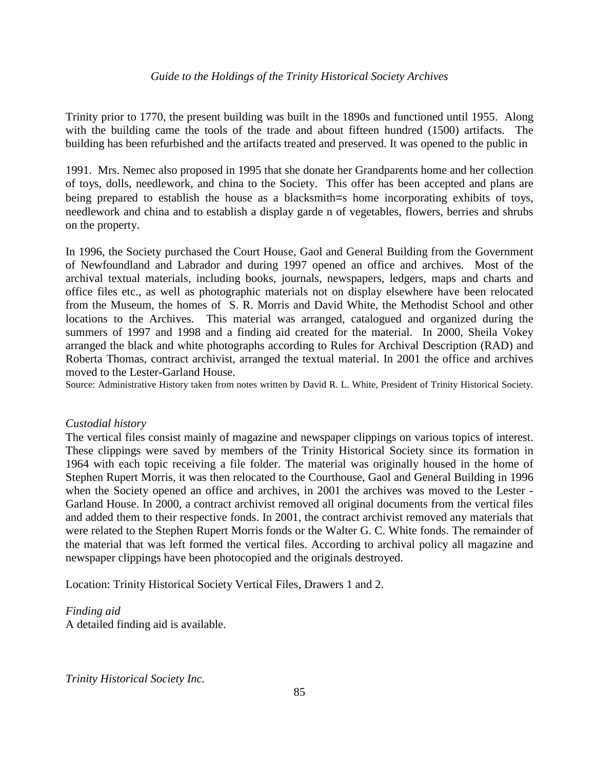Trinity prior to 1770, the present building was built in the 1890s and functioned until 1955. Along with the building came the tools of the trade and about fifteen hundred (1500) artifacts. The building has been refurbished and the artifacts treated and preserved. It was opened to the public in

1991. Mrs. Nemec also proposed in 1995 that she donate her Grandparents home and her collection of toys, dolls, needlework, and china to the Society. This offer has been accepted and plans are being prepared to establish the house as a blacksmith=s home incorporating exhibits of toys, needlework and china and to establish a display garde n of vegetables, flowers, berries and shrubs on the property.

In 1996, the Society purchased the Court House, Gaol and General Building from the Government of Newfoundland and Labrador and during 1997 opened an office and archives. Most of the archival textual materials, including books, journals, newspapers, ledgers, maps and charts and office files etc., as well as photographic materials not on display elsewhere have been relocated from the Museum, the homes of S. R. Morris and David White, the Methodist School and other locations to the Archives. This material was arranged, catalogued and organized during the summers of 1997 and 1998 and a finding aid created for the material. In 2000, Sheila Vokey arranged the black and white photographs according to Rules for Archival Description (RAD) and Roberta Thomas, contract archivist, arranged the textual material. In 2001 the office and archives moved to the Lester-Garland House.

Source: Administrative History taken from notes written by David R. L. White, President of Trinity Historical Society.

*Custodial history*

The vertical files consist mainly of magazine and newspaper clippings on various topics of interest. These clippings were saved by members of the Trinity Historical Society since its formation in 1964 with each topic receiving a file folder. The material was originally housed in the home of Stephen Rupert Morris, it was then relocated to the Courthouse, Gaol and General Building in 1996 when the Society opened an office and archives, in 2001 the archives was moved to the Lester - Garland House. In 2000, a contract archivist removed all original documents from the vertical files and added them to their respective fonds. In 2001, the contract archivist removed any materials that were related to the Stephen Rupert Morris fonds or the Walter G. C. White fonds. The remainder of the material that was left formed the vertical files. According to archival policy all magazine and newspaper clippings have been photocopied and the originals destroyed.

Location: Trinity Historical Society Vertical Files, Drawers 1 and 2.

*Finding aid*

A detailed finding aid is available.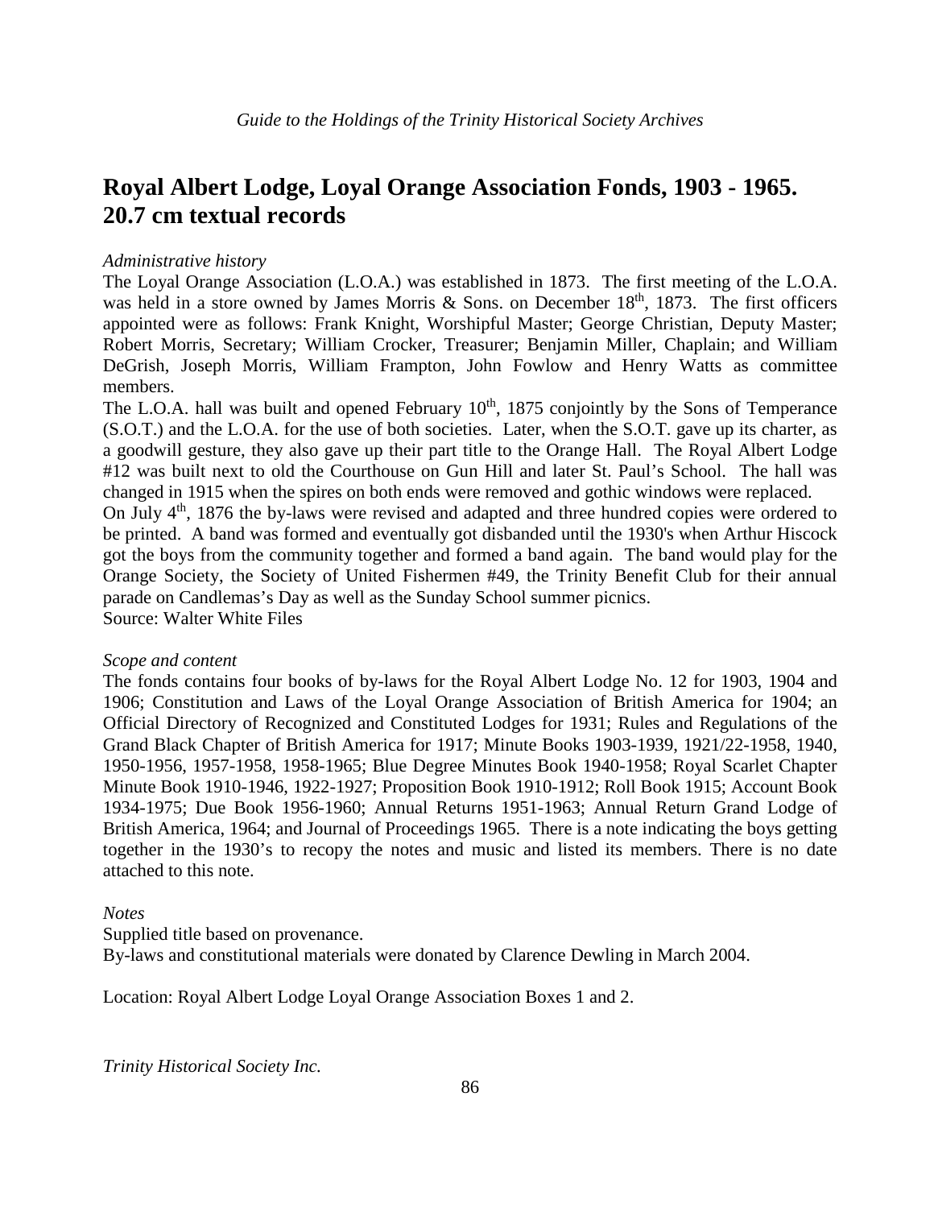## Royal Albert Lodge, Loyal Orange Association Fonds, 1903 - 1965. 20.7 cm textual records

*Administrative history*

The Loyal Orange Association (L.O.A.) was established in 1873. The first meeting of the L.O.A. was held in a store owned by James Morris & Sons. on December 18th, 1873. The first officers appointed were as follows: Frank Knight, Worshipful Master; George Christian, Deputy Master; Robert Morris, Secretary; William Crocker, Treasurer; Benjamin Miller, Chaplain; and William DeGrish, Joseph Morris, William Frampton, John Fowlow and Henry Watts as committee members.

The L.O.A. hall was built and opened February 10th, 1875 conjointly by the Sons of Temperance (S.O.T.) and the L.O.A. for the use of both societies. Later, when the S.O.T. gave up its charter, as a goodwill gesture, they also gave up their part title to the Orange Hall. The Royal Albert Lodge #12 was built next to old the Courthouse on Gun Hill and later St. Paul's School. The hall was changed in 1915 when the spires on both ends were removed and gothic windows were replaced.

On July 4th, 1876 the by-laws were revised and adapted and three hundred copies were ordered to be printed. A band was formed and eventually got disbanded until the 1930's when Arthur Hiscock got the boys from the community together and formed a band again. The band would play for the Orange Society, the Society of United Fishermen #49, the Trinity Benefit Club for their annual parade on Candlemas's Day as well as the Sunday School summer picnics.

Source: Walter White Files

*Scope and content*

The fonds contains four books of by-laws for the Royal Albert Lodge No. 12 for 1903, 1904 and 1906; Constitution and Laws of the Loyal Orange Association of British America for 1904; an Official Directory of Recognized and Constituted Lodges for 1931; Rules and Regulations of the Grand Black Chapter of British America for 1917; Minute Books 1903-1939, 1921/22-1958, 1940, 1950-1956, 1957-1958, 1958-1965; Blue Degree Minutes Book 1940-1958; Royal Scarlet Chapter Minute Book 1910-1946, 1922-1927; Proposition Book 1910-1912; Roll Book 1915; Account Book 1934-1975; Due Book 1956-1960; Annual Returns 1951-1963; Annual Return Grand Lodge of British America, 1964; and Journal of Proceedings 1965. There is a note indicating the boys getting together in the 1930's to recopy the notes and music and listed its members. There is no date attached to this note.

*Notes*

Supplied title based on provenance.

By-laws and constitutional materials were donated by Clarence Dewling in March 2004.

Location: Royal Albert Lodge Loyal Orange Association Boxes 1 and 2.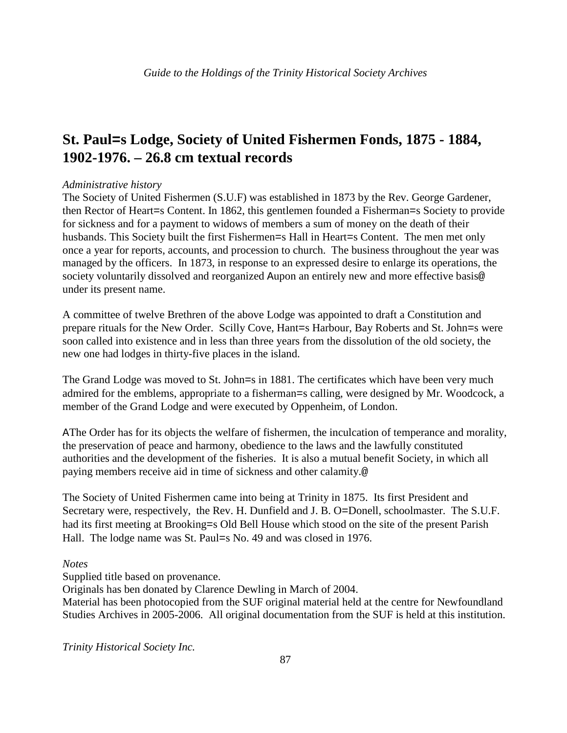## St. Paul=s Lodge, Society of United Fishermen Fonds, 1875 - 1884, 1902-1976. – 26.8 cm textual records

*Administrative history*

The Society of United Fishermen (S.U.F) was established in 1873 by the Rev. George Gardener, then Rector of Heart=s Content. In 1862, this gentlemen founded a Fisherman=s Society to provide for sickness and for a payment to widows of members a sum of money on the death of their husbands. This Society built the first Fishermen=s Hall in Heart=s Content. The men met only once a year for reports, accounts, and procession to church. The business throughout the year was managed by the officers. In 1873, in response to an expressed desire to enlarge its operations, the society voluntarily dissolved and reorganized Aupon an entirely new and more effective basis@ under its present name.

A committee of twelve Brethren of the above Lodge was appointed to draft a Constitution and prepare rituals for the New Order. Scilly Cove, Hant=s Harbour, Bay Roberts and St. John=s were soon called into existence and in less than three years from the dissolution of the old society, the new one had lodges in thirty-five places in the island.

The Grand Lodge was moved to St. John=s in 1881. The certificates which have been very much admired for the emblems, appropriate to a fisherman=s calling, were designed by Mr. Woodcock, a member of the Grand Lodge and were executed by Oppenheim, of London.

AThe Order has for its objects the welfare of fishermen, the inculcation of temperance and morality, the preservation of peace and harmony, obedience to the laws and the lawfully constituted authorities and the development of the fisheries. It is also a mutual benefit Society, in which all paying members receive aid in time of sickness and other calamity.@

The Society of United Fishermen came into being at Trinity in 1875. Its first President and Secretary were, respectively, the Rev. H. Dunfield and J. B. O=Donell, schoolmaster. The S.U.F. had its first meeting at Brooking=s Old Bell House which stood on the site of the present Parish Hall. The lodge name was St. Paul=s No. 49 and was closed in 1976.

*Notes*

Supplied title based on provenance.
Originals has ben donated by Clarence Dewling in March of 2004.
Material has been photocopied from the SUF original material held at the centre for Newfoundland Studies Archives in 2005-2006. All original documentation from the SUF is held at this institution.

*Trinity Historical Society Inc.*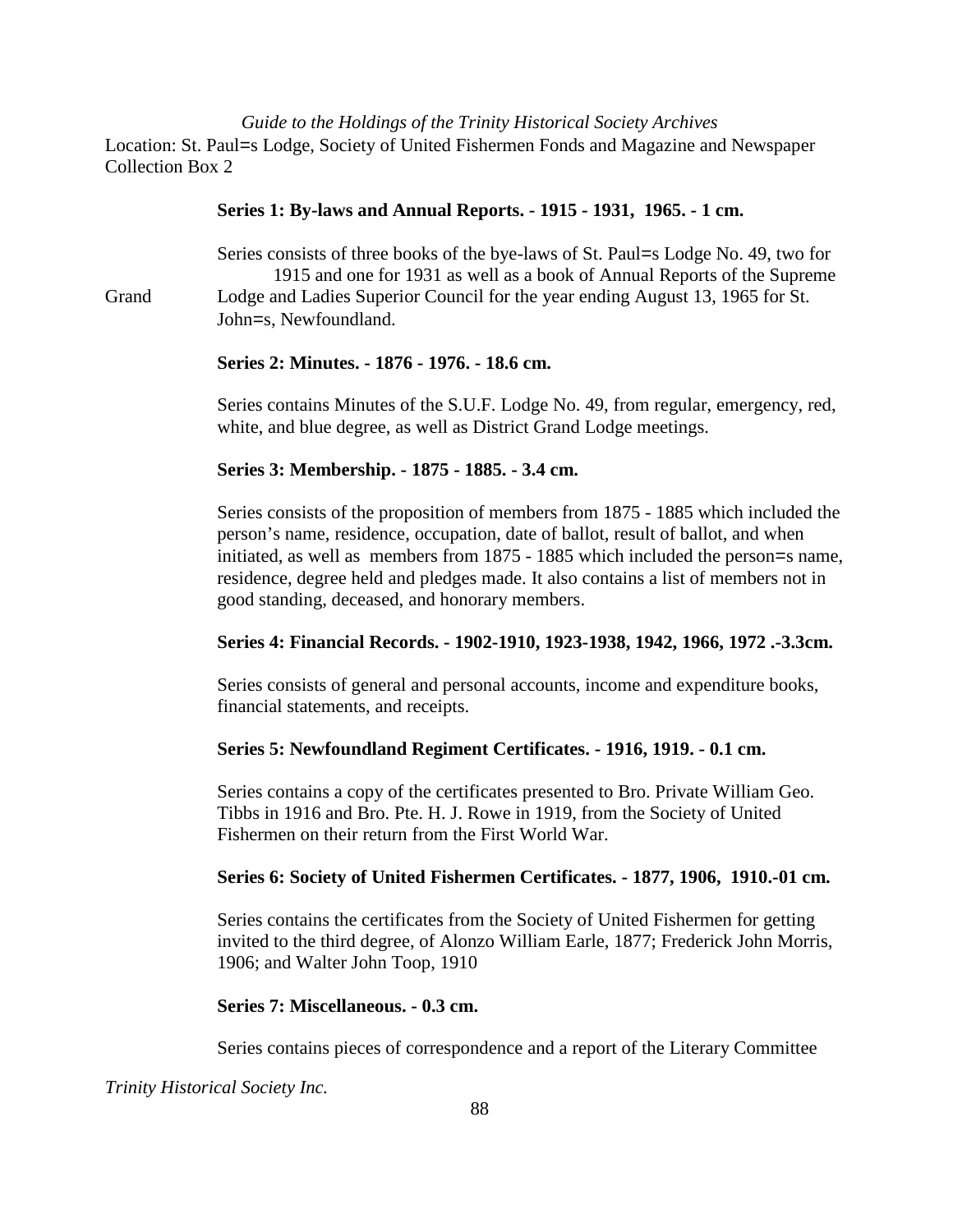*Guide to the Holdings of the Trinity Historical Society Archives*

Location: St. Paul=s Lodge, Society of United Fishermen Fonds and Magazine and Newspaper Collection Box 2

**Series 1: By-laws and Annual Reports. - 1915 - 1931, 1965. - 1 cm.**

Series consists of three books of the bye-laws of St. Paul=s Lodge No. 49, two for 1915 and one for 1931 as well as a book of Annual Reports of the Supreme Grand Lodge and Ladies Superior Council for the year ending August 13, 1965 for St. John=s, Newfoundland.

**Series 2: Minutes. - 1876 - 1976. - 18.6 cm.**

Series contains Minutes of the S.U.F. Lodge No. 49, from regular, emergency, red, white, and blue degree, as well as District Grand Lodge meetings.

**Series 3: Membership. - 1875 - 1885. - 3.4 cm.**

Series consists of the proposition of members from 1875 - 1885 which included the person's name, residence, occupation, date of ballot, result of ballot, and when initiated, as well as members from 1875 - 1885 which included the person=s name, residence, degree held and pledges made. It also contains a list of members not in good standing, deceased, and honorary members.

**Series 4: Financial Records. - 1902-1910, 1923-1938, 1942, 1966, 1972 .-3.3cm.**

Series consists of general and personal accounts, income and expenditure books, financial statements, and receipts.

**Series 5: Newfoundland Regiment Certificates. - 1916, 1919. - 0.1 cm.**

Series contains a copy of the certificates presented to Bro. Private William Geo. Tibbs in 1916 and Bro. Pte. H. J. Rowe in 1919, from the Society of United Fishermen on their return from the First World War.

**Series 6: Society of United Fishermen Certificates. - 1877, 1906, 1910.-01 cm.**

Series contains the certificates from the Society of United Fishermen for getting invited to the third degree, of Alonzo William Earle, 1877; Frederick John Morris, 1906; and Walter John Toop, 1910

**Series 7: Miscellaneous. - 0.3 cm.**

Series contains pieces of correspondence and a report of the Literary Committee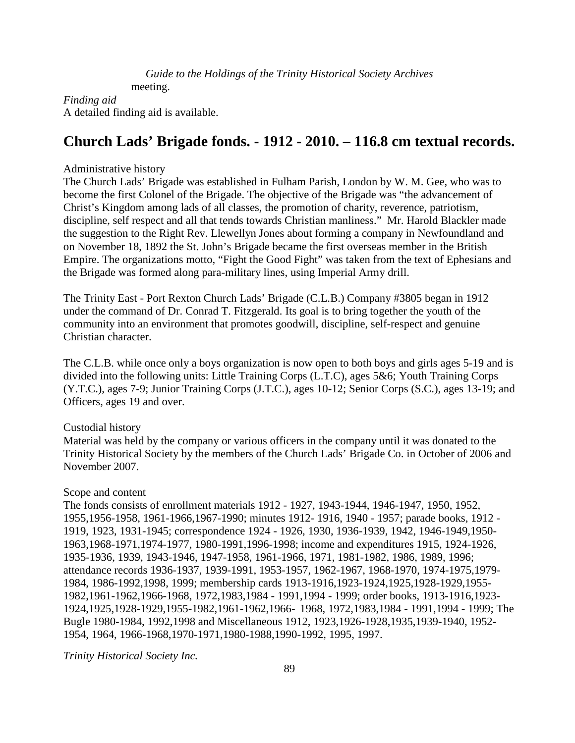meeting.

*Finding aid*
A detailed finding aid is available.

## Church Lads' Brigade fonds. - 1912 - 2010. – 116.8 cm textual records.

Administrative history
The Church Lads' Brigade was established in Fulham Parish, London by W. M. Gee, who was to become the first Colonel of the Brigade. The objective of the Brigade was "the advancement of Christ's Kingdom among lads of all classes, the promotion of charity, reverence, patriotism, discipline, self respect and all that tends towards Christian manliness." Mr. Harold Blackler made the suggestion to the Right Rev. Llewellyn Jones about forming a company in Newfoundland and on November 18, 1892 the St. John's Brigade became the first overseas member in the British Empire. The organizations motto, "Fight the Good Fight" was taken from the text of Ephesians and the Brigade was formed along para-military lines, using Imperial Army drill.

The Trinity East - Port Rexton Church Lads' Brigade (C.L.B.) Company #3805 began in 1912 under the command of Dr. Conrad T. Fitzgerald. Its goal is to bring together the youth of the community into an environment that promotes goodwill, discipline, self-respect and genuine Christian character.

The C.L.B. while once only a boys organization is now open to both boys and girls ages 5-19 and is divided into the following units: Little Training Corps (L.T.C), ages 5&6; Youth Training Corps (Y.T.C.), ages 7-9; Junior Training Corps (J.T.C.), ages 10-12; Senior Corps (S.C.), ages 13-19; and Officers, ages 19 and over.

Custodial history
Material was held by the company or various officers in the company until it was donated to the Trinity Historical Society by the members of the Church Lads' Brigade Co. in October of 2006 and November 2007.

Scope and content
The fonds consists of enrollment materials 1912 - 1927, 1943-1944, 1946-1947, 1950, 1952, 1955,1956-1958, 1961-1966,1967-1990; minutes 1912- 1916, 1940 - 1957; parade books, 1912 - 1919, 1923, 1931-1945; correspondence 1924 - 1926, 1930, 1936-1939, 1942, 1946-1949,1950-1963,1968-1971,1974-1977, 1980-1991,1996-1998; income and expenditures 1915, 1924-1926, 1935-1936, 1939, 1943-1946, 1947-1958, 1961-1966, 1971, 1981-1982, 1986, 1989, 1996; attendance records 1936-1937, 1939-1991, 1953-1957, 1962-1967, 1968-1970, 1974-1975,1979-1984, 1986-1992,1998, 1999; membership cards 1913-1916,1923-1924,1925,1928-1929,1955-1982,1961-1962,1966-1968, 1972,1983,1984 - 1991,1994 - 1999; order books, 1913-1916,1923-1924,1925,1928-1929,1955-1982,1961-1962,1966- 1968, 1972,1983,1984 - 1991,1994 - 1999; The Bugle 1980-1984, 1992,1998 and Miscellaneous 1912, 1923,1926-1928,1935,1939-1940, 1952-1954, 1964, 1966-1968,1970-1971,1980-1988,1990-1992, 1995, 1997.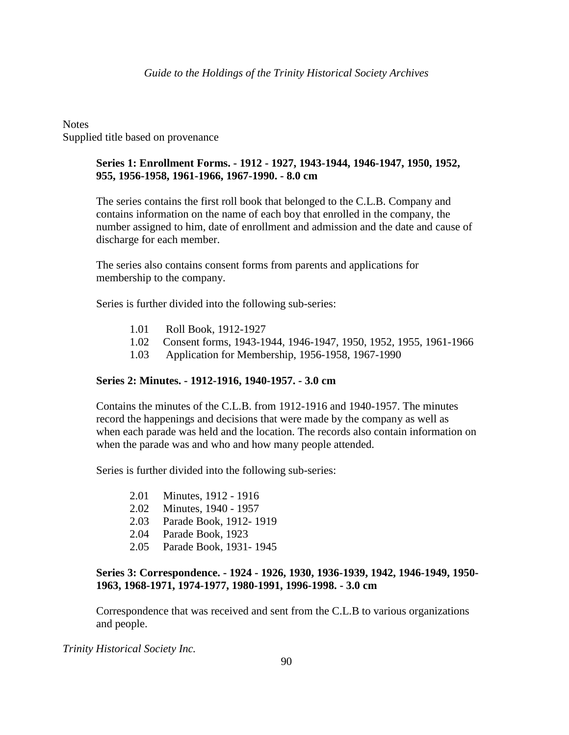Notes
Supplied title based on provenance

**Series 1: Enrollment Forms. - 1912 - 1927, 1943-1944, 1946-1947, 1950, 1952, 955, 1956-1958, 1961-1966, 1967-1990. - 8.0 cm**

The series contains the first roll book that belonged to the C.L.B. Company and contains information on the name of each boy that enrolled in the company, the number assigned to him, date of enrollment and admission and the date and cause of discharge for each member.

The series also contains consent forms from parents and applications for membership to the company.

Series is further divided into the following sub-series:

- 1.01 Roll Book, 1912-1927
- 1.02 Consent forms, 1943-1944, 1946-1947, 1950, 1952, 1955, 1961-1966
- 1.03 Application for Membership, 1956-1958, 1967-1990

**Series 2: Minutes. - 1912-1916, 1940-1957. - 3.0 cm**

Contains the minutes of the C.L.B. from 1912-1916 and 1940-1957. The minutes record the happenings and decisions that were made by the company as well as when each parade was held and the location. The records also contain information on when the parade was and who and how many people attended.

Series is further divided into the following sub-series:

- 2.01 Minutes, 1912 - 1916
- 2.02 Minutes, 1940 - 1957
- 2.03 Parade Book, 1912- 1919
- 2.04 Parade Book, 1923
- 2.05 Parade Book, 1931- 1945

**Series 3: Correspondence. - 1924 - 1926, 1930, 1936-1939, 1942, 1946-1949, 1950-1963, 1968-1971, 1974-1977, 1980-1991, 1996-1998. - 3.0 cm**

Correspondence that was received and sent from the C.L.B to various organizations and people.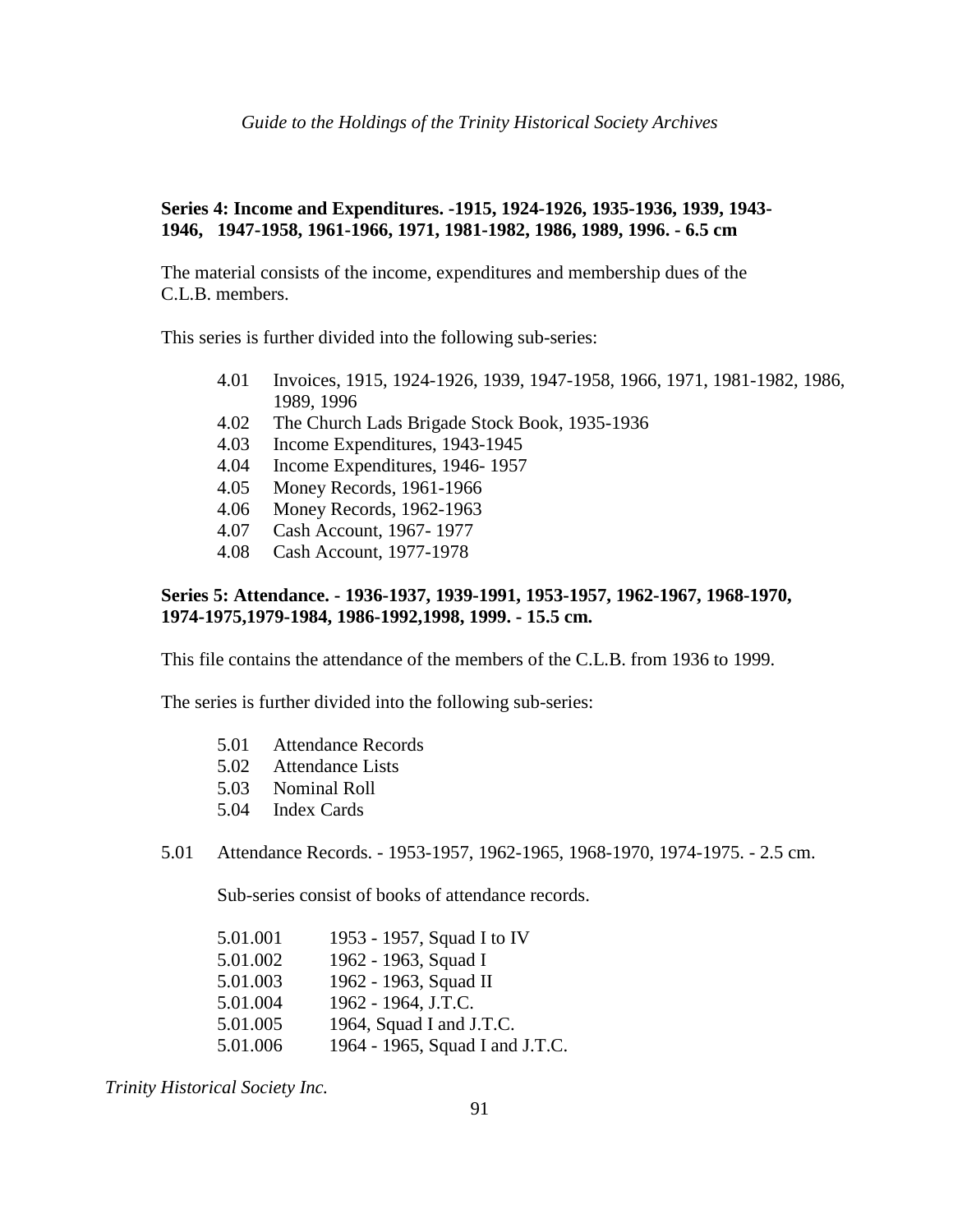**Series 4: Income and Expenditures. -1915, 1924-1926, 1935-1936, 1939, 1943-1946, 1947-1958, 1961-1966, 1971, 1981-1982, 1986, 1989, 1996. - 6.5 cm**

The material consists of the income, expenditures and membership dues of the C.L.B. members.

This series is further divided into the following sub-series:

- 4.01 Invoices, 1915, 1924-1926, 1939, 1947-1958, 1966, 1971, 1981-1982, 1986, 1989, 1996
- 4.02 The Church Lads Brigade Stock Book, 1935-1936
- 4.03 Income Expenditures, 1943-1945
- 4.04 Income Expenditures, 1946- 1957
- 4.05 Money Records, 1961-1966
- 4.06 Money Records, 1962-1963
- 4.07 Cash Account, 1967- 1977
- 4.08 Cash Account, 1977-1978

**Series 5: Attendance. - 1936-1937, 1939-1991, 1953-1957, 1962-1967, 1968-1970, 1974-1975,1979-1984, 1986-1992,1998, 1999. - 15.5 cm.**

This file contains the attendance of the members of the C.L.B. from 1936 to 1999.

The series is further divided into the following sub-series:

- 5.01 Attendance Records
- 5.02 Attendance Lists
- 5.03 Nominal Roll
- 5.04 Index Cards

5.01 Attendance Records. - 1953-1957, 1962-1965, 1968-1970, 1974-1975. - 2.5 cm.

Sub-series consist of books of attendance records.

- 5.01.001 1953 - 1957, Squad I to IV
- 5.01.002 1962 - 1963, Squad I
- 5.01.003 1962 - 1963, Squad II
- 5.01.004 1962 - 1964, J.T.C.
- 5.01.005 1964, Squad I and J.T.C.
- 5.01.006 1964 - 1965, Squad I and J.T.C.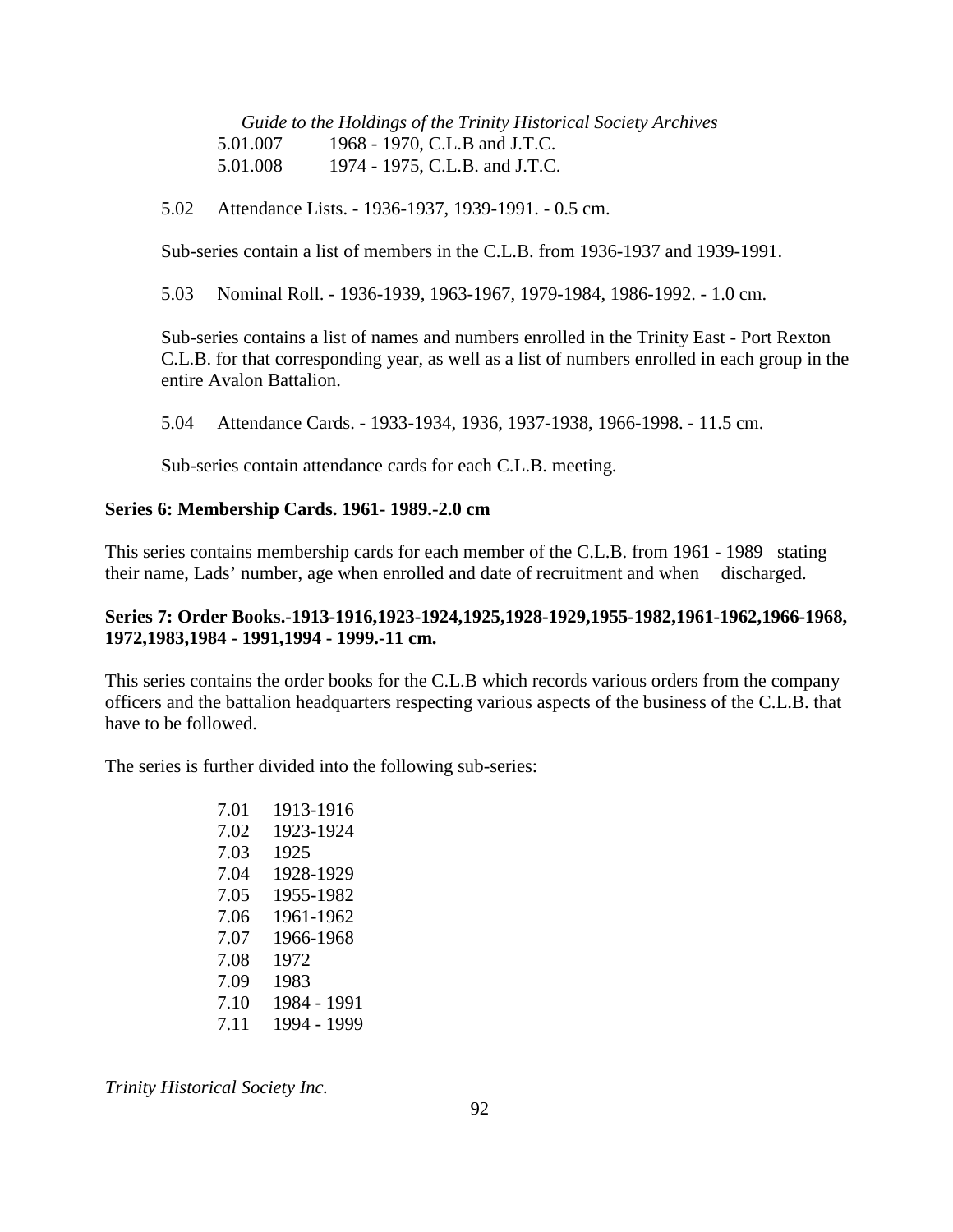5.01.007 1968 - 1970, C.L.B and J.T.C.
5.01.008 1974 - 1975, C.L.B. and J.T.C.

5.02 Attendance Lists. - 1936-1937, 1939-1991. - 0.5 cm.

Sub-series contain a list of members in the C.L.B. from 1936-1937 and 1939-1991.

5.03 Nominal Roll. - 1936-1939, 1963-1967, 1979-1984, 1986-1992. - 1.0 cm.

Sub-series contains a list of names and numbers enrolled in the Trinity East - Port Rexton C.L.B. for that corresponding year, as well as a list of numbers enrolled in each group in the entire Avalon Battalion.

5.04 Attendance Cards. - 1933-1934, 1936, 1937-1938, 1966-1998. - 11.5 cm.

Sub-series contain attendance cards for each C.L.B. meeting.

**Series 6: Membership Cards. 1961- 1989.-2.0 cm**

This series contains membership cards for each member of the C.L.B. from 1961 - 1989 stating their name, Lads' number, age when enrolled and date of recruitment and when discharged.

**Series 7: Order Books.-1913-1916,1923-1924,1925,1928-1929,1955-1982,1961-1962,1966-1968, 1972,1983,1984 - 1991,1994 - 1999.-11 cm.**

This series contains the order books for the C.L.B which records various orders from the company officers and the battalion headquarters respecting various aspects of the business of the C.L.B. that have to be followed.

The series is further divided into the following sub-series:

7.01 1913-1916
7.02 1923-1924
7.03 1925
7.04 1928-1929
7.05 1955-1982
7.06 1961-1962
7.07 1966-1968
7.08 1972
7.09 1983
7.10 1984 - 1991
7.11 1994 - 1999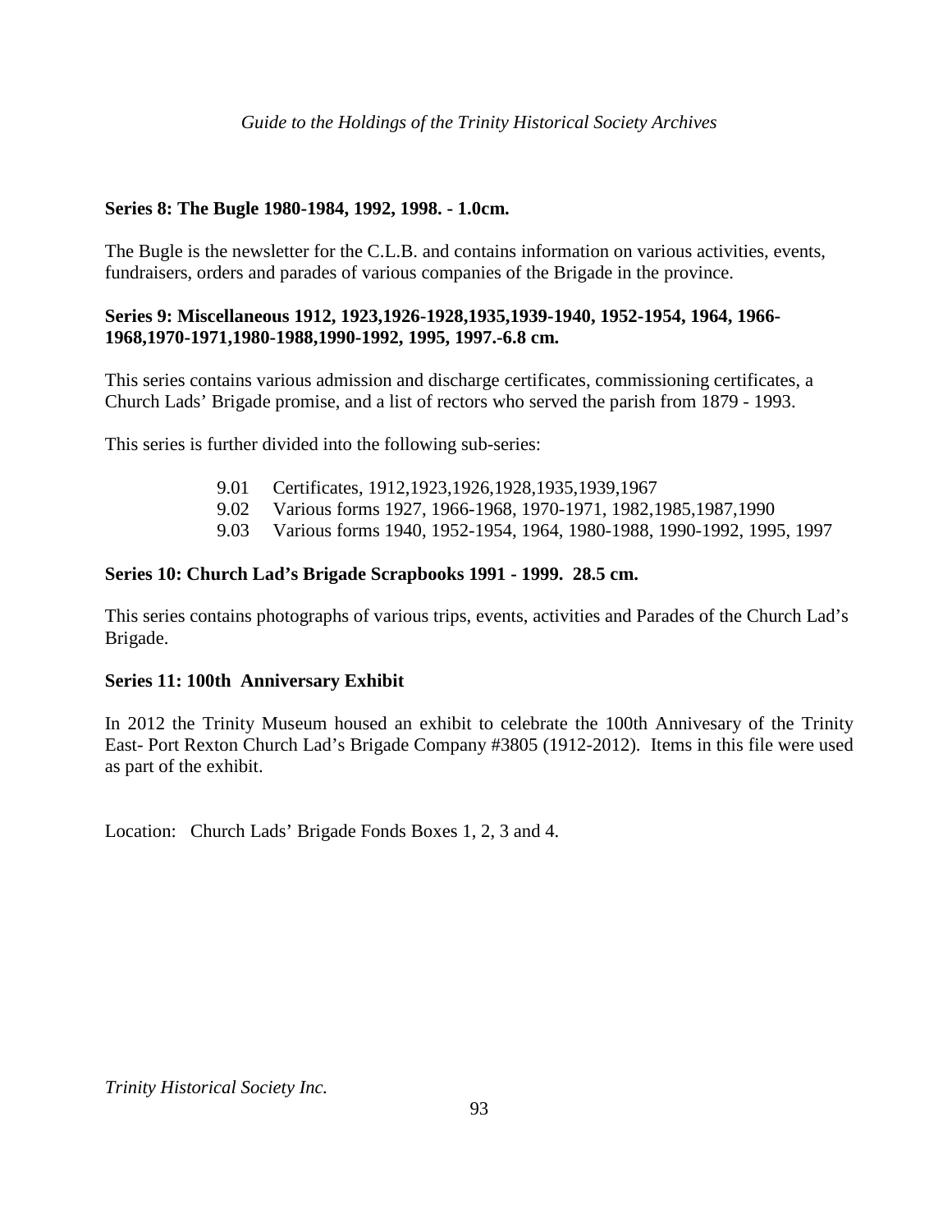**Series 8: The Bugle 1980-1984, 1992, 1998. - 1.0cm.**

The Bugle is the newsletter for the C.L.B. and contains information on various activities, events, fundraisers, orders and parades of various companies of the Brigade in the province.

**Series 9: Miscellaneous 1912, 1923,1926-1928,1935,1939-1940, 1952-1954, 1964, 1966-1968,1970-1971,1980-1988,1990-1992, 1995, 1997.-6.8 cm.**

This series contains various admission and discharge certificates, commissioning certificates, a Church Lads' Brigade promise, and a list of rectors who served the parish from 1879 - 1993.

This series is further divided into the following sub-series:

- 9.01 Certificates, 1912,1923,1926,1928,1935,1939,1967
- 9.02 Various forms 1927, 1966-1968, 1970-1971, 1982,1985,1987,1990
- 9.03 Various forms 1940, 1952-1954, 1964, 1980-1988, 1990-1992, 1995, 1997

**Series 10: Church Lad's Brigade Scrapbooks 1991 - 1999. 28.5 cm.**

This series contains photographs of various trips, events, activities and Parades of the Church Lad's Brigade.

**Series 11: 100th Anniversary Exhibit**

In 2012 the Trinity Museum housed an exhibit to celebrate the 100th Annivesary of the Trinity East- Port Rexton Church Lad's Brigade Company #3805 (1912-2012). Items in this file were used as part of the exhibit.

Location: Church Lads' Brigade Fonds Boxes 1, 2, 3 and 4.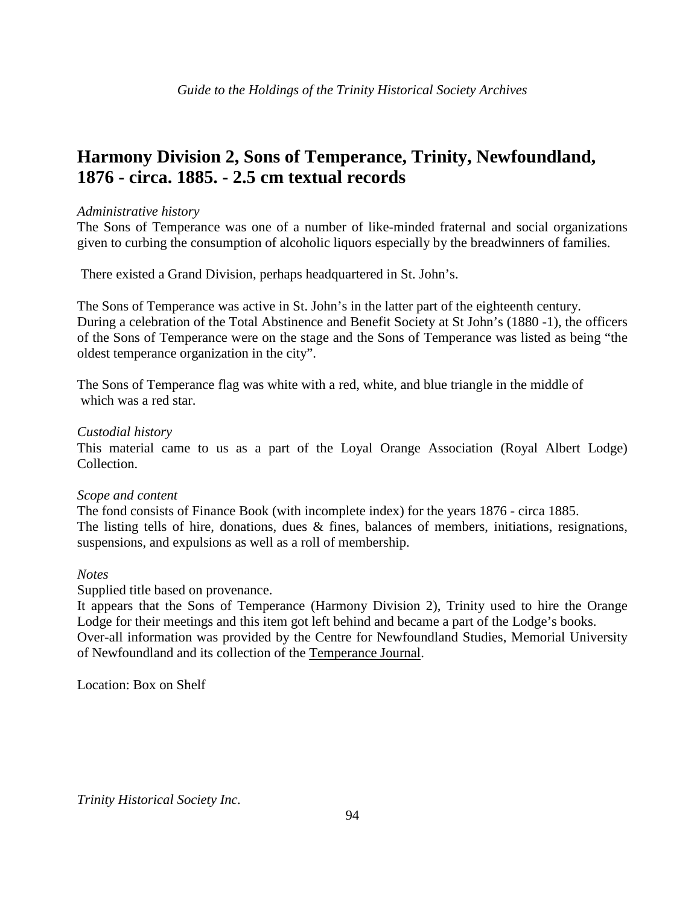## Harmony Division 2, Sons of Temperance, Trinity, Newfoundland, 1876 - circa. 1885. - 2.5 cm textual records

*Administrative history*

The Sons of Temperance was one of a number of like-minded fraternal and social organizations given to curbing the consumption of alcoholic liquors especially by the breadwinners of families.

There existed a Grand Division, perhaps headquartered in St. John's.

The Sons of Temperance was active in St. John's in the latter part of the eighteenth century. During a celebration of the Total Abstinence and Benefit Society at St John's (1880 -1), the officers of the Sons of Temperance were on the stage and the Sons of Temperance was listed as being "the oldest temperance organization in the city".

The Sons of Temperance flag was white with a red, white, and blue triangle in the middle of which was a red star.

*Custodial history*

This material came to us as a part of the Loyal Orange Association (Royal Albert Lodge) Collection.

*Scope and content*

The fond consists of Finance Book (with incomplete index) for the years 1876 - circa 1885. The listing tells of hire, donations, dues & fines, balances of members, initiations, resignations, suspensions, and expulsions as well as a roll of membership.

*Notes*

Supplied title based on provenance.

It appears that the Sons of Temperance (Harmony Division 2), Trinity used to hire the Orange Lodge for their meetings and this item got left behind and became a part of the Lodge's books.

Over-all information was provided by the Centre for Newfoundland Studies, Memorial University of Newfoundland and its collection of the Temperance Journal.

Location: Box on Shelf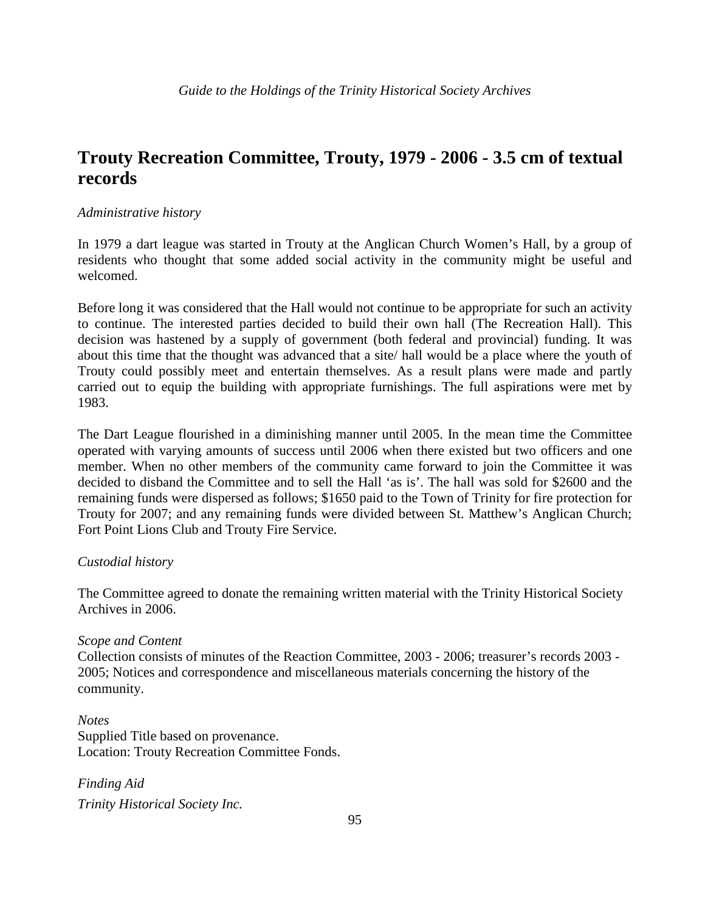## Trouty Recreation Committee, Trouty, 1979 - 2006 - 3.5 cm of textual records

*Administrative history*

In 1979 a dart league was started in Trouty at the Anglican Church Women's Hall, by a group of residents who thought that some added social activity in the community might be useful and welcomed.

Before long it was considered that the Hall would not continue to be appropriate for such an activity to continue. The interested parties decided to build their own hall (The Recreation Hall). This decision was hastened by a supply of government (both federal and provincial) funding. It was about this time that the thought was advanced that a site/ hall would be a place where the youth of Trouty could possibly meet and entertain themselves. As a result plans were made and partly carried out to equip the building with appropriate furnishings. The full aspirations were met by 1983.

The Dart League flourished in a diminishing manner until 2005. In the mean time the Committee operated with varying amounts of success until 2006 when there existed but two officers and one member. When no other members of the community came forward to join the Committee it was decided to disband the Committee and to sell the Hall 'as is'. The hall was sold for $2600 and the remaining funds were dispersed as follows; $1650 paid to the Town of Trinity for fire protection for Trouty for 2007; and any remaining funds were divided between St. Matthew's Anglican Church; Fort Point Lions Club and Trouty Fire Service.

*Custodial history*

The Committee agreed to donate the remaining written material with the Trinity Historical Society Archives in 2006.

*Scope and Content*
Collection consists of minutes of the Reaction Committee, 2003 - 2006; treasurer's records 2003 - 2005; Notices and correspondence and miscellaneous materials concerning the history of the community.

*Notes*
Supplied Title based on provenance.
Location: Trouty Recreation Committee Fonds.

*Finding Aid*

*Trinity Historical Society Inc.*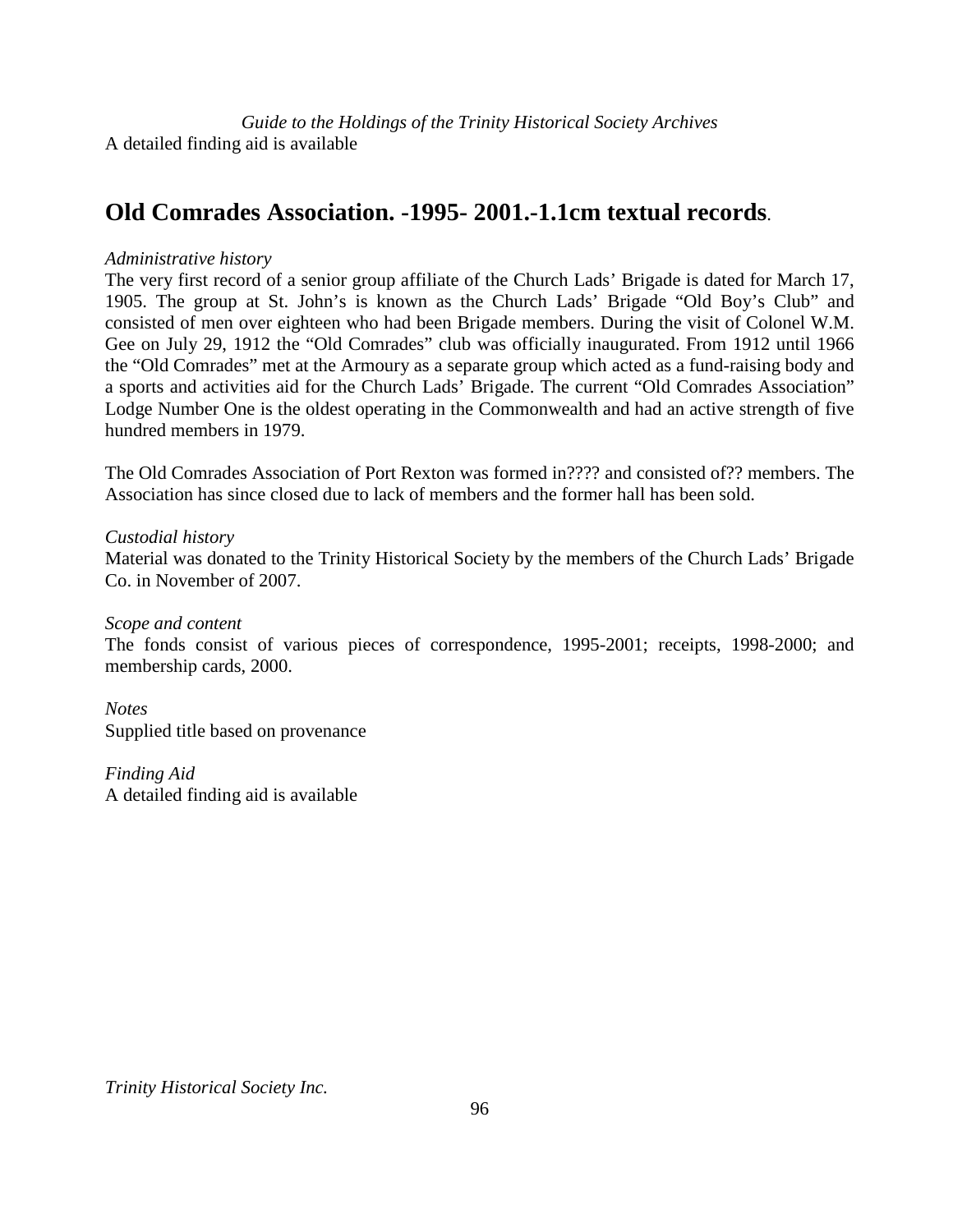A detailed finding aid is available

## **Old Comrades Association. -1995- 2001.-1.1cm textual records**.

*Administrative history*

The very first record of a senior group affiliate of the Church Lads' Brigade is dated for March 17, 1905. The group at St. John's is known as the Church Lads' Brigade "Old Boy's Club" and consisted of men over eighteen who had been Brigade members. During the visit of Colonel W.M. Gee on July 29, 1912 the "Old Comrades" club was officially inaugurated. From 1912 until 1966 the "Old Comrades" met at the Armoury as a separate group which acted as a fund-raising body and a sports and activities aid for the Church Lads' Brigade. The current "Old Comrades Association" Lodge Number One is the oldest operating in the Commonwealth and had an active strength of five hundred members in 1979.

The Old Comrades Association of Port Rexton was formed in???? and consisted of?? members. The Association has since closed due to lack of members and the former hall has been sold.

*Custodial history*

Material was donated to the Trinity Historical Society by the members of the Church Lads' Brigade Co. in November of 2007.

*Scope and content*

The fonds consist of various pieces of correspondence, 1995-2001; receipts, 1998-2000; and membership cards, 2000.

*Notes*

Supplied title based on provenance

*Finding Aid*

A detailed finding aid is available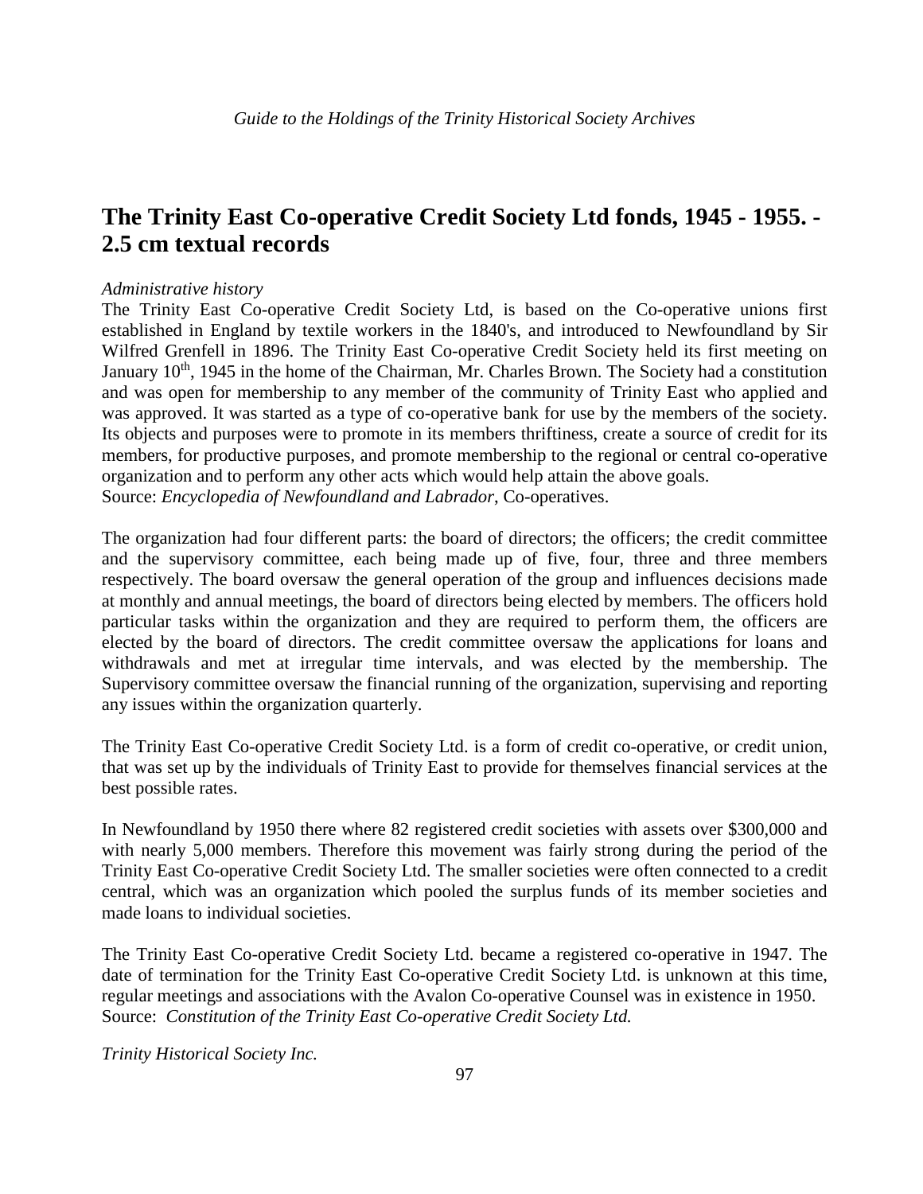## The Trinity East Co-operative Credit Society Ltd fonds, 1945 - 1955. - 2.5 cm textual records

*Administrative history*

The Trinity East Co-operative Credit Society Ltd, is based on the Co-operative unions first established in England by textile workers in the 1840's, and introduced to Newfoundland by Sir Wilfred Grenfell in 1896. The Trinity East Co-operative Credit Society held its first meeting on January 10th, 1945 in the home of the Chairman, Mr. Charles Brown. The Society had a constitution and was open for membership to any member of the community of Trinity East who applied and was approved. It was started as a type of co-operative bank for use by the members of the society. Its objects and purposes were to promote in its members thriftiness, create a source of credit for its members, for productive purposes, and promote membership to the regional or central co-operative organization and to perform any other acts which would help attain the above goals.
Source: *Encyclopedia of Newfoundland and Labrador*, Co-operatives.

The organization had four different parts: the board of directors; the officers; the credit committee and the supervisory committee, each being made up of five, four, three and three members respectively. The board oversaw the general operation of the group and influences decisions made at monthly and annual meetings, the board of directors being elected by members. The officers hold particular tasks within the organization and they are required to perform them, the officers are elected by the board of directors. The credit committee oversaw the applications for loans and withdrawals and met at irregular time intervals, and was elected by the membership. The Supervisory committee oversaw the financial running of the organization, supervising and reporting any issues within the organization quarterly.

The Trinity East Co-operative Credit Society Ltd. is a form of credit co-operative, or credit union, that was set up by the individuals of Trinity East to provide for themselves financial services at the best possible rates.

In Newfoundland by 1950 there where 82 registered credit societies with assets over $300,000 and with nearly 5,000 members. Therefore this movement was fairly strong during the period of the Trinity East Co-operative Credit Society Ltd. The smaller societies were often connected to a credit central, which was an organization which pooled the surplus funds of its member societies and made loans to individual societies.

The Trinity East Co-operative Credit Society Ltd. became a registered co-operative in 1947. The date of termination for the Trinity East Co-operative Credit Society Ltd. is unknown at this time, regular meetings and associations with the Avalon Co-operative Counsel was in existence in 1950.
Source: *Constitution of the Trinity East Co-operative Credit Society Ltd.*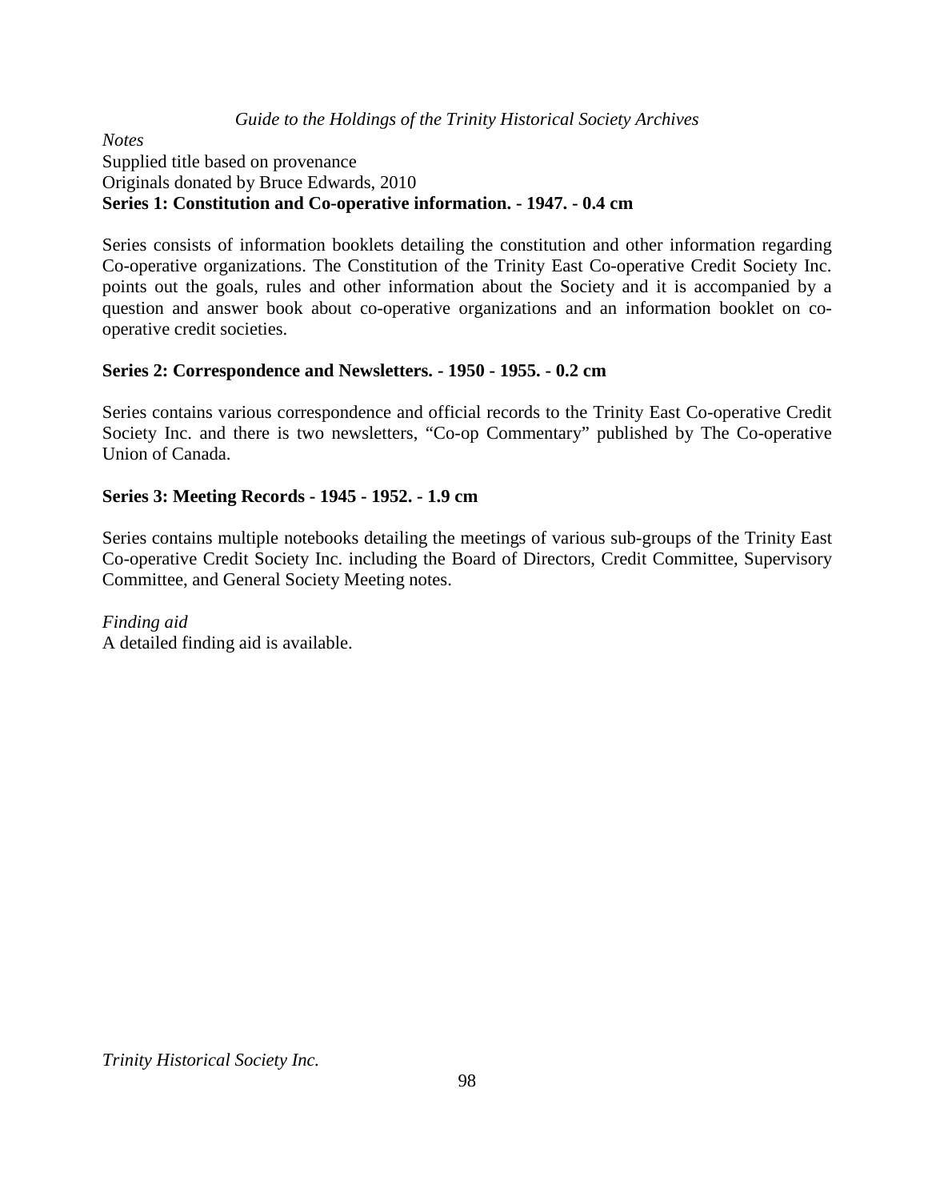*Notes*
Supplied title based on provenance
Originals donated by Bruce Edwards, 2010

**Series 1: Constitution and Co-operative information. - 1947. - 0.4 cm**

Series consists of information booklets detailing the constitution and other information regarding Co-operative organizations. The Constitution of the Trinity East Co-operative Credit Society Inc. points out the goals, rules and other information about the Society and it is accompanied by a question and answer book about co-operative organizations and an information booklet on co-operative credit societies.

**Series 2: Correspondence and Newsletters. - 1950 - 1955. - 0.2 cm**

Series contains various correspondence and official records to the Trinity East Co-operative Credit Society Inc. and there is two newsletters, "Co-op Commentary" published by The Co-operative Union of Canada.

**Series 3: Meeting Records - 1945 - 1952. - 1.9 cm**

Series contains multiple notebooks detailing the meetings of various sub-groups of the Trinity East Co-operative Credit Society Inc. including the Board of Directors, Credit Committee, Supervisory Committee, and General Society Meeting notes.

*Finding aid*
A detailed finding aid is available.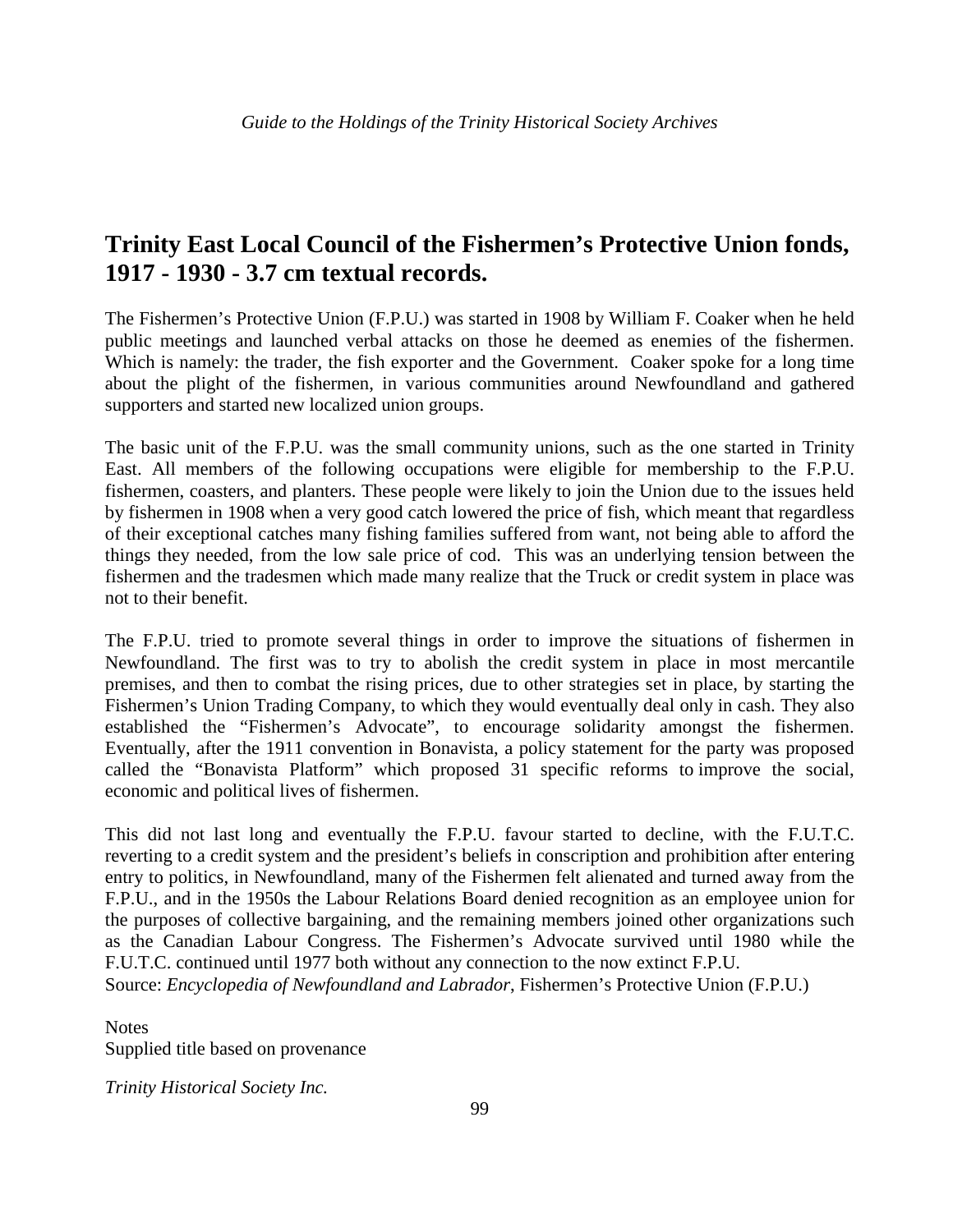## Trinity East Local Council of the Fishermen's Protective Union fonds, 1917 - 1930 - 3.7 cm textual records.

The Fishermen's Protective Union (F.P.U.) was started in 1908 by William F. Coaker when he held public meetings and launched verbal attacks on those he deemed as enemies of the fishermen. Which is namely: the trader, the fish exporter and the Government. Coaker spoke for a long time about the plight of the fishermen, in various communities around Newfoundland and gathered supporters and started new localized union groups.

The basic unit of the F.P.U. was the small community unions, such as the one started in Trinity East. All members of the following occupations were eligible for membership to the F.P.U. fishermen, coasters, and planters. These people were likely to join the Union due to the issues held by fishermen in 1908 when a very good catch lowered the price of fish, which meant that regardless of their exceptional catches many fishing families suffered from want, not being able to afford the things they needed, from the low sale price of cod. This was an underlying tension between the fishermen and the tradesmen which made many realize that the Truck or credit system in place was not to their benefit.

The F.P.U. tried to promote several things in order to improve the situations of fishermen in Newfoundland. The first was to try to abolish the credit system in place in most mercantile premises, and then to combat the rising prices, due to other strategies set in place, by starting the Fishermen's Union Trading Company, to which they would eventually deal only in cash. They also established the "Fishermen's Advocate", to encourage solidarity amongst the fishermen. Eventually, after the 1911 convention in Bonavista, a policy statement for the party was proposed called the "Bonavista Platform" which proposed 31 specific reforms to improve the social, economic and political lives of fishermen.

This did not last long and eventually the F.P.U. favour started to decline, with the F.U.T.C. reverting to a credit system and the president's beliefs in conscription and prohibition after entering entry to politics, in Newfoundland, many of the Fishermen felt alienated and turned away from the F.P.U., and in the 1950s the Labour Relations Board denied recognition as an employee union for the purposes of collective bargaining, and the remaining members joined other organizations such as the Canadian Labour Congress. The Fishermen's Advocate survived until 1980 while the F.U.T.C. continued until 1977 both without any connection to the now extinct F.P.U.
Source: *Encyclopedia of Newfoundland and Labrador*, Fishermen's Protective Union (F.P.U.)

Notes
Supplied title based on provenance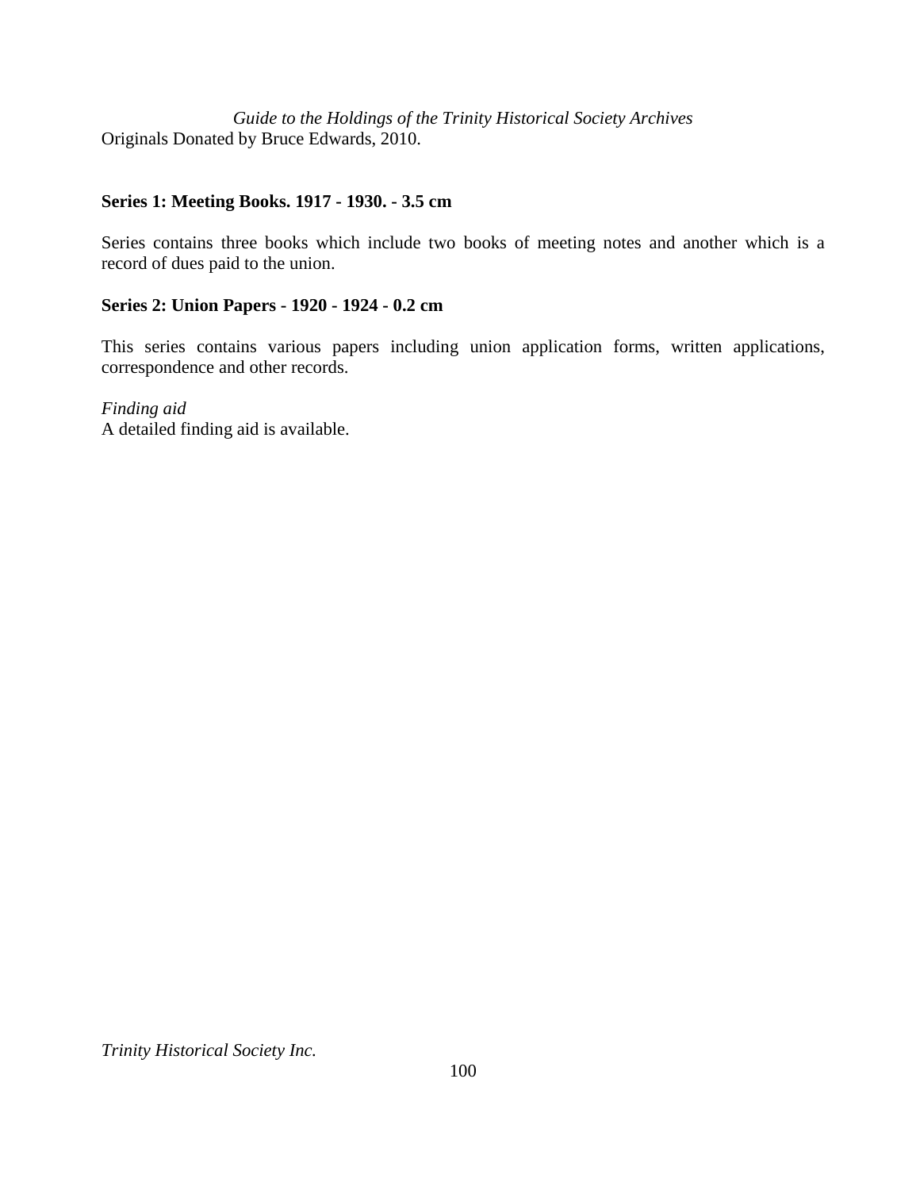Originals Donated by Bruce Edwards, 2010.

**Series 1: Meeting Books. 1917 - 1930. - 3.5 cm**

Series contains three books which include two books of meeting notes and another which is a record of dues paid to the union.

**Series 2: Union Papers - 1920 - 1924 - 0.2 cm**

This series contains various papers including union application forms, written applications, correspondence and other records.

*Finding aid*
A detailed finding aid is available.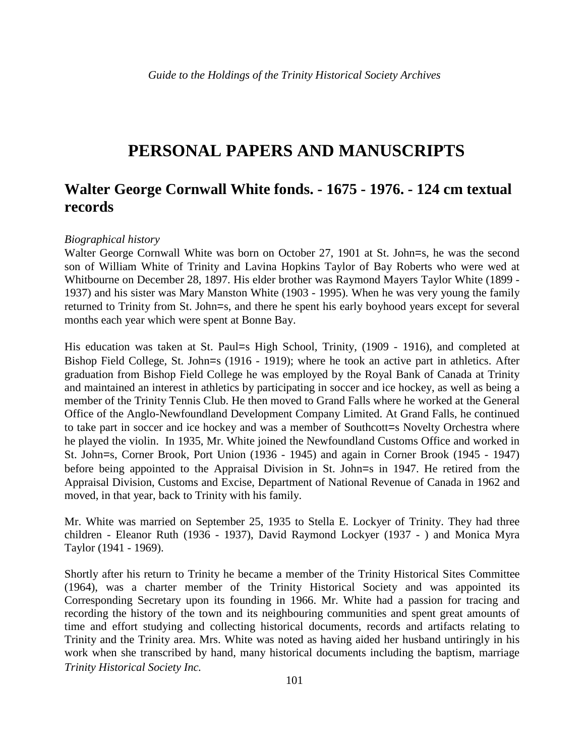# PERSONAL PAPERS AND MANUSCRIPTS

## Walter George Cornwall White fonds. - 1675 - 1976. - 124 cm textual records

*Biographical history*

Walter George Cornwall White was born on October 27, 1901 at St. John=s, he was the second son of William White of Trinity and Lavina Hopkins Taylor of Bay Roberts who were wed at Whitbourne on December 28, 1897. His elder brother was Raymond Mayers Taylor White (1899 - 1937) and his sister was Mary Manston White (1903 - 1995). When he was very young the family returned to Trinity from St. John=s, and there he spent his early boyhood years except for several months each year which were spent at Bonne Bay.

His education was taken at St. Paul=s High School, Trinity, (1909 - 1916), and completed at Bishop Field College, St. John=s (1916 - 1919); where he took an active part in athletics. After graduation from Bishop Field College he was employed by the Royal Bank of Canada at Trinity and maintained an interest in athletics by participating in soccer and ice hockey, as well as being a member of the Trinity Tennis Club. He then moved to Grand Falls where he worked at the General Office of the Anglo-Newfoundland Development Company Limited. At Grand Falls, he continued to take part in soccer and ice hockey and was a member of Southcott=s Novelty Orchestra where he played the violin. In 1935, Mr. White joined the Newfoundland Customs Office and worked in St. John=s, Corner Brook, Port Union (1936 - 1945) and again in Corner Brook (1945 - 1947) before being appointed to the Appraisal Division in St. John=s in 1947. He retired from the Appraisal Division, Customs and Excise, Department of National Revenue of Canada in 1962 and moved, in that year, back to Trinity with his family.

Mr. White was married on September 25, 1935 to Stella E. Lockyer of Trinity. They had three children - Eleanor Ruth (1936 - 1937), David Raymond Lockyer (1937 - ) and Monica Myra Taylor (1941 - 1969).

Shortly after his return to Trinity he became a member of the Trinity Historical Sites Committee (1964), was a charter member of the Trinity Historical Society and was appointed its Corresponding Secretary upon its founding in 1966. Mr. White had a passion for tracing and recording the history of the town and its neighbouring communities and spent great amounts of time and effort studying and collecting historical documents, records and artifacts relating to Trinity and the Trinity area. Mrs. White was noted as having aided her husband untiringly in his work when she transcribed by hand, many historical documents including the baptism, marriage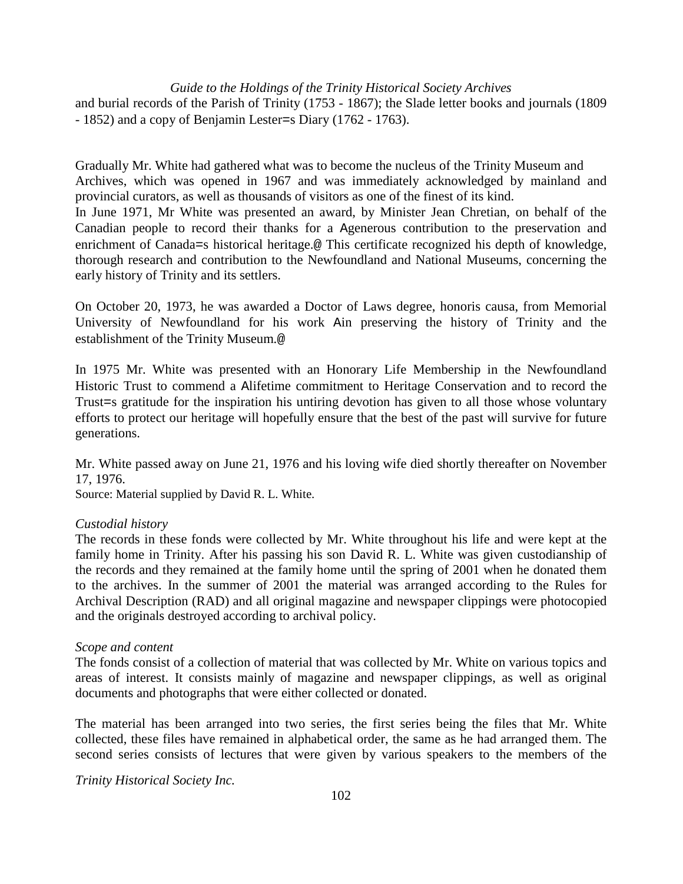and burial records of the Parish of Trinity (1753 - 1867); the Slade letter books and journals (1809 - 1852) and a copy of Benjamin Lester=s Diary (1762 - 1763).

Gradually Mr. White had gathered what was to become the nucleus of the Trinity Museum and Archives, which was opened in 1967 and was immediately acknowledged by mainland and provincial curators, as well as thousands of visitors as one of the finest of its kind.
In June 1971, Mr White was presented an award, by Minister Jean Chretian, on behalf of the Canadian people to record their thanks for a Agenerous contribution to the preservation and enrichment of Canada=s historical heritage.@ This certificate recognized his depth of knowledge, thorough research and contribution to the Newfoundland and National Museums, concerning the early history of Trinity and its settlers.

On October 20, 1973, he was awarded a Doctor of Laws degree, honoris causa, from Memorial University of Newfoundland for his work Ain preserving the history of Trinity and the establishment of the Trinity Museum.@

In 1975 Mr. White was presented with an Honorary Life Membership in the Newfoundland Historic Trust to commend a Alifetime commitment to Heritage Conservation and to record the Trust=s gratitude for the inspiration his untiring devotion has given to all those whose voluntary efforts to protect our heritage will hopefully ensure that the best of the past will survive for future generations.

Mr. White passed away on June 21, 1976 and his loving wife died shortly thereafter on November 17, 1976.
Source: Material supplied by David R. L. White.

*Custodial history*
The records in these fonds were collected by Mr. White throughout his life and were kept at the family home in Trinity. After his passing his son David R. L. White was given custodianship of the records and they remained at the family home until the spring of 2001 when he donated them to the archives. In the summer of 2001 the material was arranged according to the Rules for Archival Description (RAD) and all original magazine and newspaper clippings were photocopied and the originals destroyed according to archival policy.

*Scope and content*
The fonds consist of a collection of material that was collected by Mr. White on various topics and areas of interest. It consists mainly of magazine and newspaper clippings, as well as original documents and photographs that were either collected or donated.

The material has been arranged into two series, the first series being the files that Mr. White collected, these files have remained in alphabetical order, the same as he had arranged them. The second series consists of lectures that were given by various speakers to the members of the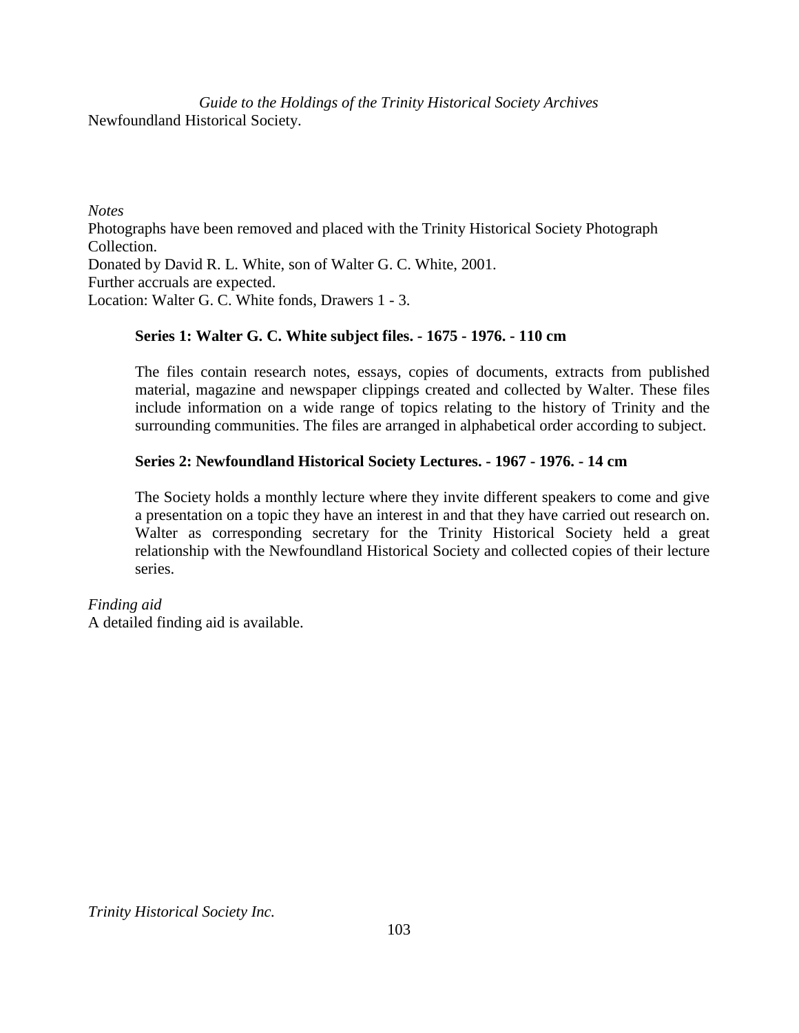Newfoundland Historical Society.

*Notes*

Photographs have been removed and placed with the Trinity Historical Society Photograph Collection.

Donated by David R. L. White, son of Walter G. C. White, 2001.

Further accruals are expected.

Location: Walter G. C. White fonds, Drawers 1 - 3.

**Series 1: Walter G. C. White subject files. - 1675 - 1976. - 110 cm**

The files contain research notes, essays, copies of documents, extracts from published material, magazine and newspaper clippings created and collected by Walter. These files include information on a wide range of topics relating to the history of Trinity and the surrounding communities. The files are arranged in alphabetical order according to subject.

**Series 2: Newfoundland Historical Society Lectures. - 1967 - 1976. - 14 cm**

The Society holds a monthly lecture where they invite different speakers to come and give a presentation on a topic they have an interest in and that they have carried out research on. Walter as corresponding secretary for the Trinity Historical Society held a great relationship with the Newfoundland Historical Society and collected copies of their lecture series.

*Finding aid*

A detailed finding aid is available.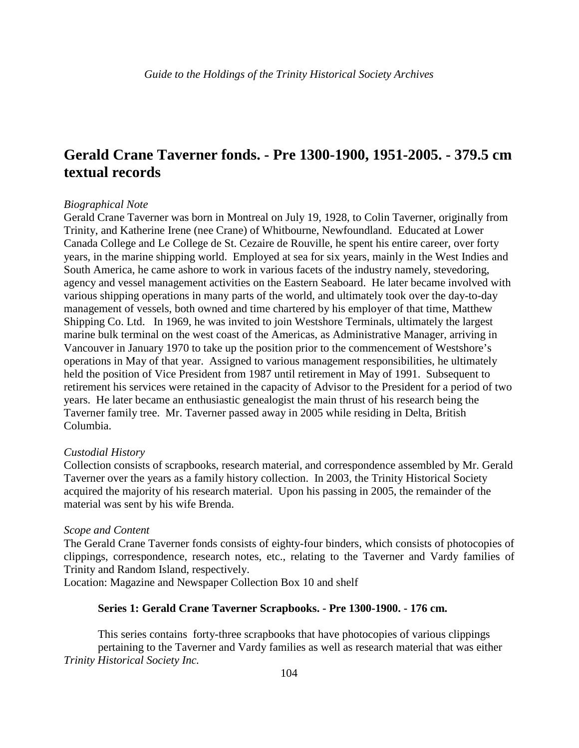## Gerald Crane Taverner fonds. - Pre 1300-1900, 1951-2005. - 379.5 cm textual records

*Biographical Note*

Gerald Crane Taverner was born in Montreal on July 19, 1928, to Colin Taverner, originally from Trinity, and Katherine Irene (nee Crane) of Whitbourne, Newfoundland. Educated at Lower Canada College and Le College de St. Cezaire de Rouville, he spent his entire career, over forty years, in the marine shipping world. Employed at sea for six years, mainly in the West Indies and South America, he came ashore to work in various facets of the industry namely, stevedoring, agency and vessel management activities on the Eastern Seaboard. He later became involved with various shipping operations in many parts of the world, and ultimately took over the day-to-day management of vessels, both owned and time chartered by his employer of that time, Matthew Shipping Co. Ltd. In 1969, he was invited to join Westshore Terminals, ultimately the largest marine bulk terminal on the west coast of the Americas, as Administrative Manager, arriving in Vancouver in January 1970 to take up the position prior to the commencement of Westshore's operations in May of that year. Assigned to various management responsibilities, he ultimately held the position of Vice President from 1987 until retirement in May of 1991. Subsequent to retirement his services were retained in the capacity of Advisor to the President for a period of two years. He later became an enthusiastic genealogist the main thrust of his research being the Taverner family tree. Mr. Taverner passed away in 2005 while residing in Delta, British Columbia.

*Custodial History*

Collection consists of scrapbooks, research material, and correspondence assembled by Mr. Gerald Taverner over the years as a family history collection. In 2003, the Trinity Historical Society acquired the majority of his research material. Upon his passing in 2005, the remainder of the material was sent by his wife Brenda.

*Scope and Content*

The Gerald Crane Taverner fonds consists of eighty-four binders, which consists of photocopies of clippings, correspondence, research notes, etc., relating to the Taverner and Vardy families of Trinity and Random Island, respectively.

Location: Magazine and Newspaper Collection Box 10 and shelf

### Series 1: Gerald Crane Taverner Scrapbooks. - Pre 1300-1900. - 176 cm.

This series contains forty-three scrapbooks that have photocopies of various clippings pertaining to the Taverner and Vardy families as well as research material that was either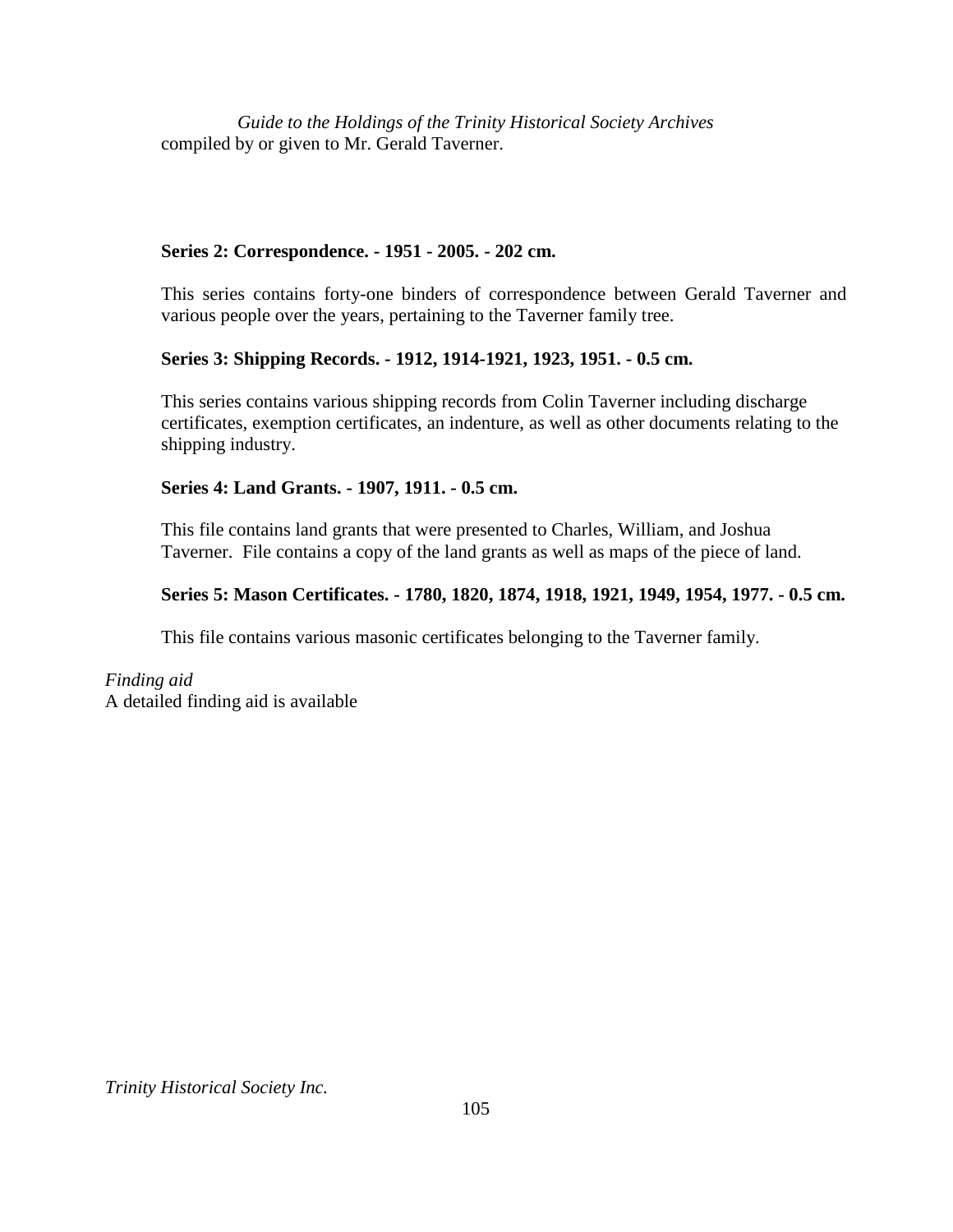compiled by or given to Mr. Gerald Taverner.

**Series 2: Correspondence. - 1951 - 2005. - 202 cm.**

This series contains forty-one binders of correspondence between Gerald Taverner and various people over the years, pertaining to the Taverner family tree.

**Series 3: Shipping Records. - 1912, 1914-1921, 1923, 1951. - 0.5 cm.**

This series contains various shipping records from Colin Taverner including discharge certificates, exemption certificates, an indenture, as well as other documents relating to the shipping industry.

**Series 4: Land Grants. - 1907, 1911. - 0.5 cm.**

This file contains land grants that were presented to Charles, William, and Joshua Taverner. File contains a copy of the land grants as well as maps of the piece of land.

**Series 5: Mason Certificates. - 1780, 1820, 1874, 1918, 1921, 1949, 1954, 1977. - 0.5 cm.**

This file contains various masonic certificates belonging to the Taverner family.

*Finding aid*
A detailed finding aid is available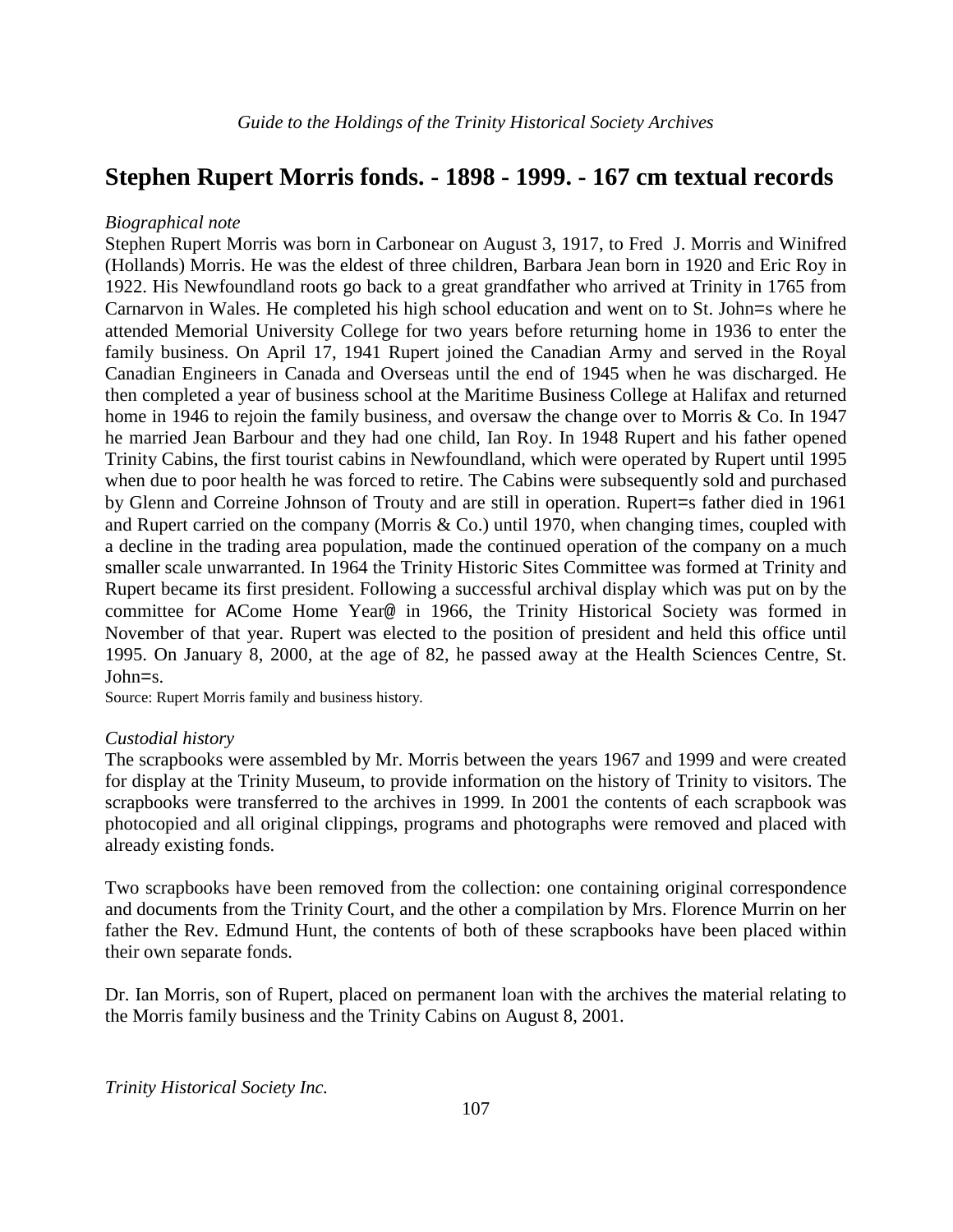## Stephen Rupert Morris fonds. - 1898 - 1999. - 167 cm textual records

*Biographical note*

Stephen Rupert Morris was born in Carbonear on August 3, 1917, to Fred J. Morris and Winifred (Hollands) Morris. He was the eldest of three children, Barbara Jean born in 1920 and Eric Roy in 1922. His Newfoundland roots go back to a great grandfather who arrived at Trinity in 1765 from Carnarvon in Wales. He completed his high school education and went on to St. John=s where he attended Memorial University College for two years before returning home in 1936 to enter the family business. On April 17, 1941 Rupert joined the Canadian Army and served in the Royal Canadian Engineers in Canada and Overseas until the end of 1945 when he was discharged. He then completed a year of business school at the Maritime Business College at Halifax and returned home in 1946 to rejoin the family business, and oversaw the change over to Morris & Co. In 1947 he married Jean Barbour and they had one child, Ian Roy. In 1948 Rupert and his father opened Trinity Cabins, the first tourist cabins in Newfoundland, which were operated by Rupert until 1995 when due to poor health he was forced to retire. The Cabins were subsequently sold and purchased by Glenn and Correine Johnson of Trouty and are still in operation. Rupert=s father died in 1961 and Rupert carried on the company (Morris & Co.) until 1970, when changing times, coupled with a decline in the trading area population, made the continued operation of the company on a much smaller scale unwarranted. In 1964 the Trinity Historic Sites Committee was formed at Trinity and Rupert became its first president. Following a successful archival display which was put on by the committee for ACome Home Year@ in 1966, the Trinity Historical Society was formed in November of that year. Rupert was elected to the position of president and held this office until 1995. On January 8, 2000, at the age of 82, he passed away at the Health Sciences Centre, St. John=s.

Source: Rupert Morris family and business history.

*Custodial history*

The scrapbooks were assembled by Mr. Morris between the years 1967 and 1999 and were created for display at the Trinity Museum, to provide information on the history of Trinity to visitors. The scrapbooks were transferred to the archives in 1999. In 2001 the contents of each scrapbook was photocopied and all original clippings, programs and photographs were removed and placed with already existing fonds.

Two scrapbooks have been removed from the collection: one containing original correspondence and documents from the Trinity Court, and the other a compilation by Mrs. Florence Murrin on her father the Rev. Edmund Hunt, the contents of both of these scrapbooks have been placed within their own separate fonds.

Dr. Ian Morris, son of Rupert, placed on permanent loan with the archives the material relating to the Morris family business and the Trinity Cabins on August 8, 2001.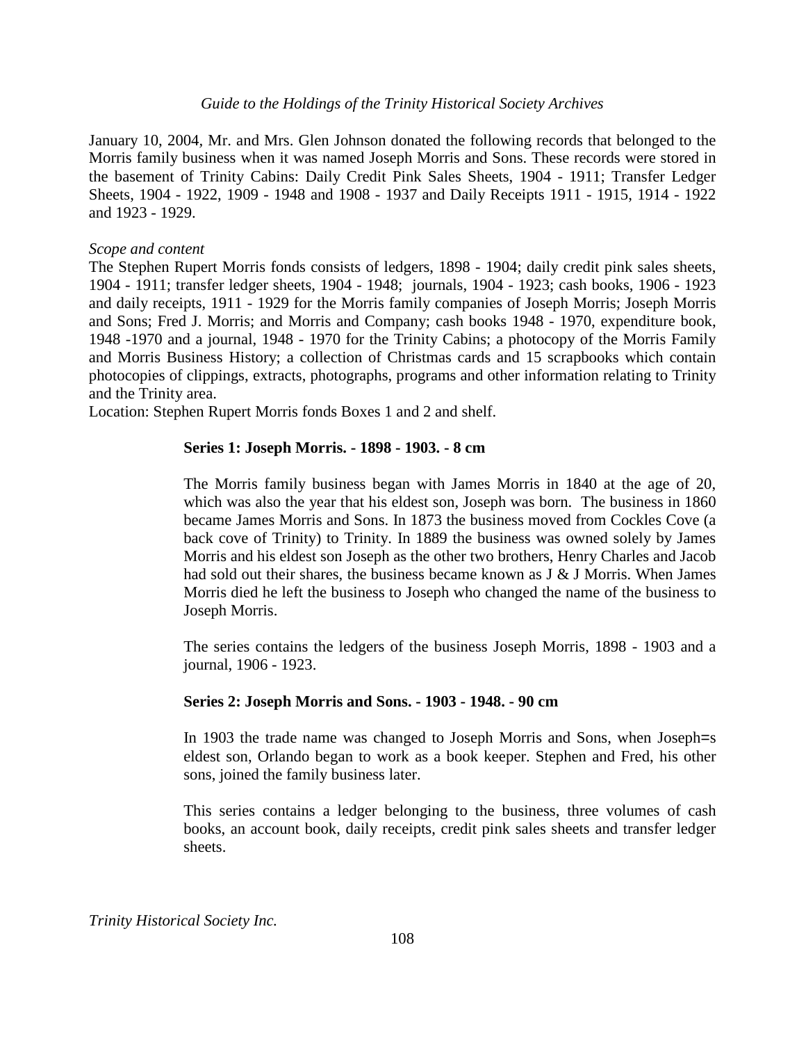January 10, 2004, Mr. and Mrs. Glen Johnson donated the following records that belonged to the Morris family business when it was named Joseph Morris and Sons. These records were stored in the basement of Trinity Cabins: Daily Credit Pink Sales Sheets, 1904 - 1911; Transfer Ledger Sheets, 1904 - 1922, 1909 - 1948 and 1908 - 1937 and Daily Receipts 1911 - 1915, 1914 - 1922 and 1923 - 1929.

*Scope and content*

The Stephen Rupert Morris fonds consists of ledgers, 1898 - 1904; daily credit pink sales sheets, 1904 - 1911; transfer ledger sheets, 1904 - 1948; journals, 1904 - 1923; cash books, 1906 - 1923 and daily receipts, 1911 - 1929 for the Morris family companies of Joseph Morris; Joseph Morris and Sons; Fred J. Morris; and Morris and Company; cash books 1948 - 1970, expenditure book, 1948 -1970 and a journal, 1948 - 1970 for the Trinity Cabins; a photocopy of the Morris Family and Morris Business History; a collection of Christmas cards and 15 scrapbooks which contain photocopies of clippings, extracts, photographs, programs and other information relating to Trinity and the Trinity area.

Location: Stephen Rupert Morris fonds Boxes 1 and 2 and shelf.

**Series 1: Joseph Morris. - 1898 - 1903. - 8 cm**

The Morris family business began with James Morris in 1840 at the age of 20, which was also the year that his eldest son, Joseph was born. The business in 1860 became James Morris and Sons. In 1873 the business moved from Cockles Cove (a back cove of Trinity) to Trinity. In 1889 the business was owned solely by James Morris and his eldest son Joseph as the other two brothers, Henry Charles and Jacob had sold out their shares, the business became known as J & J Morris. When James Morris died he left the business to Joseph who changed the name of the business to Joseph Morris.

The series contains the ledgers of the business Joseph Morris, 1898 - 1903 and a journal, 1906 - 1923.

**Series 2: Joseph Morris and Sons. - 1903 - 1948. - 90 cm**

In 1903 the trade name was changed to Joseph Morris and Sons, when Joseph=s eldest son, Orlando began to work as a book keeper. Stephen and Fred, his other sons, joined the family business later.

This series contains a ledger belonging to the business, three volumes of cash books, an account book, daily receipts, credit pink sales sheets and transfer ledger sheets.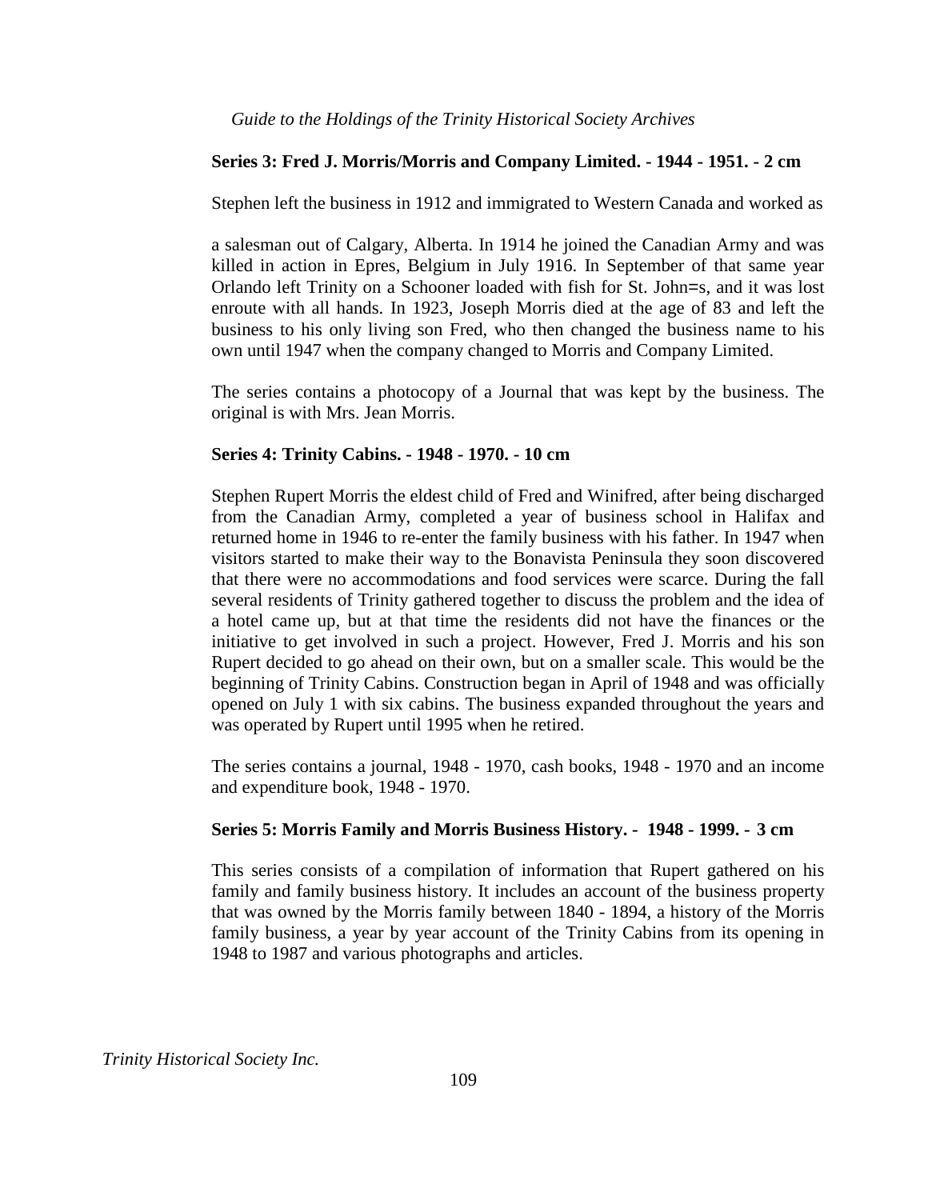**Series 3: Fred J. Morris/Morris and Company Limited. - 1944 - 1951. - 2 cm**

Stephen left the business in 1912 and immigrated to Western Canada and worked as

a salesman out of Calgary, Alberta. In 1914 he joined the Canadian Army and was killed in action in Epres, Belgium in July 1916. In September of that same year Orlando left Trinity on a Schooner loaded with fish for St. John=s, and it was lost enroute with all hands. In 1923, Joseph Morris died at the age of 83 and left the business to his only living son Fred, who then changed the business name to his own until 1947 when the company changed to Morris and Company Limited.

The series contains a photocopy of a Journal that was kept by the business. The original is with Mrs. Jean Morris.

**Series 4: Trinity Cabins. - 1948 - 1970. - 10 cm**

Stephen Rupert Morris the eldest child of Fred and Winifred, after being discharged from the Canadian Army, completed a year of business school in Halifax and returned home in 1946 to re-enter the family business with his father. In 1947 when visitors started to make their way to the Bonavista Peninsula they soon discovered that there were no accommodations and food services were scarce. During the fall several residents of Trinity gathered together to discuss the problem and the idea of a hotel came up, but at that time the residents did not have the finances or the initiative to get involved in such a project. However, Fred J. Morris and his son Rupert decided to go ahead on their own, but on a smaller scale. This would be the beginning of Trinity Cabins. Construction began in April of 1948 and was officially opened on July 1 with six cabins. The business expanded throughout the years and was operated by Rupert until 1995 when he retired.

The series contains a journal, 1948 - 1970, cash books, 1948 - 1970 and an income and expenditure book, 1948 - 1970.

**Series 5: Morris Family and Morris Business History. - 1948 - 1999. - 3 cm**

This series consists of a compilation of information that Rupert gathered on his family and family business history. It includes an account of the business property that was owned by the Morris family between 1840 - 1894, a history of the Morris family business, a year by year account of the Trinity Cabins from its opening in 1948 to 1987 and various photographs and articles.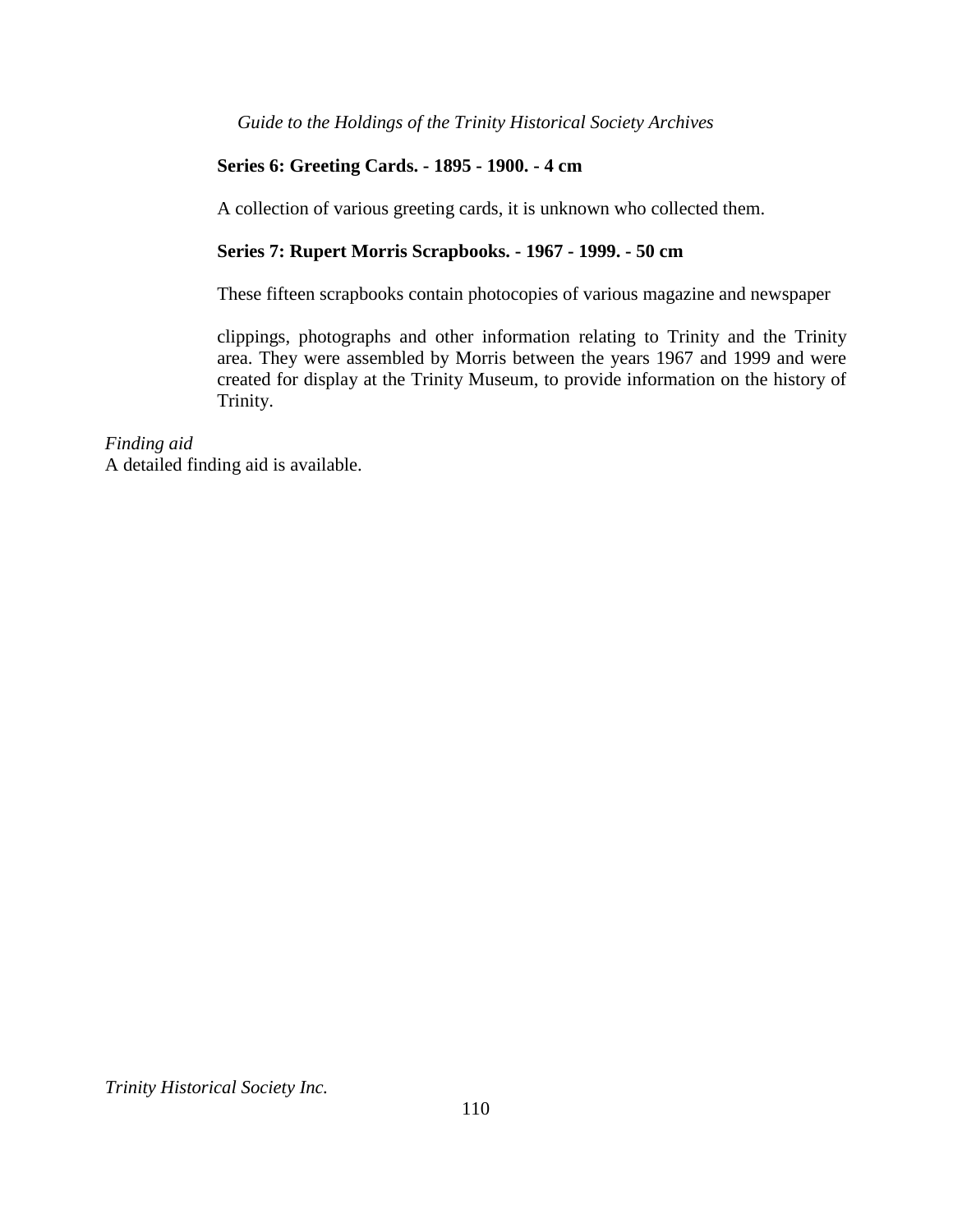**Series 6: Greeting Cards. - 1895 - 1900. - 4 cm**

A collection of various greeting cards, it is unknown who collected them.

**Series 7: Rupert Morris Scrapbooks. - 1967 - 1999. - 50 cm**

These fifteen scrapbooks contain photocopies of various magazine and newspaper clippings, photographs and other information relating to Trinity and the Trinity area. They were assembled by Morris between the years 1967 and 1999 and were created for display at the Trinity Museum, to provide information on the history of Trinity.

*Finding aid*
A detailed finding aid is available.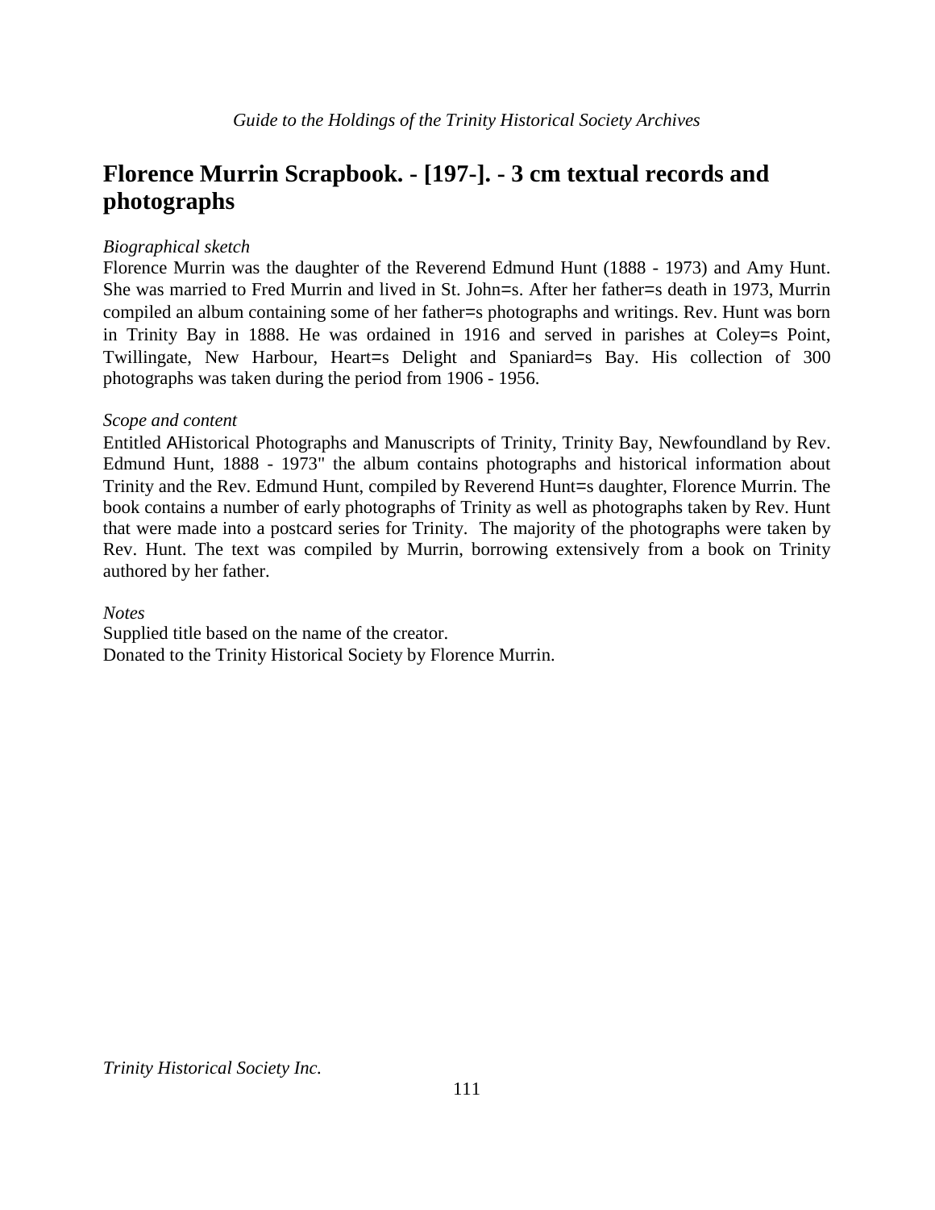## Florence Murrin Scrapbook. - [197-]. - 3 cm textual records and photographs

*Biographical sketch*

Florence Murrin was the daughter of the Reverend Edmund Hunt (1888 - 1973) and Amy Hunt. She was married to Fred Murrin and lived in St. John=s. After her father=s death in 1973, Murrin compiled an album containing some of her father=s photographs and writings. Rev. Hunt was born in Trinity Bay in 1888. He was ordained in 1916 and served in parishes at Coley=s Point, Twillingate, New Harbour, Heart=s Delight and Spaniard=s Bay. His collection of 300 photographs was taken during the period from 1906 - 1956.

*Scope and content*

Entitled AHistorical Photographs and Manuscripts of Trinity, Trinity Bay, Newfoundland by Rev. Edmund Hunt, 1888 - 1973" the album contains photographs and historical information about Trinity and the Rev. Edmund Hunt, compiled by Reverend Hunt=s daughter, Florence Murrin. The book contains a number of early photographs of Trinity as well as photographs taken by Rev. Hunt that were made into a postcard series for Trinity. The majority of the photographs were taken by Rev. Hunt. The text was compiled by Murrin, borrowing extensively from a book on Trinity authored by her father.

*Notes*

Supplied title based on the name of the creator.
Donated to the Trinity Historical Society by Florence Murrin.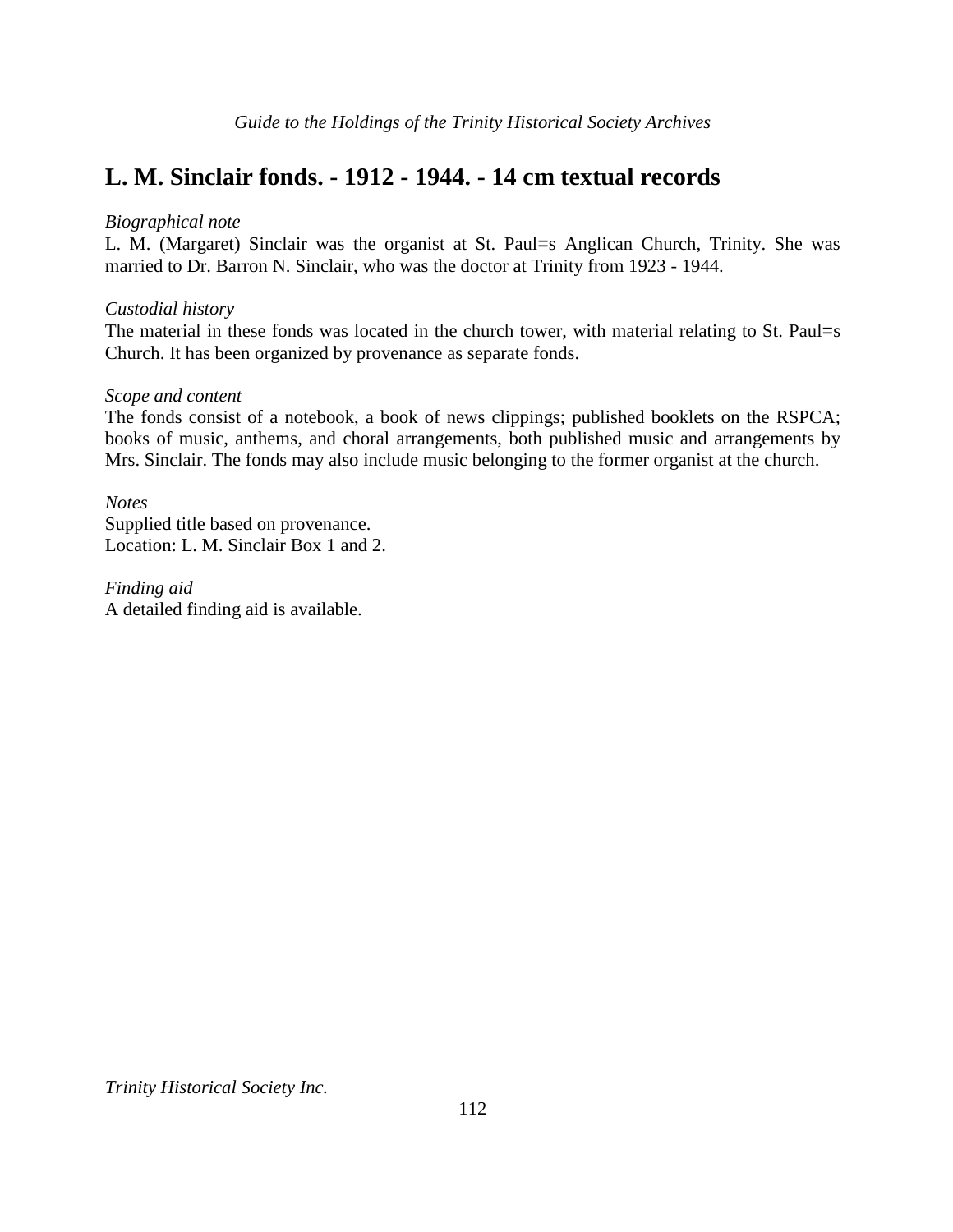## L. M. Sinclair fonds. - 1912 - 1944. - 14 cm textual records

*Biographical note*
L. M. (Margaret) Sinclair was the organist at St. Paul=s Anglican Church, Trinity. She was married to Dr. Barron N. Sinclair, who was the doctor at Trinity from 1923 - 1944.

*Custodial history*
The material in these fonds was located in the church tower, with material relating to St. Paul=s Church. It has been organized by provenance as separate fonds.

*Scope and content*
The fonds consist of a notebook, a book of news clippings; published booklets on the RSPCA; books of music, anthems, and choral arrangements, both published music and arrangements by Mrs. Sinclair. The fonds may also include music belonging to the former organist at the church.

*Notes*
Supplied title based on provenance.
Location: L. M. Sinclair Box 1 and 2.

*Finding aid*
A detailed finding aid is available.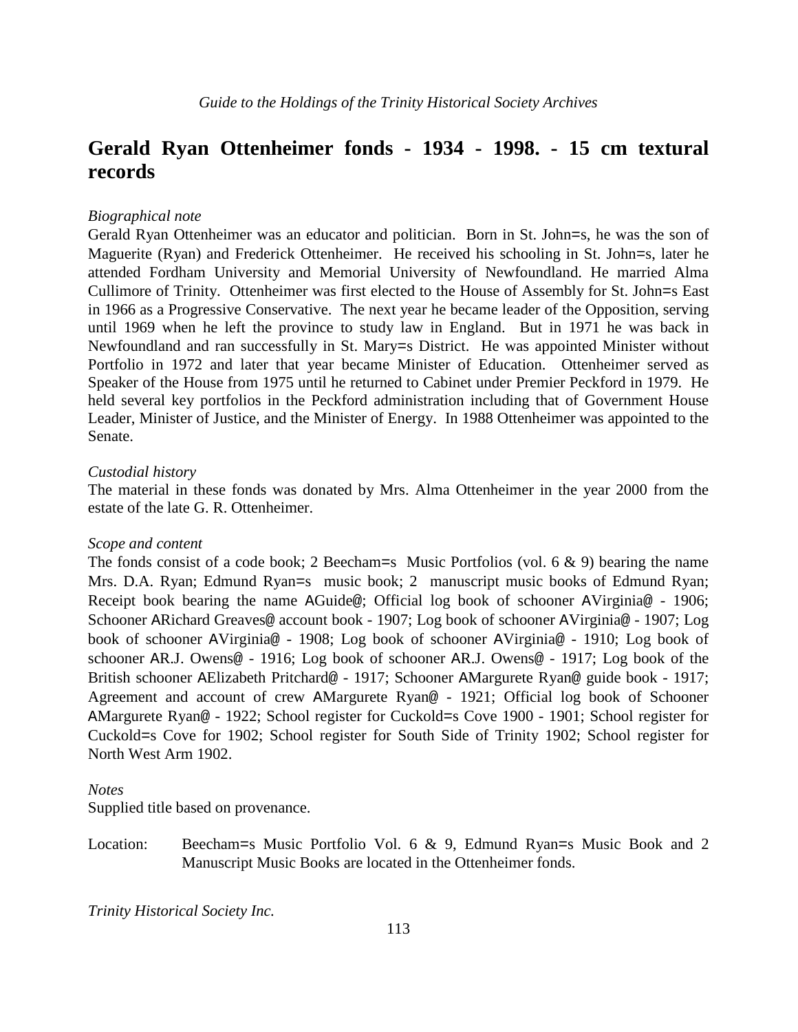## Gerald Ryan Ottenheimer fonds - 1934 - 1998. - 15 cm textural records

*Biographical note*

Gerald Ryan Ottenheimer was an educator and politician. Born in St. John=s, he was the son of Maguerite (Ryan) and Frederick Ottenheimer. He received his schooling in St. John=s, later he attended Fordham University and Memorial University of Newfoundland. He married Alma Cullimore of Trinity. Ottenheimer was first elected to the House of Assembly for St. John=s East in 1966 as a Progressive Conservative. The next year he became leader of the Opposition, serving until 1969 when he left the province to study law in England. But in 1971 he was back in Newfoundland and ran successfully in St. Mary=s District. He was appointed Minister without Portfolio in 1972 and later that year became Minister of Education. Ottenheimer served as Speaker of the House from 1975 until he returned to Cabinet under Premier Peckford in 1979. He held several key portfolios in the Peckford administration including that of Government House Leader, Minister of Justice, and the Minister of Energy. In 1988 Ottenheimer was appointed to the Senate.

*Custodial history*

The material in these fonds was donated by Mrs. Alma Ottenheimer in the year 2000 from the estate of the late G. R. Ottenheimer.

*Scope and content*

The fonds consist of a code book; 2 Beecham=s Music Portfolios (vol. 6 & 9) bearing the name Mrs. D.A. Ryan; Edmund Ryan=s music book; 2 manuscript music books of Edmund Ryan; Receipt book bearing the name AGuide@; Official log book of schooner AVirginia@ - 1906; Schooner ARichard Greaves@ account book - 1907; Log book of schooner AVirginia@ - 1907; Log book of schooner AVirginia@ - 1908; Log book of schooner AVirginia@ - 1910; Log book of schooner AR.J. Owens@ - 1916; Log book of schooner AR.J. Owens@ - 1917; Log book of the British schooner AElizabeth Pritchard@ - 1917; Schooner AMargurete Ryan@ guide book - 1917; Agreement and account of crew AMargurete Ryan@ - 1921; Official log book of Schooner AMargurete Ryan@ - 1922; School register for Cuckold=s Cove 1900 - 1901; School register for Cuckold=s Cove for 1902; School register for South Side of Trinity 1902; School register for North West Arm 1902.

*Notes*

Supplied title based on provenance.

Location: Beecham=s Music Portfolio Vol. 6 & 9, Edmund Ryan=s Music Book and 2 Manuscript Music Books are located in the Ottenheimer fonds.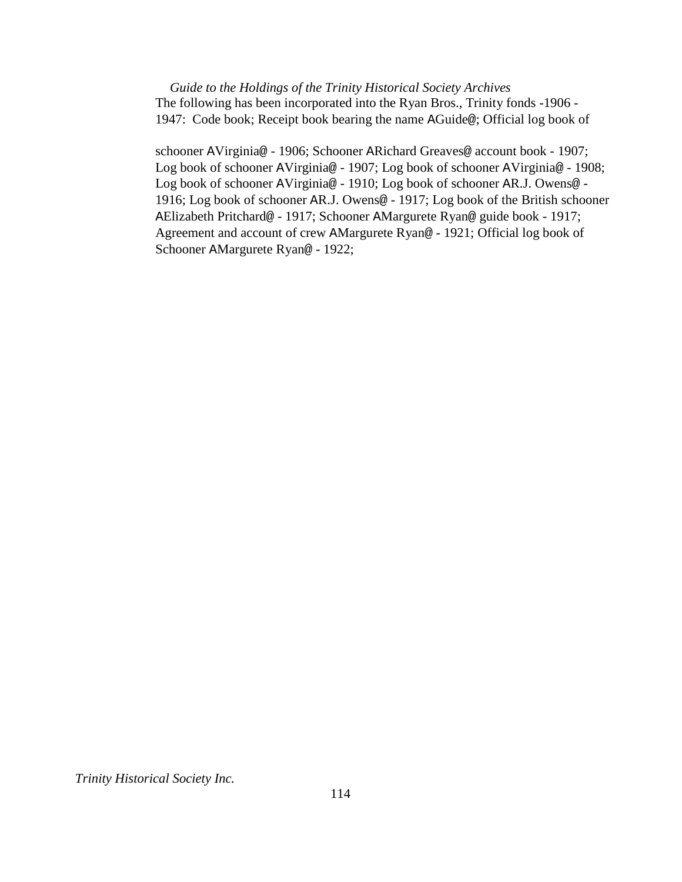The following has been incorporated into the Ryan Bros., Trinity fonds -1906 - 1947: Code book; Receipt book bearing the name AGuide@; Official log book of

schooner AVirginia@ - 1906; Schooner ARichard Greaves@ account book - 1907; Log book of schooner AVirginia@ - 1907; Log book of schooner AVirginia@ - 1908; Log book of schooner AVirginia@ - 1910; Log book of schooner AR.J. Owens@ - 1916; Log book of schooner AR.J. Owens@ - 1917; Log book of the British schooner AElizabeth Pritchard@ - 1917; Schooner AMargurete Ryan@ guide book - 1917; Agreement and account of crew AMargurete Ryan@ - 1921; Official log book of Schooner AMargurete Ryan@ - 1922;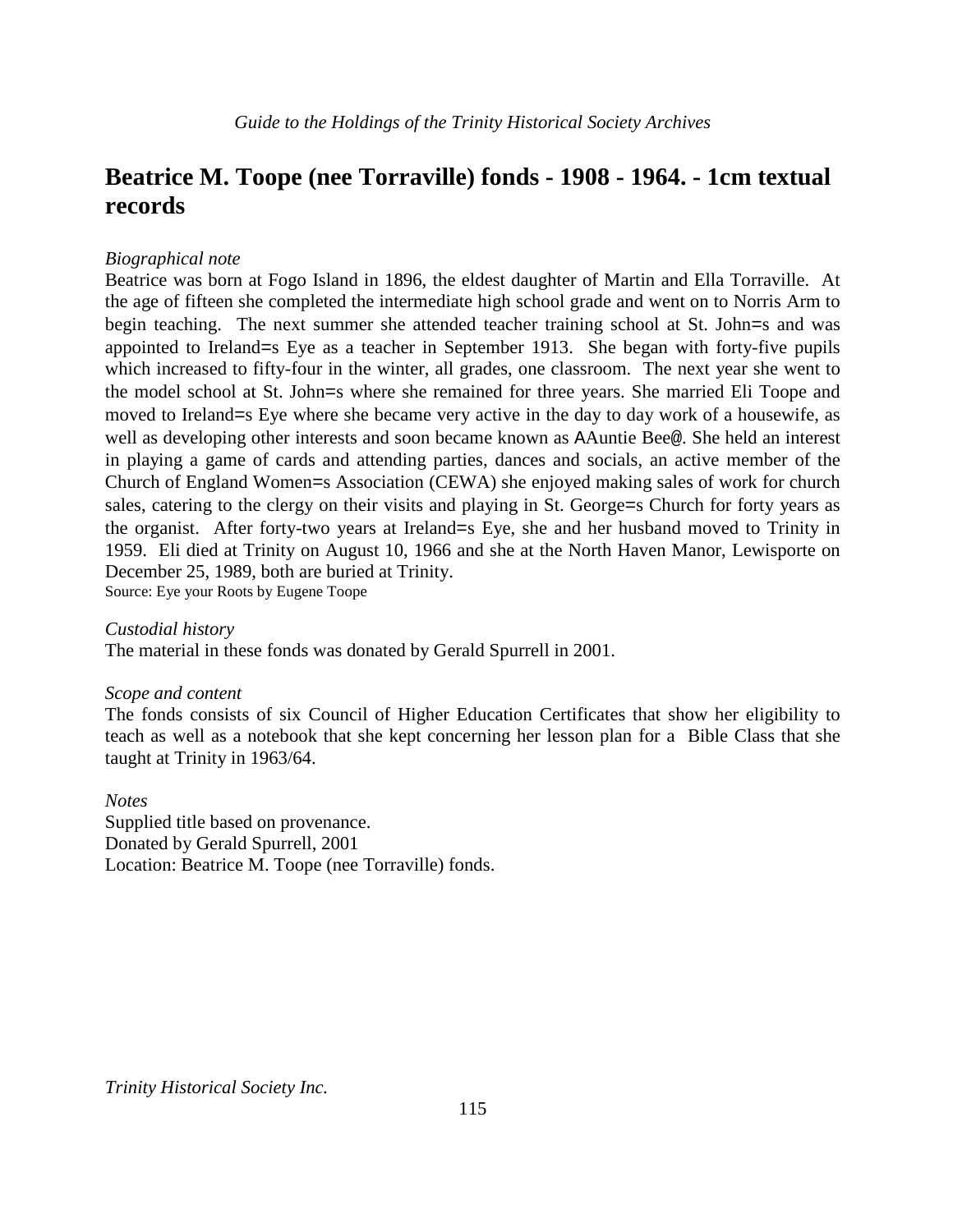## Beatrice M. Toope (nee Torraville) fonds - 1908 - 1964. - 1cm textual records

*Biographical note*

Beatrice was born at Fogo Island in 1896, the eldest daughter of Martin and Ella Torraville. At the age of fifteen she completed the intermediate high school grade and went on to Norris Arm to begin teaching. The next summer she attended teacher training school at St. John=s and was appointed to Ireland=s Eye as a teacher in September 1913. She began with forty-five pupils which increased to fifty-four in the winter, all grades, one classroom. The next year she went to the model school at St. John=s where she remained for three years. She married Eli Toope and moved to Ireland=s Eye where she became very active in the day to day work of a housewife, as well as developing other interests and soon became known as AAuntie Bee@. She held an interest in playing a game of cards and attending parties, dances and socials, an active member of the Church of England Women=s Association (CEWA) she enjoyed making sales of work for church sales, catering to the clergy on their visits and playing in St. George=s Church for forty years as the organist. After forty-two years at Ireland=s Eye, she and her husband moved to Trinity in 1959. Eli died at Trinity on August 10, 1966 and she at the North Haven Manor, Lewisporte on December 25, 1989, both are buried at Trinity.
Source: Eye your Roots by Eugene Toope

*Custodial history*

The material in these fonds was donated by Gerald Spurrell in 2001.

*Scope and content*

The fonds consists of six Council of Higher Education Certificates that show her eligibility to teach as well as a notebook that she kept concerning her lesson plan for a Bible Class that she taught at Trinity in 1963/64.

*Notes*

Supplied title based on provenance.
Donated by Gerald Spurrell, 2001
Location: Beatrice M. Toope (nee Torraville) fonds.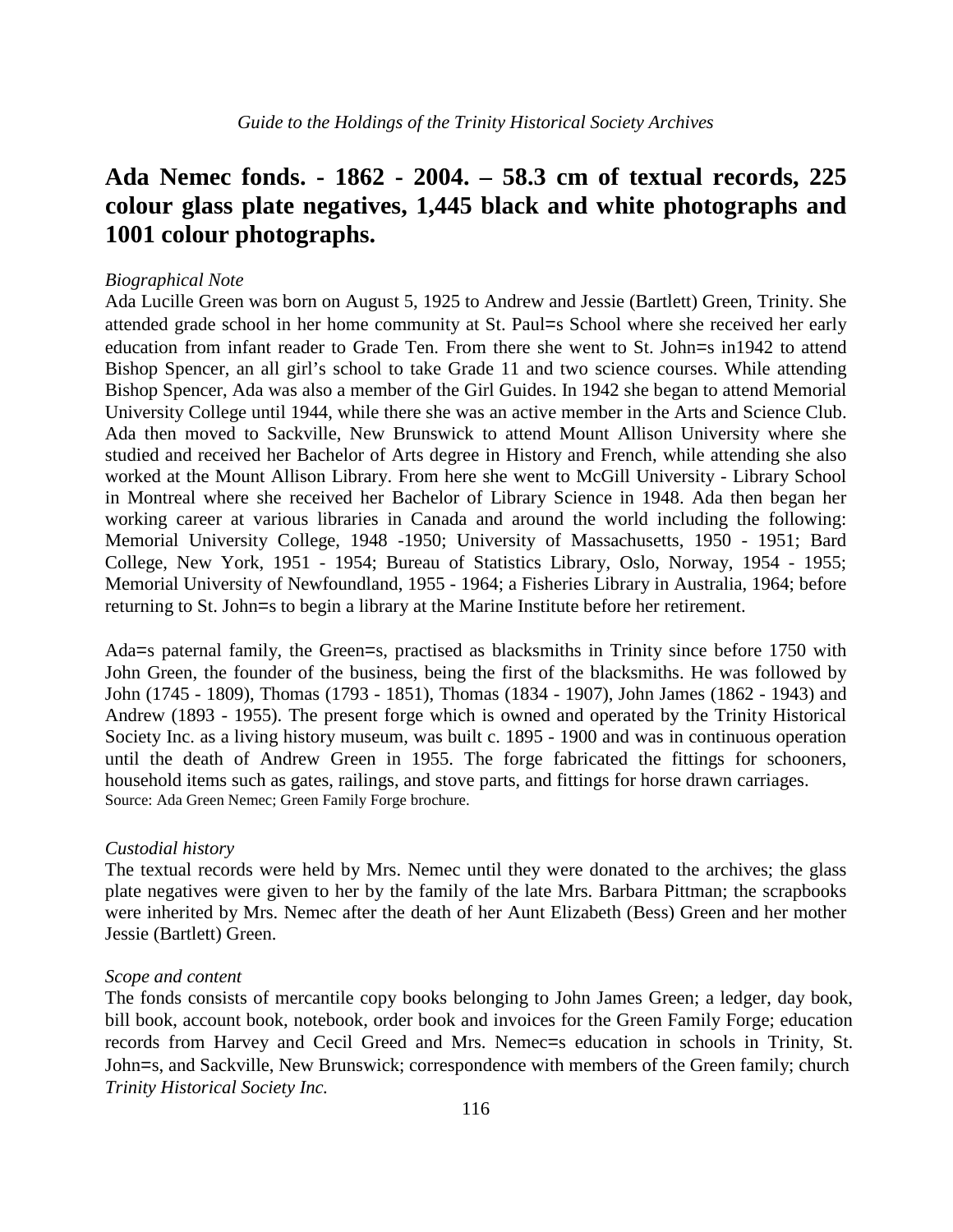## Ada Nemec fonds. - 1862 - 2004. – 58.3 cm of textual records, 225 colour glass plate negatives, 1,445 black and white photographs and 1001 colour photographs.

*Biographical Note*

Ada Lucille Green was born on August 5, 1925 to Andrew and Jessie (Bartlett) Green, Trinity. She attended grade school in her home community at St. Paul=s School where she received her early education from infant reader to Grade Ten. From there she went to St. John=s in1942 to attend Bishop Spencer, an all girl's school to take Grade 11 and two science courses. While attending Bishop Spencer, Ada was also a member of the Girl Guides. In 1942 she began to attend Memorial University College until 1944, while there she was an active member in the Arts and Science Club. Ada then moved to Sackville, New Brunswick to attend Mount Allison University where she studied and received her Bachelor of Arts degree in History and French, while attending she also worked at the Mount Allison Library. From here she went to McGill University - Library School in Montreal where she received her Bachelor of Library Science in 1948. Ada then began her working career at various libraries in Canada and around the world including the following: Memorial University College, 1948 -1950; University of Massachusetts, 1950 - 1951; Bard College, New York, 1951 - 1954; Bureau of Statistics Library, Oslo, Norway, 1954 - 1955; Memorial University of Newfoundland, 1955 - 1964; a Fisheries Library in Australia, 1964; before returning to St. John=s to begin a library at the Marine Institute before her retirement.

Ada=s paternal family, the Green=s, practised as blacksmiths in Trinity since before 1750 with John Green, the founder of the business, being the first of the blacksmiths. He was followed by John (1745 - 1809), Thomas (1793 - 1851), Thomas (1834 - 1907), John James (1862 - 1943) and Andrew (1893 - 1955). The present forge which is owned and operated by the Trinity Historical Society Inc. as a living history museum, was built c. 1895 - 1900 and was in continuous operation until the death of Andrew Green in 1955. The forge fabricated the fittings for schooners, household items such as gates, railings, and stove parts, and fittings for horse drawn carriages.
Source: Ada Green Nemec; Green Family Forge brochure.

*Custodial history*

The textual records were held by Mrs. Nemec until they were donated to the archives; the glass plate negatives were given to her by the family of the late Mrs. Barbara Pittman; the scrapbooks were inherited by Mrs. Nemec after the death of her Aunt Elizabeth (Bess) Green and her mother Jessie (Bartlett) Green.

*Scope and content*

The fonds consists of mercantile copy books belonging to John James Green; a ledger, day book, bill book, account book, notebook, order book and invoices for the Green Family Forge; education records from Harvey and Cecil Greed and Mrs. Nemec=s education in schools in Trinity, St. John=s, and Sackville, New Brunswick; correspondence with members of the Green family; church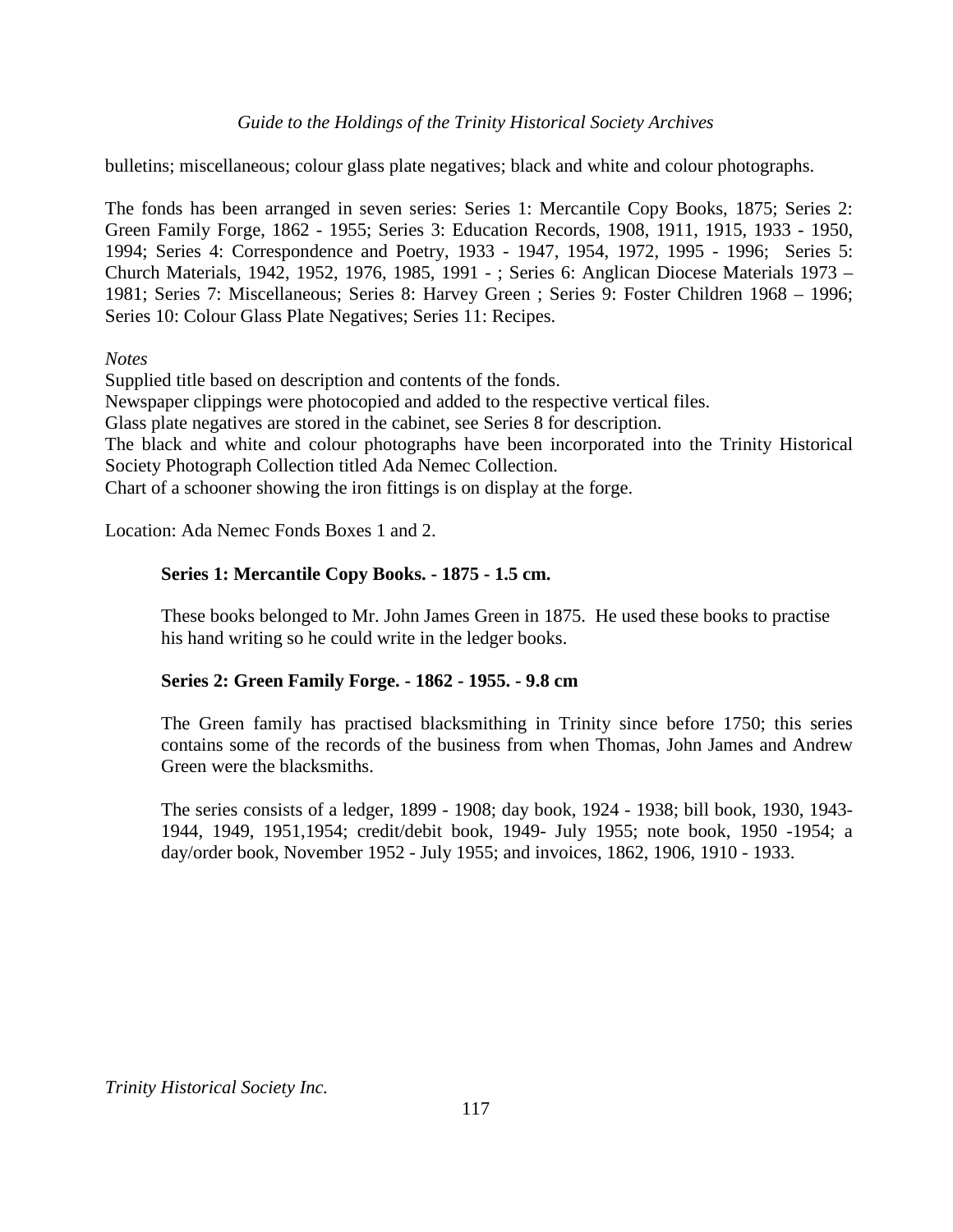bulletins; miscellaneous; colour glass plate negatives; black and white and colour photographs.

The fonds has been arranged in seven series: Series 1: Mercantile Copy Books, 1875; Series 2: Green Family Forge, 1862 - 1955; Series 3: Education Records, 1908, 1911, 1915, 1933 - 1950, 1994; Series 4: Correspondence and Poetry, 1933 - 1947, 1954, 1972, 1995 - 1996; Series 5: Church Materials, 1942, 1952, 1976, 1985, 1991 - ; Series 6: Anglican Diocese Materials 1973 – 1981; Series 7: Miscellaneous; Series 8: Harvey Green ; Series 9: Foster Children 1968 – 1996; Series 10: Colour Glass Plate Negatives; Series 11: Recipes.

*Notes*

Supplied title based on description and contents of the fonds.
Newspaper clippings were photocopied and added to the respective vertical files.
Glass plate negatives are stored in the cabinet, see Series 8 for description.
The black and white and colour photographs have been incorporated into the Trinity Historical Society Photograph Collection titled Ada Nemec Collection.
Chart of a schooner showing the iron fittings is on display at the forge.

Location: Ada Nemec Fonds Boxes 1 and 2.

**Series 1: Mercantile Copy Books. - 1875 - 1.5 cm.**

These books belonged to Mr. John James Green in 1875. He used these books to practise his hand writing so he could write in the ledger books.

**Series 2: Green Family Forge. - 1862 - 1955. - 9.8 cm**

The Green family has practised blacksmithing in Trinity since before 1750; this series contains some of the records of the business from when Thomas, John James and Andrew Green were the blacksmiths.

The series consists of a ledger, 1899 - 1908; day book, 1924 - 1938; bill book, 1930, 1943-1944, 1949, 1951,1954; credit/debit book, 1949- July 1955; note book, 1950 -1954; a day/order book, November 1952 - July 1955; and invoices, 1862, 1906, 1910 - 1933.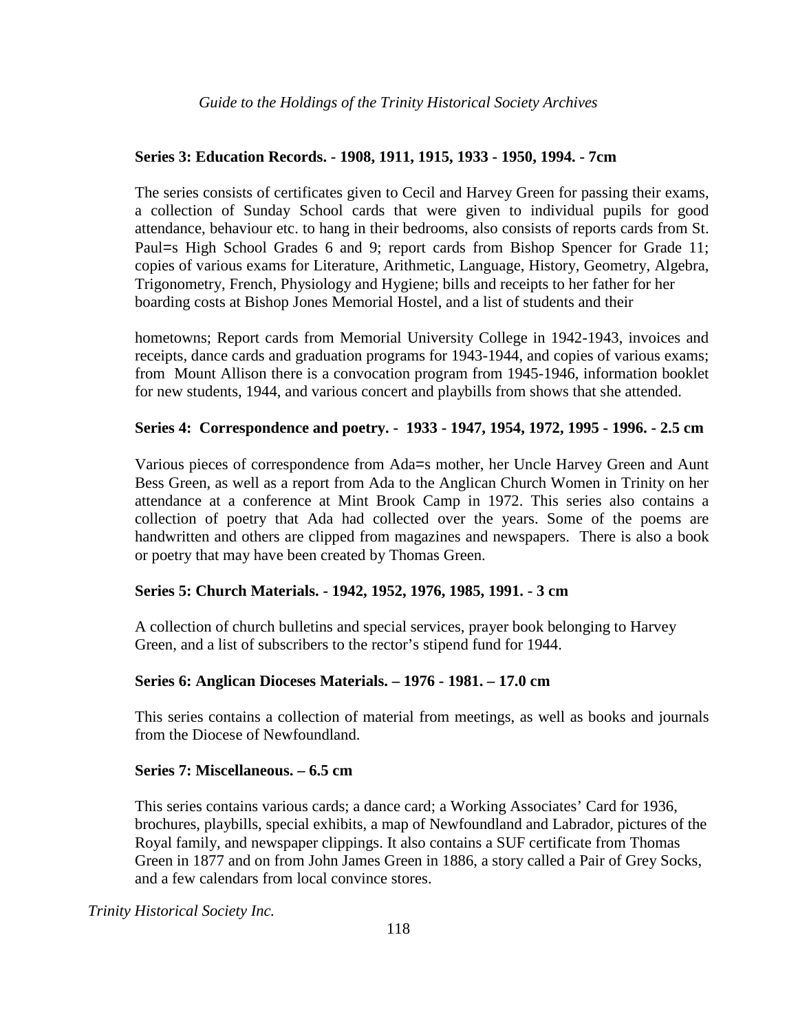**Series 3: Education Records. - 1908, 1911, 1915, 1933 - 1950, 1994. - 7cm**

The series consists of certificates given to Cecil and Harvey Green for passing their exams, a collection of Sunday School cards that were given to individual pupils for good attendance, behaviour etc. to hang in their bedrooms, also consists of reports cards from St. Paul=s High School Grades 6 and 9; report cards from Bishop Spencer for Grade 11; copies of various exams for Literature, Arithmetic, Language, History, Geometry, Algebra, Trigonometry, French, Physiology and Hygiene; bills and receipts to her father for her boarding costs at Bishop Jones Memorial Hostel, and a list of students and their

hometowns; Report cards from Memorial University College in 1942-1943, invoices and receipts, dance cards and graduation programs for 1943-1944, and copies of various exams; from Mount Allison there is a convocation program from 1945-1946, information booklet for new students, 1944, and various concert and playbills from shows that she attended.

**Series 4: Correspondence and poetry. - 1933 - 1947, 1954, 1972, 1995 - 1996. - 2.5 cm**

Various pieces of correspondence from Ada=s mother, her Uncle Harvey Green and Aunt Bess Green, as well as a report from Ada to the Anglican Church Women in Trinity on her attendance at a conference at Mint Brook Camp in 1972. This series also contains a collection of poetry that Ada had collected over the years. Some of the poems are handwritten and others are clipped from magazines and newspapers. There is also a book or poetry that may have been created by Thomas Green.

**Series 5: Church Materials. - 1942, 1952, 1976, 1985, 1991. - 3 cm**

A collection of church bulletins and special services, prayer book belonging to Harvey Green, and a list of subscribers to the rector's stipend fund for 1944.

**Series 6: Anglican Dioceses Materials. – 1976 - 1981. – 17.0 cm**

This series contains a collection of material from meetings, as well as books and journals from the Diocese of Newfoundland.

**Series 7: Miscellaneous. – 6.5 cm**

This series contains various cards; a dance card; a Working Associates' Card for 1936, brochures, playbills, special exhibits, a map of Newfoundland and Labrador, pictures of the Royal family, and newspaper clippings. It also contains a SUF certificate from Thomas Green in 1877 and on from John James Green in 1886, a story called a Pair of Grey Socks, and a few calendars from local convince stores.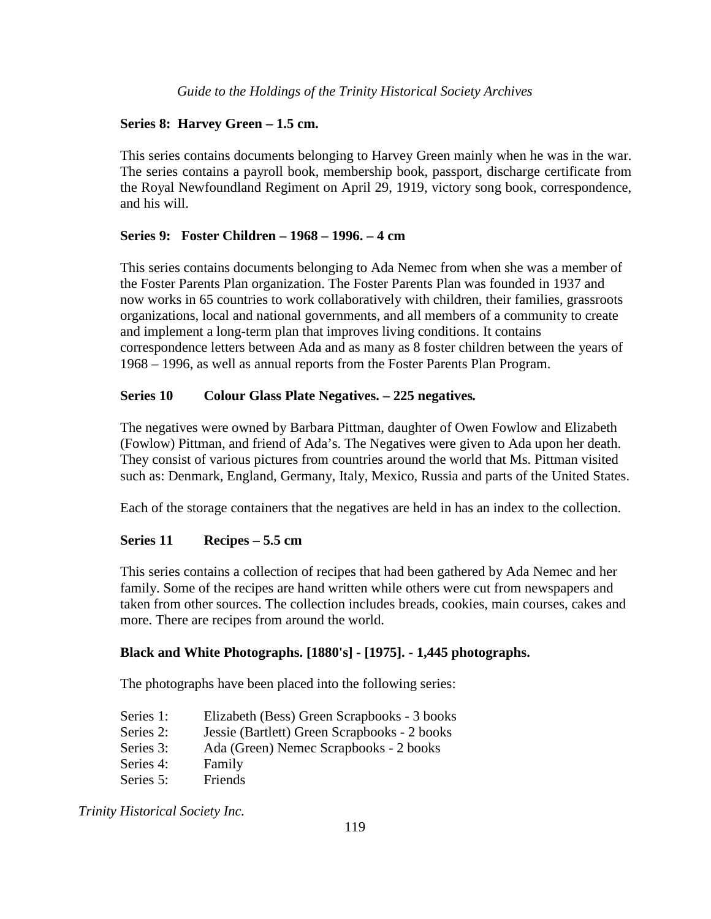**Series 8: Harvey Green – 1.5 cm.**

This series contains documents belonging to Harvey Green mainly when he was in the war. The series contains a payroll book, membership book, passport, discharge certificate from the Royal Newfoundland Regiment on April 29, 1919, victory song book, correspondence, and his will.

**Series 9: Foster Children – 1968 – 1996. – 4 cm**

This series contains documents belonging to Ada Nemec from when she was a member of the Foster Parents Plan organization. The Foster Parents Plan was founded in 1937 and now works in 65 countries to work collaboratively with children, their families, grassroots organizations, local and national governments, and all members of a community to create and implement a long-term plan that improves living conditions. It contains correspondence letters between Ada and as many as 8 foster children between the years of 1968 – 1996, as well as annual reports from the Foster Parents Plan Program.

**Series 10 Colour Glass Plate Negatives. – 225 negatives.**

The negatives were owned by Barbara Pittman, daughter of Owen Fowlow and Elizabeth (Fowlow) Pittman, and friend of Ada's. The Negatives were given to Ada upon her death. They consist of various pictures from countries around the world that Ms. Pittman visited such as: Denmark, England, Germany, Italy, Mexico, Russia and parts of the United States.

Each of the storage containers that the negatives are held in has an index to the collection.

**Series 11 Recipes – 5.5 cm**

This series contains a collection of recipes that had been gathered by Ada Nemec and her family. Some of the recipes are hand written while others were cut from newspapers and taken from other sources. The collection includes breads, cookies, main courses, cakes and more. There are recipes from around the world.

**Black and White Photographs. [1880's] - [1975]. - 1,445 photographs.**

The photographs have been placed into the following series:

Series 1: Elizabeth (Bess) Green Scrapbooks - 3 books
Series 2: Jessie (Bartlett) Green Scrapbooks - 2 books
Series 3: Ada (Green) Nemec Scrapbooks - 2 books
Series 4: Family
Series 5: Friends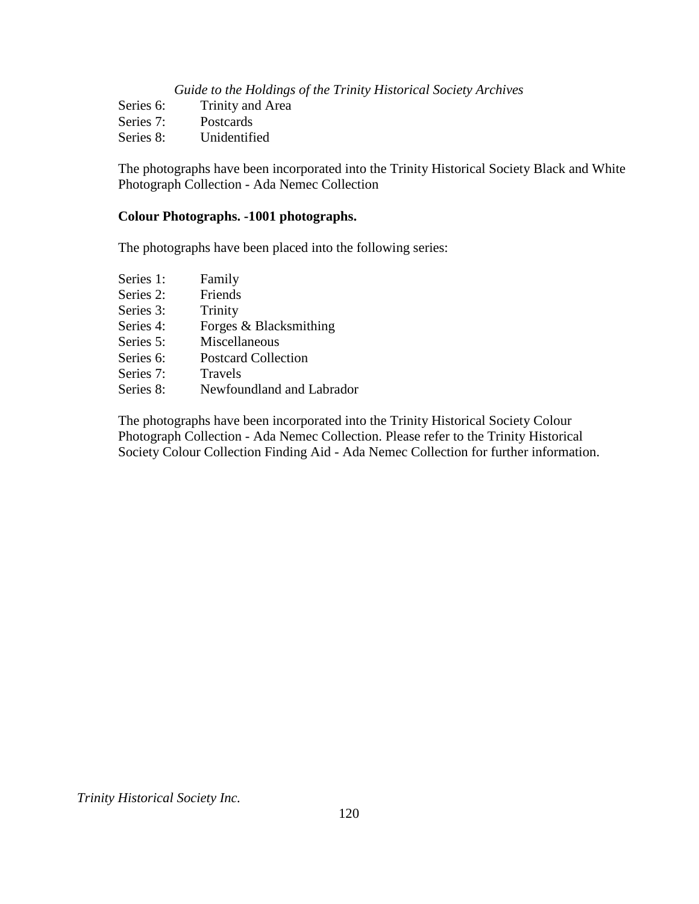Series 6: Trinity and Area
Series 7: Postcards
Series 8: Unidentified

The photographs have been incorporated into the Trinity Historical Society Black and White Photograph Collection - Ada Nemec Collection

**Colour Photographs. -1001 photographs.**

The photographs have been placed into the following series:

Series 1: Family
Series 2: Friends
Series 3: Trinity
Series 4: Forges & Blacksmithing
Series 5: Miscellaneous
Series 6: Postcard Collection
Series 7: Travels
Series 8: Newfoundland and Labrador

The photographs have been incorporated into the Trinity Historical Society Colour Photograph Collection - Ada Nemec Collection. Please refer to the Trinity Historical Society Colour Collection Finding Aid - Ada Nemec Collection for further information.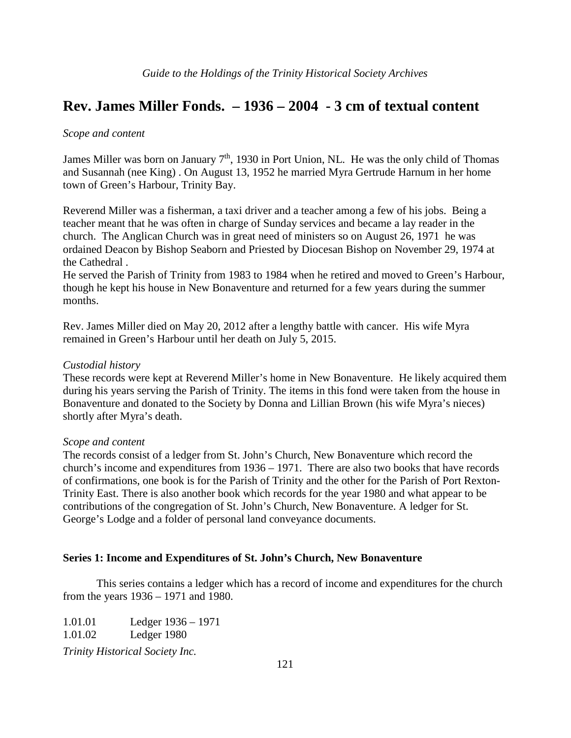## Rev. James Miller Fonds. – 1936 – 2004 - 3 cm of textual content

*Scope and content*

James Miller was born on January 7th, 1930 in Port Union, NL. He was the only child of Thomas and Susannah (nee King) . On August 13, 1952 he married Myra Gertrude Harnum in her home town of Green's Harbour, Trinity Bay.

Reverend Miller was a fisherman, a taxi driver and a teacher among a few of his jobs. Being a teacher meant that he was often in charge of Sunday services and became a lay reader in the church. The Anglican Church was in great need of ministers so on August 26, 1971 he was ordained Deacon by Bishop Seaborn and Priested by Diocesan Bishop on November 29, 1974 at the Cathedral .
He served the Parish of Trinity from 1983 to 1984 when he retired and moved to Green's Harbour, though he kept his house in New Bonaventure and returned for a few years during the summer months.

Rev. James Miller died on May 20, 2012 after a lengthy battle with cancer. His wife Myra remained in Green's Harbour until her death on July 5, 2015.

*Custodial history*
These records were kept at Reverend Miller's home in New Bonaventure. He likely acquired them during his years serving the Parish of Trinity. The items in this fond were taken from the house in Bonaventure and donated to the Society by Donna and Lillian Brown (his wife Myra's nieces) shortly after Myra's death.

*Scope and content*
The records consist of a ledger from St. John's Church, New Bonaventure which record the church's income and expenditures from 1936 – 1971. There are also two books that have records of confirmations, one book is for the Parish of Trinity and the other for the Parish of Port Rexton-Trinity East. There is also another book which records for the year 1980 and what appear to be contributions of the congregation of St. John's Church, New Bonaventure. A ledger for St. George's Lodge and a folder of personal land conveyance documents.

**Series 1: Income and Expenditures of St. John's Church, New Bonaventure**

This series contains a ledger which has a record of income and expenditures for the church from the years 1936 – 1971 and 1980.

1.01.01 Ledger 1936 – 1971
1.01.02 Ledger 1980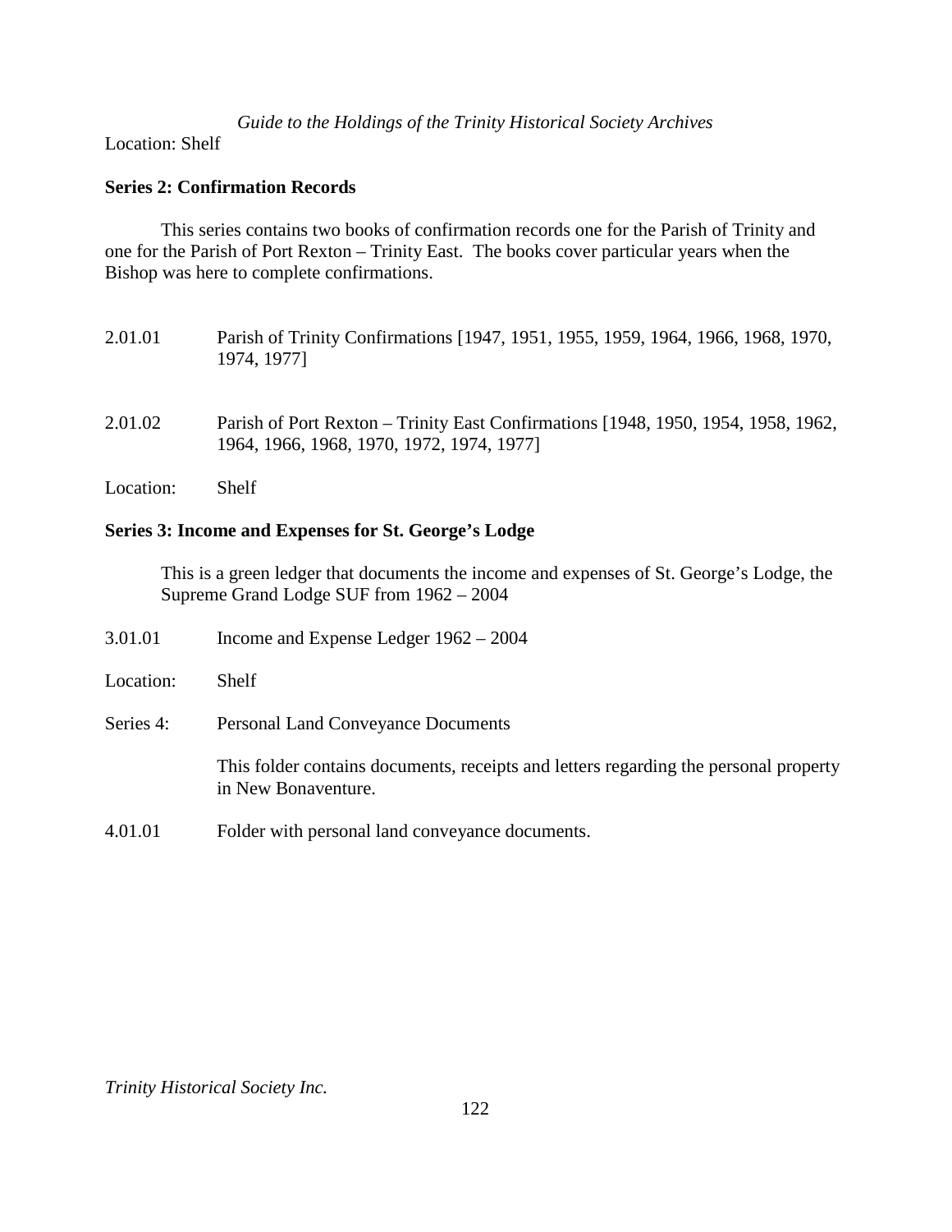Location: Shelf

**Series 2: Confirmation Records**

This series contains two books of confirmation records one for the Parish of Trinity and one for the Parish of Port Rexton – Trinity East. The books cover particular years when the Bishop was here to complete confirmations.

2.01.01 Parish of Trinity Confirmations [1947, 1951, 1955, 1959, 1964, 1966, 1968, 1970, 1974, 1977]

2.01.02 Parish of Port Rexton – Trinity East Confirmations [1948, 1950, 1954, 1958, 1962, 1964, 1966, 1968, 1970, 1972, 1974, 1977]

Location: Shelf

**Series 3: Income and Expenses for St. George's Lodge**

This is a green ledger that documents the income and expenses of St. George's Lodge, the Supreme Grand Lodge SUF from 1962 – 2004

3.01.01 Income and Expense Ledger 1962 – 2004

Location: Shelf

Series 4: Personal Land Conveyance Documents

This folder contains documents, receipts and letters regarding the personal property in New Bonaventure.

4.01.01 Folder with personal land conveyance documents.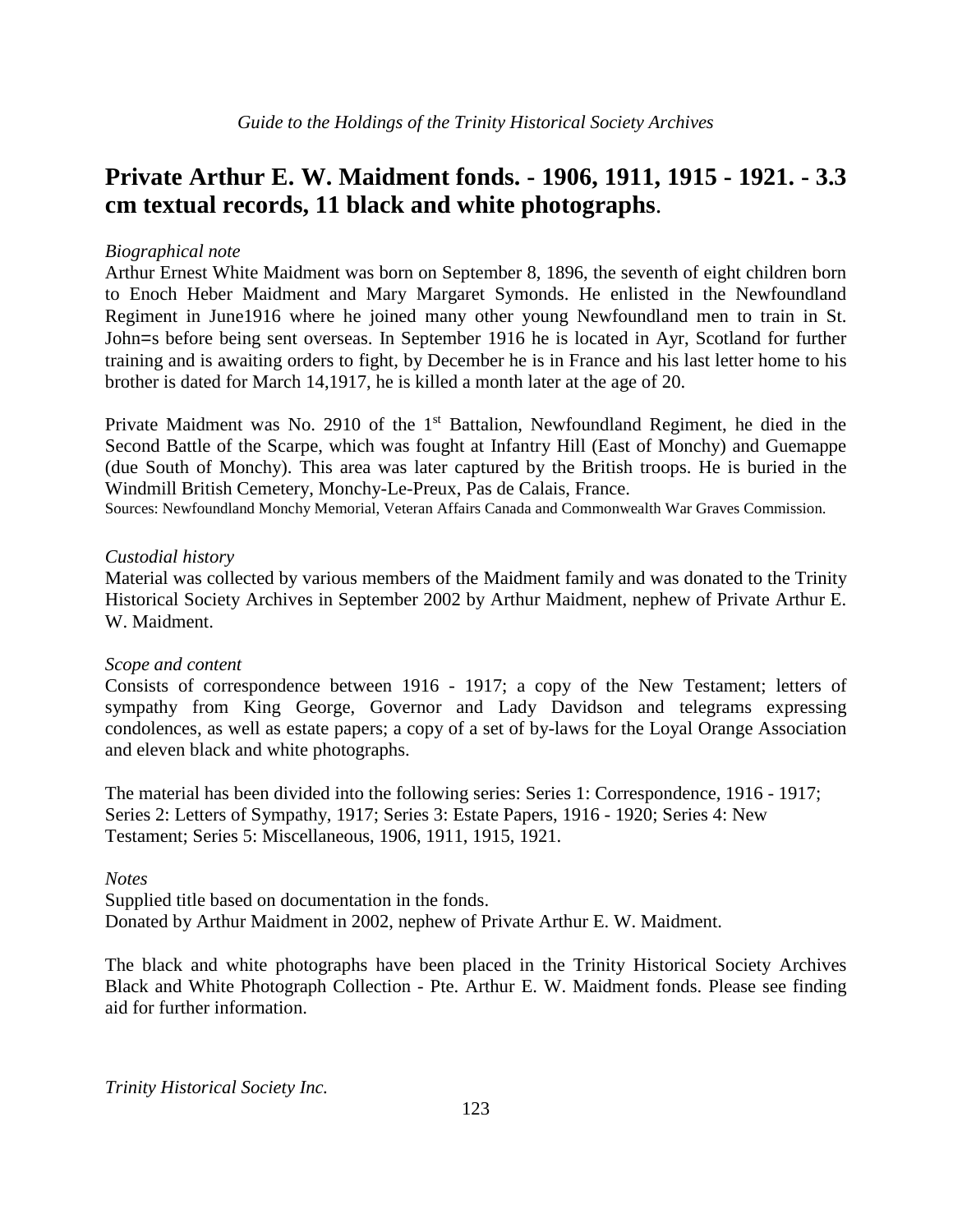## Private Arthur E. W. Maidment fonds. - 1906, 1911, 1915 - 1921. - 3.3 cm textual records, 11 black and white photographs.

*Biographical note*

Arthur Ernest White Maidment was born on September 8, 1896, the seventh of eight children born to Enoch Heber Maidment and Mary Margaret Symonds. He enlisted in the Newfoundland Regiment in June1916 where he joined many other young Newfoundland men to train in St. John=s before being sent overseas. In September 1916 he is located in Ayr, Scotland for further training and is awaiting orders to fight, by December he is in France and his last letter home to his brother is dated for March 14,1917, he is killed a month later at the age of 20.

Private Maidment was No. 2910 of the 1st Battalion, Newfoundland Regiment, he died in the Second Battle of the Scarpe, which was fought at Infantry Hill (East of Monchy) and Guemappe (due South of Monchy). This area was later captured by the British troops. He is buried in the Windmill British Cemetery, Monchy-Le-Preux, Pas de Calais, France.

Sources: Newfoundland Monchy Memorial, Veteran Affairs Canada and Commonwealth War Graves Commission.

*Custodial history*

Material was collected by various members of the Maidment family and was donated to the Trinity Historical Society Archives in September 2002 by Arthur Maidment, nephew of Private Arthur E. W. Maidment.

*Scope and content*

Consists of correspondence between 1916 - 1917; a copy of the New Testament; letters of sympathy from King George, Governor and Lady Davidson and telegrams expressing condolences, as well as estate papers; a copy of a set of by-laws for the Loyal Orange Association and eleven black and white photographs.

The material has been divided into the following series: Series 1: Correspondence, 1916 - 1917; Series 2: Letters of Sympathy, 1917; Series 3: Estate Papers, 1916 - 1920; Series 4: New Testament; Series 5: Miscellaneous, 1906, 1911, 1915, 1921.

*Notes*

Supplied title based on documentation in the fonds.
Donated by Arthur Maidment in 2002, nephew of Private Arthur E. W. Maidment.

The black and white photographs have been placed in the Trinity Historical Society Archives Black and White Photograph Collection - Pte. Arthur E. W. Maidment fonds. Please see finding aid for further information.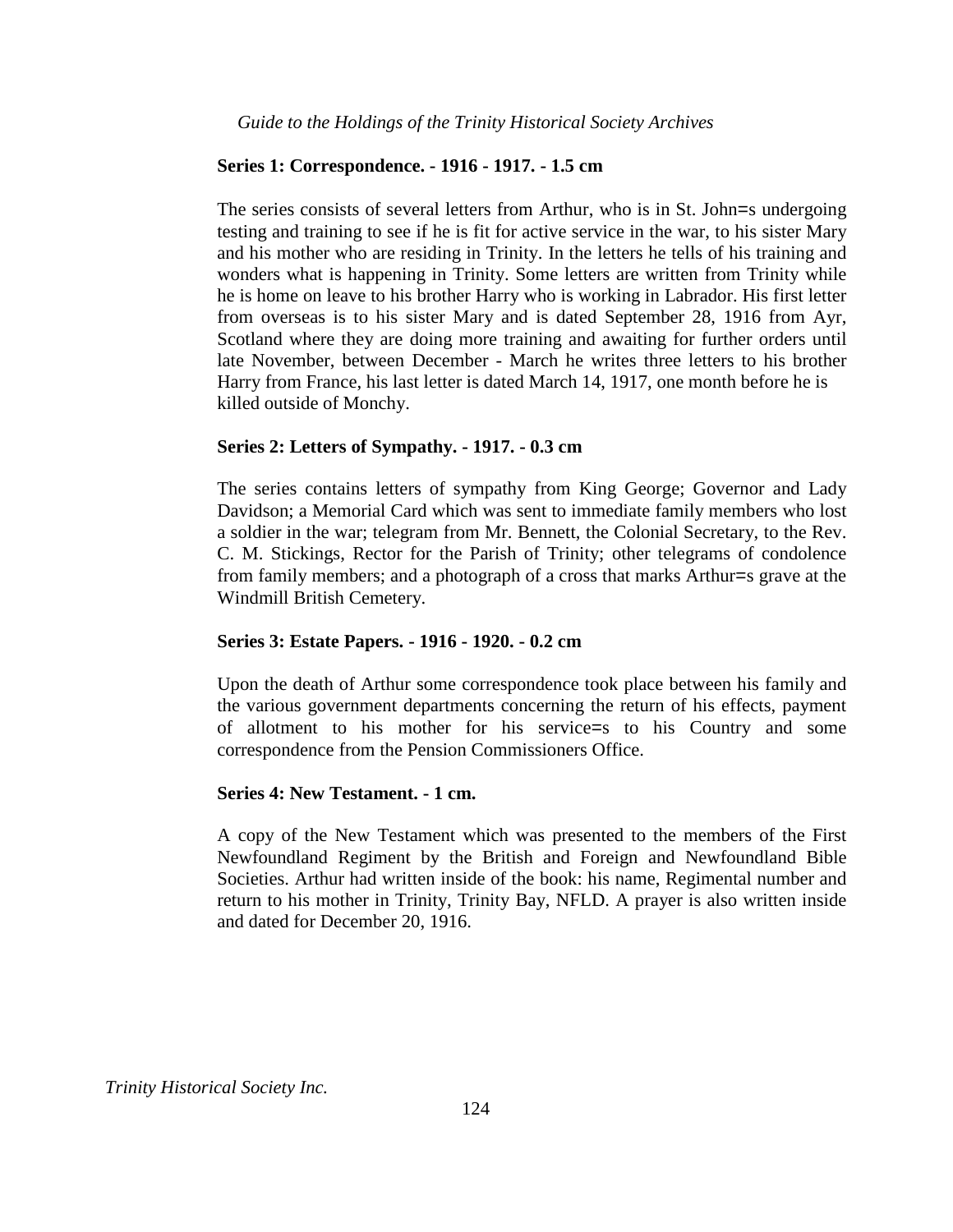**Series 1: Correspondence. - 1916 - 1917. - 1.5 cm**

The series consists of several letters from Arthur, who is in St. John=s undergoing testing and training to see if he is fit for active service in the war, to his sister Mary and his mother who are residing in Trinity. In the letters he tells of his training and wonders what is happening in Trinity. Some letters are written from Trinity while he is home on leave to his brother Harry who is working in Labrador. His first letter from overseas is to his sister Mary and is dated September 28, 1916 from Ayr, Scotland where they are doing more training and awaiting for further orders until late November, between December - March he writes three letters to his brother Harry from France, his last letter is dated March 14, 1917, one month before he is killed outside of Monchy.

**Series 2: Letters of Sympathy. - 1917. - 0.3 cm**

The series contains letters of sympathy from King George; Governor and Lady Davidson; a Memorial Card which was sent to immediate family members who lost a soldier in the war; telegram from Mr. Bennett, the Colonial Secretary, to the Rev. C. M. Stickings, Rector for the Parish of Trinity; other telegrams of condolence from family members; and a photograph of a cross that marks Arthur=s grave at the Windmill British Cemetery.

**Series 3: Estate Papers. - 1916 - 1920. - 0.2 cm**

Upon the death of Arthur some correspondence took place between his family and the various government departments concerning the return of his effects, payment of allotment to his mother for his service=s to his Country and some correspondence from the Pension Commissioners Office.

**Series 4: New Testament. - 1 cm.**

A copy of the New Testament which was presented to the members of the First Newfoundland Regiment by the British and Foreign and Newfoundland Bible Societies. Arthur had written inside of the book: his name, Regimental number and return to his mother in Trinity, Trinity Bay, NFLD. A prayer is also written inside and dated for December 20, 1916.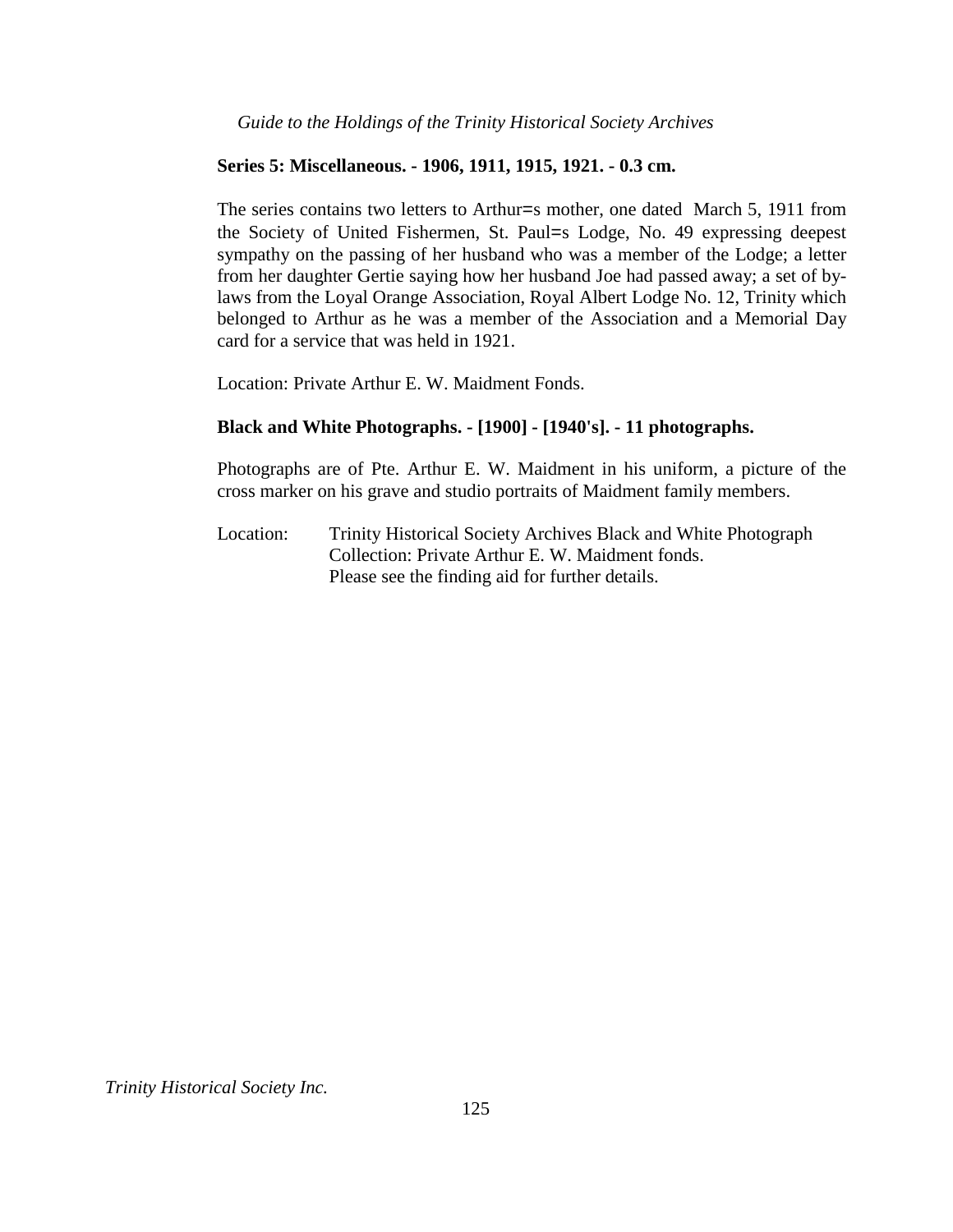**Series 5: Miscellaneous. - 1906, 1911, 1915, 1921. - 0.3 cm.**

The series contains two letters to Arthur=s mother, one dated March 5, 1911 from the Society of United Fishermen, St. Paul=s Lodge, No. 49 expressing deepest sympathy on the passing of her husband who was a member of the Lodge; a letter from her daughter Gertie saying how her husband Joe had passed away; a set of by-laws from the Loyal Orange Association, Royal Albert Lodge No. 12, Trinity which belonged to Arthur as he was a member of the Association and a Memorial Day card for a service that was held in 1921.

Location: Private Arthur E. W. Maidment Fonds.

**Black and White Photographs. - [1900] - [1940's]. - 11 photographs.**

Photographs are of Pte. Arthur E. W. Maidment in his uniform, a picture of the cross marker on his grave and studio portraits of Maidment family members.

Location: Trinity Historical Society Archives Black and White Photograph Collection: Private Arthur E. W. Maidment fonds.
Please see the finding aid for further details.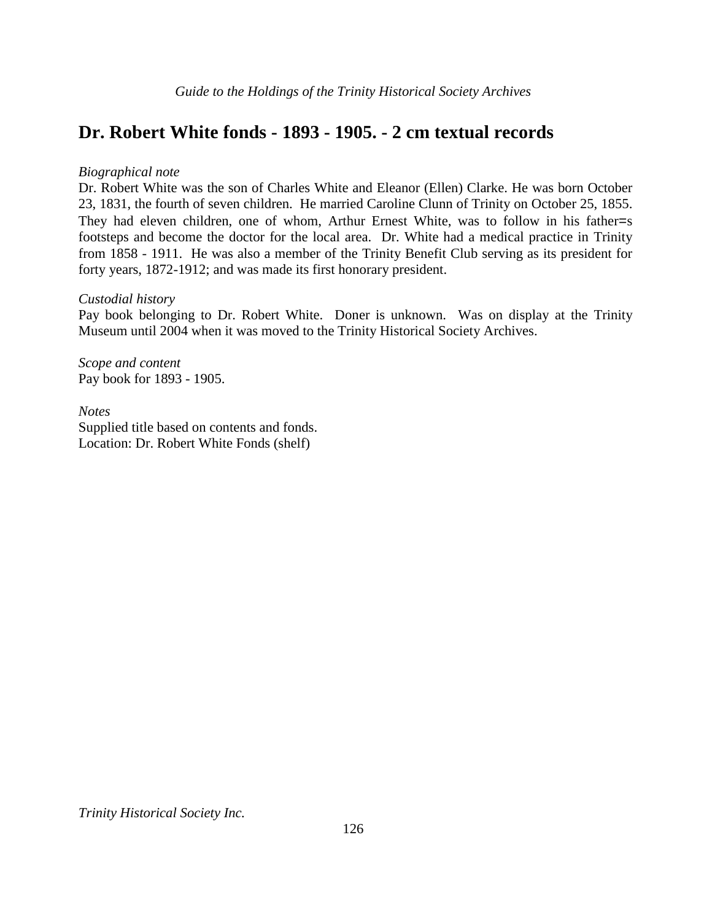## Dr. Robert White fonds - 1893 - 1905. - 2 cm textual records

*Biographical note*

Dr. Robert White was the son of Charles White and Eleanor (Ellen) Clarke. He was born October 23, 1831, the fourth of seven children. He married Caroline Clunn of Trinity on October 25, 1855. They had eleven children, one of whom, Arthur Ernest White, was to follow in his father=s footsteps and become the doctor for the local area. Dr. White had a medical practice in Trinity from 1858 - 1911. He was also a member of the Trinity Benefit Club serving as its president for forty years, 1872-1912; and was made its first honorary president.

*Custodial history*

Pay book belonging to Dr. Robert White. Doner is unknown. Was on display at the Trinity Museum until 2004 when it was moved to the Trinity Historical Society Archives.

*Scope and content*

Pay book for 1893 - 1905.

*Notes*

Supplied title based on contents and fonds.
Location: Dr. Robert White Fonds (shelf)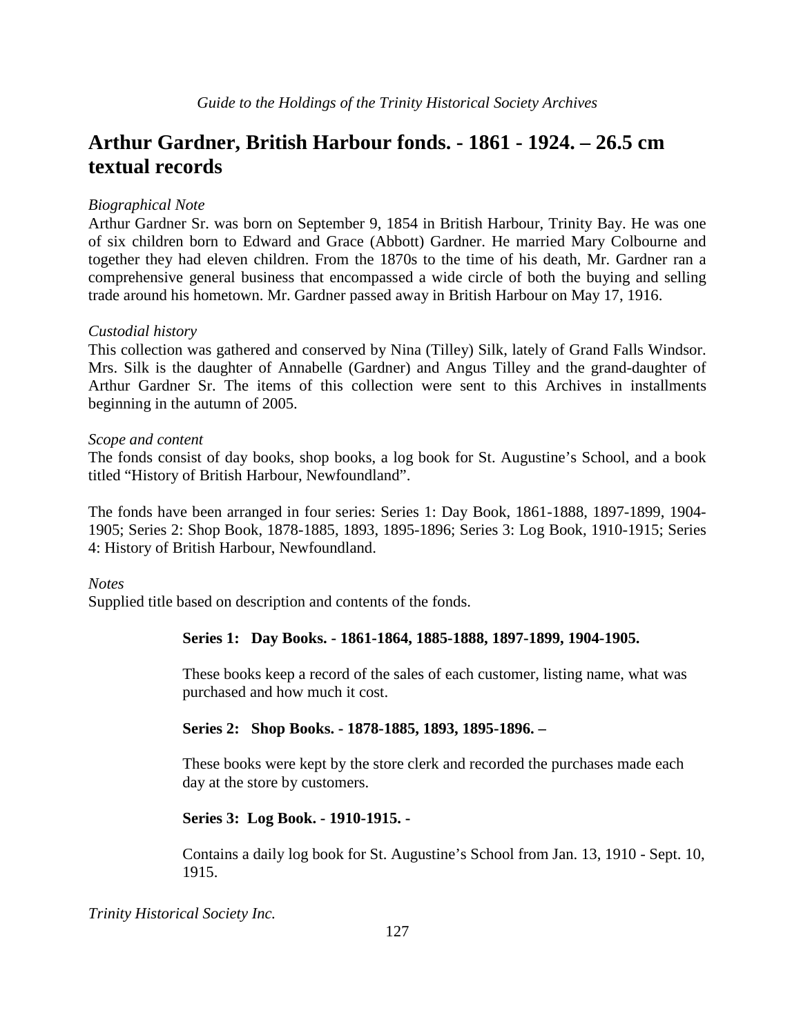# Arthur Gardner, British Harbour fonds. - 1861 - 1924. – 26.5 cm textual records

*Biographical Note*

Arthur Gardner Sr. was born on September 9, 1854 in British Harbour, Trinity Bay. He was one of six children born to Edward and Grace (Abbott) Gardner. He married Mary Colbourne and together they had eleven children. From the 1870s to the time of his death, Mr. Gardner ran a comprehensive general business that encompassed a wide circle of both the buying and selling trade around his hometown. Mr. Gardner passed away in British Harbour on May 17, 1916.

*Custodial history*

This collection was gathered and conserved by Nina (Tilley) Silk, lately of Grand Falls Windsor. Mrs. Silk is the daughter of Annabelle (Gardner) and Angus Tilley and the grand-daughter of Arthur Gardner Sr. The items of this collection were sent to this Archives in installments beginning in the autumn of 2005.

*Scope and content*

The fonds consist of day books, shop books, a log book for St. Augustine's School, and a book titled "History of British Harbour, Newfoundland".

The fonds have been arranged in four series: Series 1: Day Book, 1861-1888, 1897-1899, 1904-1905; Series 2: Shop Book, 1878-1885, 1893, 1895-1896; Series 3: Log Book, 1910-1915; Series 4: History of British Harbour, Newfoundland.

*Notes*

Supplied title based on description and contents of the fonds.

**Series 1: Day Books. - 1861-1864, 1885-1888, 1897-1899, 1904-1905.**

These books keep a record of the sales of each customer, listing name, what was purchased and how much it cost.

**Series 2: Shop Books. - 1878-1885, 1893, 1895-1896. –**

These books were kept by the store clerk and recorded the purchases made each day at the store by customers.

**Series 3: Log Book. - 1910-1915. -**

Contains a daily log book for St. Augustine's School from Jan. 13, 1910 - Sept. 10, 1915.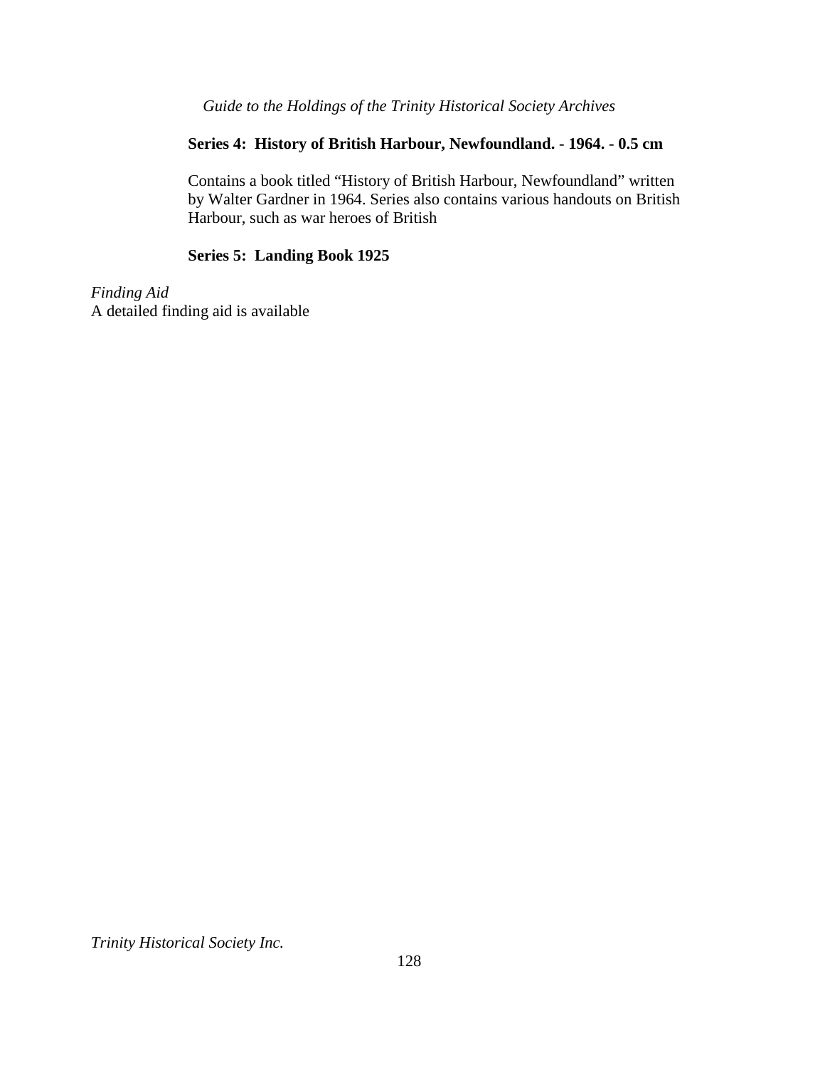**Series 4: History of British Harbour, Newfoundland. - 1964. - 0.5 cm**

Contains a book titled "History of British Harbour, Newfoundland" written by Walter Gardner in 1964. Series also contains various handouts on British Harbour, such as war heroes of British

**Series 5: Landing Book 1925**

*Finding Aid*

A detailed finding aid is available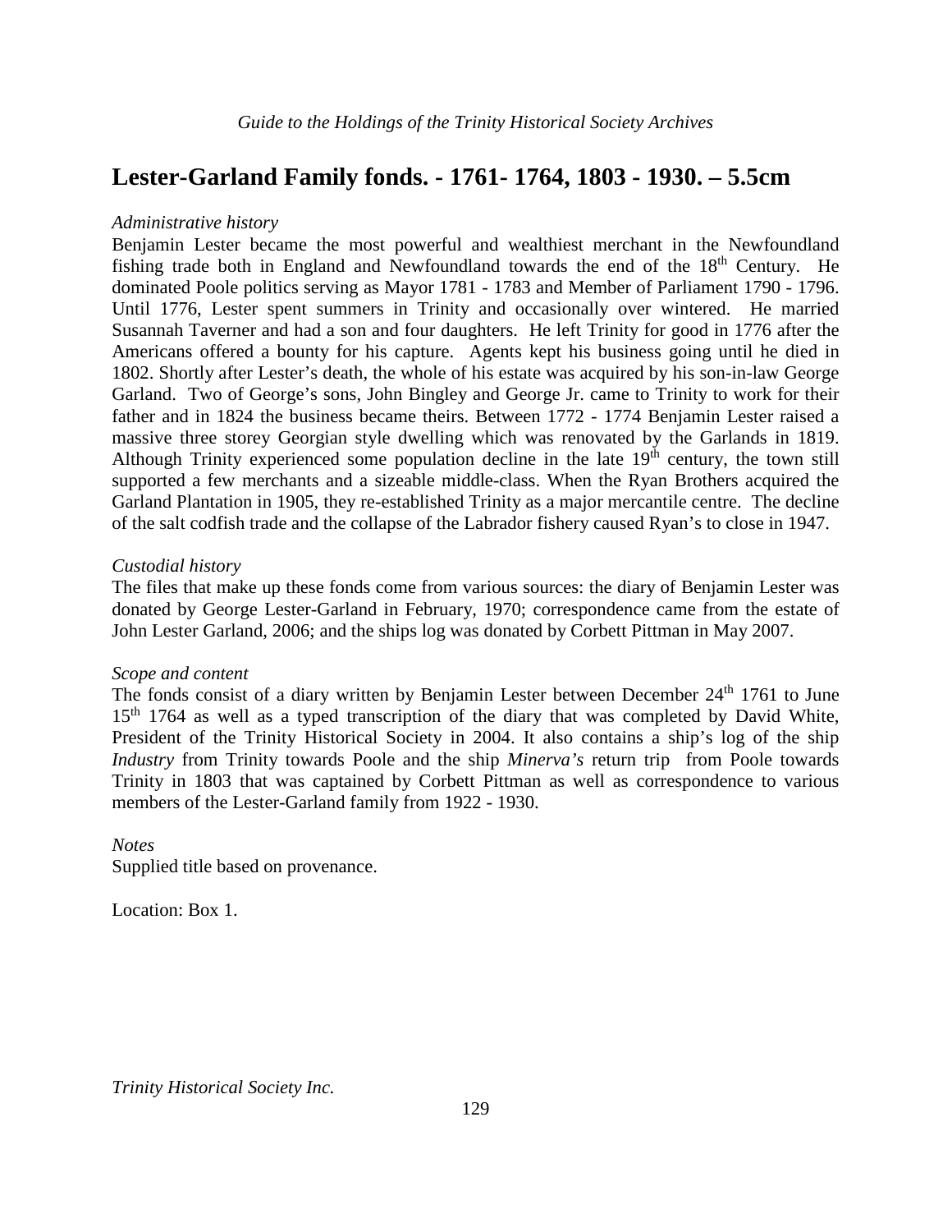## Lester-Garland Family fonds. - 1761- 1764, 1803 - 1930. – 5.5cm

*Administrative history*

Benjamin Lester became the most powerful and wealthiest merchant in the Newfoundland fishing trade both in England and Newfoundland towards the end of the 18th Century. He dominated Poole politics serving as Mayor 1781 - 1783 and Member of Parliament 1790 - 1796. Until 1776, Lester spent summers in Trinity and occasionally over wintered. He married Susannah Taverner and had a son and four daughters. He left Trinity for good in 1776 after the Americans offered a bounty for his capture. Agents kept his business going until he died in 1802. Shortly after Lester's death, the whole of his estate was acquired by his son-in-law George Garland. Two of George's sons, John Bingley and George Jr. came to Trinity to work for their father and in 1824 the business became theirs. Between 1772 - 1774 Benjamin Lester raised a massive three storey Georgian style dwelling which was renovated by the Garlands in 1819. Although Trinity experienced some population decline in the late 19th century, the town still supported a few merchants and a sizeable middle-class. When the Ryan Brothers acquired the Garland Plantation in 1905, they re-established Trinity as a major mercantile centre. The decline of the salt codfish trade and the collapse of the Labrador fishery caused Ryan's to close in 1947.

*Custodial history*

The files that make up these fonds come from various sources: the diary of Benjamin Lester was donated by George Lester-Garland in February, 1970; correspondence came from the estate of John Lester Garland, 2006; and the ships log was donated by Corbett Pittman in May 2007.

*Scope and content*

The fonds consist of a diary written by Benjamin Lester between December 24th 1761 to June 15th 1764 as well as a typed transcription of the diary that was completed by David White, President of the Trinity Historical Society in 2004. It also contains a ship's log of the ship *Industry* from Trinity towards Poole and the ship *Minerva's* return trip from Poole towards Trinity in 1803 that was captained by Corbett Pittman as well as correspondence to various members of the Lester-Garland family from 1922 - 1930.

*Notes*

Supplied title based on provenance.

Location: Box 1.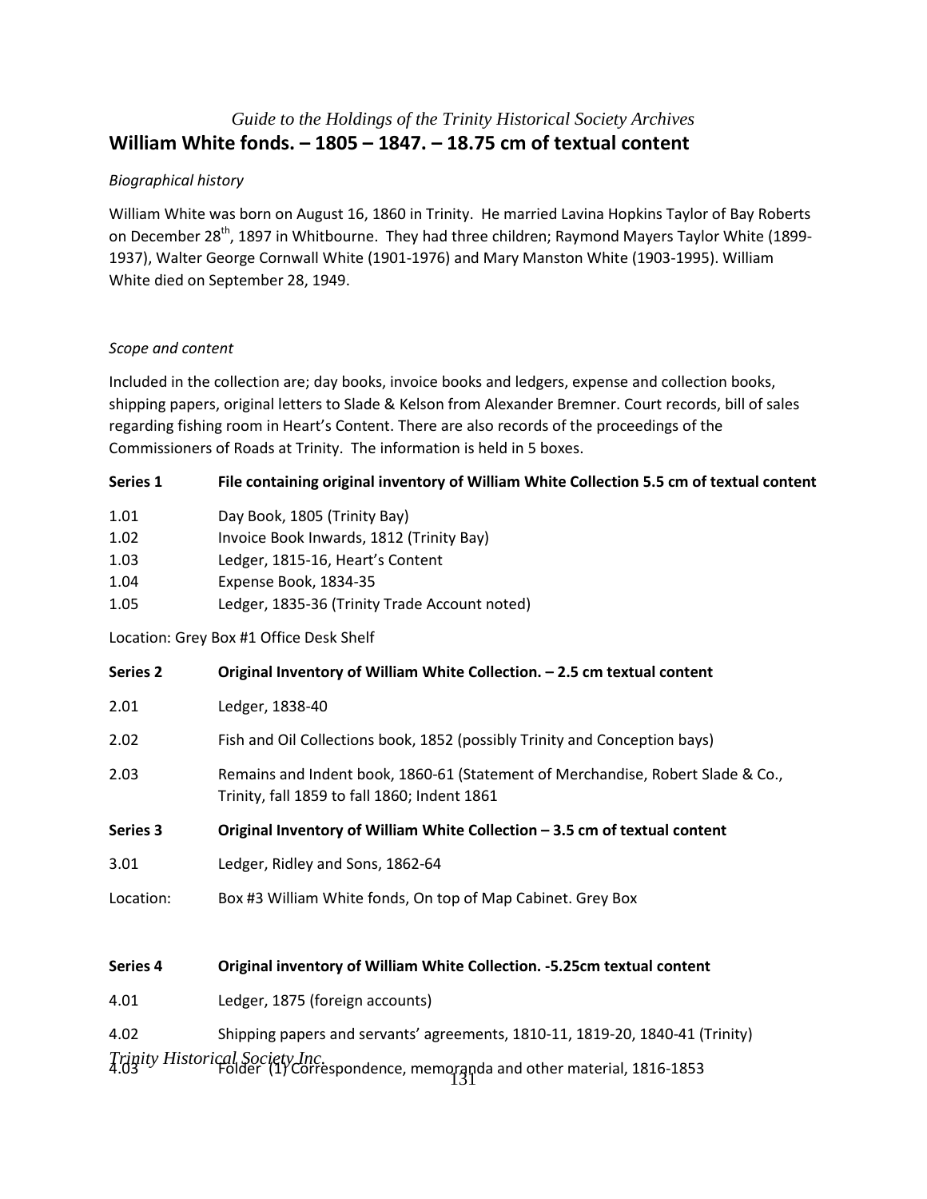*Guide to the Holdings of the Trinity Historical Society Archives*

## William White fonds. – 1805 – 1847. – 18.75 cm of textual content

*Biographical history*

William White was born on August 16, 1860 in Trinity. He married Lavina Hopkins Taylor of Bay Roberts on December 28th, 1897 in Whitbourne. They had three children; Raymond Mayers Taylor White (1899-1937), Walter George Cornwall White (1901-1976) and Mary Manston White (1903-1995). William White died on September 28, 1949.

*Scope and content*

Included in the collection are; day books, invoice books and ledgers, expense and collection books, shipping papers, original letters to Slade & Kelson from Alexander Bremner. Court records, bill of sales regarding fishing room in Heart's Content. There are also records of the proceedings of the Commissioners of Roads at Trinity. The information is held in 5 boxes.

**Series 1 File containing original inventory of William White Collection 5.5 cm of textual content**

1.01 Day Book, 1805 (Trinity Bay)
1.02 Invoice Book Inwards, 1812 (Trinity Bay)
1.03 Ledger, 1815-16, Heart's Content
1.04 Expense Book, 1834-35
1.05 Ledger, 1835-36 (Trinity Trade Account noted)

Location: Grey Box #1 Office Desk Shelf

**Series 2 Original Inventory of William White Collection. – 2.5 cm textual content**

2.01 Ledger, 1838-40

2.02 Fish and Oil Collections book, 1852 (possibly Trinity and Conception bays)

2.03 Remains and Indent book, 1860-61 (Statement of Merchandise, Robert Slade & Co., Trinity, fall 1859 to fall 1860; Indent 1861

**Series 3 Original Inventory of William White Collection – 3.5 cm of textual content**

3.01 Ledger, Ridley and Sons, 1862-64

Location: Box #3 William White fonds, On top of Map Cabinet. Grey Box

**Series 4 Original inventory of William White Collection. -5.25cm textual content**

4.01 Ledger, 1875 (foreign accounts)

4.02 Shipping papers and servants' agreements, 1810-11, 1819-20, 1840-41 (Trinity)

4.03 Folder (1) Correspondence, memoranda and other material, 1816-1853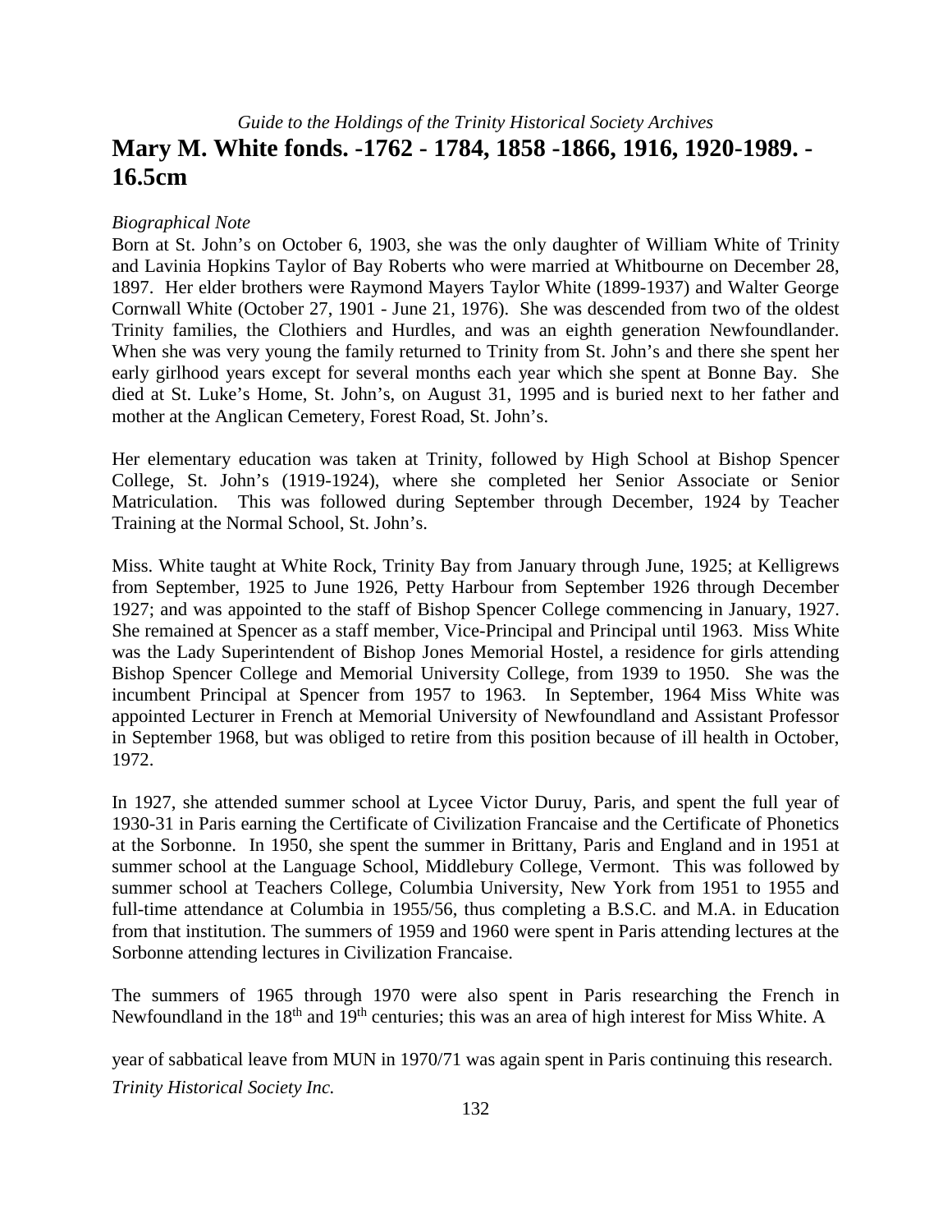## Mary M. White fonds. -1762 - 1784, 1858 -1866, 1916, 1920-1989. - 16.5cm

*Biographical Note*

Born at St. John's on October 6, 1903, she was the only daughter of William White of Trinity and Lavinia Hopkins Taylor of Bay Roberts who were married at Whitbourne on December 28, 1897. Her elder brothers were Raymond Mayers Taylor White (1899-1937) and Walter George Cornwall White (October 27, 1901 - June 21, 1976). She was descended from two of the oldest Trinity families, the Clothiers and Hurdles, and was an eighth generation Newfoundlander. When she was very young the family returned to Trinity from St. John's and there she spent her early girlhood years except for several months each year which she spent at Bonne Bay. She died at St. Luke's Home, St. John's, on August 31, 1995 and is buried next to her father and mother at the Anglican Cemetery, Forest Road, St. John's.

Her elementary education was taken at Trinity, followed by High School at Bishop Spencer College, St. John's (1919-1924), where she completed her Senior Associate or Senior Matriculation. This was followed during September through December, 1924 by Teacher Training at the Normal School, St. John's.

Miss. White taught at White Rock, Trinity Bay from January through June, 1925; at Kelligrews from September, 1925 to June 1926, Petty Harbour from September 1926 through December 1927; and was appointed to the staff of Bishop Spencer College commencing in January, 1927. She remained at Spencer as a staff member, Vice-Principal and Principal until 1963. Miss White was the Lady Superintendent of Bishop Jones Memorial Hostel, a residence for girls attending Bishop Spencer College and Memorial University College, from 1939 to 1950. She was the incumbent Principal at Spencer from 1957 to 1963. In September, 1964 Miss White was appointed Lecturer in French at Memorial University of Newfoundland and Assistant Professor in September 1968, but was obliged to retire from this position because of ill health in October, 1972.

In 1927, she attended summer school at Lycee Victor Duruy, Paris, and spent the full year of 1930-31 in Paris earning the Certificate of Civilization Francaise and the Certificate of Phonetics at the Sorbonne. In 1950, she spent the summer in Brittany, Paris and England and in 1951 at summer school at the Language School, Middlebury College, Vermont. This was followed by summer school at Teachers College, Columbia University, New York from 1951 to 1955 and full-time attendance at Columbia in 1955/56, thus completing a B.S.C. and M.A. in Education from that institution. The summers of 1959 and 1960 were spent in Paris attending lectures at the Sorbonne attending lectures in Civilization Francaise.

The summers of 1965 through 1970 were also spent in Paris researching the French in Newfoundland in the 18th and 19th centuries; this was an area of high interest for Miss White. A year of sabbatical leave from MUN in 1970/71 was again spent in Paris continuing this research.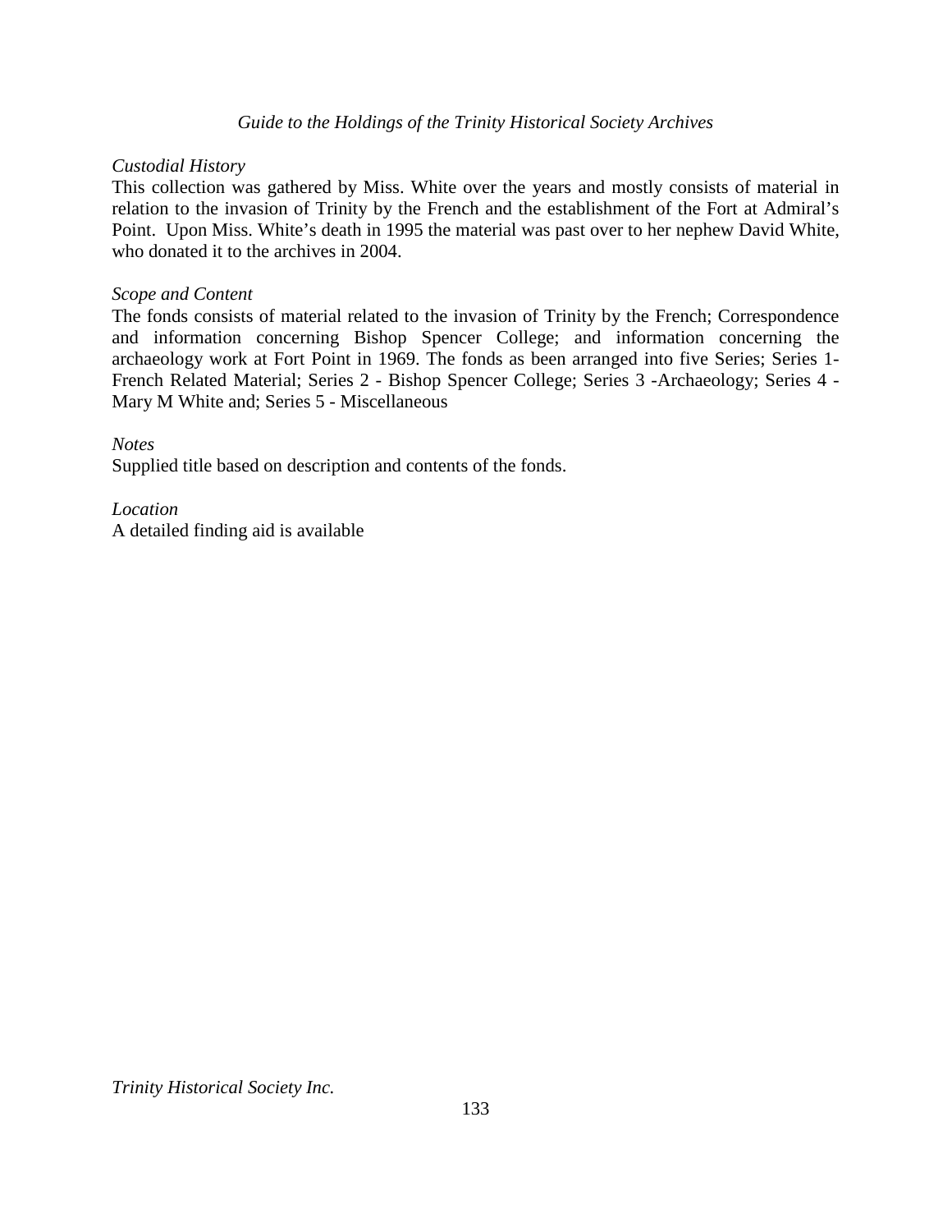*Custodial History*
This collection was gathered by Miss. White over the years and mostly consists of material in relation to the invasion of Trinity by the French and the establishment of the Fort at Admiral's Point. Upon Miss. White's death in 1995 the material was past over to her nephew David White, who donated it to the archives in 2004.

*Scope and Content*
The fonds consists of material related to the invasion of Trinity by the French; Correspondence and information concerning Bishop Spencer College; and information concerning the archaeology work at Fort Point in 1969. The fonds as been arranged into five Series; Series 1- French Related Material; Series 2 - Bishop Spencer College; Series 3 -Archaeology; Series 4 - Mary M White and; Series 5 - Miscellaneous

*Notes*
Supplied title based on description and contents of the fonds.

*Location*
A detailed finding aid is available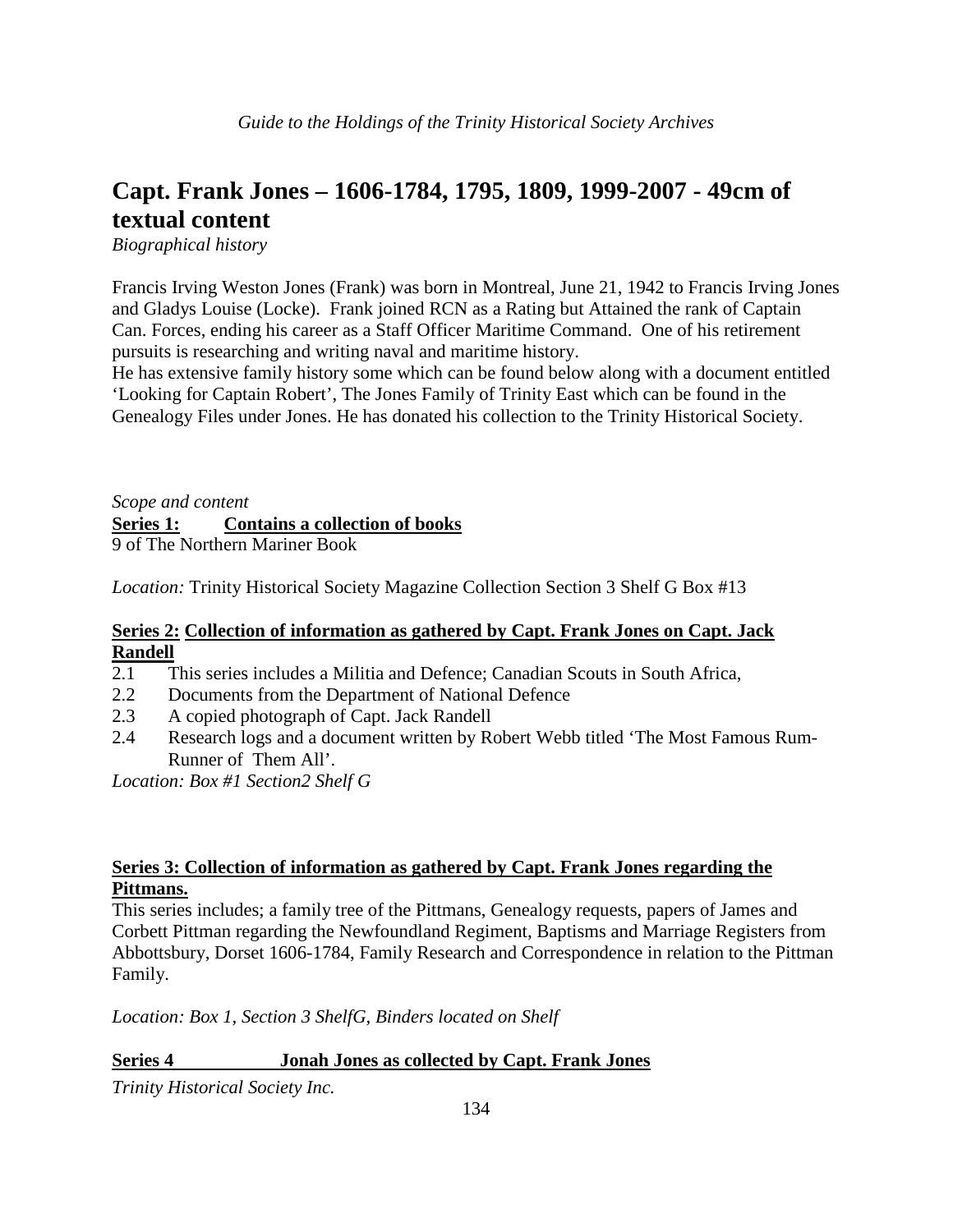## Capt. Frank Jones – 1606-1784, 1795, 1809, 1999-2007 - 49cm of textual content

*Biographical history*

Francis Irving Weston Jones (Frank) was born in Montreal, June 21, 1942 to Francis Irving Jones and Gladys Louise (Locke). Frank joined RCN as a Rating but Attained the rank of Captain Can. Forces, ending his career as a Staff Officer Maritime Command. One of his retirement pursuits is researching and writing naval and maritime history.
He has extensive family history some which can be found below along with a document entitled 'Looking for Captain Robert', The Jones Family of Trinity East which can be found in the Genealogy Files under Jones. He has donated his collection to the Trinity Historical Society.

*Scope and content*

**Series 1: Contains a collection of books**

9 of The Northern Mariner Book

*Location:* Trinity Historical Society Magazine Collection Section 3 Shelf G Box #13

**Series 2: Collection of information as gathered by Capt. Frank Jones on Capt. Jack Randell**

2.1 This series includes a Militia and Defence; Canadian Scouts in South Africa,
2.2 Documents from the Department of National Defence
2.3 A copied photograph of Capt. Jack Randell
2.4 Research logs and a document written by Robert Webb titled 'The Most Famous Rum-Runner of Them All'.

*Location: Box #1 Section2 Shelf G*

**Series 3: Collection of information as gathered by Capt. Frank Jones regarding the Pittmans.**

This series includes; a family tree of the Pittmans, Genealogy requests, papers of James and Corbett Pittman regarding the Newfoundland Regiment, Baptisms and Marriage Registers from Abbottsbury, Dorset 1606-1784, Family Research and Correspondence in relation to the Pittman Family.

*Location: Box 1, Section 3 ShelfG, Binders located on Shelf*

**Series 4 Jonah Jones as collected by Capt. Frank Jones**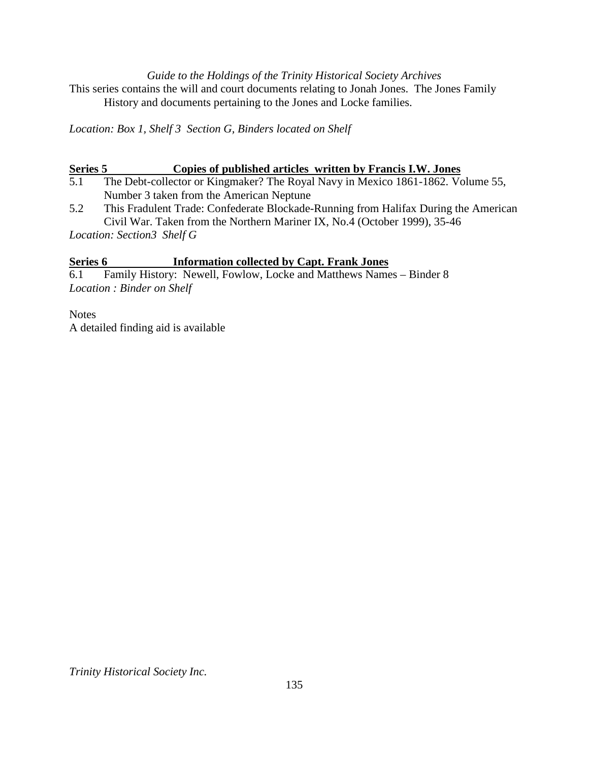This series contains the will and court documents relating to Jonah Jones. The Jones Family History and documents pertaining to the Jones and Locke families.

*Location: Box 1, Shelf 3 Section G, Binders located on Shelf*

**Series 5 Copies of published articles written by Francis I.W. Jones**

5.1 The Debt-collector or Kingmaker? The Royal Navy in Mexico 1861-1862. Volume 55, Number 3 taken from the American Neptune

5.2 This Fradulent Trade: Confederate Blockade-Running from Halifax During the American Civil War. Taken from the Northern Mariner IX, No.4 (October 1999), 35-46

*Location: Section3 Shelf G*

**Series 6 Information collected by Capt. Frank Jones**

6.1 Family History: Newell, Fowlow, Locke and Matthews Names – Binder 8

*Location : Binder on Shelf*

Notes

A detailed finding aid is available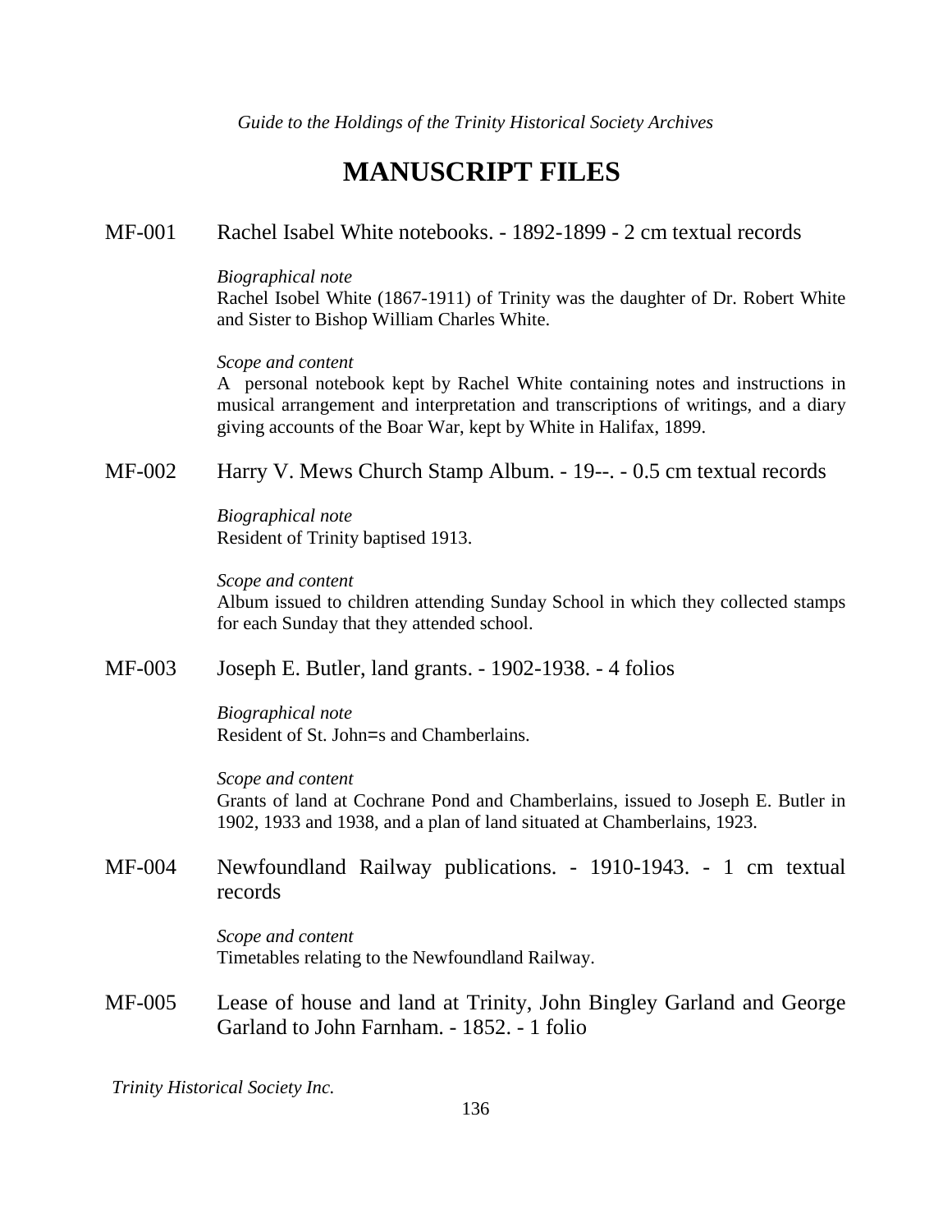# MANUSCRIPT FILES

MF-001 Rachel Isabel White notebooks. - 1892-1899 - 2 cm textual records

*Biographical note*
Rachel Isobel White (1867-1911) of Trinity was the daughter of Dr. Robert White and Sister to Bishop William Charles White.

*Scope and content*
A personal notebook kept by Rachel White containing notes and instructions in musical arrangement and interpretation and transcriptions of writings, and a diary giving accounts of the Boar War, kept by White in Halifax, 1899.

MF-002 Harry V. Mews Church Stamp Album. - 19--. - 0.5 cm textual records

*Biographical note*
Resident of Trinity baptised 1913.

*Scope and content*
Album issued to children attending Sunday School in which they collected stamps for each Sunday that they attended school.

MF-003 Joseph E. Butler, land grants. - 1902-1938. - 4 folios

*Biographical note*
Resident of St. John=s and Chamberlains.

*Scope and content*
Grants of land at Cochrane Pond and Chamberlains, issued to Joseph E. Butler in 1902, 1933 and 1938, and a plan of land situated at Chamberlains, 1923.

MF-004 Newfoundland Railway publications. - 1910-1943. - 1 cm textual records

*Scope and content*
Timetables relating to the Newfoundland Railway.

MF-005 Lease of house and land at Trinity, John Bingley Garland and George Garland to John Farnham. - 1852. - 1 folio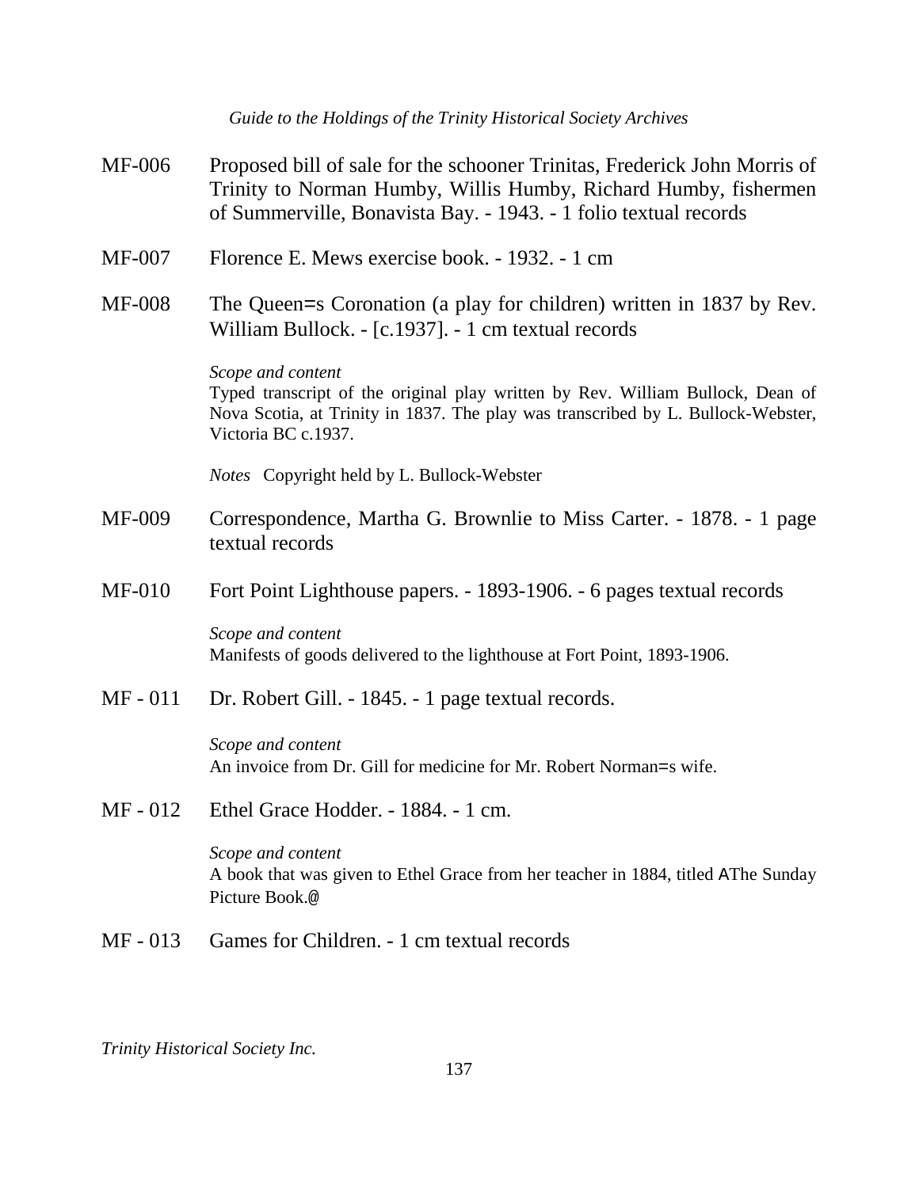**MF-006** Proposed bill of sale for the schooner Trinitas, Frederick John Morris of Trinity to Norman Humby, Willis Humby, Richard Humby, fishermen of Summerville, Bonavista Bay. - 1943. - 1 folio textual records

**MF-007** Florence E. Mews exercise book. - 1932. - 1 cm

**MF-008** The Queen=s Coronation (a play for children) written in 1837 by Rev. William Bullock. - [c.1937]. - 1 cm textual records

*Scope and content*
Typed transcript of the original play written by Rev. William Bullock, Dean of Nova Scotia, at Trinity in 1837. The play was transcribed by L. Bullock-Webster, Victoria BC c.1937.

*Notes* Copyright held by L. Bullock-Webster

**MF-009** Correspondence, Martha G. Brownlie to Miss Carter. - 1878. - 1 page textual records

**MF-010** Fort Point Lighthouse papers. - 1893-1906. - 6 pages textual records

*Scope and content*
Manifests of goods delivered to the lighthouse at Fort Point, 1893-1906.

**MF - 011** Dr. Robert Gill. - 1845. - 1 page textual records.

*Scope and content*
An invoice from Dr. Gill for medicine for Mr. Robert Norman=s wife.

**MF - 012** Ethel Grace Hodder. - 1884. - 1 cm.

*Scope and content*
A book that was given to Ethel Grace from her teacher in 1884, titled AThe Sunday Picture Book.@

**MF - 013** Games for Children. - 1 cm textual records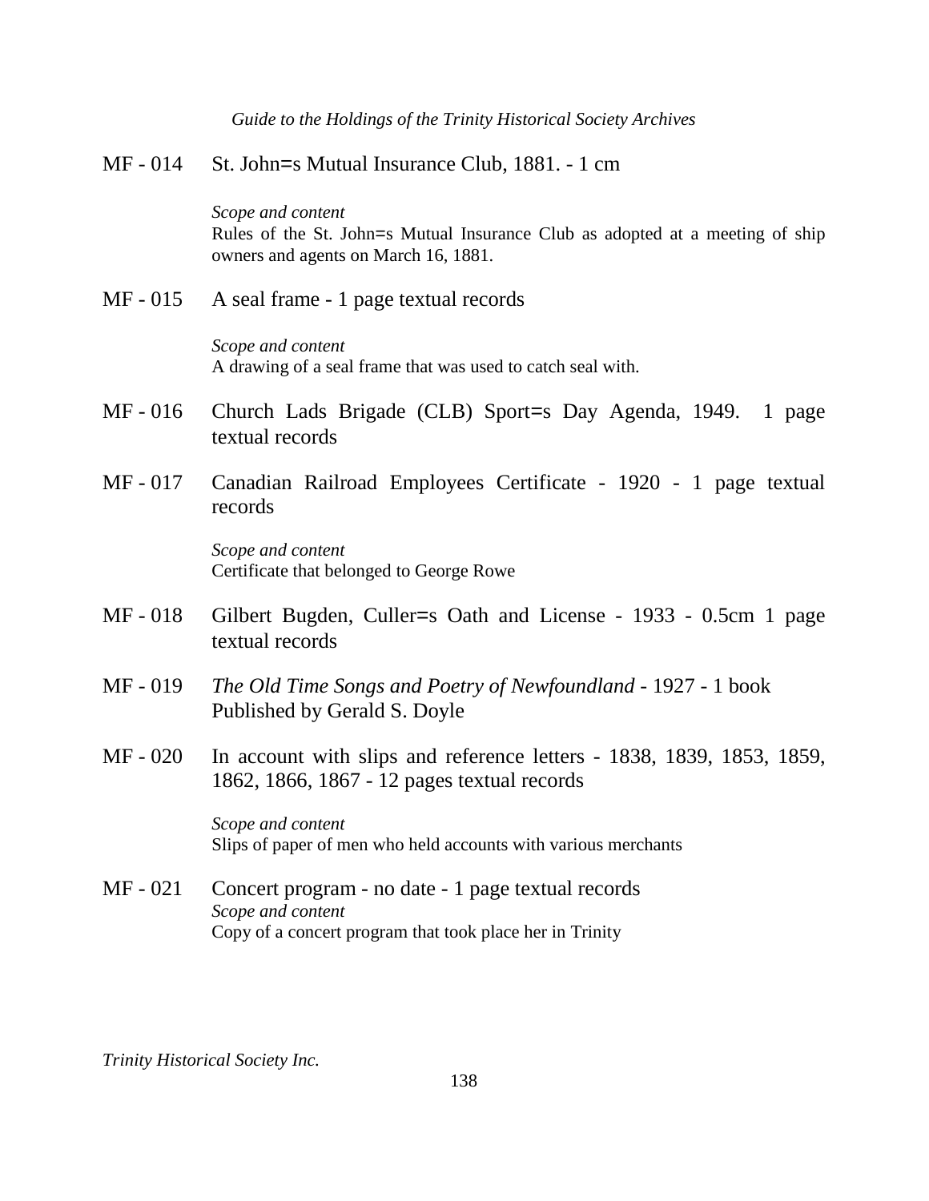MF - 014 St. John=s Mutual Insurance Club, 1881. - 1 cm

*Scope and content*
Rules of the St. John=s Mutual Insurance Club as adopted at a meeting of ship owners and agents on March 16, 1881.

MF - 015 A seal frame - 1 page textual records

*Scope and content*
A drawing of a seal frame that was used to catch seal with.

MF - 016 Church Lads Brigade (CLB) Sport=s Day Agenda, 1949. 1 page textual records

MF - 017 Canadian Railroad Employees Certificate - 1920 - 1 page textual records

*Scope and content*
Certificate that belonged to George Rowe

MF - 018 Gilbert Bugden, Culler=s Oath and License - 1933 - 0.5cm 1 page textual records

MF - 019 *The Old Time Songs and Poetry of Newfoundland* - 1927 - 1 book
Published by Gerald S. Doyle

MF - 020 In account with slips and reference letters - 1838, 1839, 1853, 1859, 1862, 1866, 1867 - 12 pages textual records

*Scope and content*
Slips of paper of men who held accounts with various merchants

MF - 021 Concert program - no date - 1 page textual records
*Scope and content*
Copy of a concert program that took place her in Trinity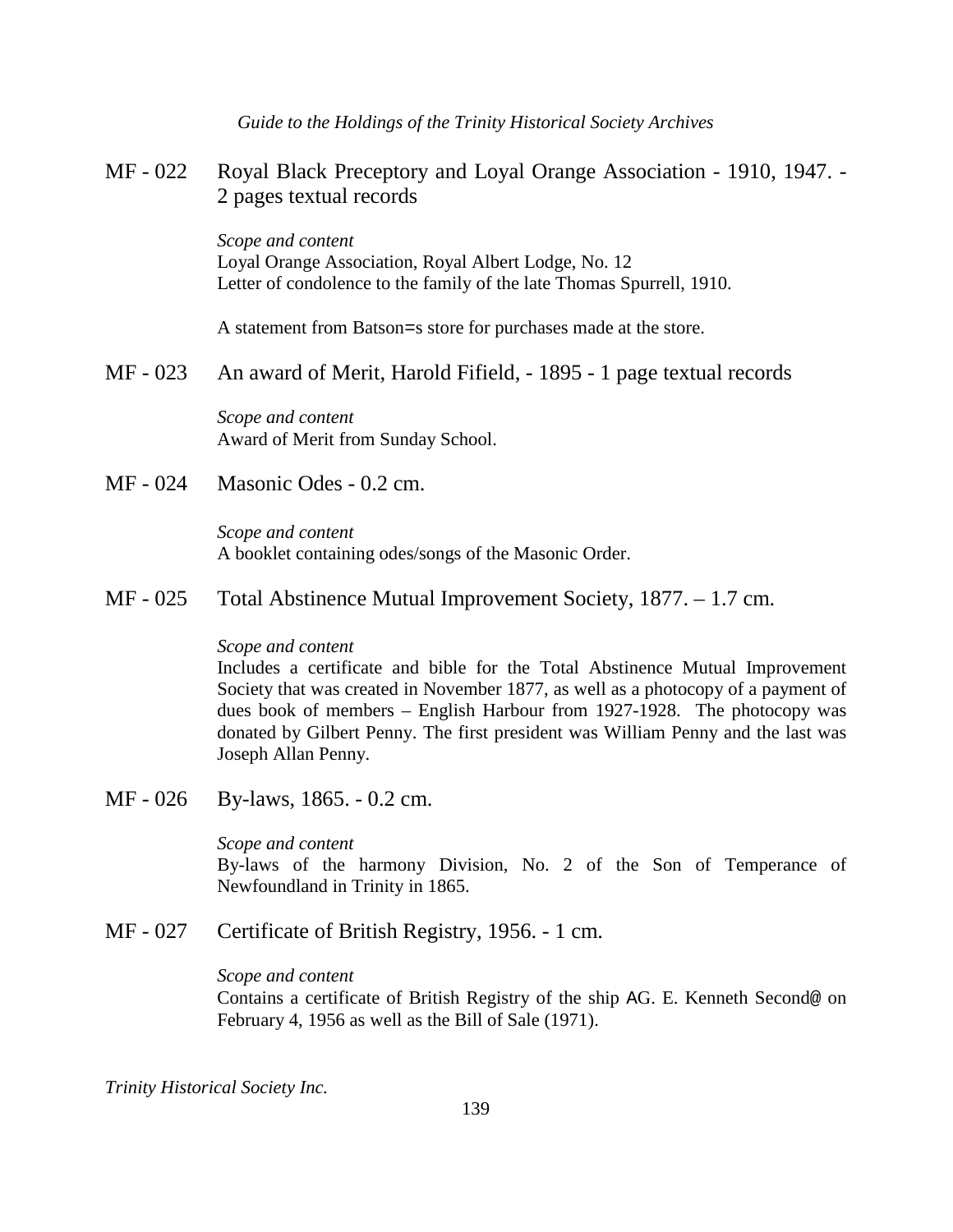MF - 022 Royal Black Preceptory and Loyal Orange Association - 1910, 1947. - 2 pages textual records

*Scope and content*
Loyal Orange Association, Royal Albert Lodge, No. 12
Letter of condolence to the family of the late Thomas Spurrell, 1910.

A statement from Batson=s store for purchases made at the store.

MF - 023 An award of Merit, Harold Fifield, - 1895 - 1 page textual records

*Scope and content*
Award of Merit from Sunday School.

MF - 024 Masonic Odes - 0.2 cm.

*Scope and content*
A booklet containing odes/songs of the Masonic Order.

MF - 025 Total Abstinence Mutual Improvement Society, 1877. – 1.7 cm.

*Scope and content*
Includes a certificate and bible for the Total Abstinence Mutual Improvement Society that was created in November 1877, as well as a photocopy of a payment of dues book of members – English Harbour from 1927-1928. The photocopy was donated by Gilbert Penny. The first president was William Penny and the last was Joseph Allan Penny.

MF - 026 By-laws, 1865. - 0.2 cm.

*Scope and content*
By-laws of the harmony Division, No. 2 of the Son of Temperance of Newfoundland in Trinity in 1865.

MF - 027 Certificate of British Registry, 1956. - 1 cm.

*Scope and content*
Contains a certificate of British Registry of the ship AG. E. Kenneth Second@ on February 4, 1956 as well as the Bill of Sale (1971).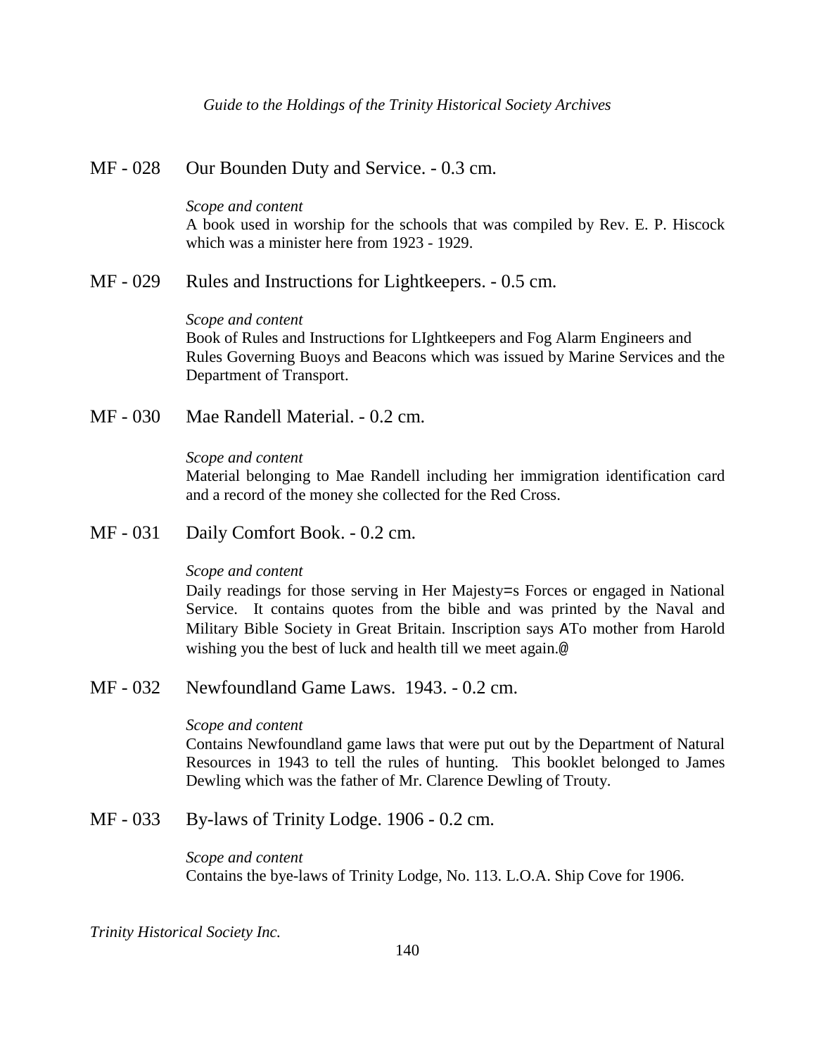MF - 028 Our Bounden Duty and Service. - 0.3 cm.

*Scope and content*
A book used in worship for the schools that was compiled by Rev. E. P. Hiscock which was a minister here from 1923 - 1929.

MF - 029 Rules and Instructions for Lightkeepers. - 0.5 cm.

*Scope and content*
Book of Rules and Instructions for LIghtkeepers and Fog Alarm Engineers and Rules Governing Buoys and Beacons which was issued by Marine Services and the Department of Transport.

MF - 030 Mae Randell Material. - 0.2 cm.

*Scope and content*
Material belonging to Mae Randell including her immigration identification card and a record of the money she collected for the Red Cross.

MF - 031 Daily Comfort Book. - 0.2 cm.

*Scope and content*
Daily readings for those serving in Her Majesty=s Forces or engaged in National Service. It contains quotes from the bible and was printed by the Naval and Military Bible Society in Great Britain. Inscription says ATo mother from Harold wishing you the best of luck and health till we meet again.@

MF - 032 Newfoundland Game Laws. 1943. - 0.2 cm.

*Scope and content*
Contains Newfoundland game laws that were put out by the Department of Natural Resources in 1943 to tell the rules of hunting. This booklet belonged to James Dewling which was the father of Mr. Clarence Dewling of Trouty.

MF - 033 By-laws of Trinity Lodge. 1906 - 0.2 cm.

*Scope and content*
Contains the bye-laws of Trinity Lodge, No. 113. L.O.A. Ship Cove for 1906.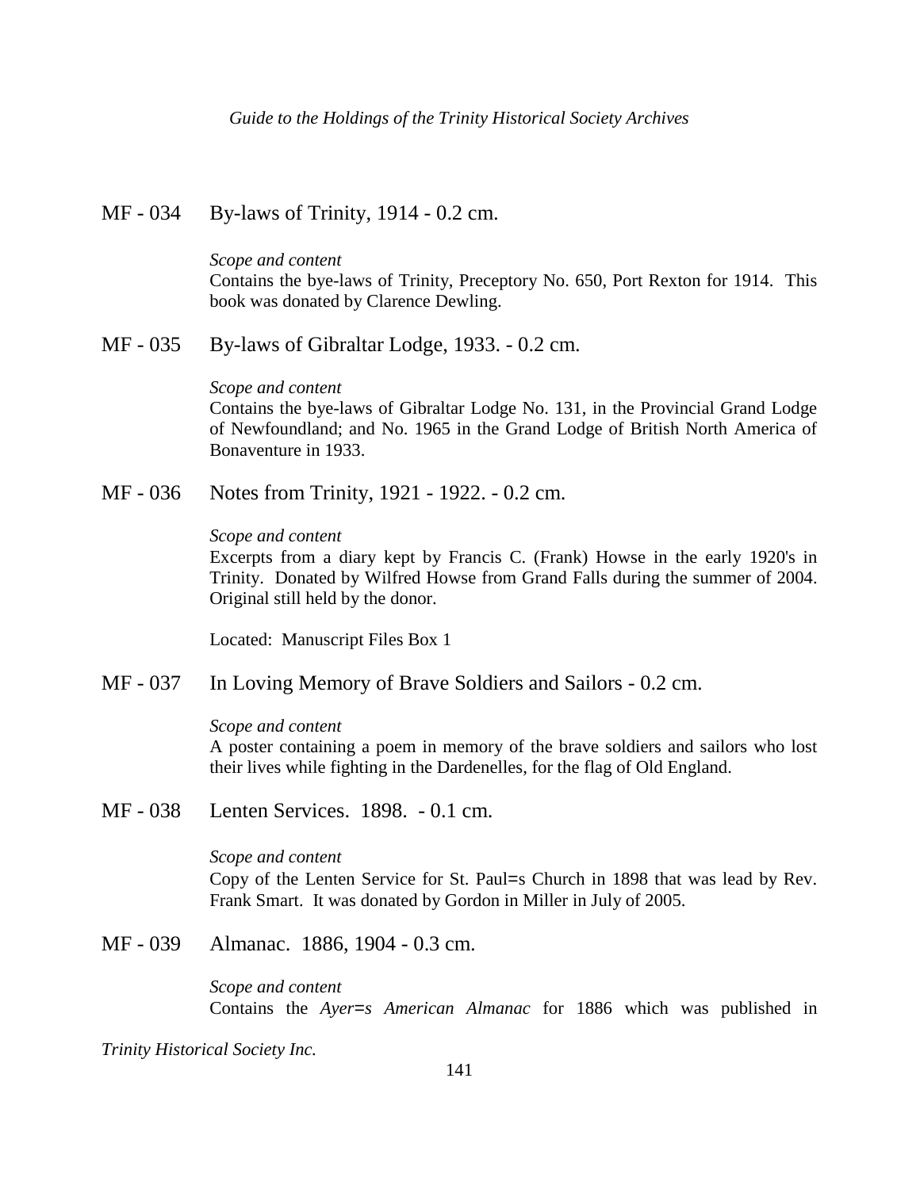## MF - 034 By-laws of Trinity, 1914 - 0.2 cm.

*Scope and content*
Contains the bye-laws of Trinity, Preceptory No. 650, Port Rexton for 1914. This book was donated by Clarence Dewling.

## MF - 035 By-laws of Gibraltar Lodge, 1933. - 0.2 cm.

*Scope and content*
Contains the bye-laws of Gibraltar Lodge No. 131, in the Provincial Grand Lodge of Newfoundland; and No. 1965 in the Grand Lodge of British North America of Bonaventure in 1933.

## MF - 036 Notes from Trinity, 1921 - 1922. - 0.2 cm.

*Scope and content*
Excerpts from a diary kept by Francis C. (Frank) Howse in the early 1920's in Trinity. Donated by Wilfred Howse from Grand Falls during the summer of 2004. Original still held by the donor.

Located: Manuscript Files Box 1

## MF - 037 In Loving Memory of Brave Soldiers and Sailors - 0.2 cm.

*Scope and content*
A poster containing a poem in memory of the brave soldiers and sailors who lost their lives while fighting in the Dardenelles, for the flag of Old England.

## MF - 038 Lenten Services. 1898. - 0.1 cm.

*Scope and content*
Copy of the Lenten Service for St. Paul=s Church in 1898 that was lead by Rev. Frank Smart. It was donated by Gordon in Miller in July of 2005.

## MF - 039 Almanac. 1886, 1904 - 0.3 cm.

*Scope and content*
Contains the *Ayer=s American Almanac* for 1886 which was published in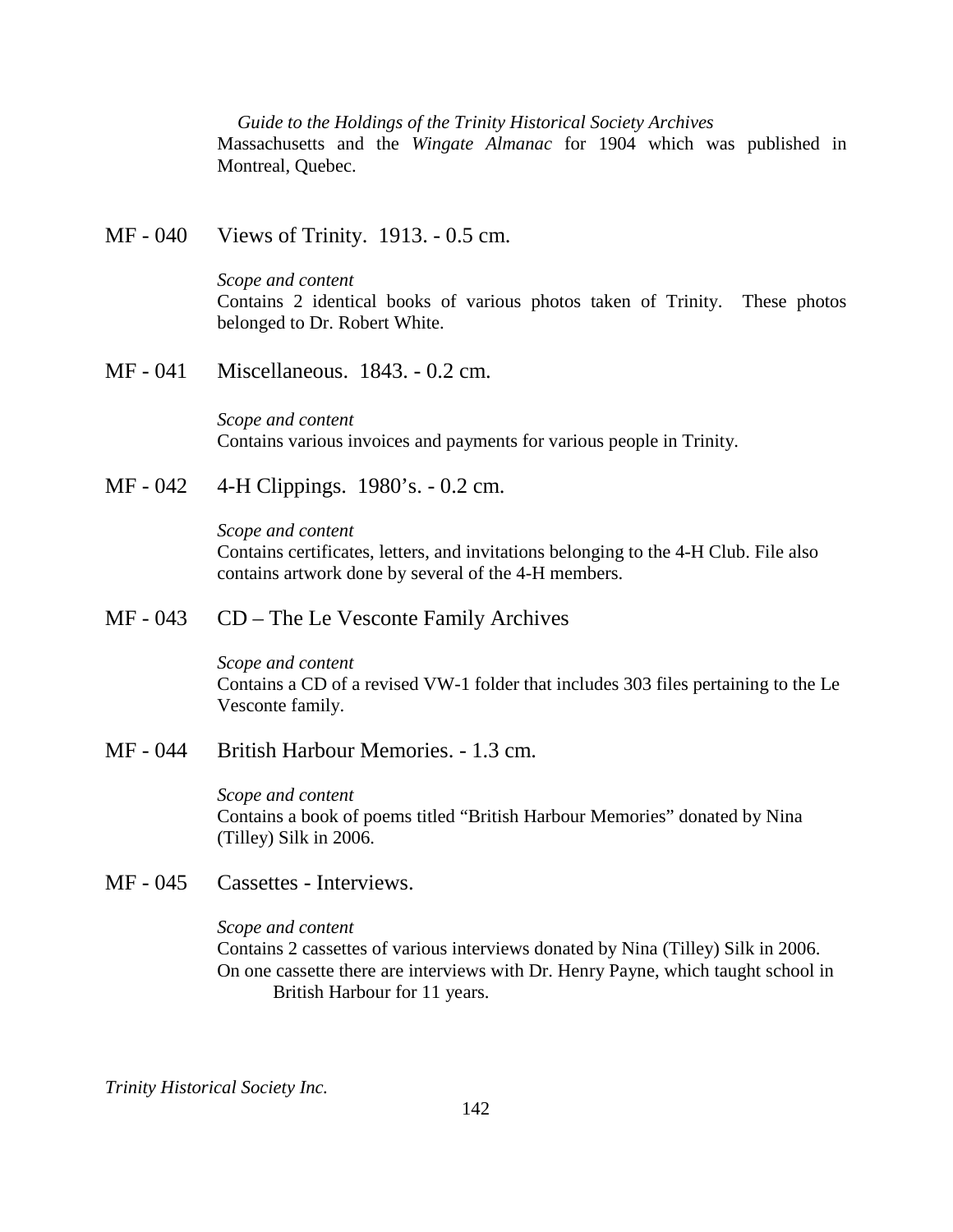Massachusetts and the *Wingate Almanac* for 1904 which was published in Montreal, Quebec.

MF - 040 Views of Trinity. 1913. - 0.5 cm.

*Scope and content*
Contains 2 identical books of various photos taken of Trinity. These photos belonged to Dr. Robert White.

MF - 041 Miscellaneous. 1843. - 0.2 cm.

*Scope and content*
Contains various invoices and payments for various people in Trinity.

MF - 042 4-H Clippings. 1980's. - 0.2 cm.

*Scope and content*
Contains certificates, letters, and invitations belonging to the 4-H Club. File also contains artwork done by several of the 4-H members.

MF - 043 CD – The Le Vesconte Family Archives

*Scope and content*
Contains a CD of a revised VW-1 folder that includes 303 files pertaining to the Le Vesconte family.

MF - 044 British Harbour Memories. - 1.3 cm.

*Scope and content*
Contains a book of poems titled "British Harbour Memories" donated by Nina (Tilley) Silk in 2006.

MF - 045 Cassettes - Interviews.

*Scope and content*
Contains 2 cassettes of various interviews donated by Nina (Tilley) Silk in 2006. On one cassette there are interviews with Dr. Henry Payne, which taught school in British Harbour for 11 years.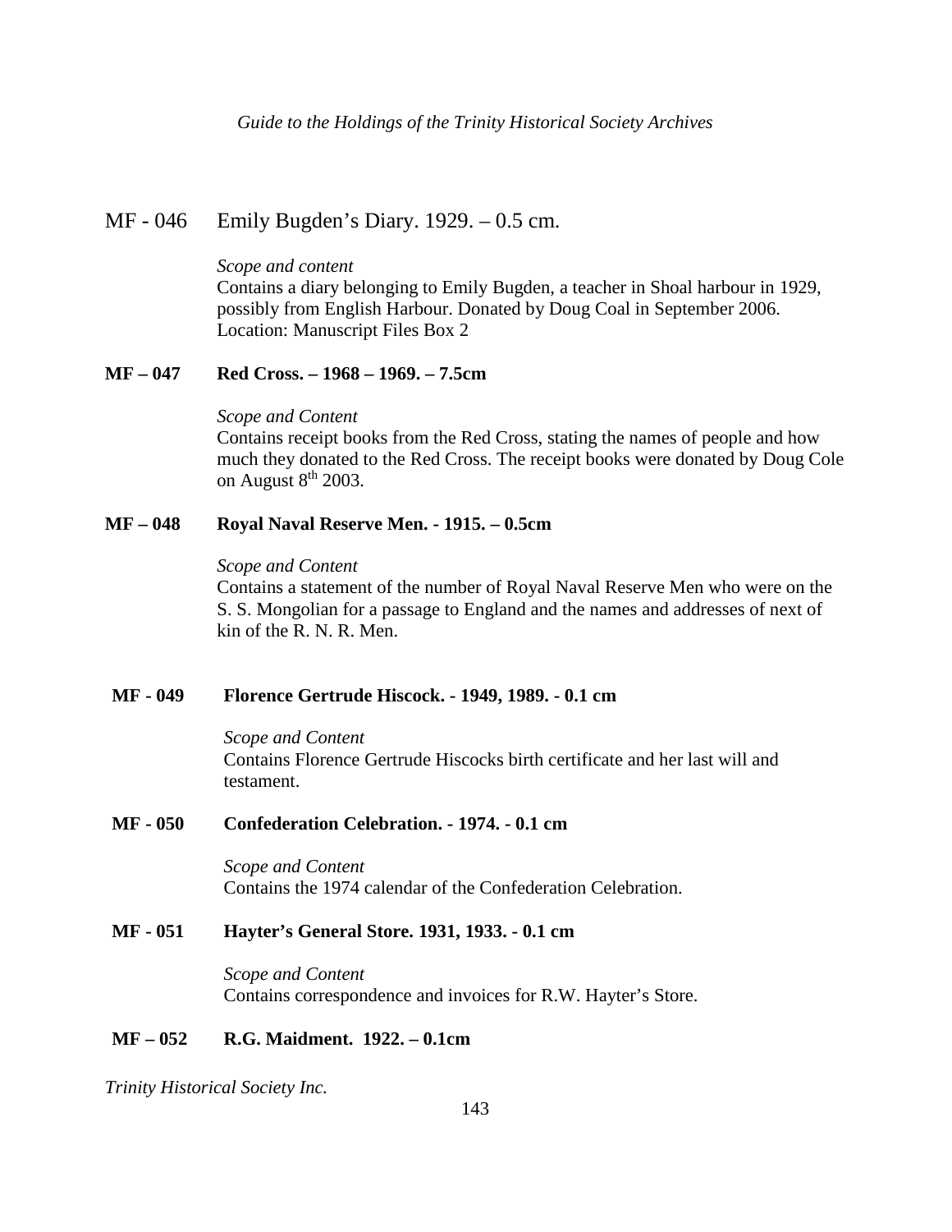MF - 046 Emily Bugden's Diary. 1929. – 0.5 cm.

*Scope and content*
Contains a diary belonging to Emily Bugden, a teacher in Shoal harbour in 1929, possibly from English Harbour. Donated by Doug Coal in September 2006.
Location: Manuscript Files Box 2

**MF – 047 Red Cross. – 1968 – 1969. – 7.5cm**

*Scope and Content*
Contains receipt books from the Red Cross, stating the names of people and how much they donated to the Red Cross. The receipt books were donated by Doug Cole on August 8th 2003.

**MF – 048 Royal Naval Reserve Men. - 1915. – 0.5cm**

*Scope and Content*
Contains a statement of the number of Royal Naval Reserve Men who were on the S. S. Mongolian for a passage to England and the names and addresses of next of kin of the R. N. R. Men.

**MF - 049 Florence Gertrude Hiscock. - 1949, 1989. - 0.1 cm**

*Scope and Content*
Contains Florence Gertrude Hiscocks birth certificate and her last will and testament.

**MF - 050 Confederation Celebration. - 1974. - 0.1 cm**

*Scope and Content*
Contains the 1974 calendar of the Confederation Celebration.

**MF - 051 Hayter's General Store. 1931, 1933. - 0.1 cm**

*Scope and Content*
Contains correspondence and invoices for R.W. Hayter's Store.

**MF – 052 R.G. Maidment. 1922. – 0.1cm**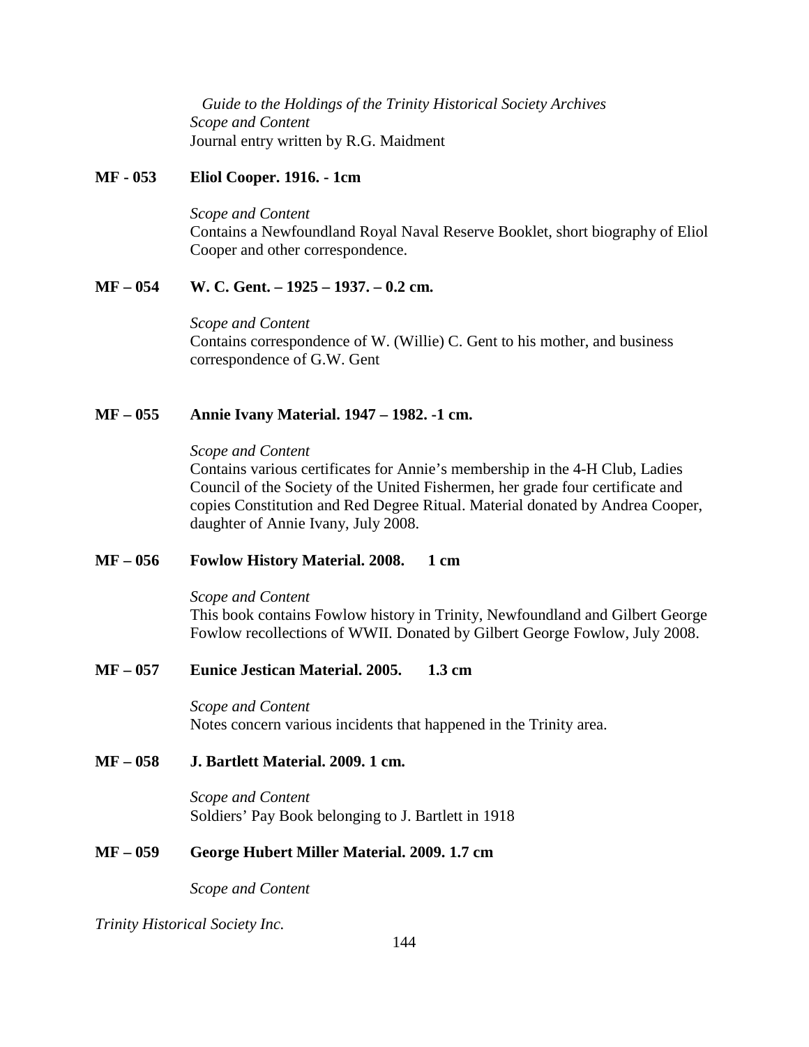*Scope and Content*
Journal entry written by R.G. Maidment

**MF - 053 Eliol Cooper. 1916. - 1cm**

*Scope and Content*
Contains a Newfoundland Royal Naval Reserve Booklet, short biography of Eliol Cooper and other correspondence.

**MF – 054 W. C. Gent. – 1925 – 1937. – 0.2 cm.**

*Scope and Content*
Contains correspondence of W. (Willie) C. Gent to his mother, and business correspondence of G.W. Gent

**MF – 055 Annie Ivany Material. 1947 – 1982. -1 cm.**

*Scope and Content*
Contains various certificates for Annie's membership in the 4-H Club, Ladies Council of the Society of the United Fishermen, her grade four certificate and copies Constitution and Red Degree Ritual. Material donated by Andrea Cooper, daughter of Annie Ivany, July 2008.

**MF – 056 Fowlow History Material. 2008. 1 cm**

*Scope and Content*
This book contains Fowlow history in Trinity, Newfoundland and Gilbert George Fowlow recollections of WWII. Donated by Gilbert George Fowlow, July 2008.

**MF – 057 Eunice Jestican Material. 2005. 1.3 cm**

*Scope and Content*
Notes concern various incidents that happened in the Trinity area.

**MF – 058 J. Bartlett Material. 2009. 1 cm.**

*Scope and Content*
Soldiers' Pay Book belonging to J. Bartlett in 1918

**MF – 059 George Hubert Miller Material. 2009. 1.7 cm**

*Scope and Content*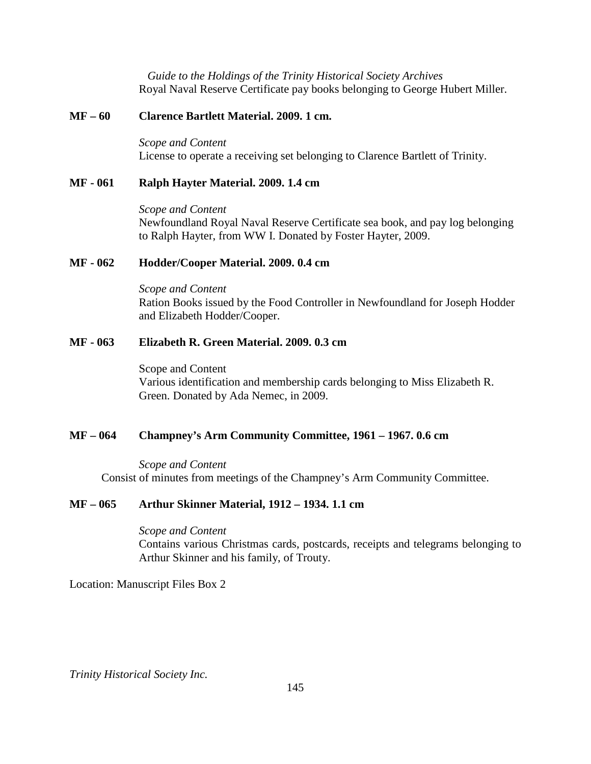Royal Naval Reserve Certificate pay books belonging to George Hubert Miller.

**MF – 60 Clarence Bartlett Material. 2009. 1 cm.**

*Scope and Content*
License to operate a receiving set belonging to Clarence Bartlett of Trinity.

**MF - 061 Ralph Hayter Material. 2009. 1.4 cm**

*Scope and Content*
Newfoundland Royal Naval Reserve Certificate sea book, and pay log belonging to Ralph Hayter, from WW I. Donated by Foster Hayter, 2009.

**MF - 062 Hodder/Cooper Material. 2009. 0.4 cm**

*Scope and Content*
Ration Books issued by the Food Controller in Newfoundland for Joseph Hodder and Elizabeth Hodder/Cooper.

**MF - 063 Elizabeth R. Green Material. 2009. 0.3 cm**

Scope and Content
Various identification and membership cards belonging to Miss Elizabeth R. Green. Donated by Ada Nemec, in 2009.

**MF – 064 Champney's Arm Community Committee, 1961 – 1967. 0.6 cm**

*Scope and Content*
Consist of minutes from meetings of the Champney's Arm Community Committee.

**MF – 065 Arthur Skinner Material, 1912 – 1934. 1.1 cm**

*Scope and Content*
Contains various Christmas cards, postcards, receipts and telegrams belonging to Arthur Skinner and his family, of Trouty.

Location: Manuscript Files Box 2